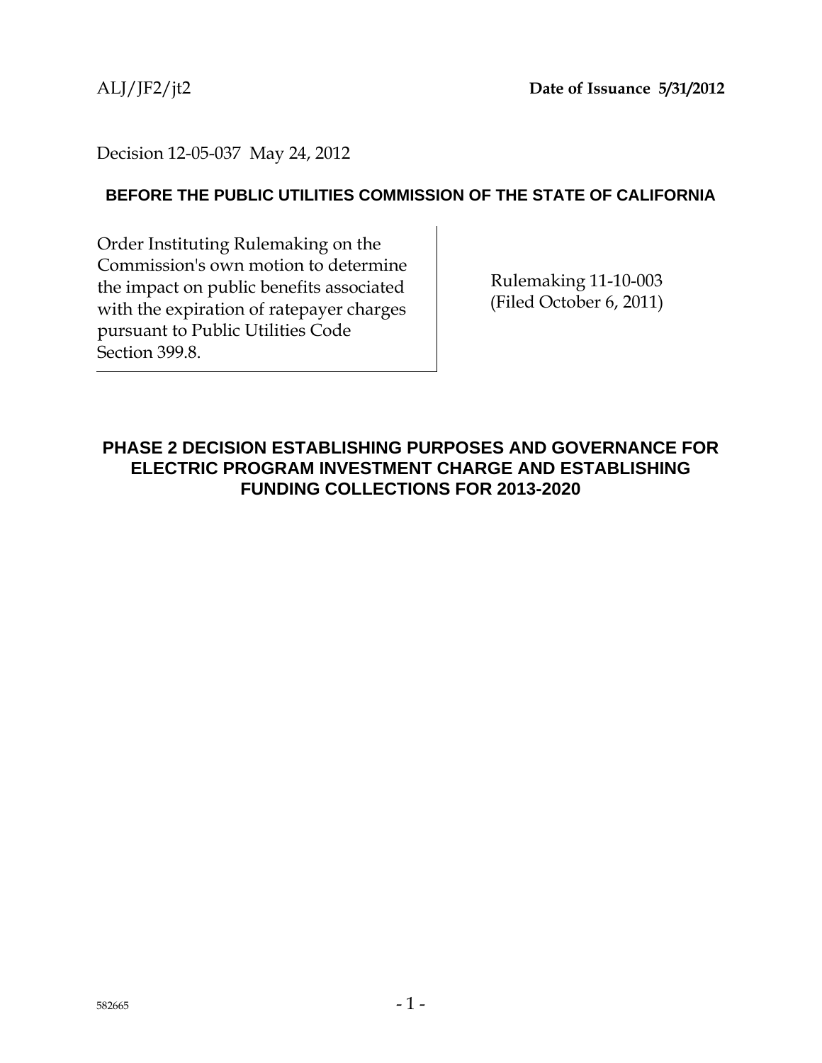ALJ/JF2/jt2 **Date of Issuance 5/31/2012**

Decision 12-05-037 May 24, 2012

**BEFORE THE PUBLIC UTILITIES COMMISSION OF THE STATE OF CALIFORNIA**

| Order Instituting Rulemaking on the Commission's own motion to determine the impact on public benefits associated with the expiration of ratepayer charges pursuant to Public Utilities Code Section 399.8. | Rulemaking 11-10-003 (Filed October 6, 2011) |
|---|---|

## PHASE 2 DECISION ESTABLISHING PURPOSES AND GOVERNANCE FOR ELECTRIC PROGRAM INVESTMENT CHARGE AND ESTABLISHING FUNDING COLLECTIONS FOR 2013-2020

582665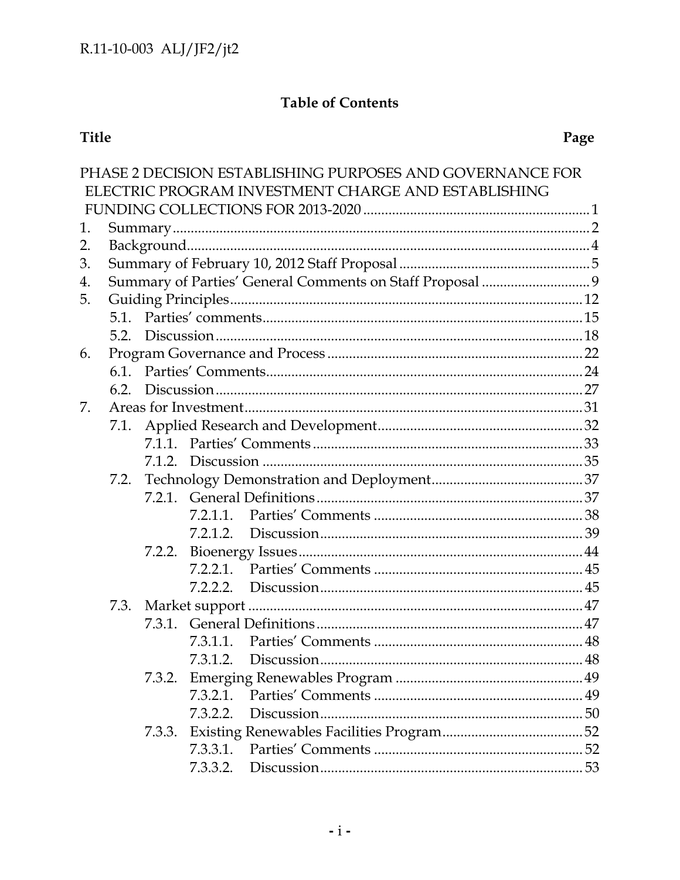R.11-10-003 ALJ/JF2/jt2

## Table of Contents

| Title | Page |
|---|---|
| PHASE 2 DECISION ESTABLISHING PURPOSES AND GOVERNANCE FOR ELECTRIC PROGRAM INVESTMENT CHARGE AND ESTABLISHING FUNDING COLLECTIONS FOR 2013-2020 | 1 |
| 1. Summary | 2 |
| 2. Background | 4 |
| 3. Summary of February 10, 2012 Staff Proposal | 5 |
| 4. Summary of Parties' General Comments on Staff Proposal | 9 |
| 5. Guiding Principles | 12 |
| 5.1. Parties' comments | 15 |
| 5.2. Discussion | 18 |
| 6. Program Governance and Process | 22 |
| 6.1. Parties' Comments | 24 |
| 6.2. Discussion | 27 |
| 7. Areas for Investment | 31 |
| 7.1. Applied Research and Development | 32 |
| 7.1.1. Parties' Comments | 33 |
| 7.1.2. Discussion | 35 |
| 7.2. Technology Demonstration and Deployment | 37 |
| 7.2.1. General Definitions | 37 |
| 7.2.1.1. Parties' Comments | 38 |
| 7.2.1.2. Discussion | 39 |
| 7.2.2. Bioenergy Issues | 44 |
| 7.2.2.1. Parties' Comments | 45 |
| 7.2.2.2. Discussion | 45 |
| 7.3. Market support | 47 |
| 7.3.1. General Definitions | 47 |
| 7.3.1.1. Parties' Comments | 48 |
| 7.3.1.2. Discussion | 48 |
| 7.3.2. Emerging Renewables Program | 49 |
| 7.3.2.1. Parties' Comments | 49 |
| 7.3.2.2. Discussion | 50 |
| 7.3.3. Existing Renewables Facilities Program | 52 |
| 7.3.3.1. Parties' Comments | 52 |
| 7.3.3.2. Discussion | 53 |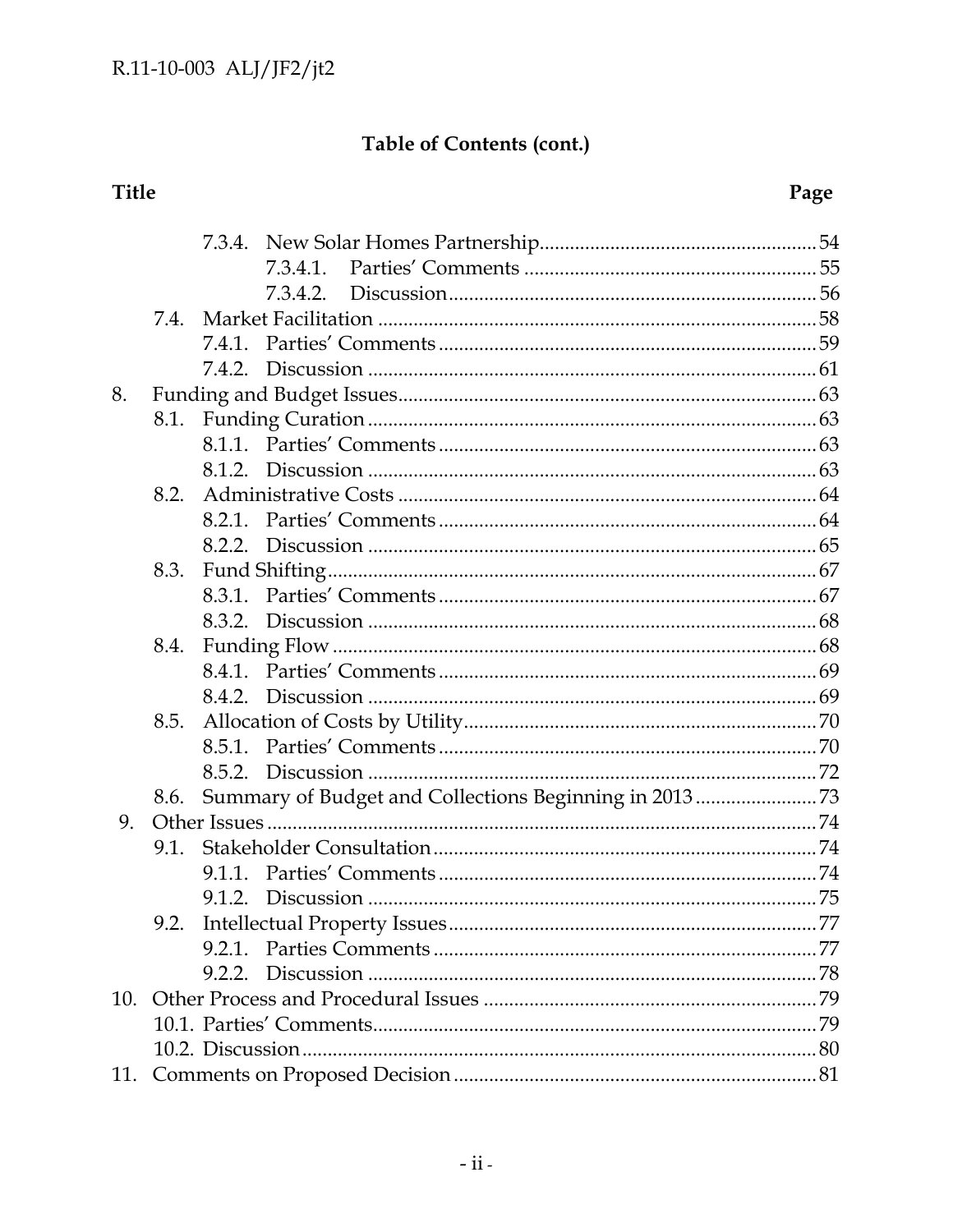**Table of Contents (cont.)**

| Title | Page |
|---|---|
| 7.3.4. New Solar Homes Partnership | 54 |
| 7.3.4.1. Parties' Comments | 55 |
| 7.3.4.2. Discussion | 56 |
| 7.4. Market Facilitation | 58 |
| 7.4.1. Parties' Comments | 59 |
| 7.4.2. Discussion | 61 |
| 8. Funding and Budget Issues | 63 |
| 8.1. Funding Curation | 63 |
| 8.1.1. Parties' Comments | 63 |
| 8.1.2. Discussion | 63 |
| 8.2. Administrative Costs | 64 |
| 8.2.1. Parties' Comments | 64 |
| 8.2.2. Discussion | 65 |
| 8.3. Fund Shifting | 67 |
| 8.3.1. Parties' Comments | 67 |
| 8.3.2. Discussion | 68 |
| 8.4. Funding Flow | 68 |
| 8.4.1. Parties' Comments | 69 |
| 8.4.2. Discussion | 69 |
| 8.5. Allocation of Costs by Utility | 70 |
| 8.5.1. Parties' Comments | 70 |
| 8.5.2. Discussion | 72 |
| 8.6. Summary of Budget and Collections Beginning in 2013 | 73 |
| 9. Other Issues | 74 |
| 9.1. Stakeholder Consultation | 74 |
| 9.1.1. Parties' Comments | 74 |
| 9.1.2. Discussion | 75 |
| 9.2. Intellectual Property Issues | 77 |
| 9.2.1. Parties Comments | 77 |
| 9.2.2. Discussion | 78 |
| 10. Other Process and Procedural Issues | 79 |
| 10.1. Parties' Comments | 79 |
| 10.2. Discussion | 80 |
| 11. Comments on Proposed Decision | 81 |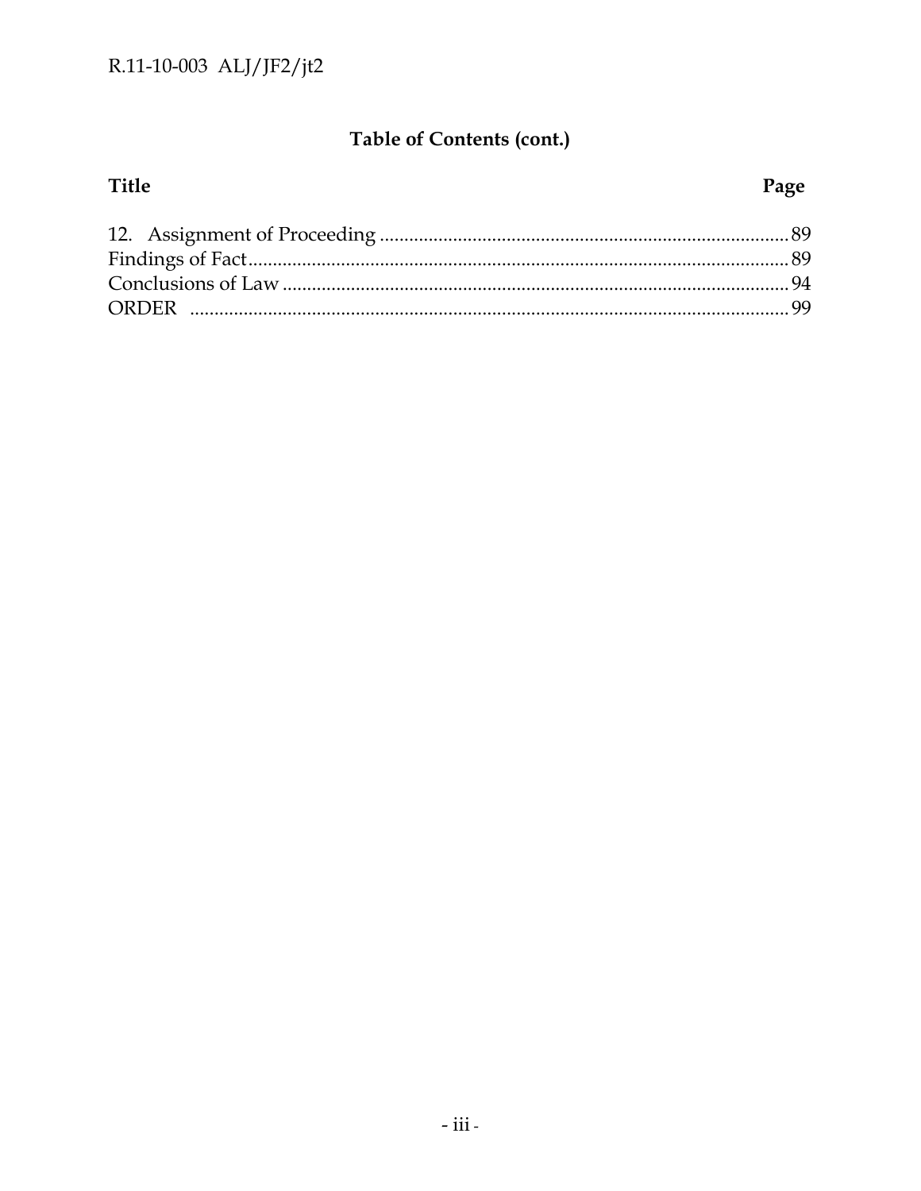## Table of Contents (cont.)

| Title | Page |
|---|---|
| 12. Assignment of Proceeding | 89 |
| Findings of Fact | 89 |
| Conclusions of Law | 94 |
| ORDER | 99 |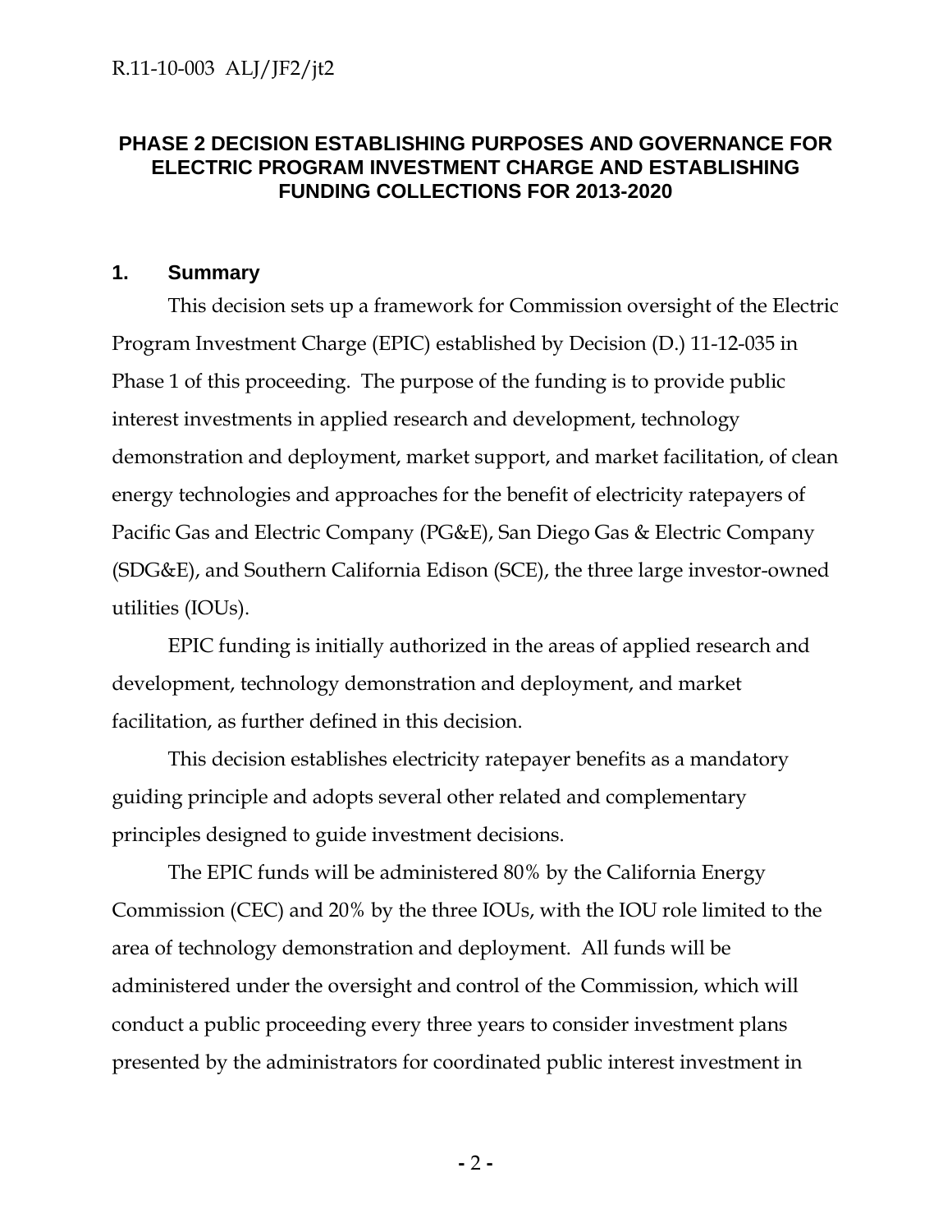## PHASE 2 DECISION ESTABLISHING PURPOSES AND GOVERNANCE FOR ELECTRIC PROGRAM INVESTMENT CHARGE AND ESTABLISHING FUNDING COLLECTIONS FOR 2013-2020

### 1. Summary

This decision sets up a framework for Commission oversight of the Electric Program Investment Charge (EPIC) established by Decision (D.) 11-12-035 in Phase 1 of this proceeding. The purpose of the funding is to provide public interest investments in applied research and development, technology demonstration and deployment, market support, and market facilitation, of clean energy technologies and approaches for the benefit of electricity ratepayers of Pacific Gas and Electric Company (PG&E), San Diego Gas & Electric Company (SDG&E), and Southern California Edison (SCE), the three large investor-owned utilities (IOUs).

EPIC funding is initially authorized in the areas of applied research and development, technology demonstration and deployment, and market facilitation, as further defined in this decision.

This decision establishes electricity ratepayer benefits as a mandatory guiding principle and adopts several other related and complementary principles designed to guide investment decisions.

The EPIC funds will be administered 80% by the California Energy Commission (CEC) and 20% by the three IOUs, with the IOU role limited to the area of technology demonstration and deployment. All funds will be administered under the oversight and control of the Commission, which will conduct a public proceeding every three years to consider investment plans presented by the administrators for coordinated public interest investment in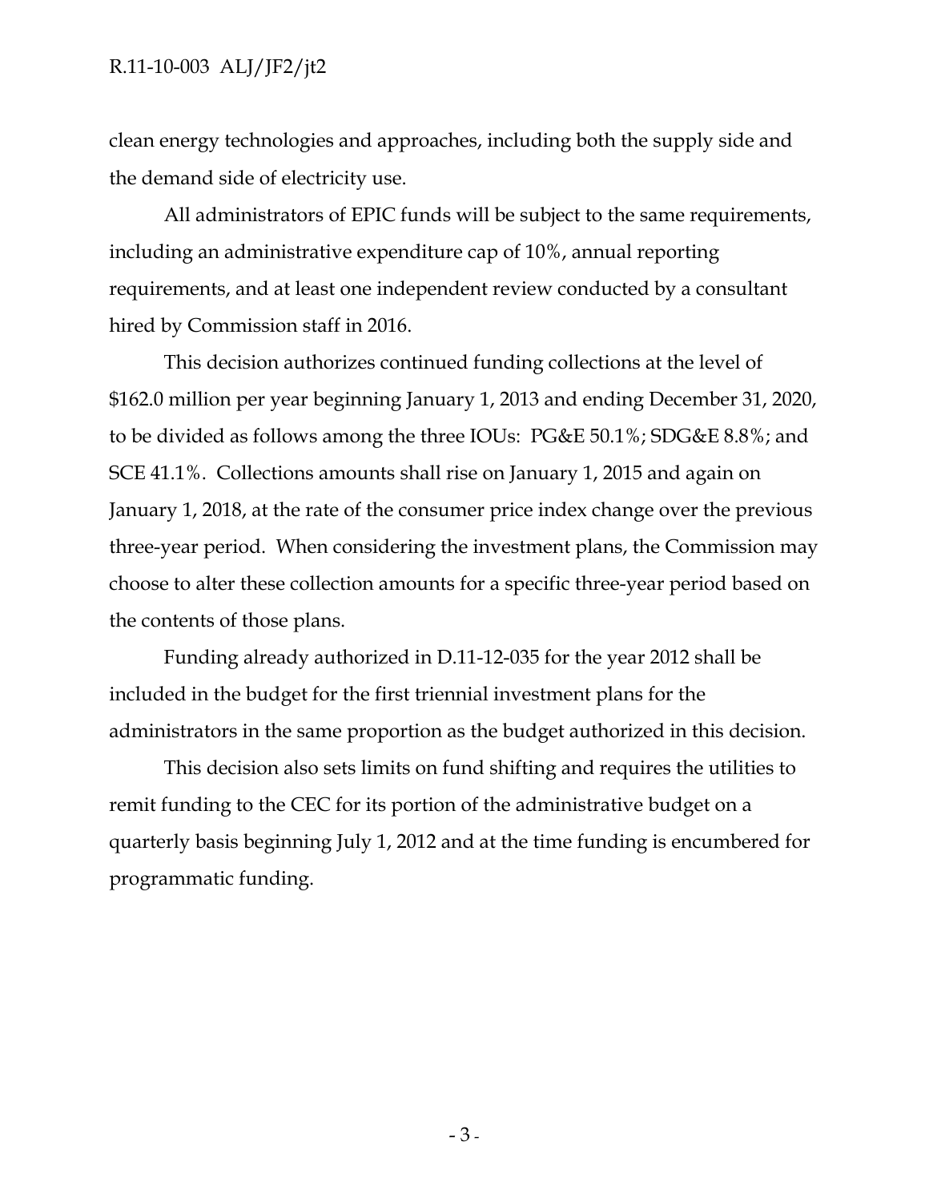clean energy technologies and approaches, including both the supply side and the demand side of electricity use.

All administrators of EPIC funds will be subject to the same requirements, including an administrative expenditure cap of 10%, annual reporting requirements, and at least one independent review conducted by a consultant hired by Commission staff in 2016.

This decision authorizes continued funding collections at the level of $162.0 million per year beginning January 1, 2013 and ending December 31, 2020, to be divided as follows among the three IOUs: PG&E 50.1%; SDG&E 8.8%; and SCE 41.1%. Collections amounts shall rise on January 1, 2015 and again on January 1, 2018, at the rate of the consumer price index change over the previous three-year period. When considering the investment plans, the Commission may choose to alter these collection amounts for a specific three-year period based on the contents of those plans.

Funding already authorized in D.11-12-035 for the year 2012 shall be included in the budget for the first triennial investment plans for the administrators in the same proportion as the budget authorized in this decision.

This decision also sets limits on fund shifting and requires the utilities to remit funding to the CEC for its portion of the administrative budget on a quarterly basis beginning July 1, 2012 and at the time funding is encumbered for programmatic funding.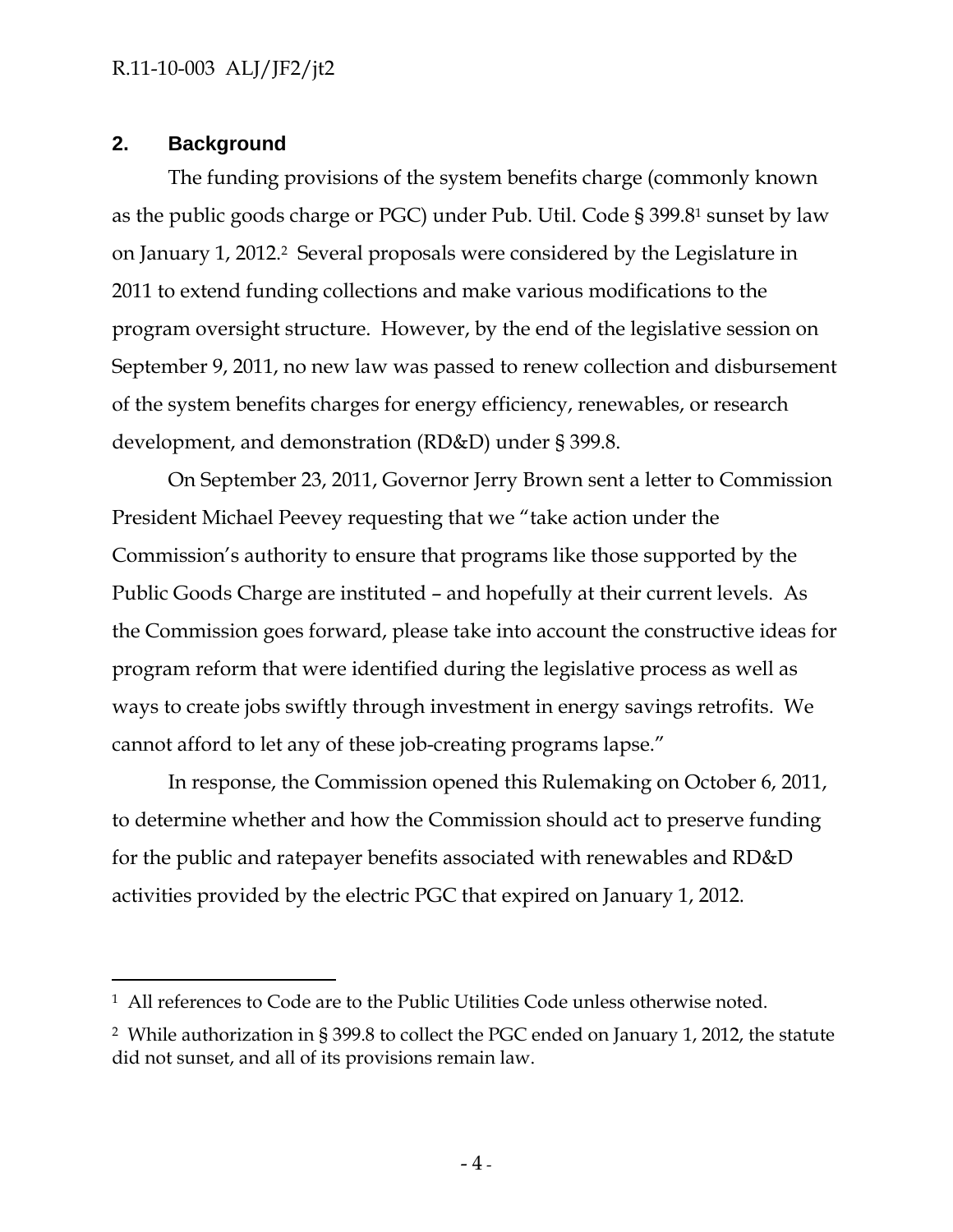## 2. Background

The funding provisions of the system benefits charge (commonly known as the public goods charge or PGC) under Pub. Util. Code § 399.8[1] sunset by law on January 1, 2012.[2] Several proposals were considered by the Legislature in 2011 to extend funding collections and make various modifications to the program oversight structure. However, by the end of the legislative session on September 9, 2011, no new law was passed to renew collection and disbursement of the system benefits charges for energy efficiency, renewables, or research development, and demonstration (RD&D) under § 399.8.

On September 23, 2011, Governor Jerry Brown sent a letter to Commission President Michael Peevey requesting that we "take action under the Commission's authority to ensure that programs like those supported by the Public Goods Charge are instituted – and hopefully at their current levels. As the Commission goes forward, please take into account the constructive ideas for program reform that were identified during the legislative process as well as ways to create jobs swiftly through investment in energy savings retrofits. We cannot afford to let any of these job-creating programs lapse."

In response, the Commission opened this Rulemaking on October 6, 2011, to determine whether and how the Commission should act to preserve funding for the public and ratepayer benefits associated with renewables and RD&D activities provided by the electric PGC that expired on January 1, 2012.

---

[1] All references to Code are to the Public Utilities Code unless otherwise noted.

[2] While authorization in § 399.8 to collect the PGC ended on January 1, 2012, the statute did not sunset, and all of its provisions remain law.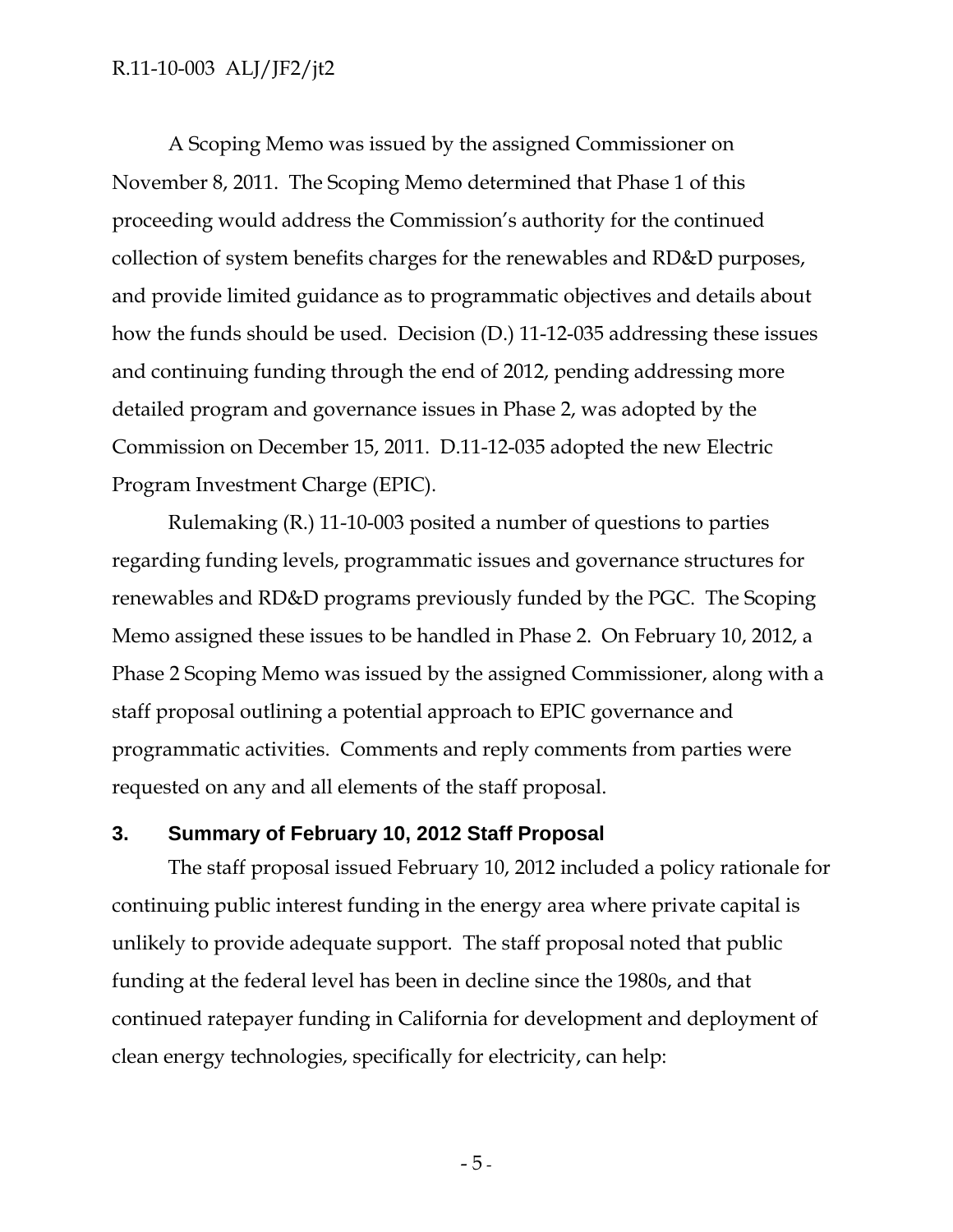A Scoping Memo was issued by the assigned Commissioner on November 8, 2011. The Scoping Memo determined that Phase 1 of this proceeding would address the Commission's authority for the continued collection of system benefits charges for the renewables and RD&D purposes, and provide limited guidance as to programmatic objectives and details about how the funds should be used. Decision (D.) 11-12-035 addressing these issues and continuing funding through the end of 2012, pending addressing more detailed program and governance issues in Phase 2, was adopted by the Commission on December 15, 2011. D.11-12-035 adopted the new Electric Program Investment Charge (EPIC).

Rulemaking (R.) 11-10-003 posited a number of questions to parties regarding funding levels, programmatic issues and governance structures for renewables and RD&D programs previously funded by the PGC. The Scoping Memo assigned these issues to be handled in Phase 2. On February 10, 2012, a Phase 2 Scoping Memo was issued by the assigned Commissioner, along with a staff proposal outlining a potential approach to EPIC governance and programmatic activities. Comments and reply comments from parties were requested on any and all elements of the staff proposal.

## 3. Summary of February 10, 2012 Staff Proposal

The staff proposal issued February 10, 2012 included a policy rationale for continuing public interest funding in the energy area where private capital is unlikely to provide adequate support. The staff proposal noted that public funding at the federal level has been in decline since the 1980s, and that continued ratepayer funding in California for development and deployment of clean energy technologies, specifically for electricity, can help: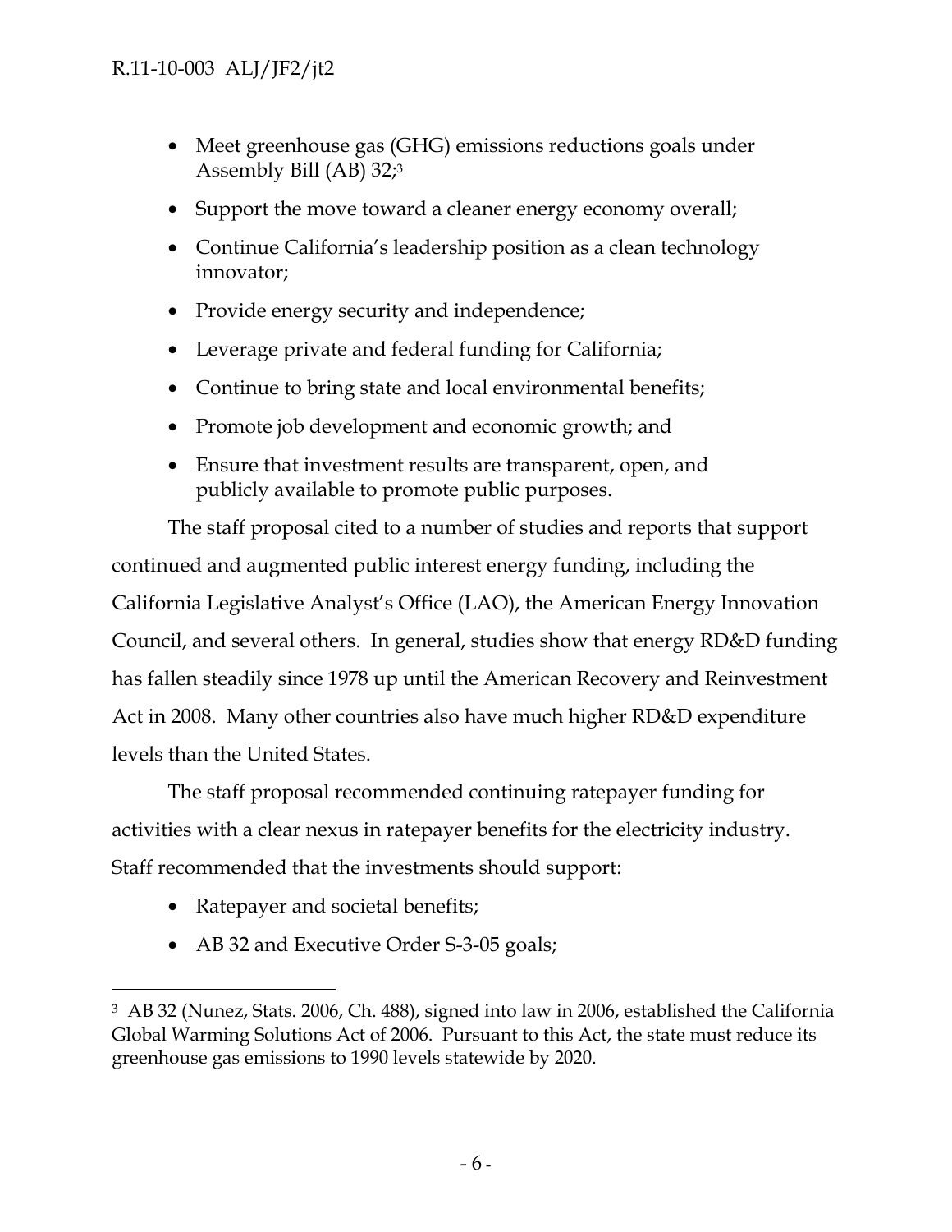- Meet greenhouse gas (GHG) emissions reductions goals under Assembly Bill (AB) 32;[3]
- Support the move toward a cleaner energy economy overall;
- Continue California's leadership position as a clean technology innovator;
- Provide energy security and independence;
- Leverage private and federal funding for California;
- Continue to bring state and local environmental benefits;
- Promote job development and economic growth; and
- Ensure that investment results are transparent, open, and publicly available to promote public purposes.

The staff proposal cited to a number of studies and reports that support continued and augmented public interest energy funding, including the California Legislative Analyst's Office (LAO), the American Energy Innovation Council, and several others. In general, studies show that energy RD&D funding has fallen steadily since 1978 up until the American Recovery and Reinvestment Act in 2008. Many other countries also have much higher RD&D expenditure levels than the United States.

The staff proposal recommended continuing ratepayer funding for activities with a clear nexus in ratepayer benefits for the electricity industry. Staff recommended that the investments should support:

- Ratepayer and societal benefits;
- AB 32 and Executive Order S-3-05 goals;

---

[3] AB 32 (Nunez, Stats. 2006, Ch. 488), signed into law in 2006, established the California Global Warming Solutions Act of 2006. Pursuant to this Act, the state must reduce its greenhouse gas emissions to 1990 levels statewide by 2020.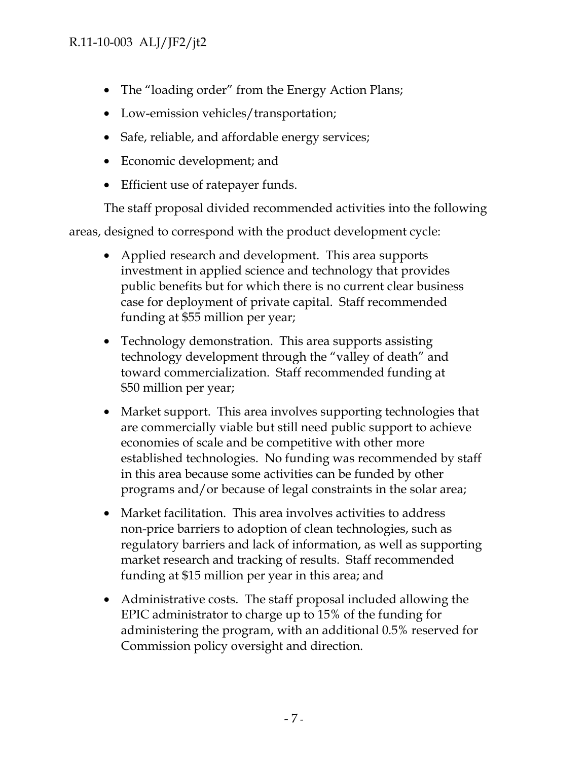- The "loading order" from the Energy Action Plans;
- Low-emission vehicles/transportation;
- Safe, reliable, and affordable energy services;
- Economic development; and
- Efficient use of ratepayer funds.

The staff proposal divided recommended activities into the following areas, designed to correspond with the product development cycle:

- Applied research and development. This area supports investment in applied science and technology that provides public benefits but for which there is no current clear business case for deployment of private capital. Staff recommended funding at $55 million per year;
- Technology demonstration. This area supports assisting technology development through the "valley of death" and toward commercialization. Staff recommended funding at $50 million per year;
- Market support. This area involves supporting technologies that are commercially viable but still need public support to achieve economies of scale and be competitive with other more established technologies. No funding was recommended by staff in this area because some activities can be funded by other programs and/or because of legal constraints in the solar area;
- Market facilitation. This area involves activities to address non-price barriers to adoption of clean technologies, such as regulatory barriers and lack of information, as well as supporting market research and tracking of results. Staff recommended funding at $15 million per year in this area; and
- Administrative costs. The staff proposal included allowing the EPIC administrator to charge up to 15% of the funding for administering the program, with an additional 0.5% reserved for Commission policy oversight and direction.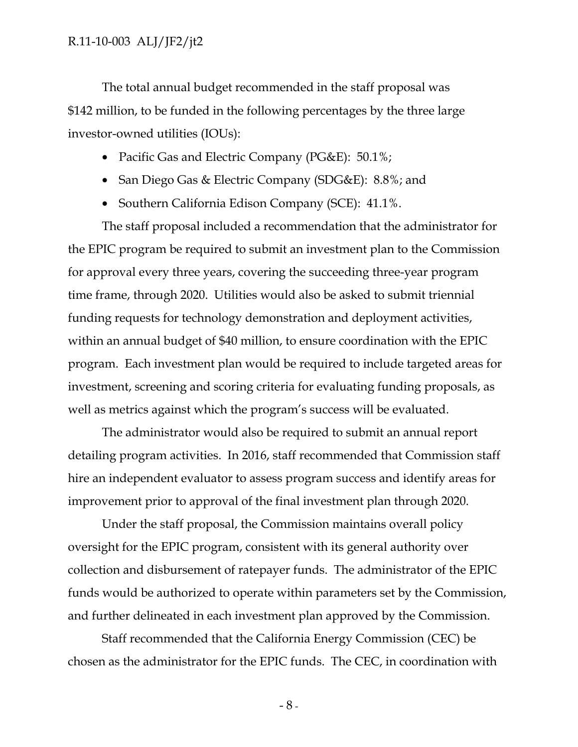The total annual budget recommended in the staff proposal was $142 million, to be funded in the following percentages by the three large investor-owned utilities (IOUs):

- Pacific Gas and Electric Company (PG&E): 50.1%;
- San Diego Gas & Electric Company (SDG&E): 8.8%; and
- Southern California Edison Company (SCE): 41.1%.

The staff proposal included a recommendation that the administrator for the EPIC program be required to submit an investment plan to the Commission for approval every three years, covering the succeeding three-year program time frame, through 2020. Utilities would also be asked to submit triennial funding requests for technology demonstration and deployment activities, within an annual budget of $40 million, to ensure coordination with the EPIC program. Each investment plan would be required to include targeted areas for investment, screening and scoring criteria for evaluating funding proposals, as well as metrics against which the program's success will be evaluated.

The administrator would also be required to submit an annual report detailing program activities. In 2016, staff recommended that Commission staff hire an independent evaluator to assess program success and identify areas for improvement prior to approval of the final investment plan through 2020.

Under the staff proposal, the Commission maintains overall policy oversight for the EPIC program, consistent with its general authority over collection and disbursement of ratepayer funds. The administrator of the EPIC funds would be authorized to operate within parameters set by the Commission, and further delineated in each investment plan approved by the Commission.

Staff recommended that the California Energy Commission (CEC) be chosen as the administrator for the EPIC funds. The CEC, in coordination with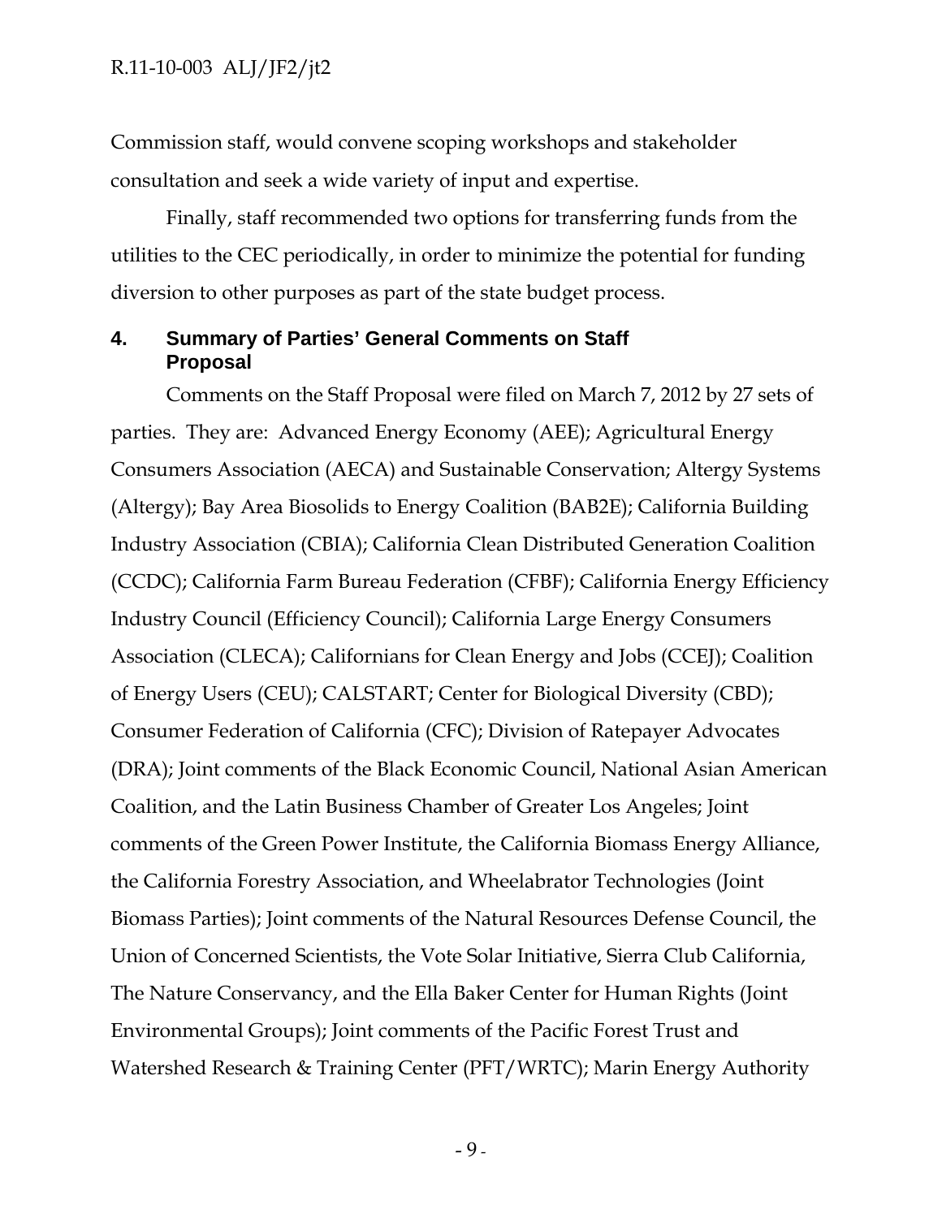Commission staff, would convene scoping workshops and stakeholder consultation and seek a wide variety of input and expertise.

Finally, staff recommended two options for transferring funds from the utilities to the CEC periodically, in order to minimize the potential for funding diversion to other purposes as part of the state budget process.

## 4. Summary of Parties' General Comments on Staff Proposal

Comments on the Staff Proposal were filed on March 7, 2012 by 27 sets of parties. They are: Advanced Energy Economy (AEE); Agricultural Energy Consumers Association (AECA) and Sustainable Conservation; Altergy Systems (Altergy); Bay Area Biosolids to Energy Coalition (BAB2E); California Building Industry Association (CBIA); California Clean Distributed Generation Coalition (CCDC); California Farm Bureau Federation (CFBF); California Energy Efficiency Industry Council (Efficiency Council); California Large Energy Consumers Association (CLECA); Californians for Clean Energy and Jobs (CCEJ); Coalition of Energy Users (CEU); CALSTART; Center for Biological Diversity (CBD); Consumer Federation of California (CFC); Division of Ratepayer Advocates (DRA); Joint comments of the Black Economic Council, National Asian American Coalition, and the Latin Business Chamber of Greater Los Angeles; Joint comments of the Green Power Institute, the California Biomass Energy Alliance, the California Forestry Association, and Wheelabrator Technologies (Joint Biomass Parties); Joint comments of the Natural Resources Defense Council, the Union of Concerned Scientists, the Vote Solar Initiative, Sierra Club California, The Nature Conservancy, and the Ella Baker Center for Human Rights (Joint Environmental Groups); Joint comments of the Pacific Forest Trust and Watershed Research & Training Center (PFT/WRTC); Marin Energy Authority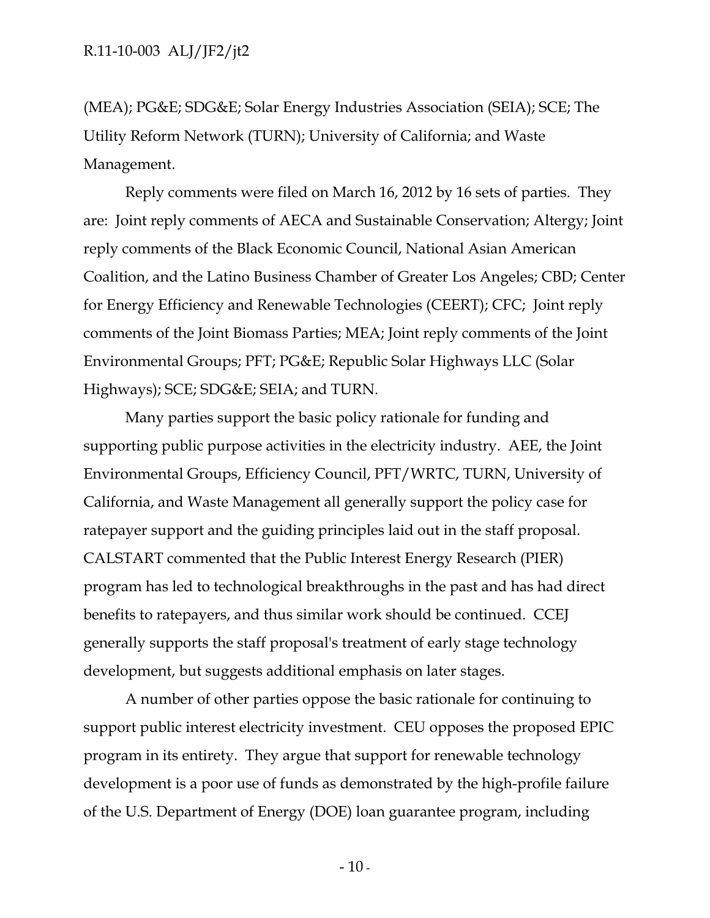(MEA); PG&E; SDG&E; Solar Energy Industries Association (SEIA); SCE; The Utility Reform Network (TURN); University of California; and Waste Management.

Reply comments were filed on March 16, 2012 by 16 sets of parties. They are: Joint reply comments of AECA and Sustainable Conservation; Altergy; Joint reply comments of the Black Economic Council, National Asian American Coalition, and the Latino Business Chamber of Greater Los Angeles; CBD; Center for Energy Efficiency and Renewable Technologies (CEERT); CFC; Joint reply comments of the Joint Biomass Parties; MEA; Joint reply comments of the Joint Environmental Groups; PFT; PG&E; Republic Solar Highways LLC (Solar Highways); SCE; SDG&E; SEIA; and TURN.

Many parties support the basic policy rationale for funding and supporting public purpose activities in the electricity industry. AEE, the Joint Environmental Groups, Efficiency Council, PFT/WRTC, TURN, University of California, and Waste Management all generally support the policy case for ratepayer support and the guiding principles laid out in the staff proposal. CALSTART commented that the Public Interest Energy Research (PIER) program has led to technological breakthroughs in the past and has had direct benefits to ratepayers, and thus similar work should be continued. CCEJ generally supports the staff proposal's treatment of early stage technology development, but suggests additional emphasis on later stages.

A number of other parties oppose the basic rationale for continuing to support public interest electricity investment. CEU opposes the proposed EPIC program in its entirety. They argue that support for renewable technology development is a poor use of funds as demonstrated by the high-profile failure of the U.S. Department of Energy (DOE) loan guarantee program, including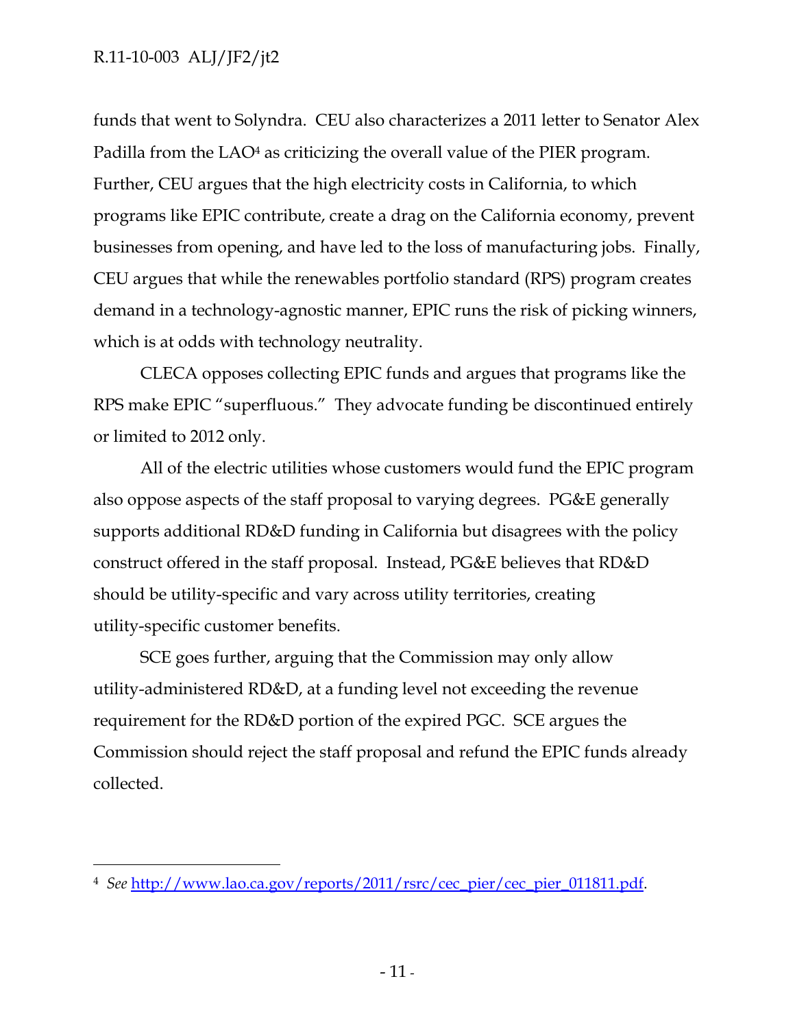funds that went to Solyndra. CEU also characterizes a 2011 letter to Senator Alex Padilla from the LAO[4] as criticizing the overall value of the PIER program. Further, CEU argues that the high electricity costs in California, to which programs like EPIC contribute, create a drag on the California economy, prevent businesses from opening, and have led to the loss of manufacturing jobs. Finally, CEU argues that while the renewables portfolio standard (RPS) program creates demand in a technology-agnostic manner, EPIC runs the risk of picking winners, which is at odds with technology neutrality.

CLECA opposes collecting EPIC funds and argues that programs like the RPS make EPIC "superfluous." They advocate funding be discontinued entirely or limited to 2012 only.

All of the electric utilities whose customers would fund the EPIC program also oppose aspects of the staff proposal to varying degrees. PG&E generally supports additional RD&D funding in California but disagrees with the policy construct offered in the staff proposal. Instead, PG&E believes that RD&D should be utility-specific and vary across utility territories, creating utility-specific customer benefits.

SCE goes further, arguing that the Commission may only allow utility-administered RD&D, at a funding level not exceeding the revenue requirement for the RD&D portion of the expired PGC. SCE argues the Commission should reject the staff proposal and refund the EPIC funds already collected.

---

[4] *See* http://www.lao.ca.gov/reports/2011/rsrc/cec_pier/cec_pier_011811.pdf.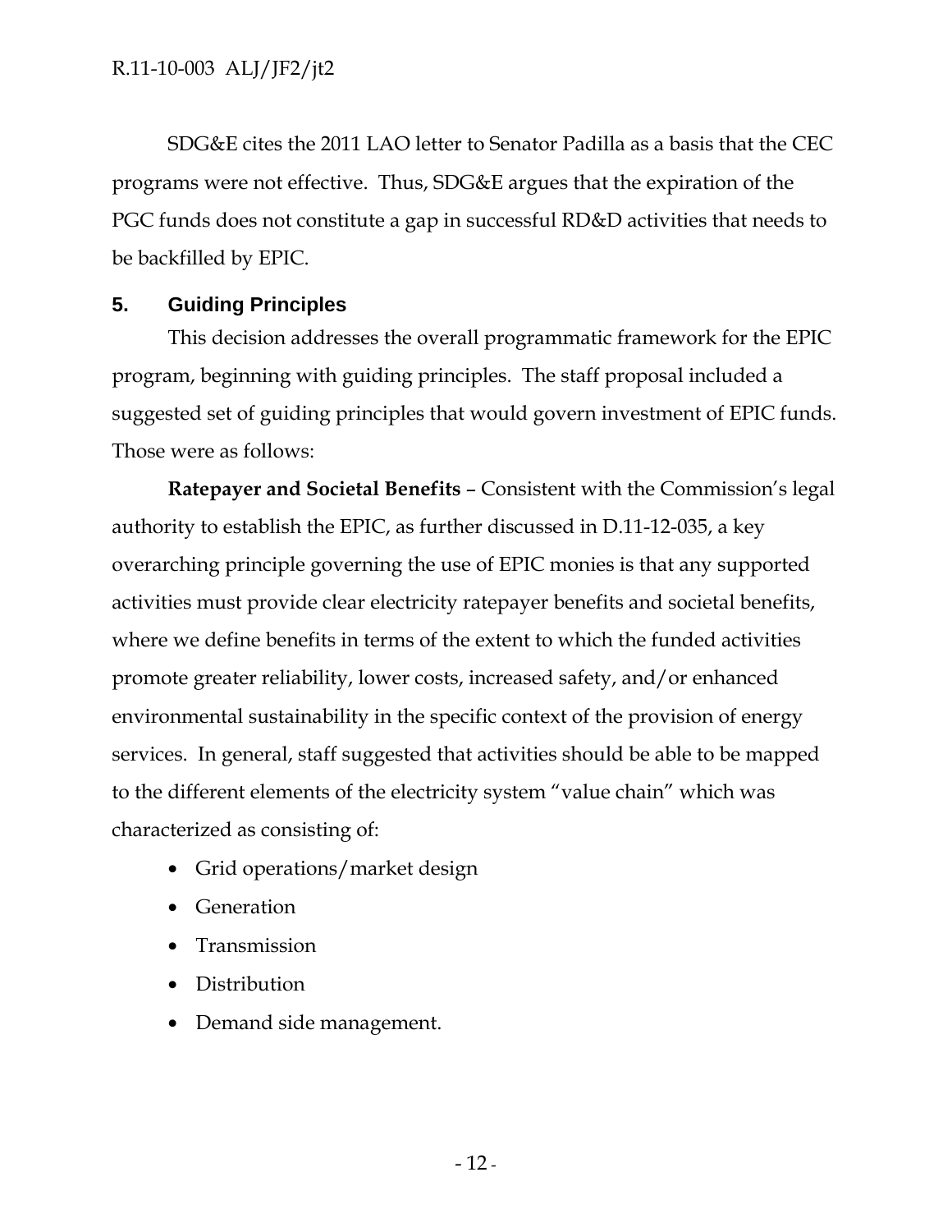SDG&E cites the 2011 LAO letter to Senator Padilla as a basis that the CEC programs were not effective. Thus, SDG&E argues that the expiration of the PGC funds does not constitute a gap in successful RD&D activities that needs to be backfilled by EPIC.

## 5. Guiding Principles

This decision addresses the overall programmatic framework for the EPIC program, beginning with guiding principles. The staff proposal included a suggested set of guiding principles that would govern investment of EPIC funds. Those were as follows:

**Ratepayer and Societal Benefits** – Consistent with the Commission's legal authority to establish the EPIC, as further discussed in D.11-12-035, a key overarching principle governing the use of EPIC monies is that any supported activities must provide clear electricity ratepayer benefits and societal benefits, where we define benefits in terms of the extent to which the funded activities promote greater reliability, lower costs, increased safety, and/or enhanced environmental sustainability in the specific context of the provision of energy services. In general, staff suggested that activities should be able to be mapped to the different elements of the electricity system "value chain" which was characterized as consisting of:

- Grid operations/market design
- Generation
- Transmission
- Distribution
- Demand side management.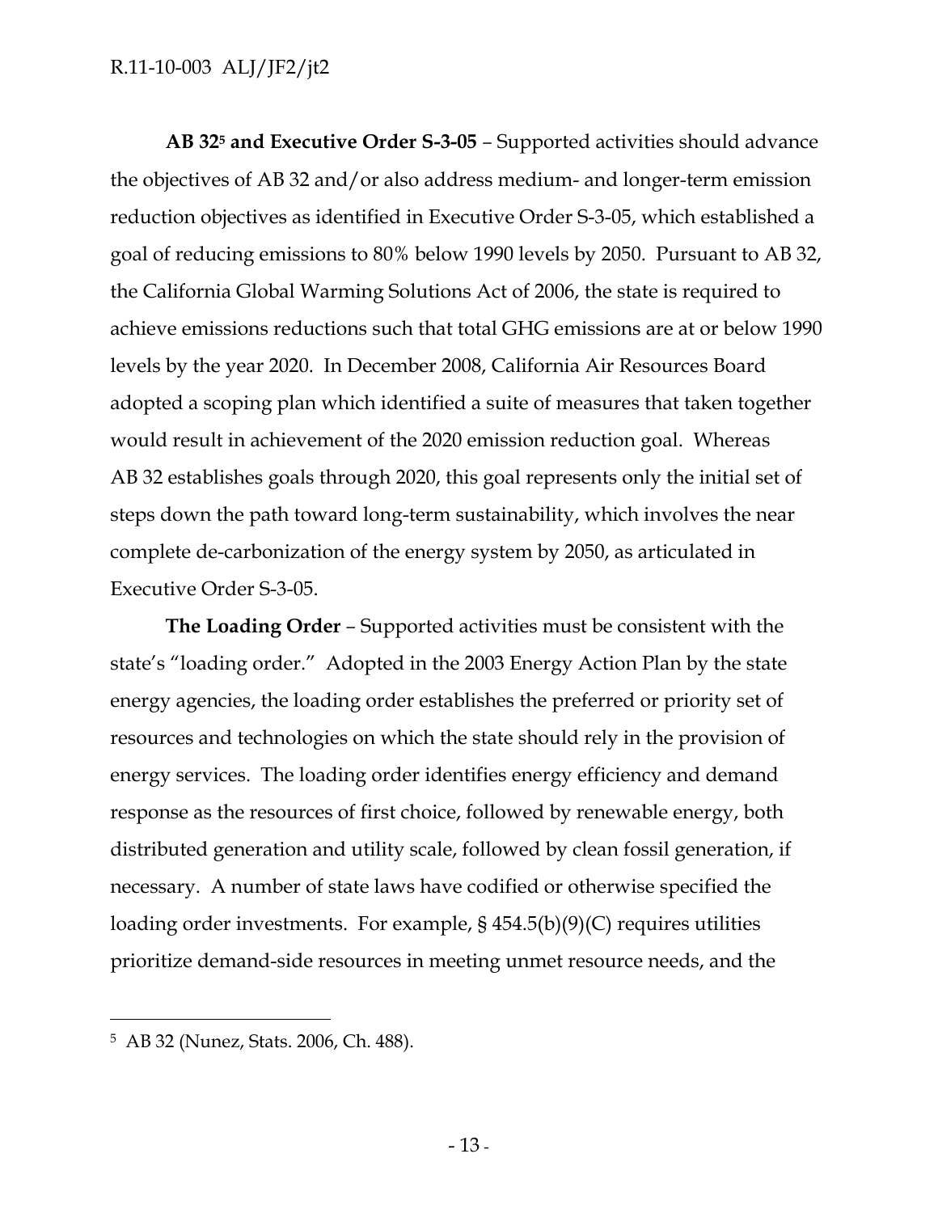**AB 32[5] and Executive Order S-3-05** – Supported activities should advance the objectives of AB 32 and/or also address medium- and longer-term emission reduction objectives as identified in Executive Order S-3-05, which established a goal of reducing emissions to 80% below 1990 levels by 2050. Pursuant to AB 32, the California Global Warming Solutions Act of 2006, the state is required to achieve emissions reductions such that total GHG emissions are at or below 1990 levels by the year 2020. In December 2008, California Air Resources Board adopted a scoping plan which identified a suite of measures that taken together would result in achievement of the 2020 emission reduction goal. Whereas AB 32 establishes goals through 2020, this goal represents only the initial set of steps down the path toward long-term sustainability, which involves the near complete de-carbonization of the energy system by 2050, as articulated in Executive Order S-3-05.

**The Loading Order** – Supported activities must be consistent with the state's "loading order." Adopted in the 2003 Energy Action Plan by the state energy agencies, the loading order establishes the preferred or priority set of resources and technologies on which the state should rely in the provision of energy services. The loading order identifies energy efficiency and demand response as the resources of first choice, followed by renewable energy, both distributed generation and utility scale, followed by clean fossil generation, if necessary. A number of state laws have codified or otherwise specified the loading order investments. For example, § 454.5(b)(9)(C) requires utilities prioritize demand-side resources in meeting unmet resource needs, and the

---

[5] AB 32 (Nunez, Stats. 2006, Ch. 488).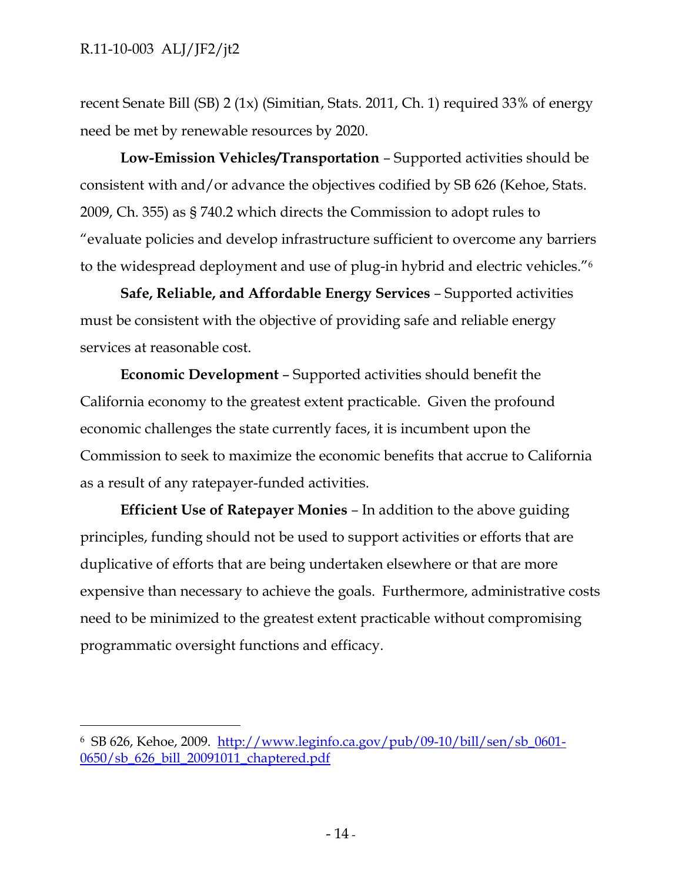recent Senate Bill (SB) 2 (1x) (Simitian, Stats. 2011, Ch. 1) required 33% of energy need be met by renewable resources by 2020.

**Low-Emission Vehicles/Transportation** – Supported activities should be consistent with and/or advance the objectives codified by SB 626 (Kehoe, Stats. 2009, Ch. 355) as § 740.2 which directs the Commission to adopt rules to "evaluate policies and develop infrastructure sufficient to overcome any barriers to the widespread deployment and use of plug-in hybrid and electric vehicles."[6]

**Safe, Reliable, and Affordable Energy Services** – Supported activities must be consistent with the objective of providing safe and reliable energy services at reasonable cost.

**Economic Development** – Supported activities should benefit the California economy to the greatest extent practicable. Given the profound economic challenges the state currently faces, it is incumbent upon the Commission to seek to maximize the economic benefits that accrue to California as a result of any ratepayer-funded activities.

**Efficient Use of Ratepayer Monies** – In addition to the above guiding principles, funding should not be used to support activities or efforts that are duplicative of efforts that are being undertaken elsewhere or that are more expensive than necessary to achieve the goals. Furthermore, administrative costs need to be minimized to the greatest extent practicable without compromising programmatic oversight functions and efficacy.

---

[6] SB 626, Kehoe, 2009. http://www.leginfo.ca.gov/pub/09-10/bill/sen/sb_0601-0650/sb_626_bill_20091011_chaptered.pdf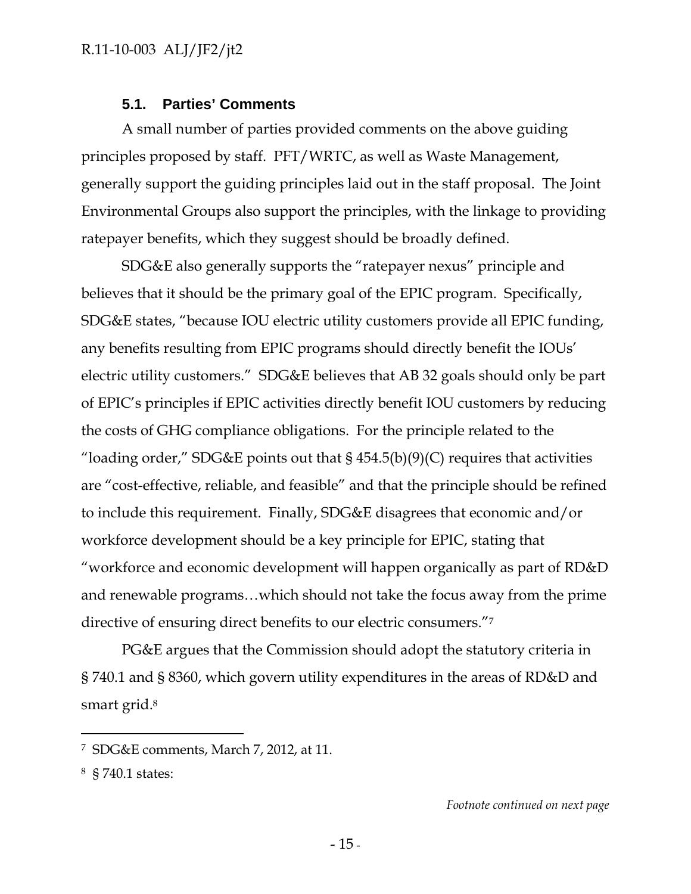### 5.1. Parties' Comments

A small number of parties provided comments on the above guiding principles proposed by staff. PFT/WRTC, as well as Waste Management, generally support the guiding principles laid out in the staff proposal. The Joint Environmental Groups also support the principles, with the linkage to providing ratepayer benefits, which they suggest should be broadly defined.

SDG&E also generally supports the "ratepayer nexus" principle and believes that it should be the primary goal of the EPIC program. Specifically, SDG&E states, "because IOU electric utility customers provide all EPIC funding, any benefits resulting from EPIC programs should directly benefit the IOUs' electric utility customers." SDG&E believes that AB 32 goals should only be part of EPIC's principles if EPIC activities directly benefit IOU customers by reducing the costs of GHG compliance obligations. For the principle related to the "loading order," SDG&E points out that § 454.5(b)(9)(C) requires that activities are "cost-effective, reliable, and feasible" and that the principle should be refined to include this requirement. Finally, SDG&E disagrees that economic and/or workforce development should be a key principle for EPIC, stating that "workforce and economic development will happen organically as part of RD&D and renewable programs…which should not take the focus away from the prime directive of ensuring direct benefits to our electric consumers."[7]

PG&E argues that the Commission should adopt the statutory criteria in § 740.1 and § 8360, which govern utility expenditures in the areas of RD&D and smart grid.[8]

---

[7] SDG&E comments, March 7, 2012, at 11.

[8] § 740.1 states:

*Footnote continued on next page*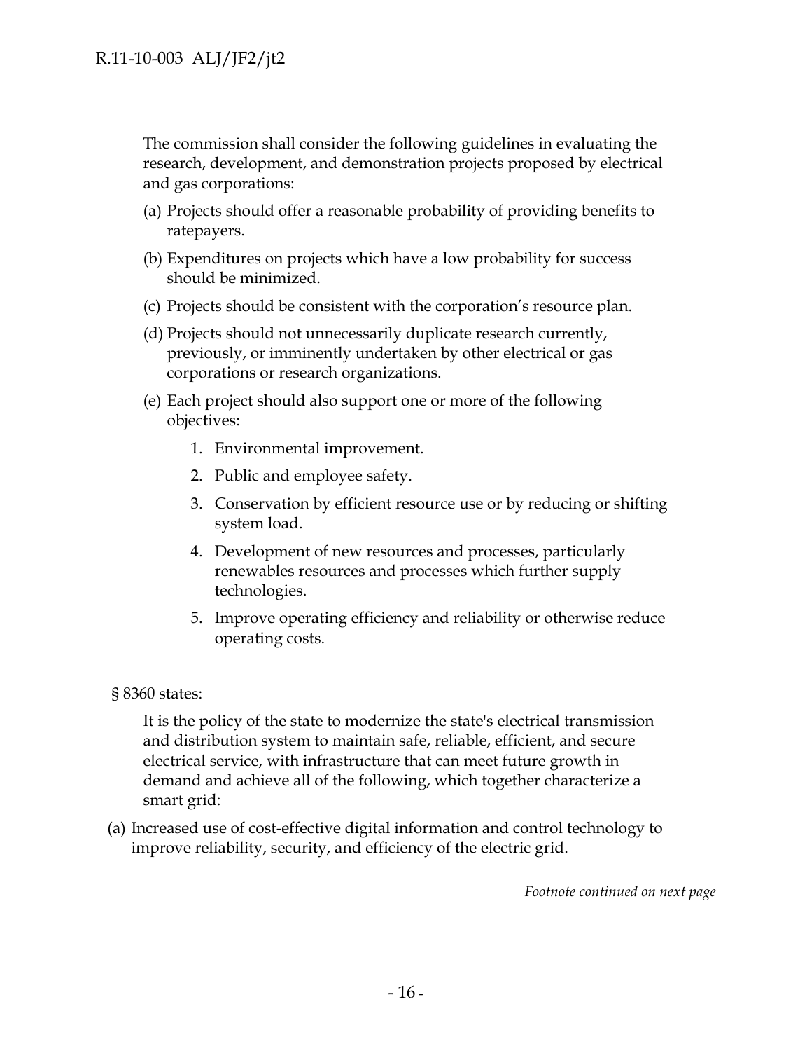> The commission shall consider the following guidelines in evaluating the research, development, and demonstration projects proposed by electrical and gas corporations:
>
> (a) Projects should offer a reasonable probability of providing benefits to ratepayers.
>
> (b) Expenditures on projects which have a low probability for success should be minimized.
>
> (c) Projects should be consistent with the corporation's resource plan.
>
> (d) Projects should not unnecessarily duplicate research currently, previously, or imminently undertaken by other electrical or gas corporations or research organizations.
>
> (e) Each project should also support one or more of the following objectives:
>
> 1. Environmental improvement.
> 2. Public and employee safety.
> 3. Conservation by efficient resource use or by reducing or shifting system load.
> 4. Development of new resources and processes, particularly renewables resources and processes which further supply technologies.
> 5. Improve operating efficiency and reliability or otherwise reduce operating costs.

§ 8360 states:

> It is the policy of the state to modernize the state's electrical transmission and distribution system to maintain safe, reliable, efficient, and secure electrical service, with infrastructure that can meet future growth in demand and achieve all of the following, which together characterize a smart grid:

(a) Increased use of cost-effective digital information and control technology to improve reliability, security, and efficiency of the electric grid.

*Footnote continued on next page*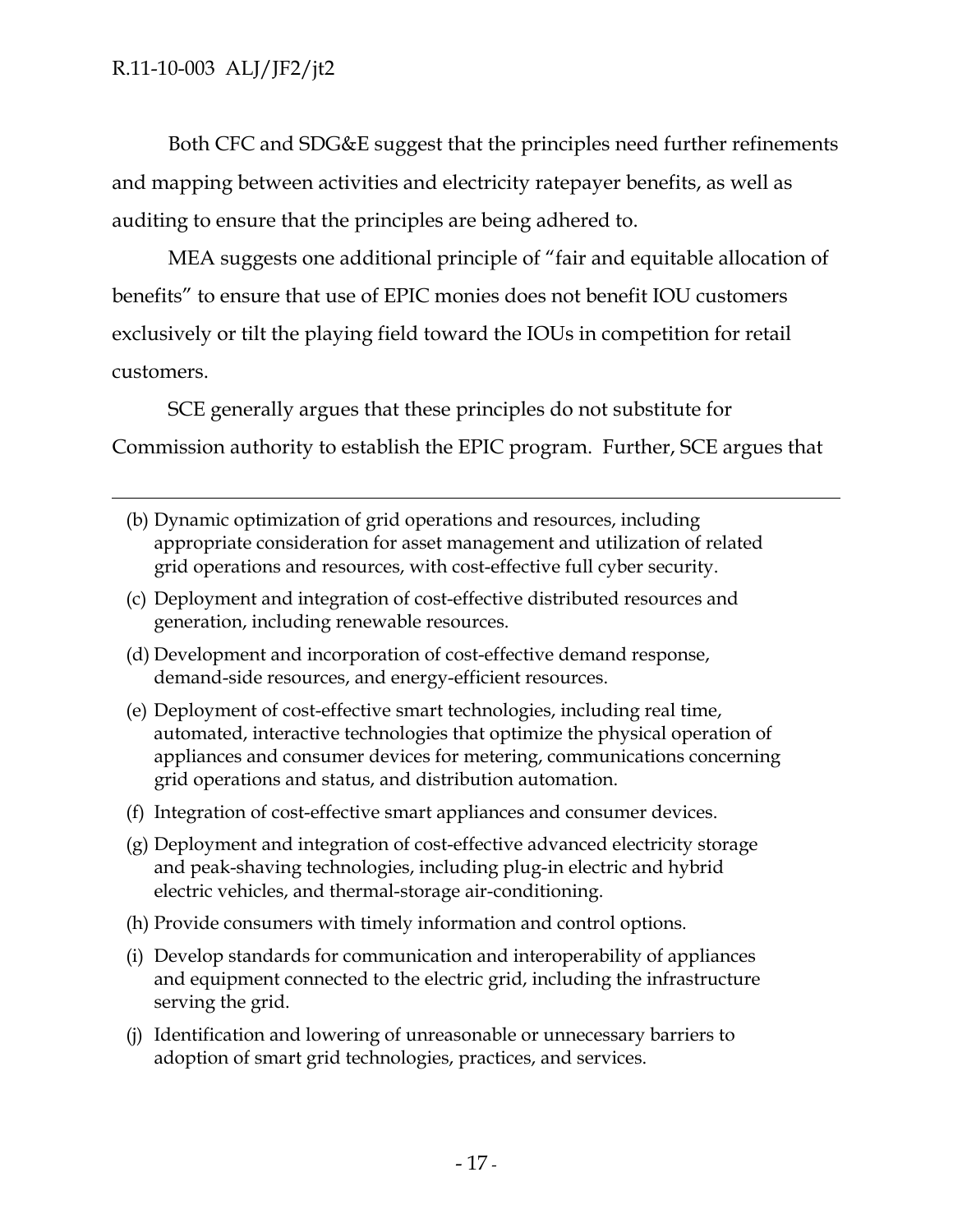Both CFC and SDG&E suggest that the principles need further refinements and mapping between activities and electricity ratepayer benefits, as well as auditing to ensure that the principles are being adhered to.

MEA suggests one additional principle of "fair and equitable allocation of benefits" to ensure that use of EPIC monies does not benefit IOU customers exclusively or tilt the playing field toward the IOUs in competition for retail customers.

SCE generally argues that these principles do not substitute for Commission authority to establish the EPIC program. Further, SCE argues that

---

(b) Dynamic optimization of grid operations and resources, including appropriate consideration for asset management and utilization of related grid operations and resources, with cost-effective full cyber security.

(c) Deployment and integration of cost-effective distributed resources and generation, including renewable resources.

(d) Development and incorporation of cost-effective demand response, demand-side resources, and energy-efficient resources.

(e) Deployment of cost-effective smart technologies, including real time, automated, interactive technologies that optimize the physical operation of appliances and consumer devices for metering, communications concerning grid operations and status, and distribution automation.

(f) Integration of cost-effective smart appliances and consumer devices.

(g) Deployment and integration of cost-effective advanced electricity storage and peak-shaving technologies, including plug-in electric and hybrid electric vehicles, and thermal-storage air-conditioning.

(h) Provide consumers with timely information and control options.

(i) Develop standards for communication and interoperability of appliances and equipment connected to the electric grid, including the infrastructure serving the grid.

(j) Identification and lowering of unreasonable or unnecessary barriers to adoption of smart grid technologies, practices, and services.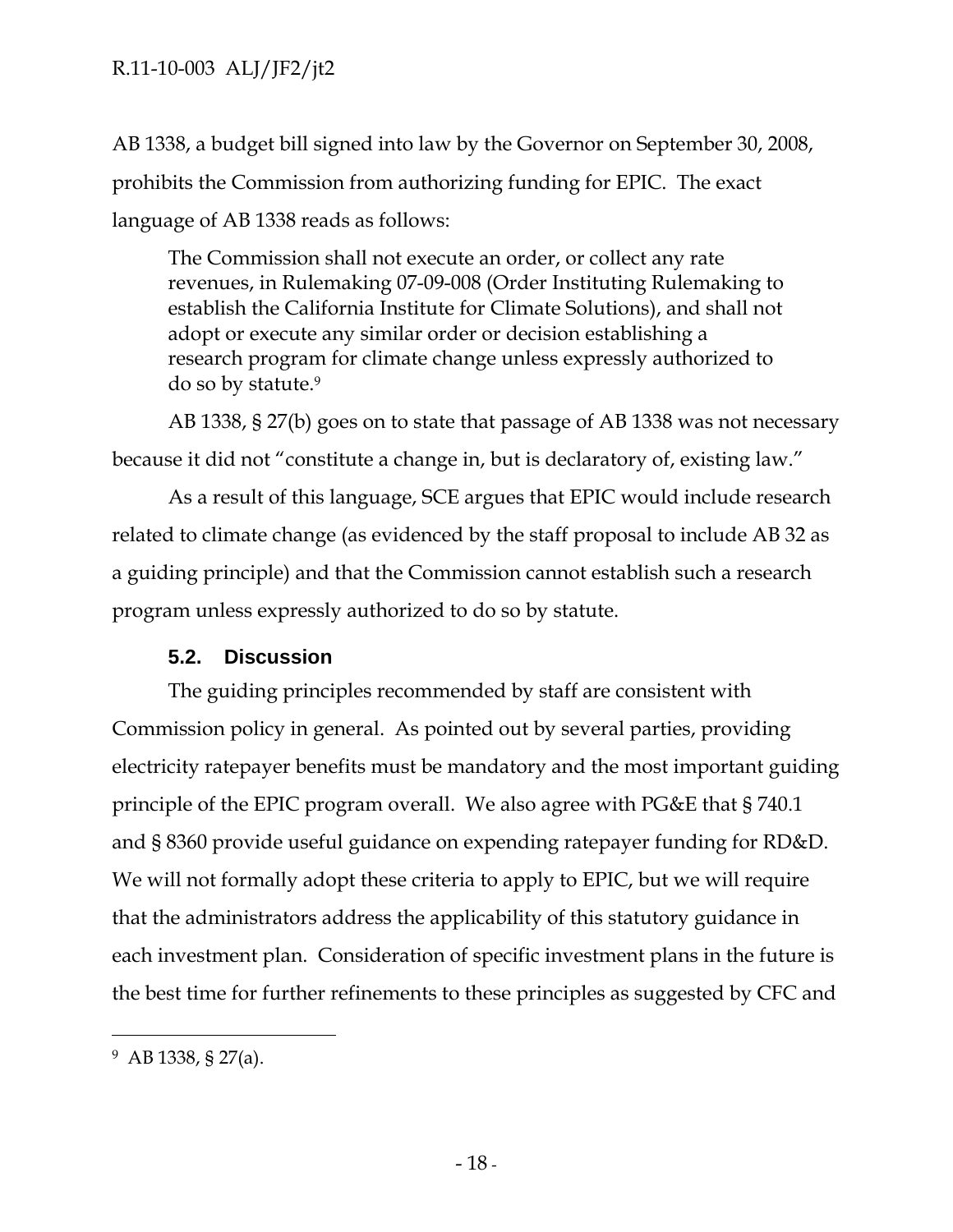AB 1338, a budget bill signed into law by the Governor on September 30, 2008, prohibits the Commission from authorizing funding for EPIC. The exact language of AB 1338 reads as follows:

> The Commission shall not execute an order, or collect any rate revenues, in Rulemaking 07-09-008 (Order Instituting Rulemaking to establish the California Institute for Climate Solutions), and shall not adopt or execute any similar order or decision establishing a research program for climate change unless expressly authorized to do so by statute.[9]

AB 1338, § 27(b) goes on to state that passage of AB 1338 was not necessary because it did not "constitute a change in, but is declaratory of, existing law."

As a result of this language, SCE argues that EPIC would include research related to climate change (as evidenced by the staff proposal to include AB 32 as a guiding principle) and that the Commission cannot establish such a research program unless expressly authorized to do so by statute.

### 5.2. Discussion

The guiding principles recommended by staff are consistent with Commission policy in general. As pointed out by several parties, providing electricity ratepayer benefits must be mandatory and the most important guiding principle of the EPIC program overall. We also agree with PG&E that § 740.1 and § 8360 provide useful guidance on expending ratepayer funding for RD&D. We will not formally adopt these criteria to apply to EPIC, but we will require that the administrators address the applicability of this statutory guidance in each investment plan. Consideration of specific investment plans in the future is the best time for further refinements to these principles as suggested by CFC and

---

[9] AB 1338, § 27(a).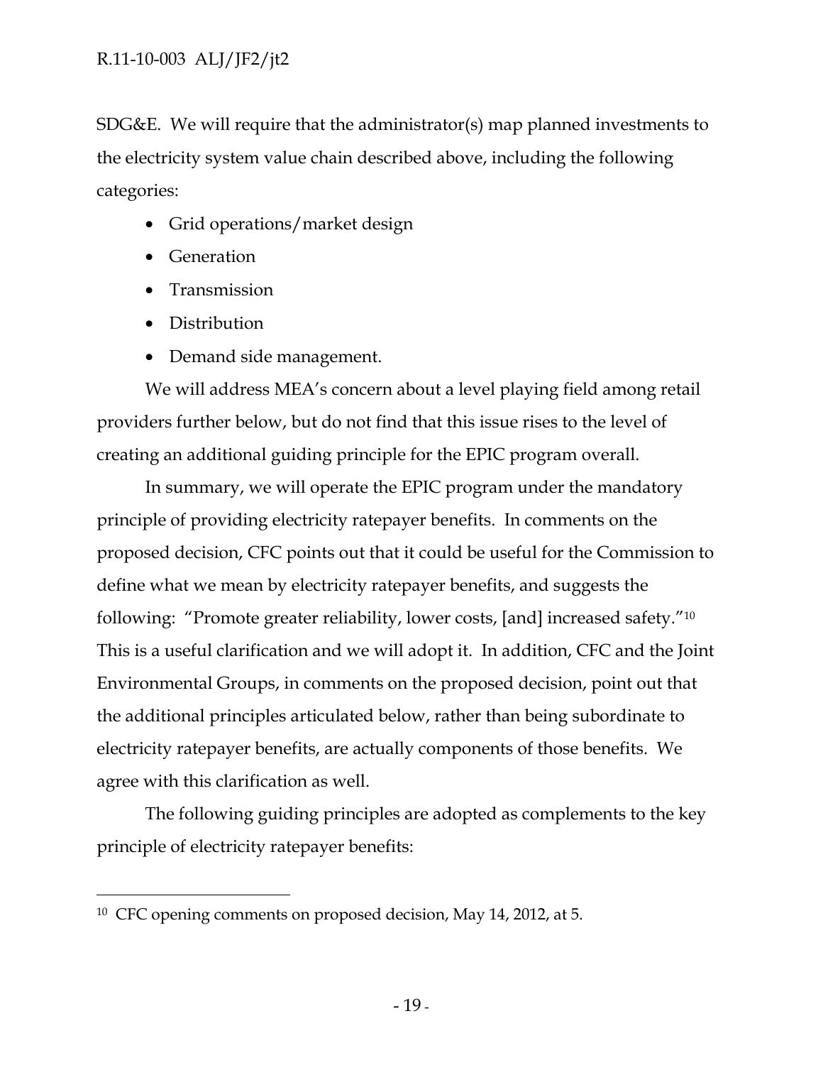SDG&E. We will require that the administrator(s) map planned investments to the electricity system value chain described above, including the following categories:

- Grid operations/market design
- Generation
- Transmission
- Distribution
- Demand side management.

We will address MEA's concern about a level playing field among retail providers further below, but do not find that this issue rises to the level of creating an additional guiding principle for the EPIC program overall.

In summary, we will operate the EPIC program under the mandatory principle of providing electricity ratepayer benefits. In comments on the proposed decision, CFC points out that it could be useful for the Commission to define what we mean by electricity ratepayer benefits, and suggests the following: "Promote greater reliability, lower costs, [and] increased safety."[10] This is a useful clarification and we will adopt it. In addition, CFC and the Joint Environmental Groups, in comments on the proposed decision, point out that the additional principles articulated below, rather than being subordinate to electricity ratepayer benefits, are actually components of those benefits. We agree with this clarification as well.

The following guiding principles are adopted as complements to the key principle of electricity ratepayer benefits:

---

[10] CFC opening comments on proposed decision, May 14, 2012, at 5.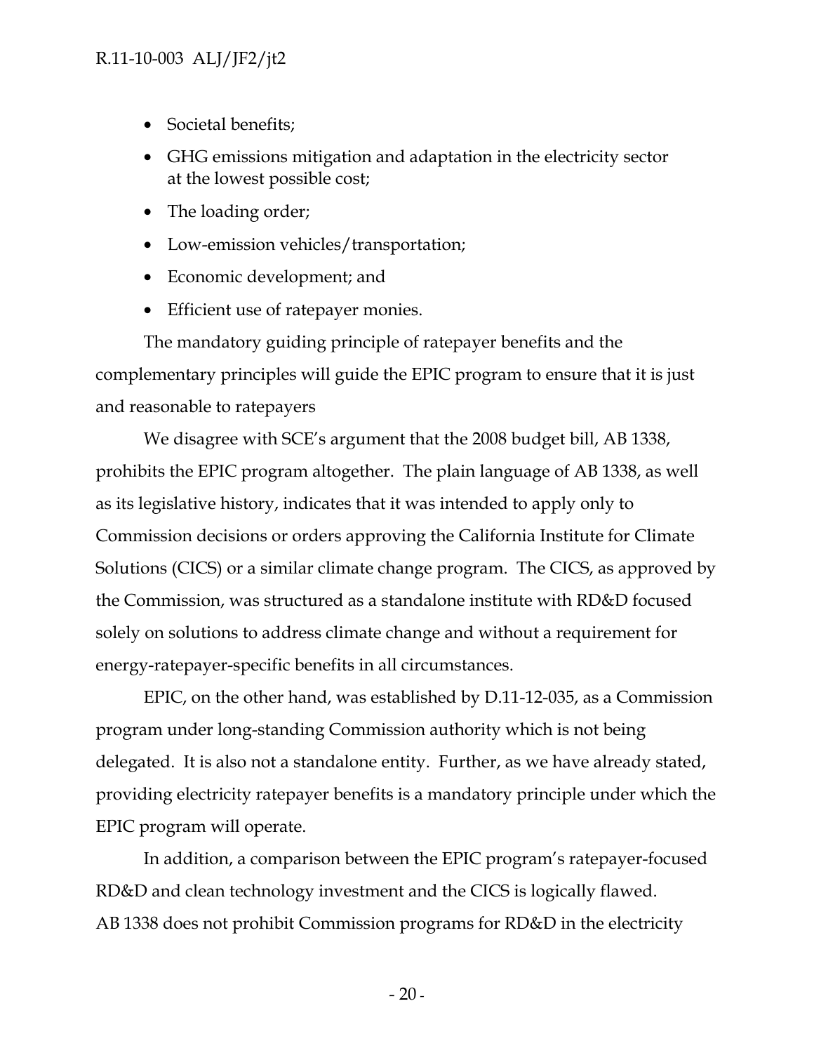- Societal benefits;
- GHG emissions mitigation and adaptation in the electricity sector at the lowest possible cost;
- The loading order;
- Low-emission vehicles/transportation;
- Economic development; and
- Efficient use of ratepayer monies.

The mandatory guiding principle of ratepayer benefits and the complementary principles will guide the EPIC program to ensure that it is just and reasonable to ratepayers

We disagree with SCE's argument that the 2008 budget bill, AB 1338, prohibits the EPIC program altogether. The plain language of AB 1338, as well as its legislative history, indicates that it was intended to apply only to Commission decisions or orders approving the California Institute for Climate Solutions (CICS) or a similar climate change program. The CICS, as approved by the Commission, was structured as a standalone institute with RD&D focused solely on solutions to address climate change and without a requirement for energy-ratepayer-specific benefits in all circumstances.

EPIC, on the other hand, was established by D.11-12-035, as a Commission program under long-standing Commission authority which is not being delegated. It is also not a standalone entity. Further, as we have already stated, providing electricity ratepayer benefits is a mandatory principle under which the EPIC program will operate.

In addition, a comparison between the EPIC program's ratepayer-focused RD&D and clean technology investment and the CICS is logically flawed. AB 1338 does not prohibit Commission programs for RD&D in the electricity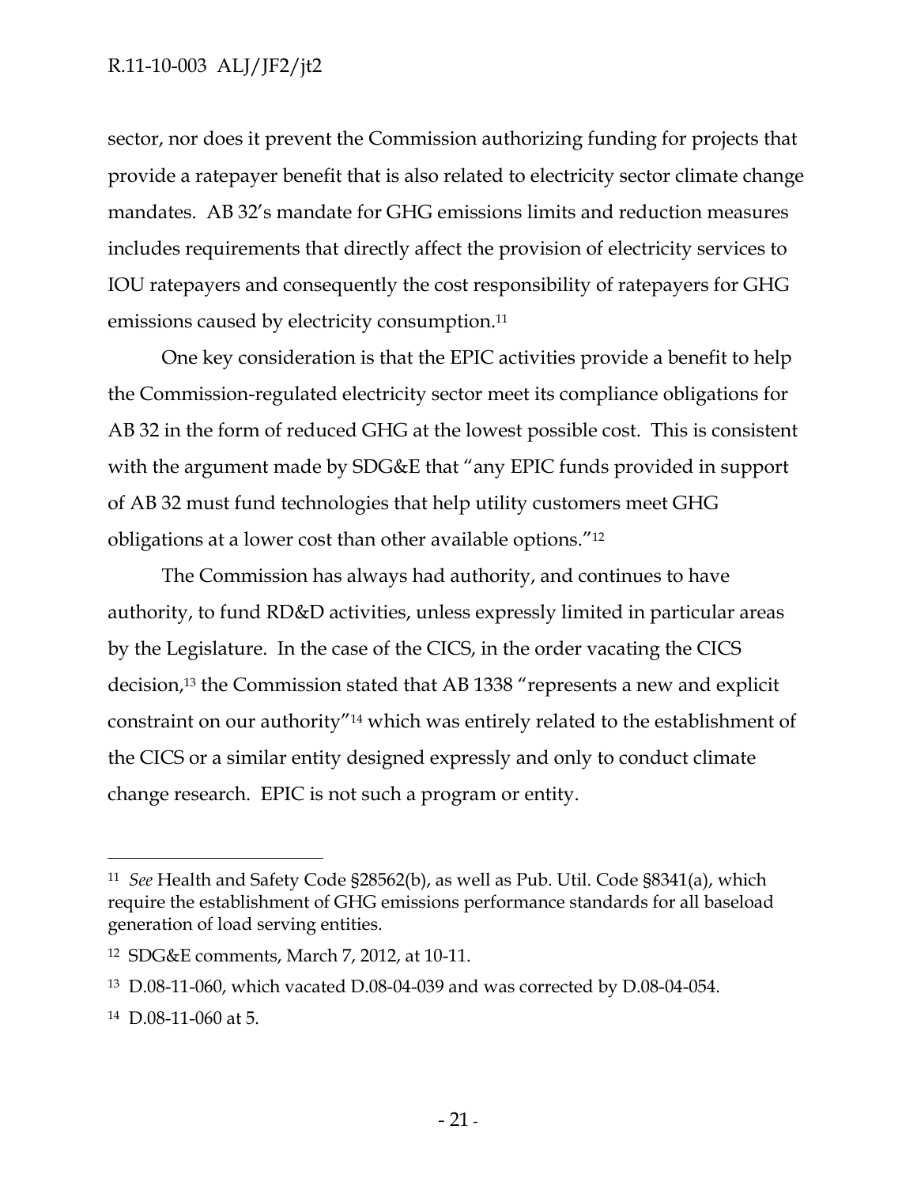sector, nor does it prevent the Commission authorizing funding for projects that provide a ratepayer benefit that is also related to electricity sector climate change mandates. AB 32's mandate for GHG emissions limits and reduction measures includes requirements that directly affect the provision of electricity services to IOU ratepayers and consequently the cost responsibility of ratepayers for GHG emissions caused by electricity consumption.[11]

One key consideration is that the EPIC activities provide a benefit to help the Commission-regulated electricity sector meet its compliance obligations for AB 32 in the form of reduced GHG at the lowest possible cost. This is consistent with the argument made by SDG&E that "any EPIC funds provided in support of AB 32 must fund technologies that help utility customers meet GHG obligations at a lower cost than other available options."[12]

The Commission has always had authority, and continues to have authority, to fund RD&D activities, unless expressly limited in particular areas by the Legislature. In the case of the CICS, in the order vacating the CICS decision,[13] the Commission stated that AB 1338 "represents a new and explicit constraint on our authority"[14] which was entirely related to the establishment of the CICS or a similar entity designed expressly and only to conduct climate change research. EPIC is not such a program or entity.

---

[11] *See* Health and Safety Code §28562(b), as well as Pub. Util. Code §8341(a), which require the establishment of GHG emissions performance standards for all baseload generation of load serving entities.

[12] SDG&E comments, March 7, 2012, at 10-11.

[13] D.08-11-060, which vacated D.08-04-039 and was corrected by D.08-04-054.

[14] D.08-11-060 at 5.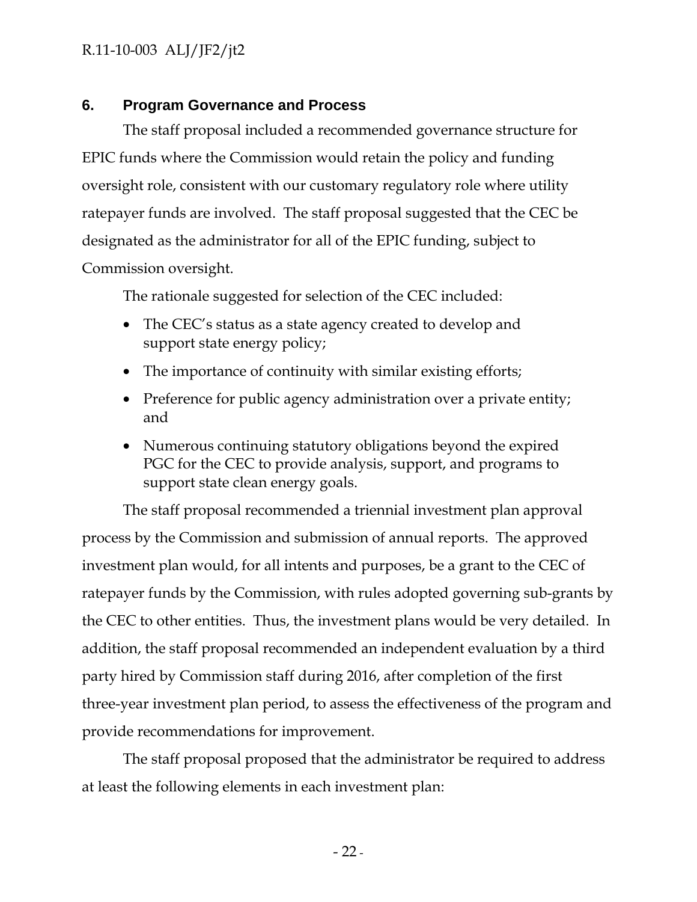## 6. Program Governance and Process

The staff proposal included a recommended governance structure for EPIC funds where the Commission would retain the policy and funding oversight role, consistent with our customary regulatory role where utility ratepayer funds are involved. The staff proposal suggested that the CEC be designated as the administrator for all of the EPIC funding, subject to Commission oversight.

The rationale suggested for selection of the CEC included:

- The CEC's status as a state agency created to develop and support state energy policy;
- The importance of continuity with similar existing efforts;
- Preference for public agency administration over a private entity; and
- Numerous continuing statutory obligations beyond the expired PGC for the CEC to provide analysis, support, and programs to support state clean energy goals.

The staff proposal recommended a triennial investment plan approval process by the Commission and submission of annual reports. The approved investment plan would, for all intents and purposes, be a grant to the CEC of ratepayer funds by the Commission, with rules adopted governing sub-grants by the CEC to other entities. Thus, the investment plans would be very detailed. In addition, the staff proposal recommended an independent evaluation by a third party hired by Commission staff during 2016, after completion of the first three-year investment plan period, to assess the effectiveness of the program and provide recommendations for improvement.

The staff proposal proposed that the administrator be required to address at least the following elements in each investment plan: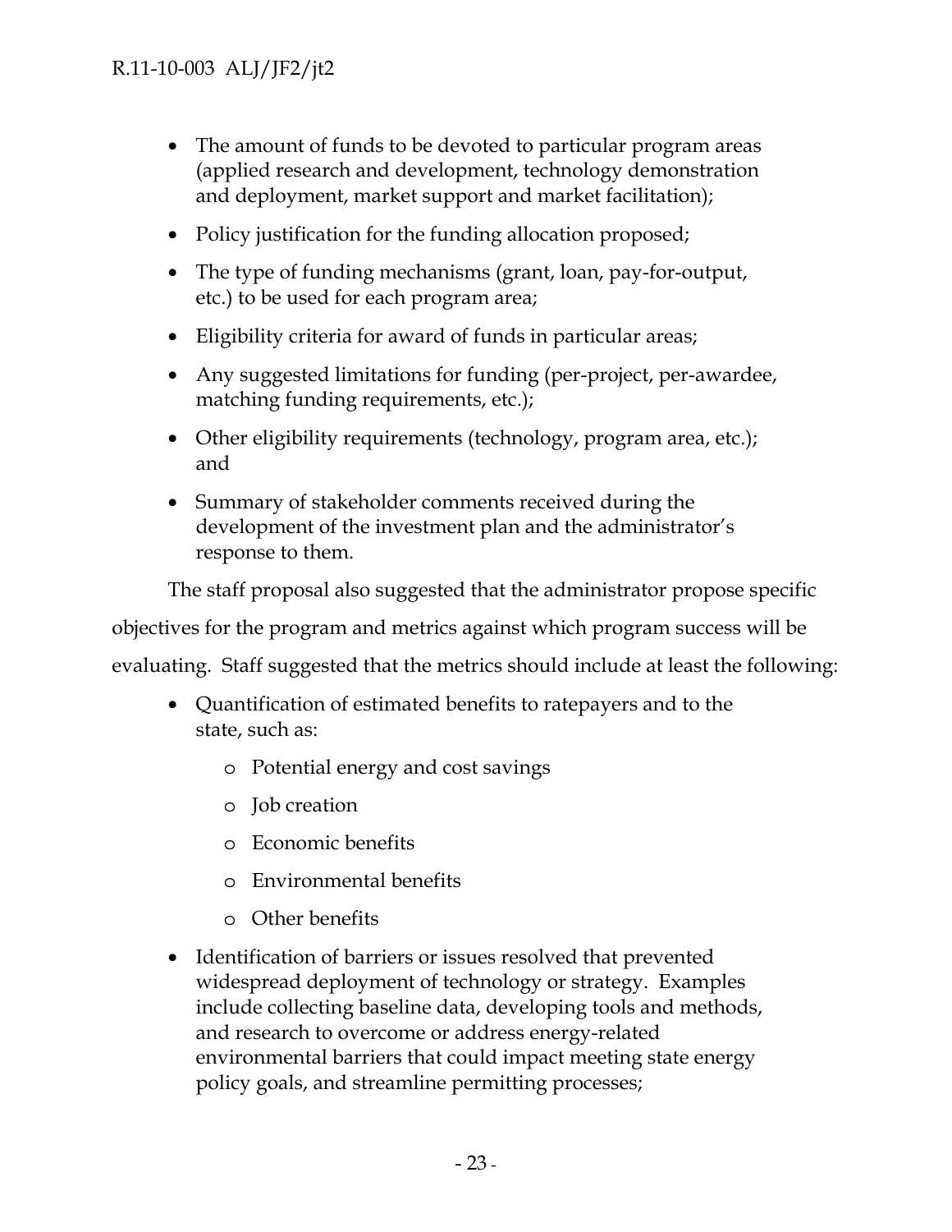- The amount of funds to be devoted to particular program areas (applied research and development, technology demonstration and deployment, market support and market facilitation);
- Policy justification for the funding allocation proposed;
- The type of funding mechanisms (grant, loan, pay-for-output, etc.) to be used for each program area;
- Eligibility criteria for award of funds in particular areas;
- Any suggested limitations for funding (per-project, per-awardee, matching funding requirements, etc.);
- Other eligibility requirements (technology, program area, etc.); and
- Summary of stakeholder comments received during the development of the investment plan and the administrator's response to them.

The staff proposal also suggested that the administrator propose specific objectives for the program and metrics against which program success will be evaluating. Staff suggested that the metrics should include at least the following:

- Quantification of estimated benefits to ratepayers and to the state, such as:
  - Potential energy and cost savings
  - Job creation
  - Economic benefits
  - Environmental benefits
  - Other benefits
- Identification of barriers or issues resolved that prevented widespread deployment of technology or strategy. Examples include collecting baseline data, developing tools and methods, and research to overcome or address energy-related environmental barriers that could impact meeting state energy policy goals, and streamline permitting processes;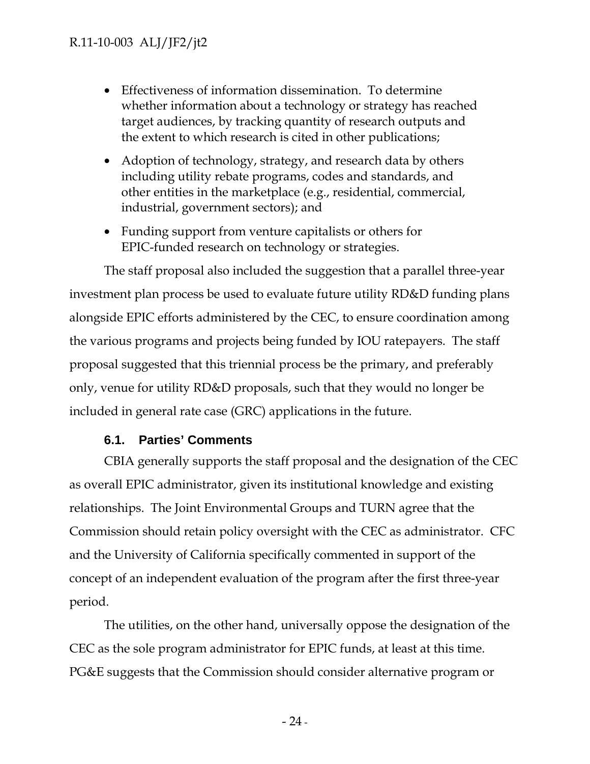- Effectiveness of information dissemination. To determine whether information about a technology or strategy has reached target audiences, by tracking quantity of research outputs and the extent to which research is cited in other publications;
- Adoption of technology, strategy, and research data by others including utility rebate programs, codes and standards, and other entities in the marketplace (e.g., residential, commercial, industrial, government sectors); and
- Funding support from venture capitalists or others for EPIC-funded research on technology or strategies.

The staff proposal also included the suggestion that a parallel three-year investment plan process be used to evaluate future utility RD&D funding plans alongside EPIC efforts administered by the CEC, to ensure coordination among the various programs and projects being funded by IOU ratepayers. The staff proposal suggested that this triennial process be the primary, and preferably only, venue for utility RD&D proposals, such that they would no longer be included in general rate case (GRC) applications in the future.

### 6.1. Parties' Comments

CBIA generally supports the staff proposal and the designation of the CEC as overall EPIC administrator, given its institutional knowledge and existing relationships. The Joint Environmental Groups and TURN agree that the Commission should retain policy oversight with the CEC as administrator. CFC and the University of California specifically commented in support of the concept of an independent evaluation of the program after the first three-year period.

The utilities, on the other hand, universally oppose the designation of the CEC as the sole program administrator for EPIC funds, at least at this time. PG&E suggests that the Commission should consider alternative program or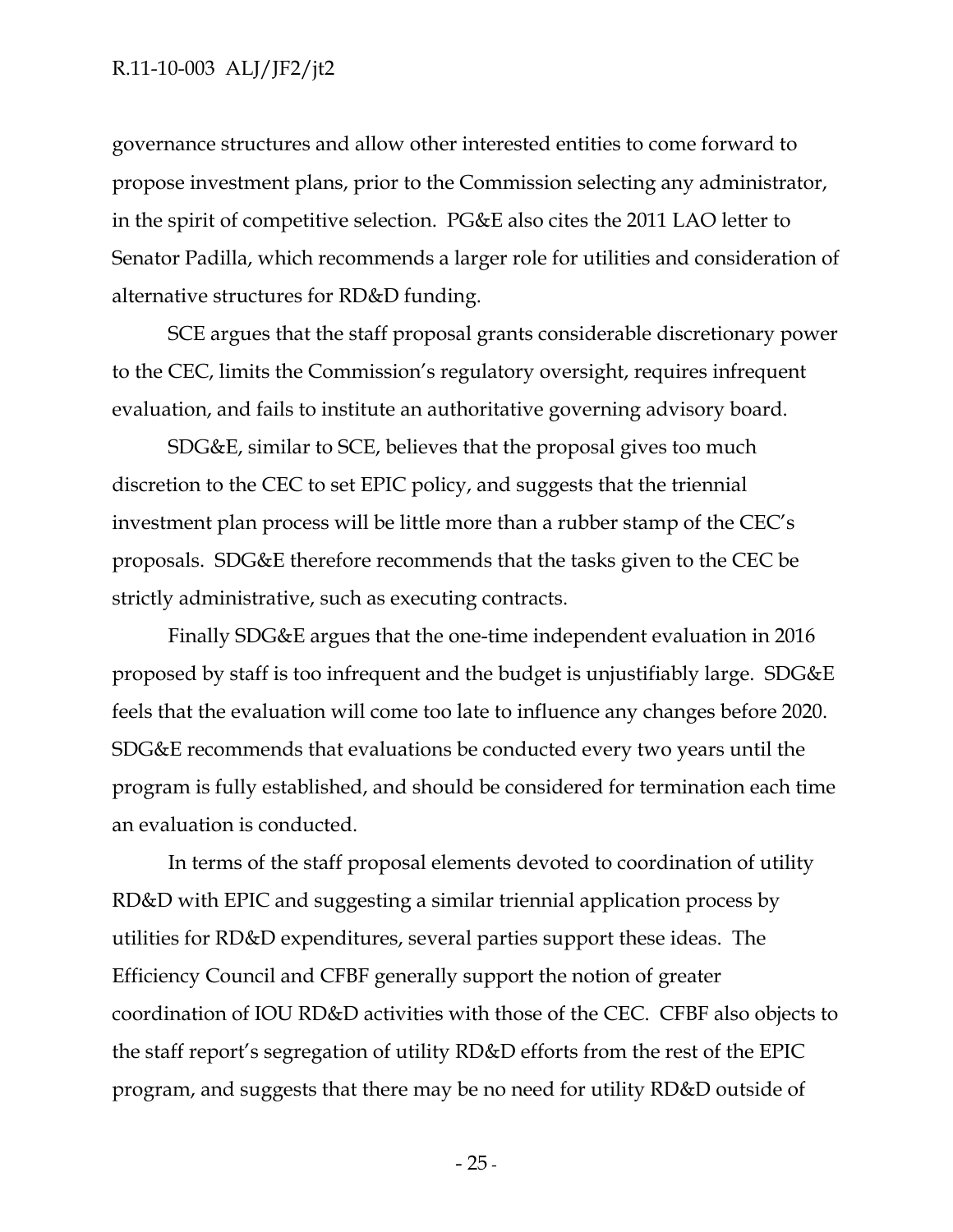governance structures and allow other interested entities to come forward to propose investment plans, prior to the Commission selecting any administrator, in the spirit of competitive selection. PG&E also cites the 2011 LAO letter to Senator Padilla, which recommends a larger role for utilities and consideration of alternative structures for RD&D funding.

SCE argues that the staff proposal grants considerable discretionary power to the CEC, limits the Commission's regulatory oversight, requires infrequent evaluation, and fails to institute an authoritative governing advisory board.

SDG&E, similar to SCE, believes that the proposal gives too much discretion to the CEC to set EPIC policy, and suggests that the triennial investment plan process will be little more than a rubber stamp of the CEC's proposals. SDG&E therefore recommends that the tasks given to the CEC be strictly administrative, such as executing contracts.

Finally SDG&E argues that the one-time independent evaluation in 2016 proposed by staff is too infrequent and the budget is unjustifiably large. SDG&E feels that the evaluation will come too late to influence any changes before 2020. SDG&E recommends that evaluations be conducted every two years until the program is fully established, and should be considered for termination each time an evaluation is conducted.

In terms of the staff proposal elements devoted to coordination of utility RD&D with EPIC and suggesting a similar triennial application process by utilities for RD&D expenditures, several parties support these ideas. The Efficiency Council and CFBF generally support the notion of greater coordination of IOU RD&D activities with those of the CEC. CFBF also objects to the staff report's segregation of utility RD&D efforts from the rest of the EPIC program, and suggests that there may be no need for utility RD&D outside of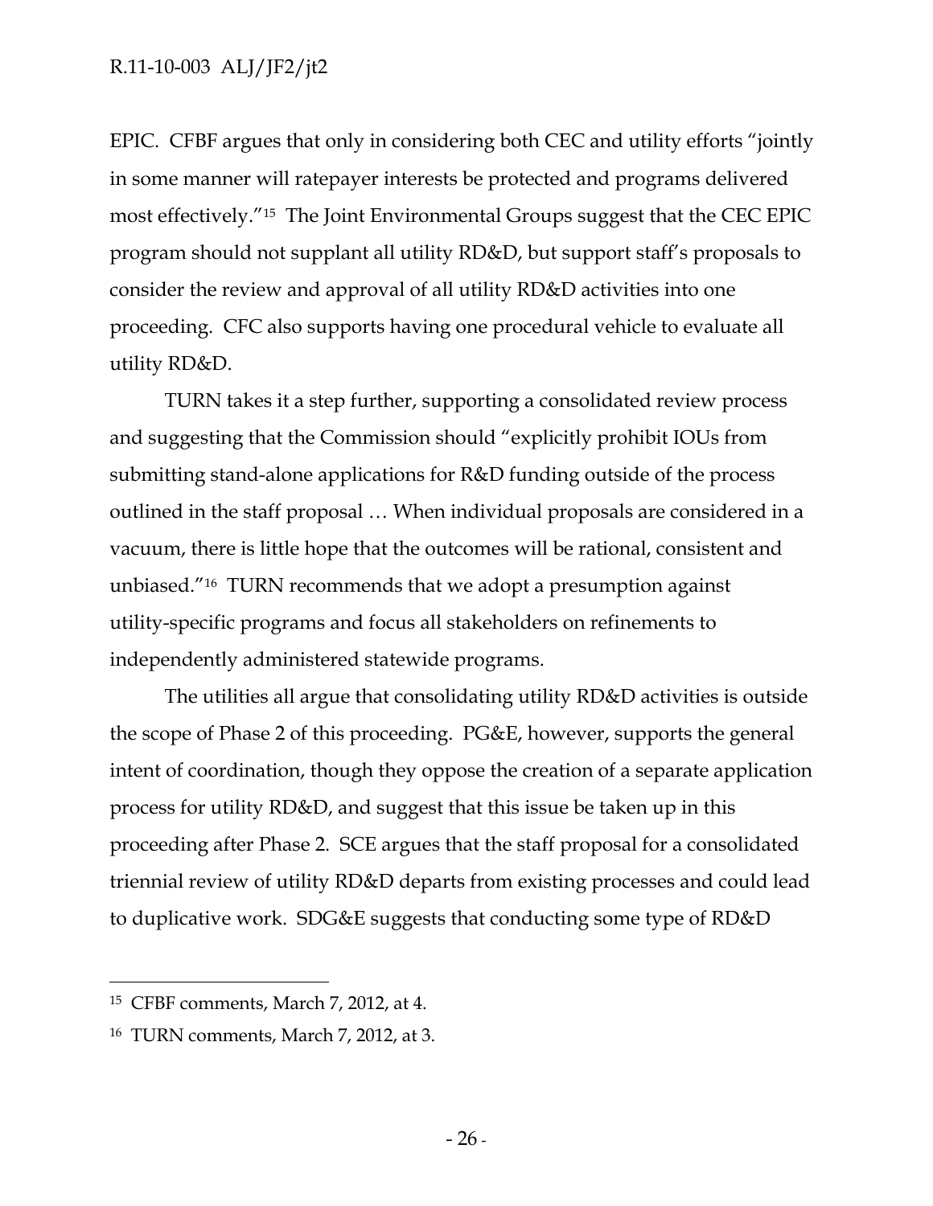EPIC. CFBF argues that only in considering both CEC and utility efforts "jointly in some manner will ratepayer interests be protected and programs delivered most effectively."[15] The Joint Environmental Groups suggest that the CEC EPIC program should not supplant all utility RD&D, but support staff's proposals to consider the review and approval of all utility RD&D activities into one proceeding. CFC also supports having one procedural vehicle to evaluate all utility RD&D.

TURN takes it a step further, supporting a consolidated review process and suggesting that the Commission should "explicitly prohibit IOUs from submitting stand-alone applications for R&D funding outside of the process outlined in the staff proposal … When individual proposals are considered in a vacuum, there is little hope that the outcomes will be rational, consistent and unbiased."[16] TURN recommends that we adopt a presumption against utility-specific programs and focus all stakeholders on refinements to independently administered statewide programs.

The utilities all argue that consolidating utility RD&D activities is outside the scope of Phase 2 of this proceeding. PG&E, however, supports the general intent of coordination, though they oppose the creation of a separate application process for utility RD&D, and suggest that this issue be taken up in this proceeding after Phase 2. SCE argues that the staff proposal for a consolidated triennial review of utility RD&D departs from existing processes and could lead to duplicative work. SDG&E suggests that conducting some type of RD&D

---

[15] CFBF comments, March 7, 2012, at 4.

[16] TURN comments, March 7, 2012, at 3.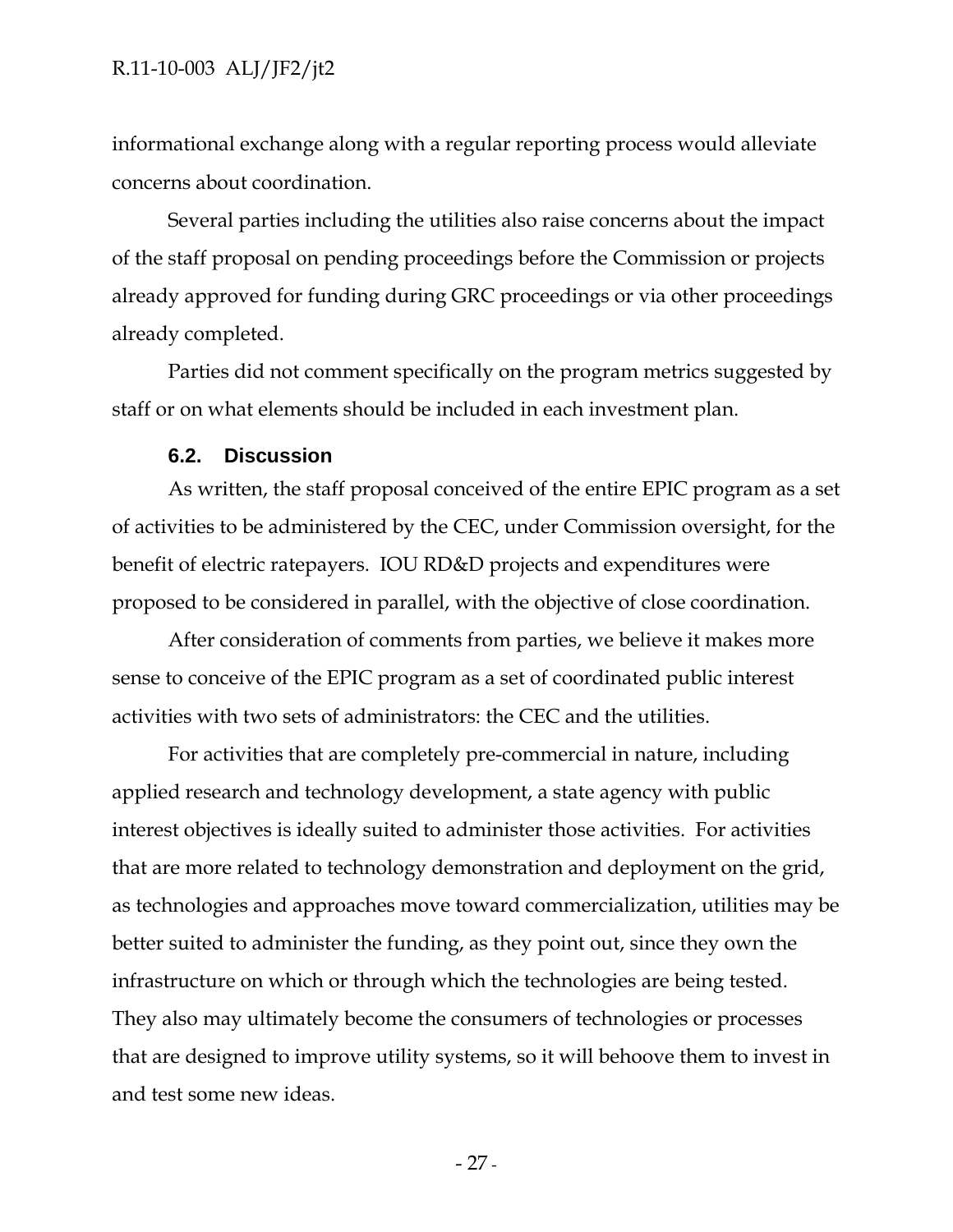informational exchange along with a regular reporting process would alleviate concerns about coordination.

Several parties including the utilities also raise concerns about the impact of the staff proposal on pending proceedings before the Commission or projects already approved for funding during GRC proceedings or via other proceedings already completed.

Parties did not comment specifically on the program metrics suggested by staff or on what elements should be included in each investment plan.

### 6.2. Discussion

As written, the staff proposal conceived of the entire EPIC program as a set of activities to be administered by the CEC, under Commission oversight, for the benefit of electric ratepayers. IOU RD&D projects and expenditures were proposed to be considered in parallel, with the objective of close coordination.

After consideration of comments from parties, we believe it makes more sense to conceive of the EPIC program as a set of coordinated public interest activities with two sets of administrators: the CEC and the utilities.

For activities that are completely pre-commercial in nature, including applied research and technology development, a state agency with public interest objectives is ideally suited to administer those activities. For activities that are more related to technology demonstration and deployment on the grid, as technologies and approaches move toward commercialization, utilities may be better suited to administer the funding, as they point out, since they own the infrastructure on which or through which the technologies are being tested. They also may ultimately become the consumers of technologies or processes that are designed to improve utility systems, so it will behoove them to invest in and test some new ideas.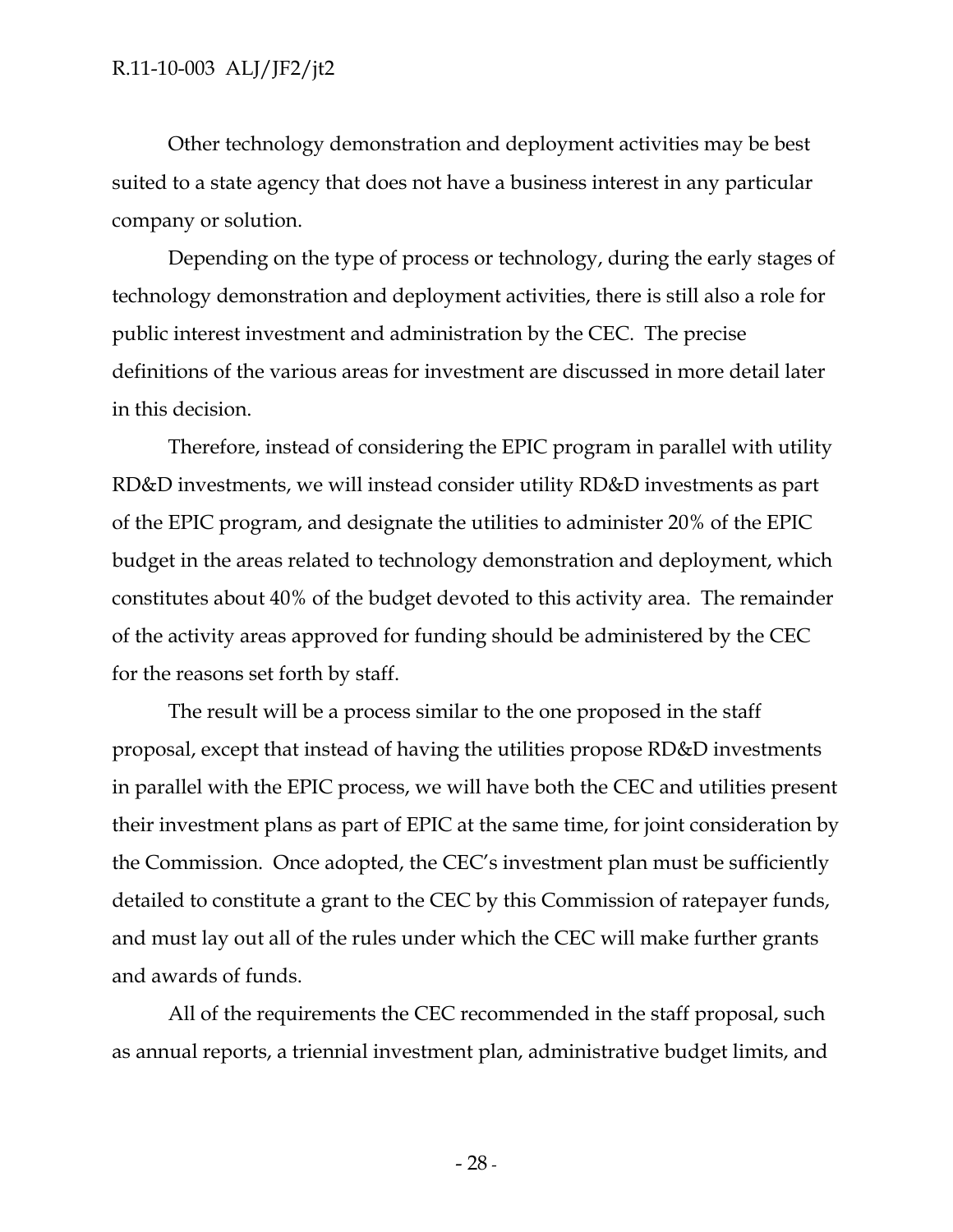Other technology demonstration and deployment activities may be best suited to a state agency that does not have a business interest in any particular company or solution.

Depending on the type of process or technology, during the early stages of technology demonstration and deployment activities, there is still also a role for public interest investment and administration by the CEC. The precise definitions of the various areas for investment are discussed in more detail later in this decision.

Therefore, instead of considering the EPIC program in parallel with utility RD&D investments, we will instead consider utility RD&D investments as part of the EPIC program, and designate the utilities to administer 20% of the EPIC budget in the areas related to technology demonstration and deployment, which constitutes about 40% of the budget devoted to this activity area. The remainder of the activity areas approved for funding should be administered by the CEC for the reasons set forth by staff.

The result will be a process similar to the one proposed in the staff proposal, except that instead of having the utilities propose RD&D investments in parallel with the EPIC process, we will have both the CEC and utilities present their investment plans as part of EPIC at the same time, for joint consideration by the Commission. Once adopted, the CEC's investment plan must be sufficiently detailed to constitute a grant to the CEC by this Commission of ratepayer funds, and must lay out all of the rules under which the CEC will make further grants and awards of funds.

All of the requirements the CEC recommended in the staff proposal, such as annual reports, a triennial investment plan, administrative budget limits, and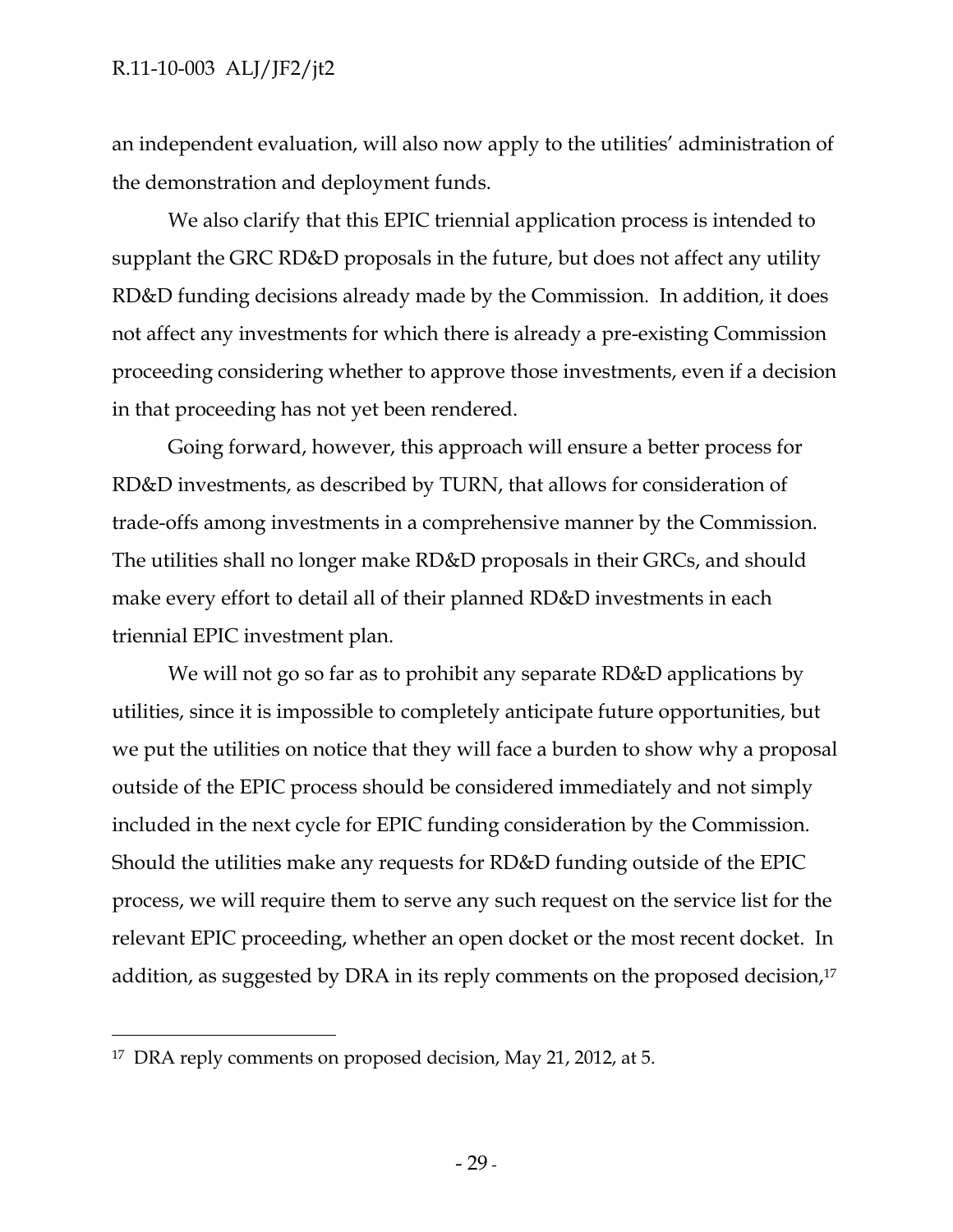an independent evaluation, will also now apply to the utilities' administration of the demonstration and deployment funds.

We also clarify that this EPIC triennial application process is intended to supplant the GRC RD&D proposals in the future, but does not affect any utility RD&D funding decisions already made by the Commission. In addition, it does not affect any investments for which there is already a pre-existing Commission proceeding considering whether to approve those investments, even if a decision in that proceeding has not yet been rendered.

Going forward, however, this approach will ensure a better process for RD&D investments, as described by TURN, that allows for consideration of trade-offs among investments in a comprehensive manner by the Commission. The utilities shall no longer make RD&D proposals in their GRCs, and should make every effort to detail all of their planned RD&D investments in each triennial EPIC investment plan.

We will not go so far as to prohibit any separate RD&D applications by utilities, since it is impossible to completely anticipate future opportunities, but we put the utilities on notice that they will face a burden to show why a proposal outside of the EPIC process should be considered immediately and not simply included in the next cycle for EPIC funding consideration by the Commission. Should the utilities make any requests for RD&D funding outside of the EPIC process, we will require them to serve any such request on the service list for the relevant EPIC proceeding, whether an open docket or the most recent docket. In addition, as suggested by DRA in its reply comments on the proposed decision,[17]

---

[17] DRA reply comments on proposed decision, May 21, 2012, at 5.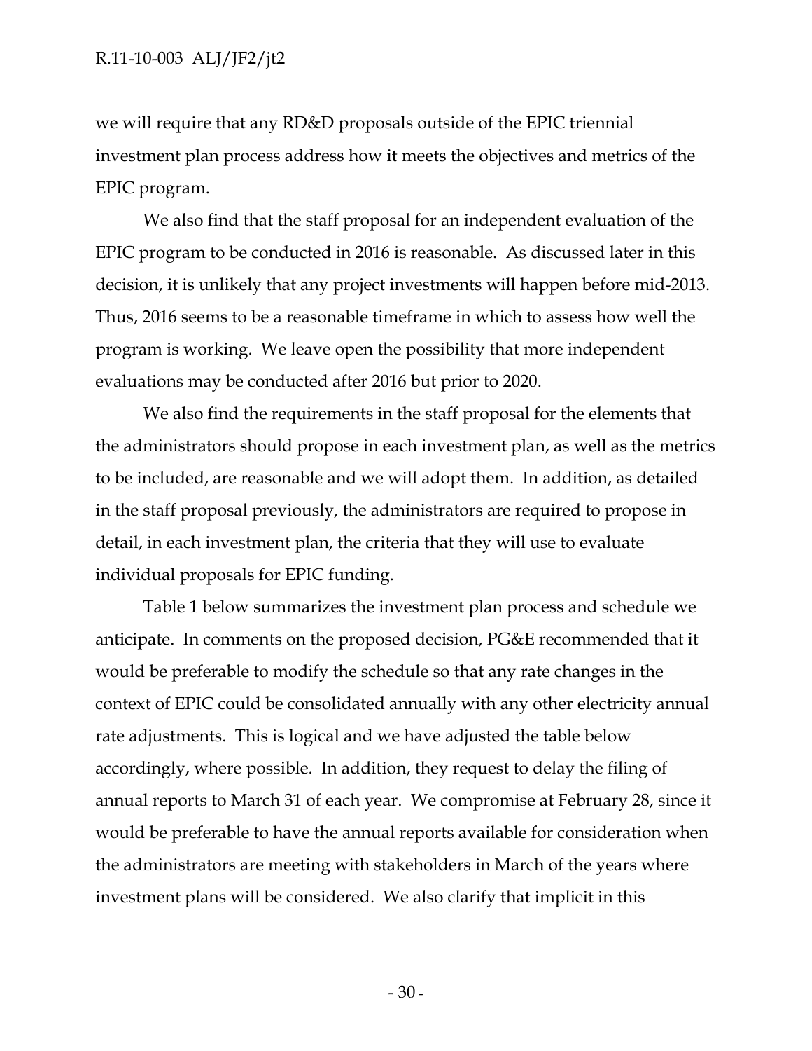we will require that any RD&D proposals outside of the EPIC triennial investment plan process address how it meets the objectives and metrics of the EPIC program.

We also find that the staff proposal for an independent evaluation of the EPIC program to be conducted in 2016 is reasonable. As discussed later in this decision, it is unlikely that any project investments will happen before mid-2013. Thus, 2016 seems to be a reasonable timeframe in which to assess how well the program is working. We leave open the possibility that more independent evaluations may be conducted after 2016 but prior to 2020.

We also find the requirements in the staff proposal for the elements that the administrators should propose in each investment plan, as well as the metrics to be included, are reasonable and we will adopt them. In addition, as detailed in the staff proposal previously, the administrators are required to propose in detail, in each investment plan, the criteria that they will use to evaluate individual proposals for EPIC funding.

Table 1 below summarizes the investment plan process and schedule we anticipate. In comments on the proposed decision, PG&E recommended that it would be preferable to modify the schedule so that any rate changes in the context of EPIC could be consolidated annually with any other electricity annual rate adjustments. This is logical and we have adjusted the table below accordingly, where possible. In addition, they request to delay the filing of annual reports to March 31 of each year. We compromise at February 28, since it would be preferable to have the annual reports available for consideration when the administrators are meeting with stakeholders in March of the years where investment plans will be considered. We also clarify that implicit in this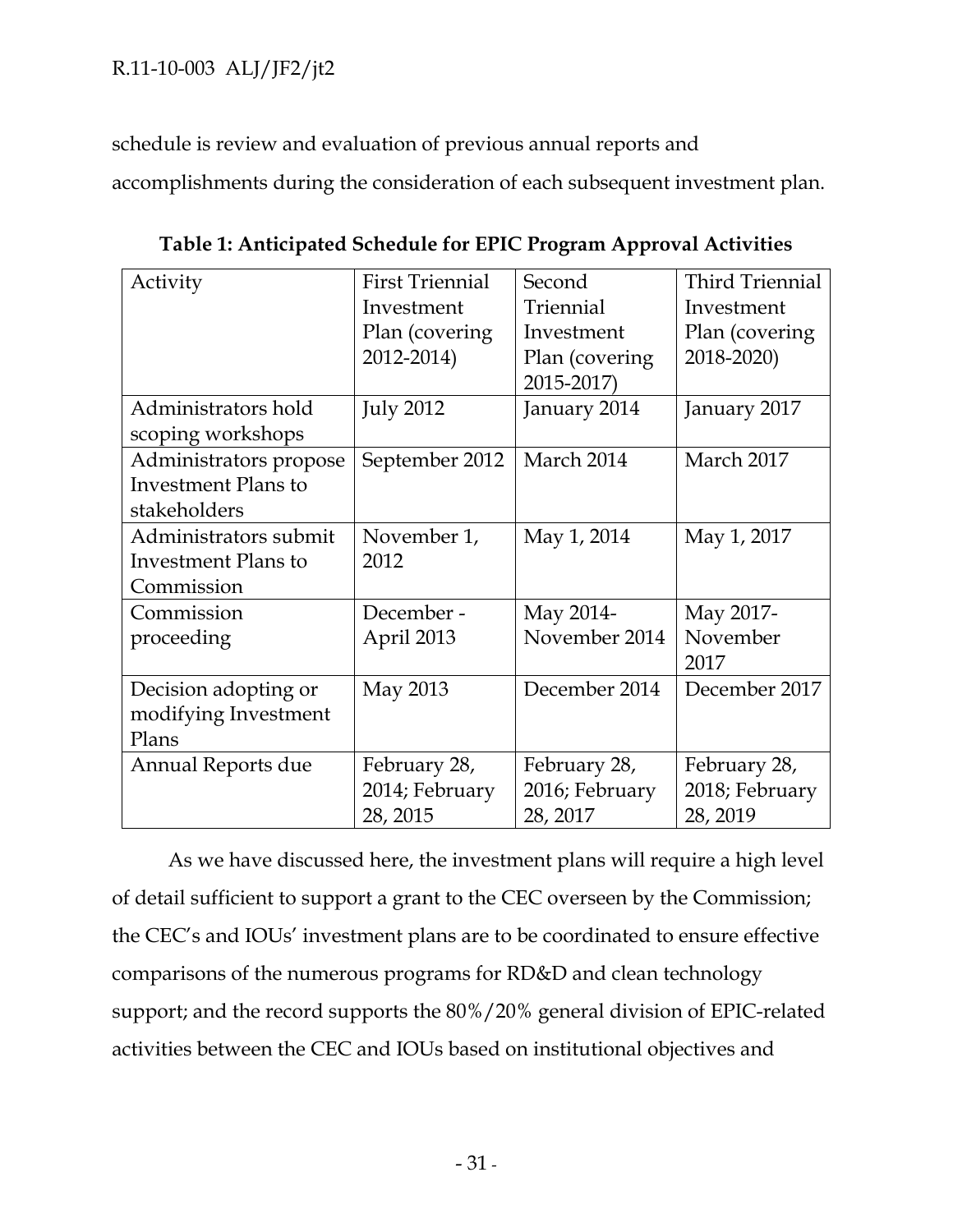schedule is review and evaluation of previous annual reports and accomplishments during the consideration of each subsequent investment plan.

**Table 1: Anticipated Schedule for EPIC Program Approval Activities**

| Activity | First Triennial Investment Plan (covering 2012-2014) | Second Triennial Investment Plan (covering 2015-2017) | Third Triennial Investment Plan (covering 2018-2020) |
|---|---|---|---|
| Administrators hold scoping workshops | July 2012 | January 2014 | January 2017 |
| Administrators propose Investment Plans to stakeholders | September 2012 | March 2014 | March 2017 |
| Administrators submit Investment Plans to Commission | November 1, 2012 | May 1, 2014 | May 1, 2017 |
| Commission proceeding | December - April 2013 | May 2014-November 2014 | May 2017-November 2017 |
| Decision adopting or modifying Investment Plans | May 2013 | December 2014 | December 2017 |
| Annual Reports due | February 28, 2014; February 28, 2015 | February 28, 2016; February 28, 2017 | February 28, 2018; February 28, 2019 |

As we have discussed here, the investment plans will require a high level of detail sufficient to support a grant to the CEC overseen by the Commission; the CEC's and IOUs' investment plans are to be coordinated to ensure effective comparisons of the numerous programs for RD&D and clean technology support; and the record supports the 80%/20% general division of EPIC-related activities between the CEC and IOUs based on institutional objectives and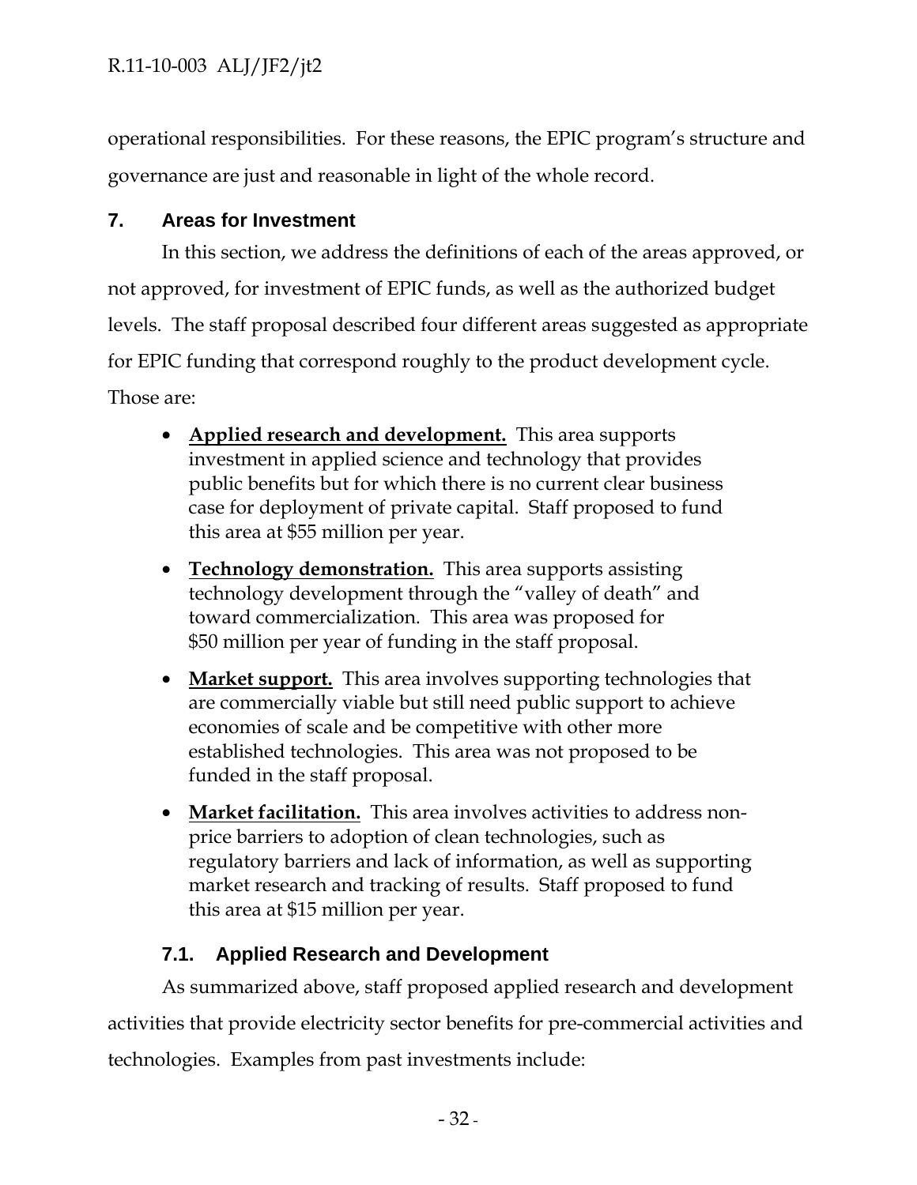operational responsibilities. For these reasons, the EPIC program's structure and governance are just and reasonable in light of the whole record.

## 7. Areas for Investment

In this section, we address the definitions of each of the areas approved, or not approved, for investment of EPIC funds, as well as the authorized budget levels. The staff proposal described four different areas suggested as appropriate for EPIC funding that correspond roughly to the product development cycle. Those are:

- **Applied research and development.** This area supports investment in applied science and technology that provides public benefits but for which there is no current clear business case for deployment of private capital. Staff proposed to fund this area at $55 million per year.
- **Technology demonstration.** This area supports assisting technology development through the "valley of death" and toward commercialization. This area was proposed for $50 million per year of funding in the staff proposal.
- **Market support.** This area involves supporting technologies that are commercially viable but still need public support to achieve economies of scale and be competitive with other more established technologies. This area was not proposed to be funded in the staff proposal.
- **Market facilitation.** This area involves activities to address non-price barriers to adoption of clean technologies, such as regulatory barriers and lack of information, as well as supporting market research and tracking of results. Staff proposed to fund this area at $15 million per year.

### 7.1. Applied Research and Development

As summarized above, staff proposed applied research and development activities that provide electricity sector benefits for pre-commercial activities and technologies. Examples from past investments include: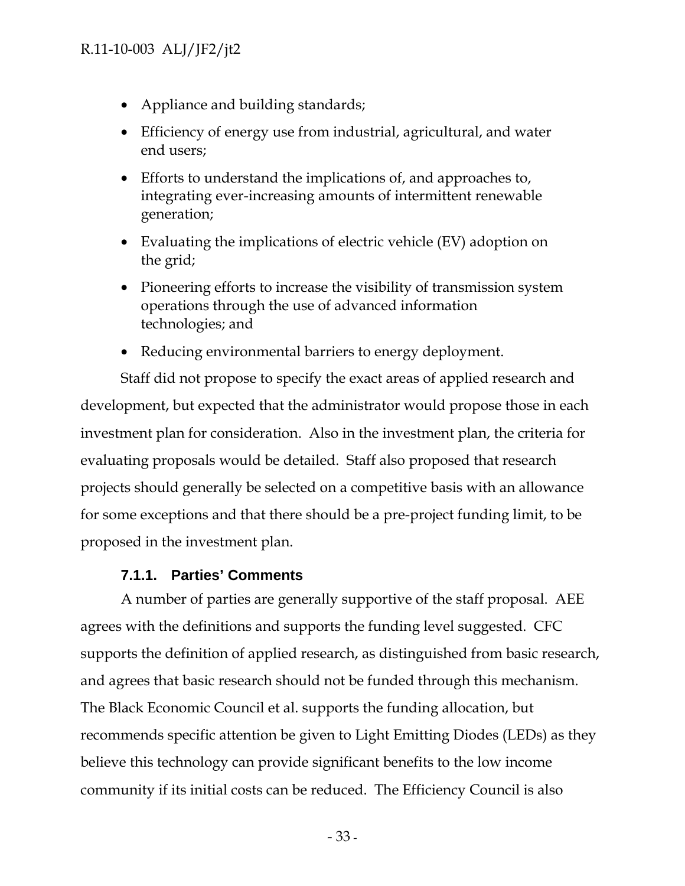- Appliance and building standards;
- Efficiency of energy use from industrial, agricultural, and water end users;
- Efforts to understand the implications of, and approaches to, integrating ever-increasing amounts of intermittent renewable generation;
- Evaluating the implications of electric vehicle (EV) adoption on the grid;
- Pioneering efforts to increase the visibility of transmission system operations through the use of advanced information technologies; and
- Reducing environmental barriers to energy deployment.

Staff did not propose to specify the exact areas of applied research and development, but expected that the administrator would propose those in each investment plan for consideration. Also in the investment plan, the criteria for evaluating proposals would be detailed. Staff also proposed that research projects should generally be selected on a competitive basis with an allowance for some exceptions and that there should be a pre-project funding limit, to be proposed in the investment plan.

#### 7.1.1. Parties' Comments

A number of parties are generally supportive of the staff proposal. AEE agrees with the definitions and supports the funding level suggested. CFC supports the definition of applied research, as distinguished from basic research, and agrees that basic research should not be funded through this mechanism. The Black Economic Council et al. supports the funding allocation, but recommends specific attention be given to Light Emitting Diodes (LEDs) as they believe this technology can provide significant benefits to the low income community if its initial costs can be reduced. The Efficiency Council is also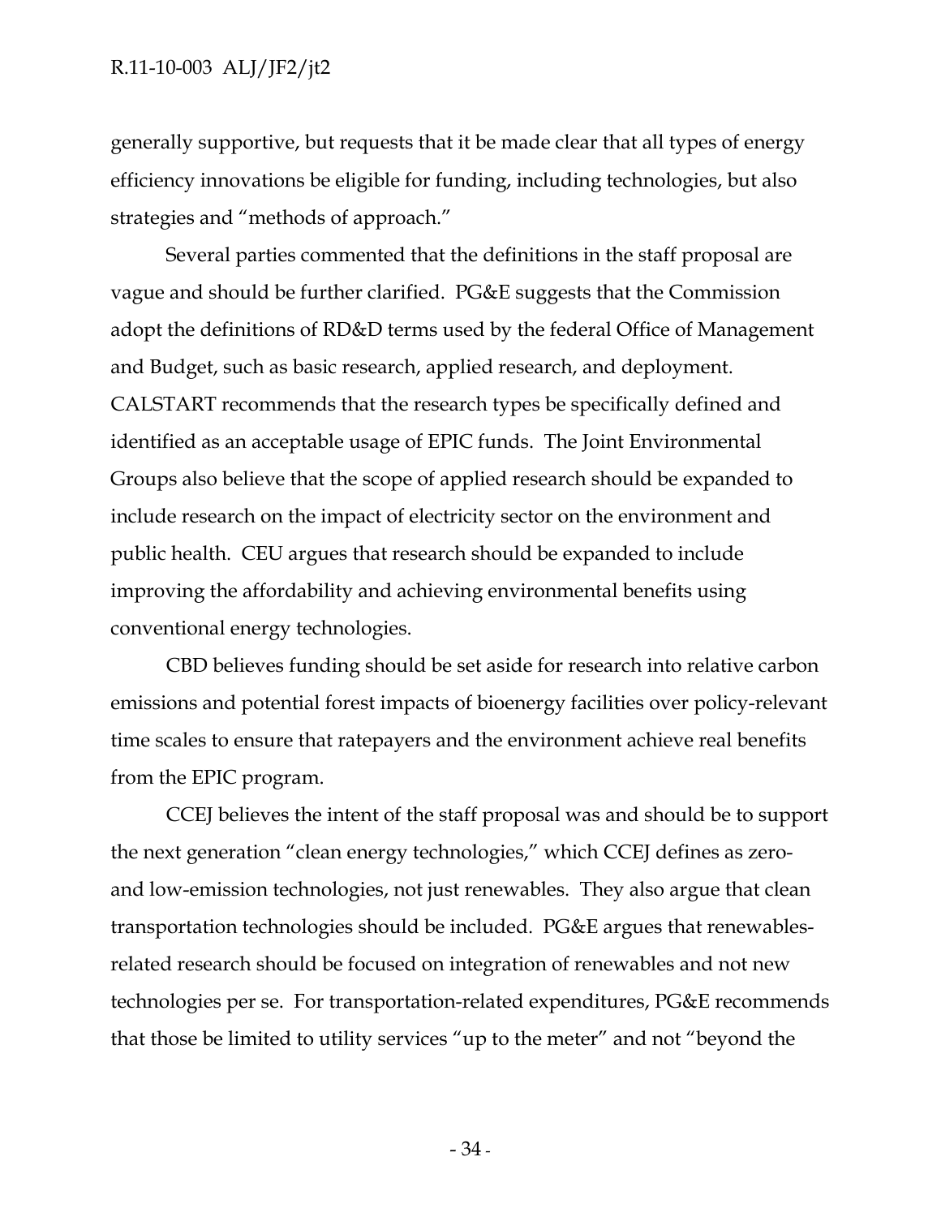generally supportive, but requests that it be made clear that all types of energy efficiency innovations be eligible for funding, including technologies, but also strategies and "methods of approach."

Several parties commented that the definitions in the staff proposal are vague and should be further clarified. PG&E suggests that the Commission adopt the definitions of RD&D terms used by the federal Office of Management and Budget, such as basic research, applied research, and deployment. CALSTART recommends that the research types be specifically defined and identified as an acceptable usage of EPIC funds. The Joint Environmental Groups also believe that the scope of applied research should be expanded to include research on the impact of electricity sector on the environment and public health. CEU argues that research should be expanded to include improving the affordability and achieving environmental benefits using conventional energy technologies.

CBD believes funding should be set aside for research into relative carbon emissions and potential forest impacts of bioenergy facilities over policy-relevant time scales to ensure that ratepayers and the environment achieve real benefits from the EPIC program.

CCEJ believes the intent of the staff proposal was and should be to support the next generation "clean energy technologies," which CCEJ defines as zero- and low-emission technologies, not just renewables. They also argue that clean transportation technologies should be included. PG&E argues that renewables-related research should be focused on integration of renewables and not new technologies per se. For transportation-related expenditures, PG&E recommends that those be limited to utility services "up to the meter" and not "beyond the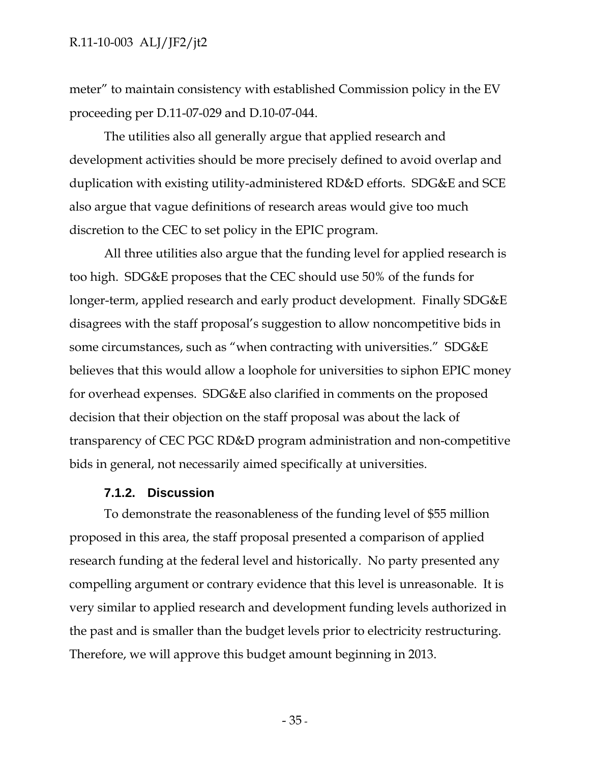meter" to maintain consistency with established Commission policy in the EV proceeding per D.11-07-029 and D.10-07-044.

The utilities also all generally argue that applied research and development activities should be more precisely defined to avoid overlap and duplication with existing utility-administered RD&D efforts. SDG&E and SCE also argue that vague definitions of research areas would give too much discretion to the CEC to set policy in the EPIC program.

All three utilities also argue that the funding level for applied research is too high. SDG&E proposes that the CEC should use 50% of the funds for longer-term, applied research and early product development. Finally SDG&E disagrees with the staff proposal's suggestion to allow noncompetitive bids in some circumstances, such as "when contracting with universities." SDG&E believes that this would allow a loophole for universities to siphon EPIC money for overhead expenses. SDG&E also clarified in comments on the proposed decision that their objection on the staff proposal was about the lack of transparency of CEC PGC RD&D program administration and non-competitive bids in general, not necessarily aimed specifically at universities.

#### 7.1.2. Discussion

To demonstrate the reasonableness of the funding level of $55 million proposed in this area, the staff proposal presented a comparison of applied research funding at the federal level and historically. No party presented any compelling argument or contrary evidence that this level is unreasonable. It is very similar to applied research and development funding levels authorized in the past and is smaller than the budget levels prior to electricity restructuring. Therefore, we will approve this budget amount beginning in 2013.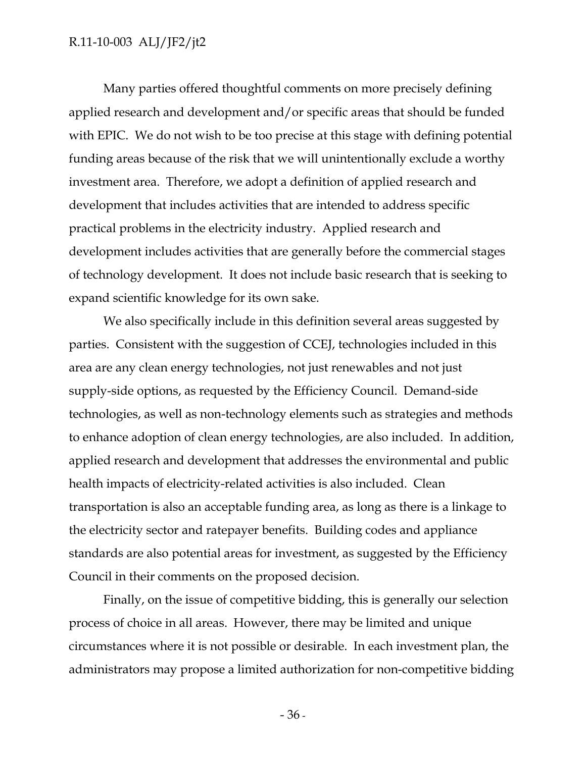Many parties offered thoughtful comments on more precisely defining applied research and development and/or specific areas that should be funded with EPIC. We do not wish to be too precise at this stage with defining potential funding areas because of the risk that we will unintentionally exclude a worthy investment area. Therefore, we adopt a definition of applied research and development that includes activities that are intended to address specific practical problems in the electricity industry. Applied research and development includes activities that are generally before the commercial stages of technology development. It does not include basic research that is seeking to expand scientific knowledge for its own sake.

We also specifically include in this definition several areas suggested by parties. Consistent with the suggestion of CCEJ, technologies included in this area are any clean energy technologies, not just renewables and not just supply-side options, as requested by the Efficiency Council. Demand-side technologies, as well as non-technology elements such as strategies and methods to enhance adoption of clean energy technologies, are also included. In addition, applied research and development that addresses the environmental and public health impacts of electricity-related activities is also included. Clean transportation is also an acceptable funding area, as long as there is a linkage to the electricity sector and ratepayer benefits. Building codes and appliance standards are also potential areas for investment, as suggested by the Efficiency Council in their comments on the proposed decision.

Finally, on the issue of competitive bidding, this is generally our selection process of choice in all areas. However, there may be limited and unique circumstances where it is not possible or desirable. In each investment plan, the administrators may propose a limited authorization for non-competitive bidding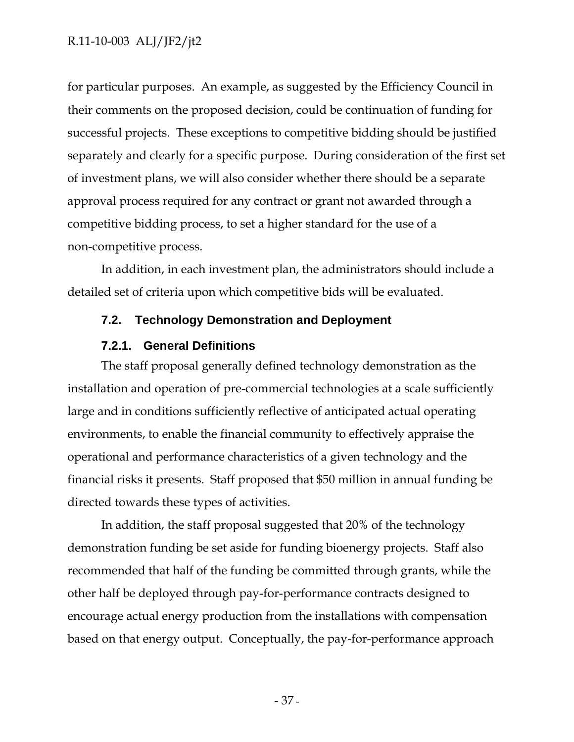for particular purposes. An example, as suggested by the Efficiency Council in their comments on the proposed decision, could be continuation of funding for successful projects. These exceptions to competitive bidding should be justified separately and clearly for a specific purpose. During consideration of the first set of investment plans, we will also consider whether there should be a separate approval process required for any contract or grant not awarded through a competitive bidding process, to set a higher standard for the use of a non-competitive process.

In addition, in each investment plan, the administrators should include a detailed set of criteria upon which competitive bids will be evaluated.

## 7.2. Technology Demonstration and Deployment

### 7.2.1. General Definitions

The staff proposal generally defined technology demonstration as the installation and operation of pre-commercial technologies at a scale sufficiently large and in conditions sufficiently reflective of anticipated actual operating environments, to enable the financial community to effectively appraise the operational and performance characteristics of a given technology and the financial risks it presents. Staff proposed that $50 million in annual funding be directed towards these types of activities.

In addition, the staff proposal suggested that 20% of the technology demonstration funding be set aside for funding bioenergy projects. Staff also recommended that half of the funding be committed through grants, while the other half be deployed through pay-for-performance contracts designed to encourage actual energy production from the installations with compensation based on that energy output. Conceptually, the pay-for-performance approach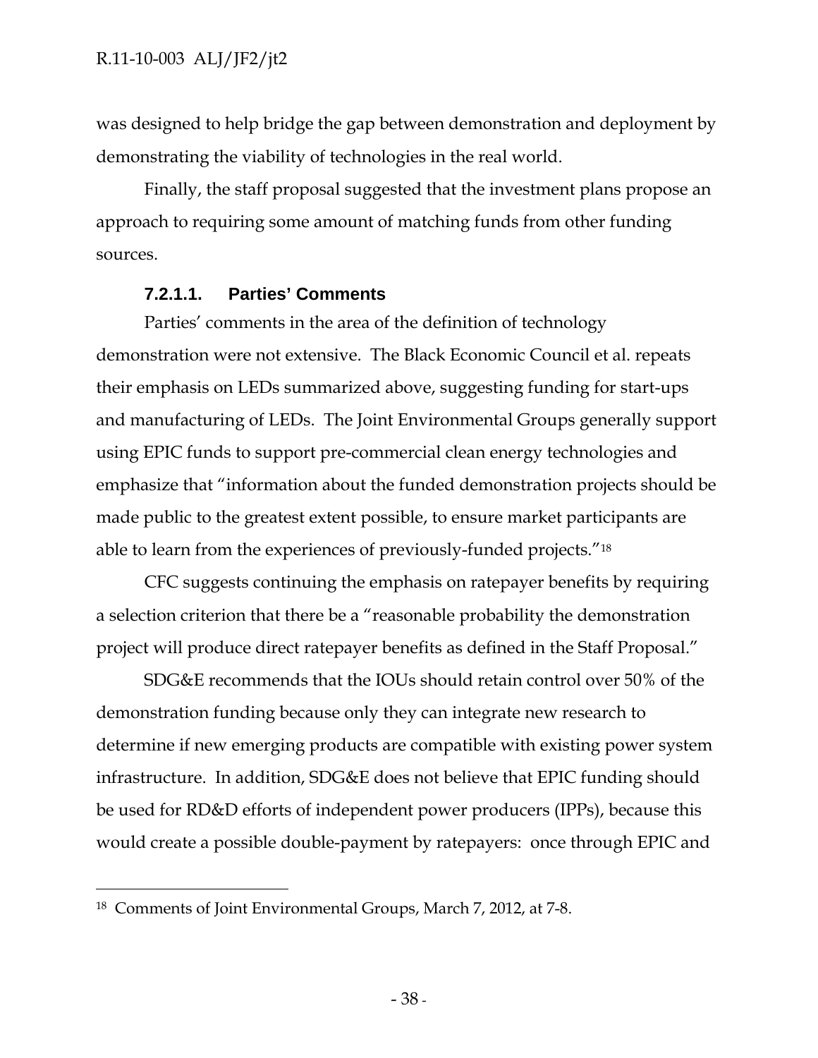was designed to help bridge the gap between demonstration and deployment by demonstrating the viability of technologies in the real world.

Finally, the staff proposal suggested that the investment plans propose an approach to requiring some amount of matching funds from other funding sources.

#### 7.2.1.1. Parties' Comments

Parties' comments in the area of the definition of technology demonstration were not extensive. The Black Economic Council et al. repeats their emphasis on LEDs summarized above, suggesting funding for start-ups and manufacturing of LEDs. The Joint Environmental Groups generally support using EPIC funds to support pre-commercial clean energy technologies and emphasize that "information about the funded demonstration projects should be made public to the greatest extent possible, to ensure market participants are able to learn from the experiences of previously-funded projects."[18]

CFC suggests continuing the emphasis on ratepayer benefits by requiring a selection criterion that there be a "reasonable probability the demonstration project will produce direct ratepayer benefits as defined in the Staff Proposal."

SDG&E recommends that the IOUs should retain control over 50% of the demonstration funding because only they can integrate new research to determine if new emerging products are compatible with existing power system infrastructure. In addition, SDG&E does not believe that EPIC funding should be used for RD&D efforts of independent power producers (IPPs), because this would create a possible double-payment by ratepayers: once through EPIC and

---

[18] Comments of Joint Environmental Groups, March 7, 2012, at 7-8.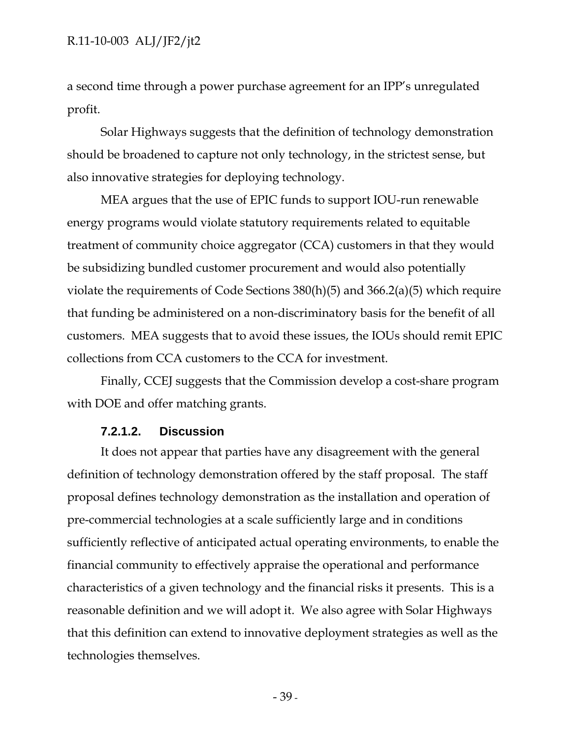a second time through a power purchase agreement for an IPP's unregulated profit.

Solar Highways suggests that the definition of technology demonstration should be broadened to capture not only technology, in the strictest sense, but also innovative strategies for deploying technology.

MEA argues that the use of EPIC funds to support IOU-run renewable energy programs would violate statutory requirements related to equitable treatment of community choice aggregator (CCA) customers in that they would be subsidizing bundled customer procurement and would also potentially violate the requirements of Code Sections 380(h)(5) and 366.2(a)(5) which require that funding be administered on a non-discriminatory basis for the benefit of all customers. MEA suggests that to avoid these issues, the IOUs should remit EPIC collections from CCA customers to the CCA for investment.

Finally, CCEJ suggests that the Commission develop a cost-share program with DOE and offer matching grants.

#### 7.2.1.2. Discussion

It does not appear that parties have any disagreement with the general definition of technology demonstration offered by the staff proposal. The staff proposal defines technology demonstration as the installation and operation of pre-commercial technologies at a scale sufficiently large and in conditions sufficiently reflective of anticipated actual operating environments, to enable the financial community to effectively appraise the operational and performance characteristics of a given technology and the financial risks it presents. This is a reasonable definition and we will adopt it. We also agree with Solar Highways that this definition can extend to innovative deployment strategies as well as the technologies themselves.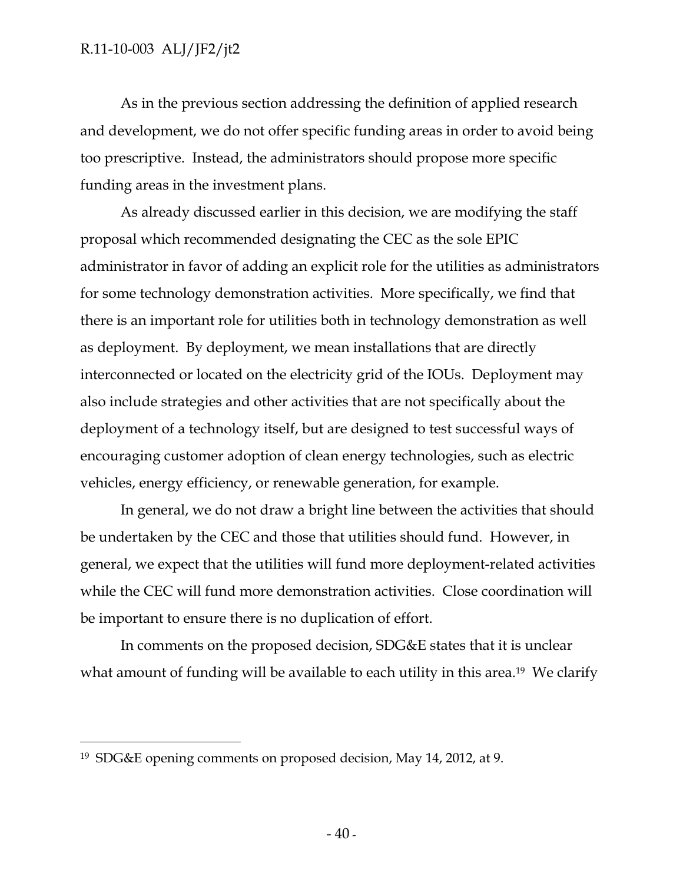As in the previous section addressing the definition of applied research and development, we do not offer specific funding areas in order to avoid being too prescriptive. Instead, the administrators should propose more specific funding areas in the investment plans.

As already discussed earlier in this decision, we are modifying the staff proposal which recommended designating the CEC as the sole EPIC administrator in favor of adding an explicit role for the utilities as administrators for some technology demonstration activities. More specifically, we find that there is an important role for utilities both in technology demonstration as well as deployment. By deployment, we mean installations that are directly interconnected or located on the electricity grid of the IOUs. Deployment may also include strategies and other activities that are not specifically about the deployment of a technology itself, but are designed to test successful ways of encouraging customer adoption of clean energy technologies, such as electric vehicles, energy efficiency, or renewable generation, for example.

In general, we do not draw a bright line between the activities that should be undertaken by the CEC and those that utilities should fund. However, in general, we expect that the utilities will fund more deployment-related activities while the CEC will fund more demonstration activities. Close coordination will be important to ensure there is no duplication of effort.

In comments on the proposed decision, SDG&E states that it is unclear what amount of funding will be available to each utility in this area.[19] We clarify

---

[19] SDG&E opening comments on proposed decision, May 14, 2012, at 9.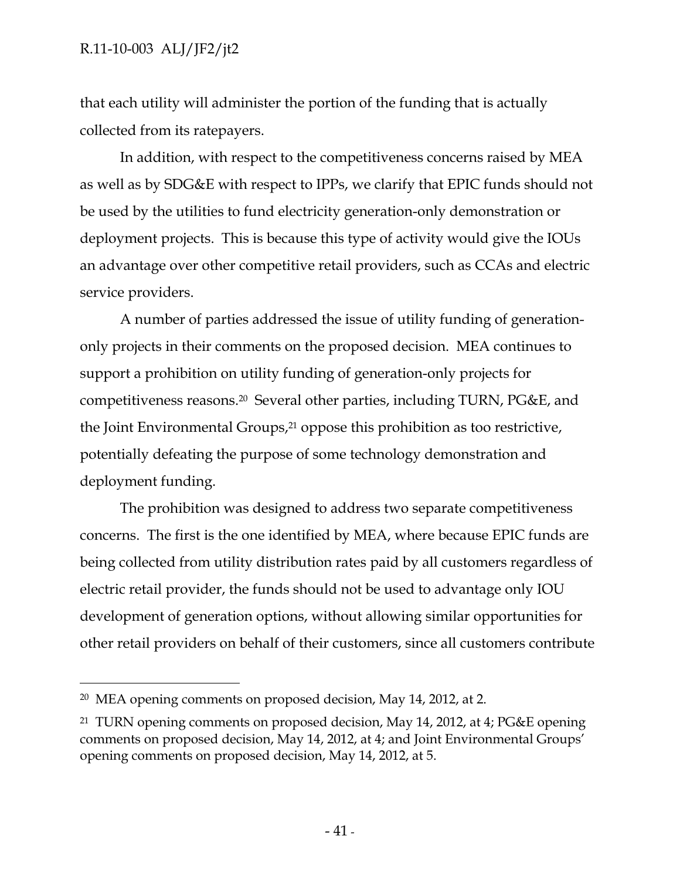that each utility will administer the portion of the funding that is actually collected from its ratepayers.

In addition, with respect to the competitiveness concerns raised by MEA as well as by SDG&E with respect to IPPs, we clarify that EPIC funds should not be used by the utilities to fund electricity generation-only demonstration or deployment projects. This is because this type of activity would give the IOUs an advantage over other competitive retail providers, such as CCAs and electric service providers.

A number of parties addressed the issue of utility funding of generation-only projects in their comments on the proposed decision. MEA continues to support a prohibition on utility funding of generation-only projects for competitiveness reasons.[20] Several other parties, including TURN, PG&E, and the Joint Environmental Groups,[21] oppose this prohibition as too restrictive, potentially defeating the purpose of some technology demonstration and deployment funding.

The prohibition was designed to address two separate competitiveness concerns. The first is the one identified by MEA, where because EPIC funds are being collected from utility distribution rates paid by all customers regardless of electric retail provider, the funds should not be used to advantage only IOU development of generation options, without allowing similar opportunities for other retail providers on behalf of their customers, since all customers contribute

---

[20] MEA opening comments on proposed decision, May 14, 2012, at 2.

[21] TURN opening comments on proposed decision, May 14, 2012, at 4; PG&E opening comments on proposed decision, May 14, 2012, at 4; and Joint Environmental Groups' opening comments on proposed decision, May 14, 2012, at 5.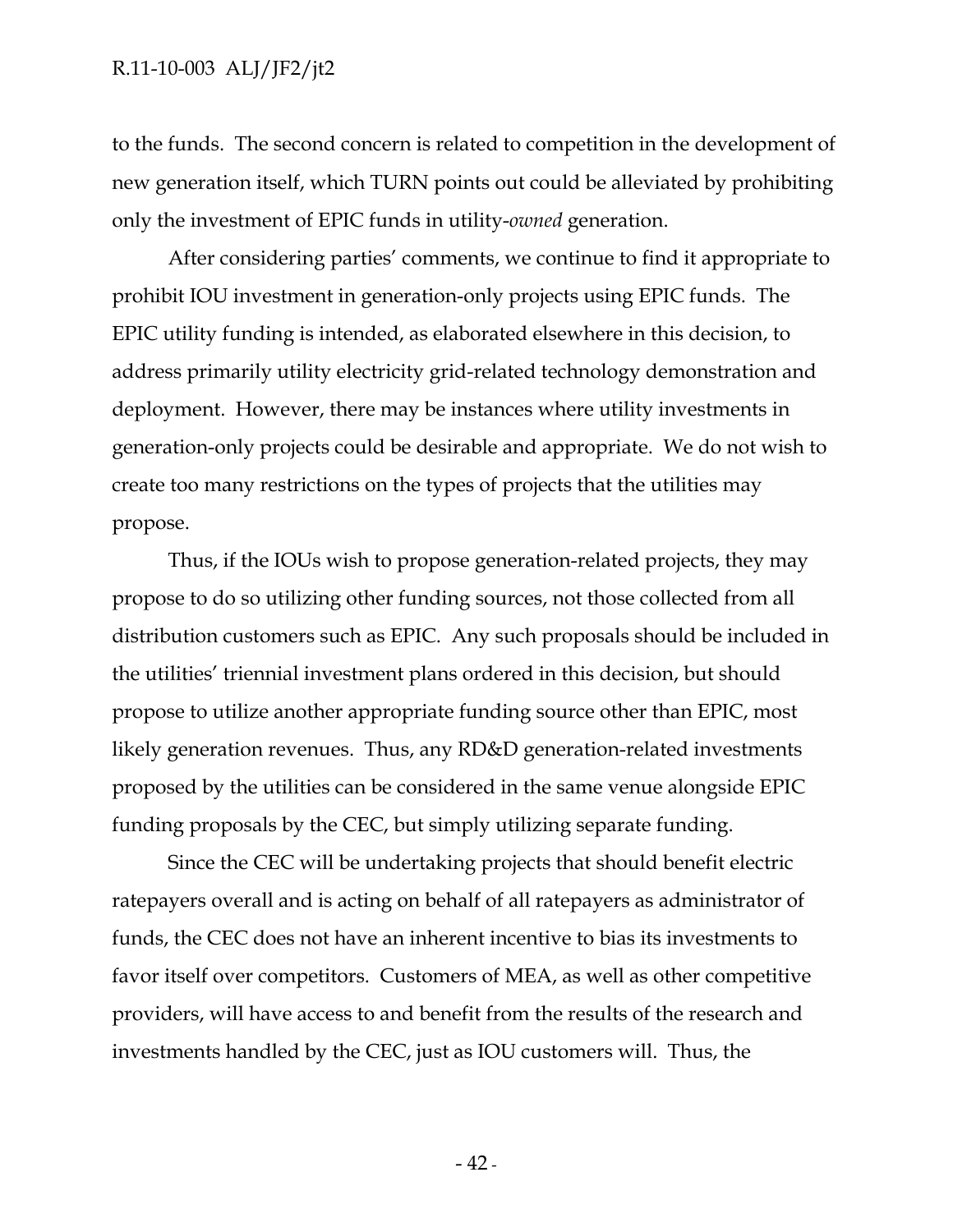to the funds. The second concern is related to competition in the development of new generation itself, which TURN points out could be alleviated by prohibiting only the investment of EPIC funds in utility-*owned* generation.

After considering parties' comments, we continue to find it appropriate to prohibit IOU investment in generation-only projects using EPIC funds. The EPIC utility funding is intended, as elaborated elsewhere in this decision, to address primarily utility electricity grid-related technology demonstration and deployment. However, there may be instances where utility investments in generation-only projects could be desirable and appropriate. We do not wish to create too many restrictions on the types of projects that the utilities may propose.

Thus, if the IOUs wish to propose generation-related projects, they may propose to do so utilizing other funding sources, not those collected from all distribution customers such as EPIC. Any such proposals should be included in the utilities' triennial investment plans ordered in this decision, but should propose to utilize another appropriate funding source other than EPIC, most likely generation revenues. Thus, any RD&D generation-related investments proposed by the utilities can be considered in the same venue alongside EPIC funding proposals by the CEC, but simply utilizing separate funding.

Since the CEC will be undertaking projects that should benefit electric ratepayers overall and is acting on behalf of all ratepayers as administrator of funds, the CEC does not have an inherent incentive to bias its investments to favor itself over competitors. Customers of MEA, as well as other competitive providers, will have access to and benefit from the results of the research and investments handled by the CEC, just as IOU customers will. Thus, the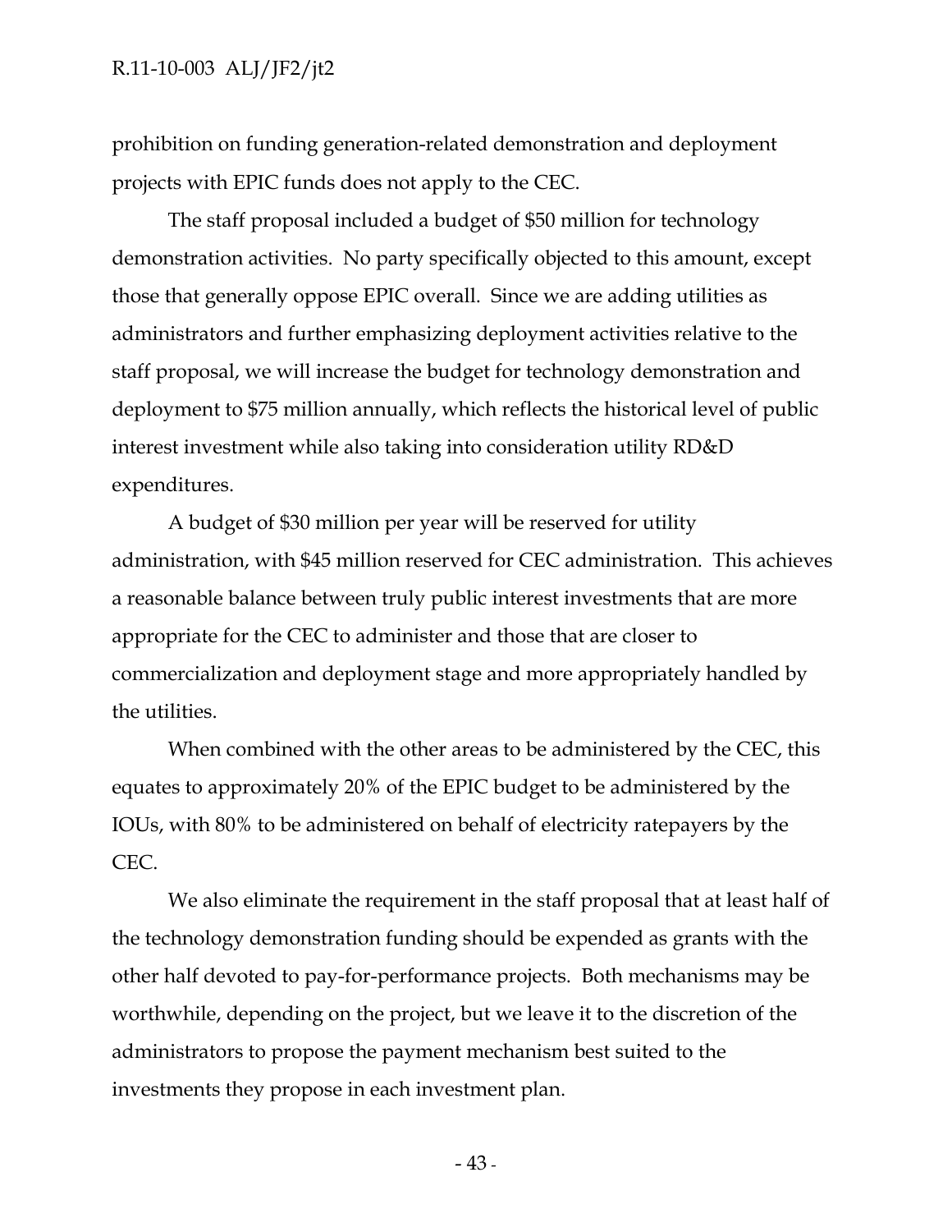prohibition on funding generation-related demonstration and deployment projects with EPIC funds does not apply to the CEC.

The staff proposal included a budget of $50 million for technology demonstration activities. No party specifically objected to this amount, except those that generally oppose EPIC overall. Since we are adding utilities as administrators and further emphasizing deployment activities relative to the staff proposal, we will increase the budget for technology demonstration and deployment to $75 million annually, which reflects the historical level of public interest investment while also taking into consideration utility RD&D expenditures.

A budget of $30 million per year will be reserved for utility administration, with $45 million reserved for CEC administration. This achieves a reasonable balance between truly public interest investments that are more appropriate for the CEC to administer and those that are closer to commercialization and deployment stage and more appropriately handled by the utilities.

When combined with the other areas to be administered by the CEC, this equates to approximately 20% of the EPIC budget to be administered by the IOUs, with 80% to be administered on behalf of electricity ratepayers by the CEC.

We also eliminate the requirement in the staff proposal that at least half of the technology demonstration funding should be expended as grants with the other half devoted to pay-for-performance projects. Both mechanisms may be worthwhile, depending on the project, but we leave it to the discretion of the administrators to propose the payment mechanism best suited to the investments they propose in each investment plan.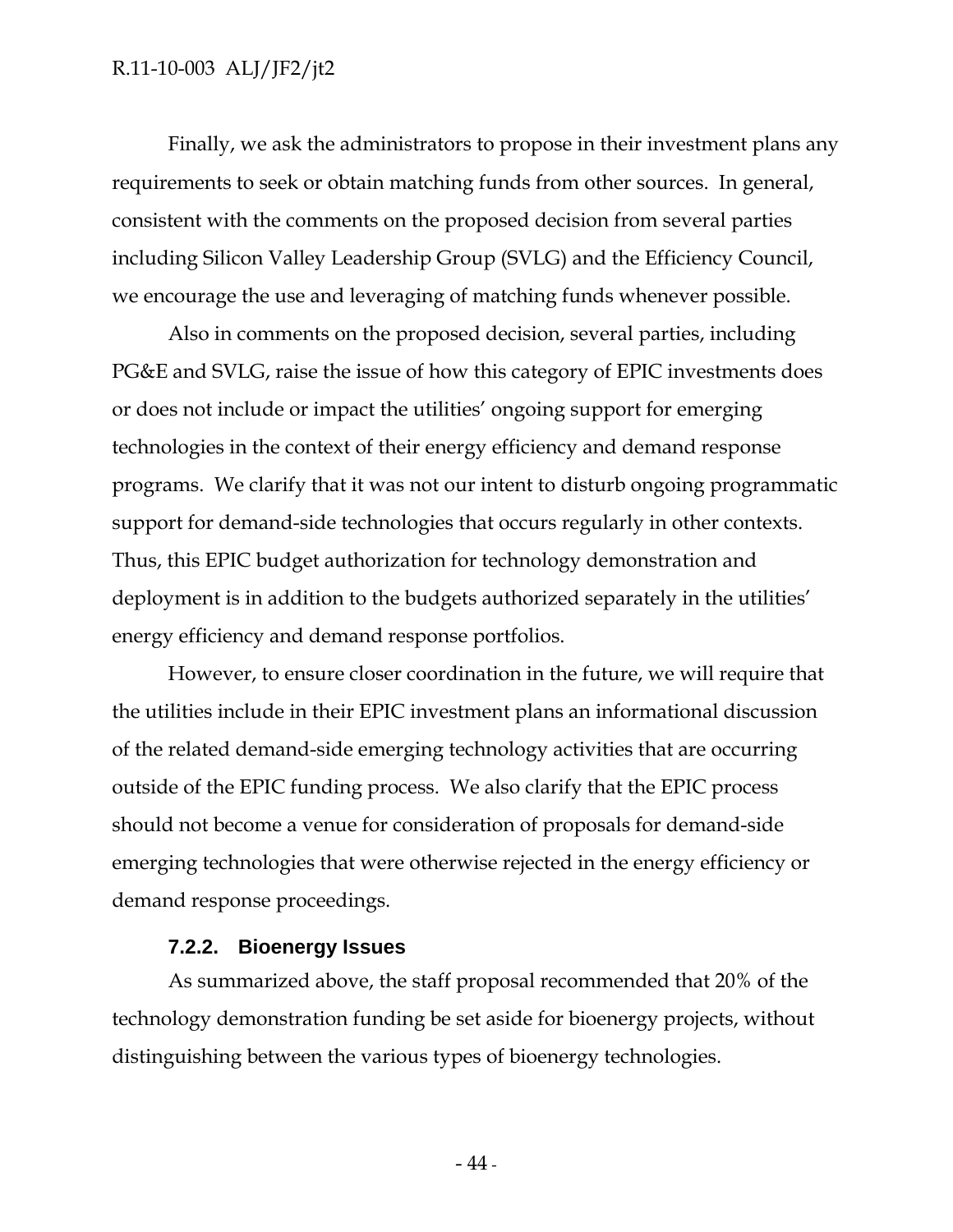Finally, we ask the administrators to propose in their investment plans any requirements to seek or obtain matching funds from other sources. In general, consistent with the comments on the proposed decision from several parties including Silicon Valley Leadership Group (SVLG) and the Efficiency Council, we encourage the use and leveraging of matching funds whenever possible.

Also in comments on the proposed decision, several parties, including PG&E and SVLG, raise the issue of how this category of EPIC investments does or does not include or impact the utilities' ongoing support for emerging technologies in the context of their energy efficiency and demand response programs. We clarify that it was not our intent to disturb ongoing programmatic support for demand-side technologies that occurs regularly in other contexts. Thus, this EPIC budget authorization for technology demonstration and deployment is in addition to the budgets authorized separately in the utilities' energy efficiency and demand response portfolios.

However, to ensure closer coordination in the future, we will require that the utilities include in their EPIC investment plans an informational discussion of the related demand-side emerging technology activities that are occurring outside of the EPIC funding process. We also clarify that the EPIC process should not become a venue for consideration of proposals for demand-side emerging technologies that were otherwise rejected in the energy efficiency or demand response proceedings.

#### 7.2.2. Bioenergy Issues

As summarized above, the staff proposal recommended that 20% of the technology demonstration funding be set aside for bioenergy projects, without distinguishing between the various types of bioenergy technologies.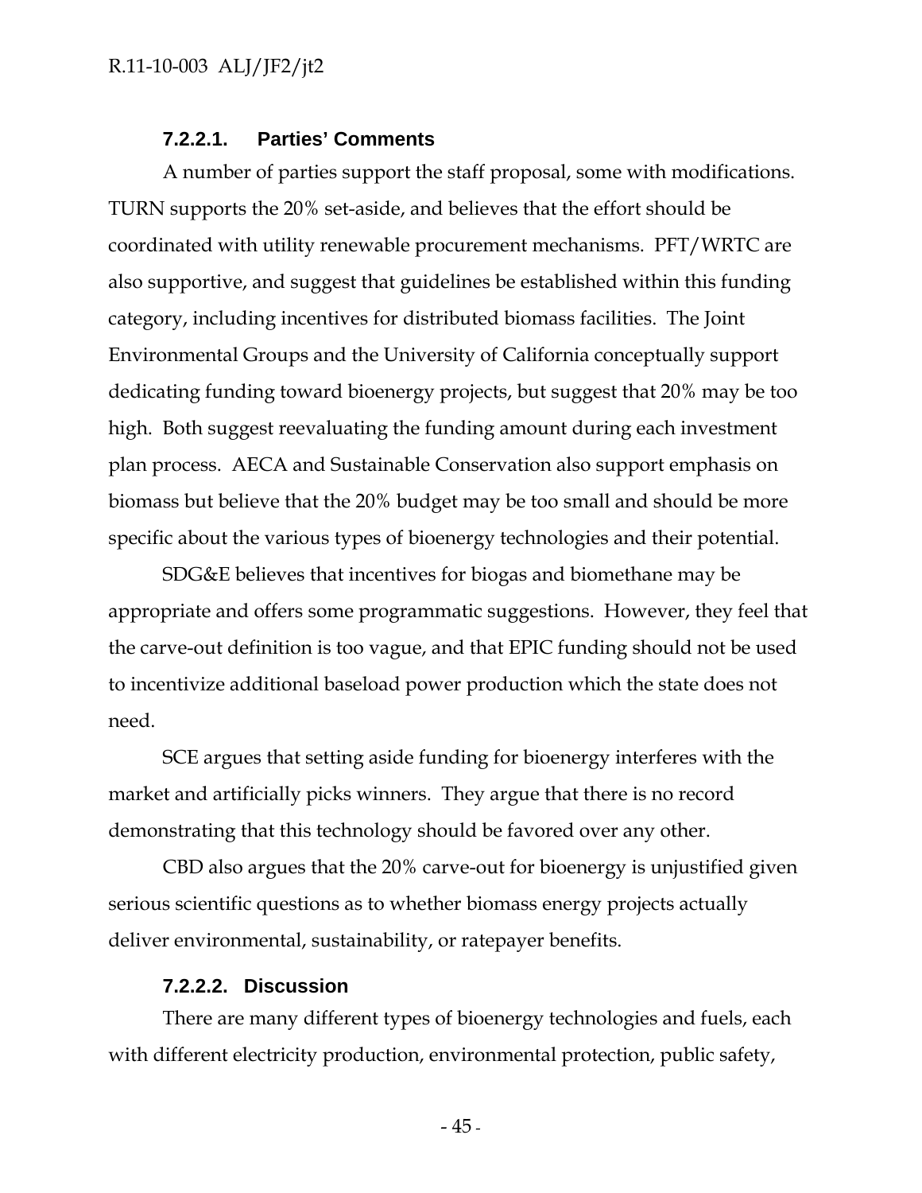#### 7.2.2.1. Parties' Comments

A number of parties support the staff proposal, some with modifications. TURN supports the 20% set-aside, and believes that the effort should be coordinated with utility renewable procurement mechanisms. PFT/WRTC are also supportive, and suggest that guidelines be established within this funding category, including incentives for distributed biomass facilities. The Joint Environmental Groups and the University of California conceptually support dedicating funding toward bioenergy projects, but suggest that 20% may be too high. Both suggest reevaluating the funding amount during each investment plan process. AECA and Sustainable Conservation also support emphasis on biomass but believe that the 20% budget may be too small and should be more specific about the various types of bioenergy technologies and their potential.

SDG&E believes that incentives for biogas and biomethane may be appropriate and offers some programmatic suggestions. However, they feel that the carve-out definition is too vague, and that EPIC funding should not be used to incentivize additional baseload power production which the state does not need.

SCE argues that setting aside funding for bioenergy interferes with the market and artificially picks winners. They argue that there is no record demonstrating that this technology should be favored over any other.

CBD also argues that the 20% carve-out for bioenergy is unjustified given serious scientific questions as to whether biomass energy projects actually deliver environmental, sustainability, or ratepayer benefits.

#### 7.2.2.2. Discussion

There are many different types of bioenergy technologies and fuels, each with different electricity production, environmental protection, public safety,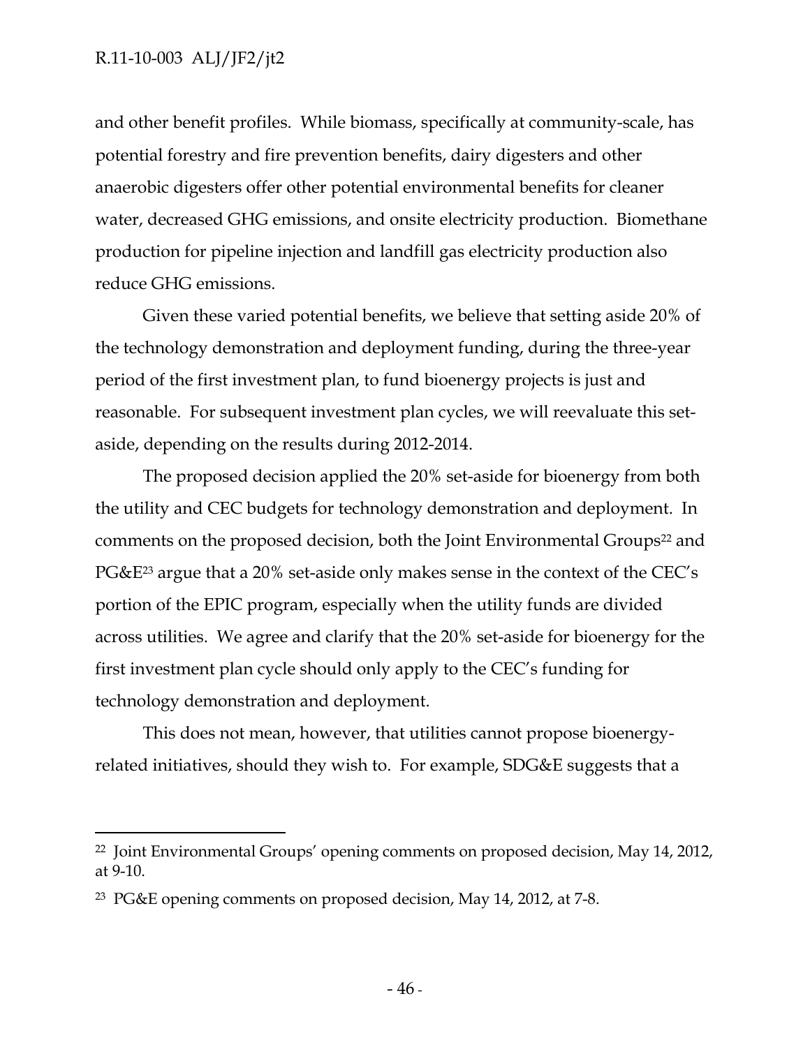and other benefit profiles. While biomass, specifically at community-scale, has potential forestry and fire prevention benefits, dairy digesters and other anaerobic digesters offer other potential environmental benefits for cleaner water, decreased GHG emissions, and onsite electricity production. Biomethane production for pipeline injection and landfill gas electricity production also reduce GHG emissions.

Given these varied potential benefits, we believe that setting aside 20% of the technology demonstration and deployment funding, during the three-year period of the first investment plan, to fund bioenergy projects is just and reasonable. For subsequent investment plan cycles, we will reevaluate this set-aside, depending on the results during 2012-2014.

The proposed decision applied the 20% set-aside for bioenergy from both the utility and CEC budgets for technology demonstration and deployment. In comments on the proposed decision, both the Joint Environmental Groups[22] and PG&E[23] argue that a 20% set-aside only makes sense in the context of the CEC's portion of the EPIC program, especially when the utility funds are divided across utilities. We agree and clarify that the 20% set-aside for bioenergy for the first investment plan cycle should only apply to the CEC's funding for technology demonstration and deployment.

This does not mean, however, that utilities cannot propose bioenergy-related initiatives, should they wish to. For example, SDG&E suggests that a

---

[22] Joint Environmental Groups' opening comments on proposed decision, May 14, 2012, at 9-10.

[23] PG&E opening comments on proposed decision, May 14, 2012, at 7-8.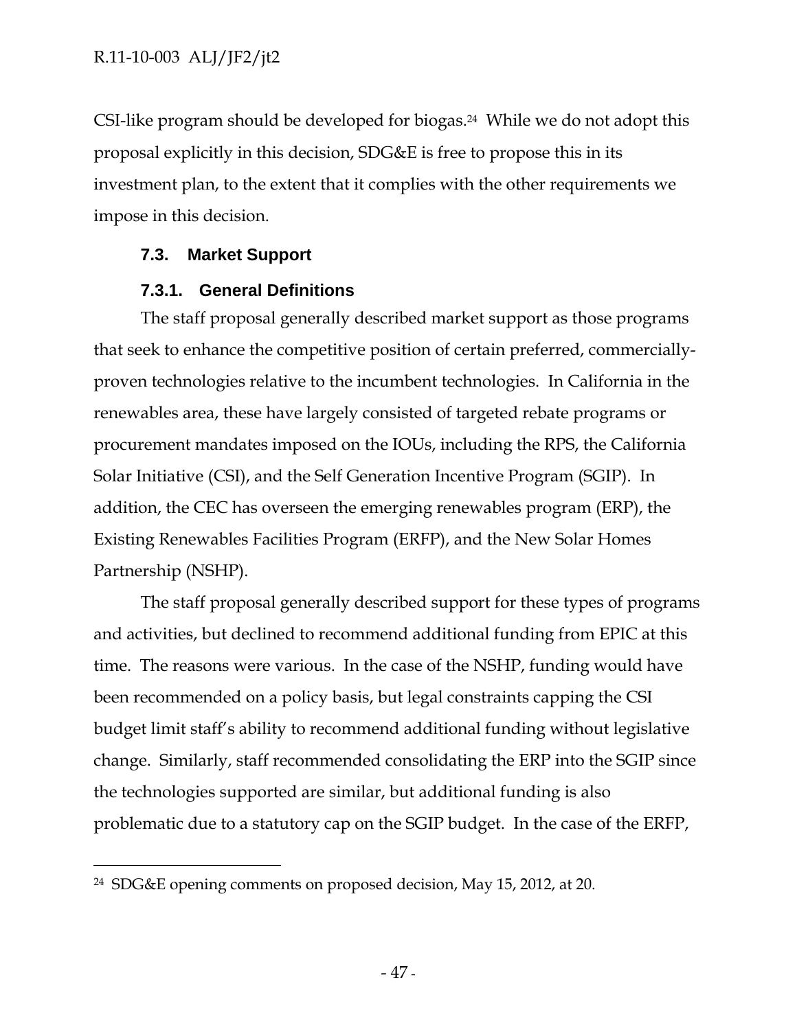CSI-like program should be developed for biogas.[24] While we do not adopt this proposal explicitly in this decision, SDG&E is free to propose this in its investment plan, to the extent that it complies with the other requirements we impose in this decision.

### 7.3. Market Support

#### 7.3.1. General Definitions

The staff proposal generally described market support as those programs that seek to enhance the competitive position of certain preferred, commercially-proven technologies relative to the incumbent technologies. In California in the renewables area, these have largely consisted of targeted rebate programs or procurement mandates imposed on the IOUs, including the RPS, the California Solar Initiative (CSI), and the Self Generation Incentive Program (SGIP). In addition, the CEC has overseen the emerging renewables program (ERP), the Existing Renewables Facilities Program (ERFP), and the New Solar Homes Partnership (NSHP).

The staff proposal generally described support for these types of programs and activities, but declined to recommend additional funding from EPIC at this time. The reasons were various. In the case of the NSHP, funding would have been recommended on a policy basis, but legal constraints capping the CSI budget limit staff's ability to recommend additional funding without legislative change. Similarly, staff recommended consolidating the ERP into the SGIP since the technologies supported are similar, but additional funding is also problematic due to a statutory cap on the SGIP budget. In the case of the ERFP,

---

[24] SDG&E opening comments on proposed decision, May 15, 2012, at 20.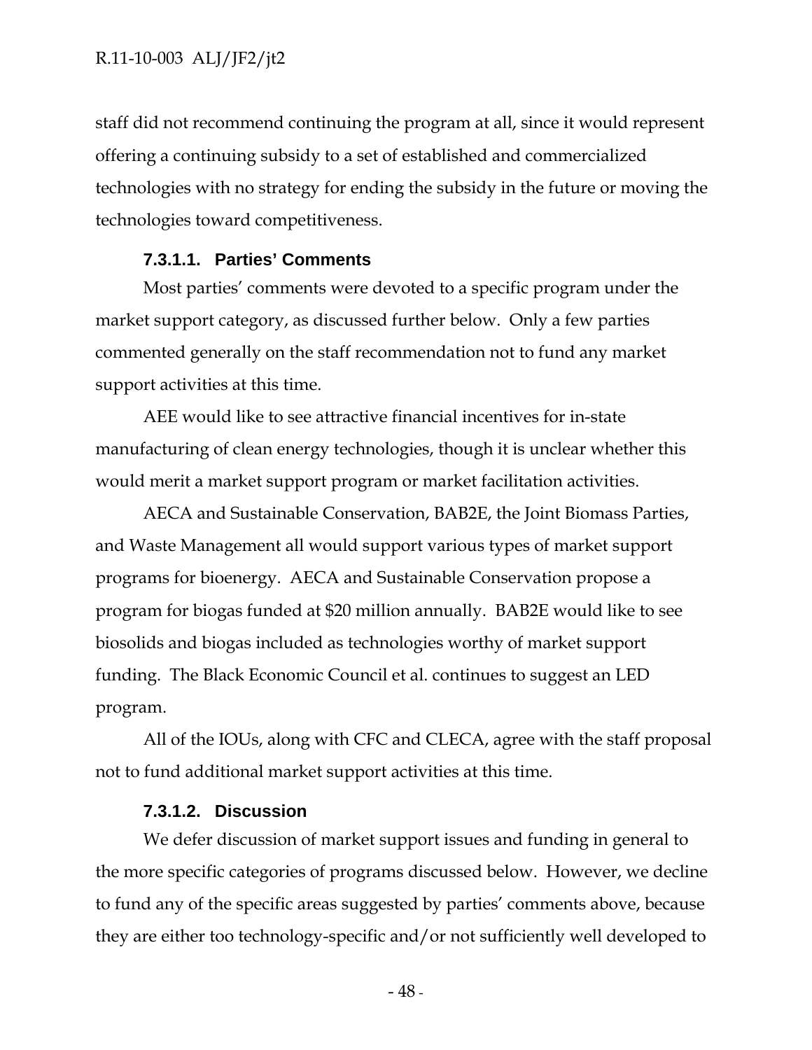staff did not recommend continuing the program at all, since it would represent offering a continuing subsidy to a set of established and commercialized technologies with no strategy for ending the subsidy in the future or moving the technologies toward competitiveness.

#### 7.3.1.1. Parties' Comments

Most parties' comments were devoted to a specific program under the market support category, as discussed further below. Only a few parties commented generally on the staff recommendation not to fund any market support activities at this time.

AEE would like to see attractive financial incentives for in-state manufacturing of clean energy technologies, though it is unclear whether this would merit a market support program or market facilitation activities.

AECA and Sustainable Conservation, BAB2E, the Joint Biomass Parties, and Waste Management all would support various types of market support programs for bioenergy. AECA and Sustainable Conservation propose a program for biogas funded at $20 million annually. BAB2E would like to see biosolids and biogas included as technologies worthy of market support funding. The Black Economic Council et al. continues to suggest an LED program.

All of the IOUs, along with CFC and CLECA, agree with the staff proposal not to fund additional market support activities at this time.

#### 7.3.1.2. Discussion

We defer discussion of market support issues and funding in general to the more specific categories of programs discussed below. However, we decline to fund any of the specific areas suggested by parties' comments above, because they are either too technology-specific and/or not sufficiently well developed to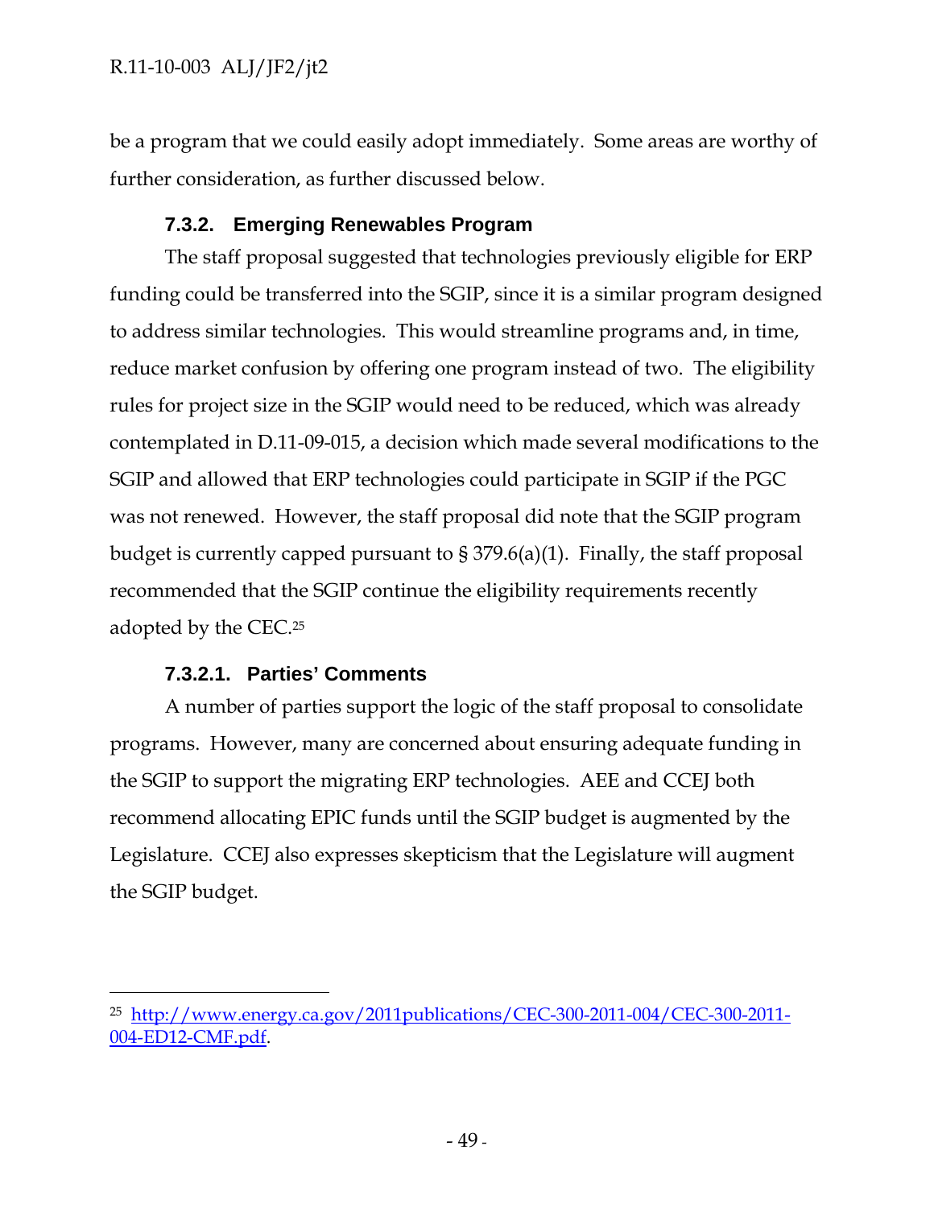be a program that we could easily adopt immediately. Some areas are worthy of further consideration, as further discussed below.

### 7.3.2. Emerging Renewables Program

The staff proposal suggested that technologies previously eligible for ERP funding could be transferred into the SGIP, since it is a similar program designed to address similar technologies. This would streamline programs and, in time, reduce market confusion by offering one program instead of two. The eligibility rules for project size in the SGIP would need to be reduced, which was already contemplated in D.11-09-015, a decision which made several modifications to the SGIP and allowed that ERP technologies could participate in SGIP if the PGC was not renewed. However, the staff proposal did note that the SGIP program budget is currently capped pursuant to § 379.6(a)(1). Finally, the staff proposal recommended that the SGIP continue the eligibility requirements recently adopted by the CEC.[25]

#### 7.3.2.1. Parties' Comments

A number of parties support the logic of the staff proposal to consolidate programs. However, many are concerned about ensuring adequate funding in the SGIP to support the migrating ERP technologies. AEE and CCEJ both recommend allocating EPIC funds until the SGIP budget is augmented by the Legislature. CCEJ also expresses skepticism that the Legislature will augment the SGIP budget.

---

[25] http://www.energy.ca.gov/2011publications/CEC-300-2011-004/CEC-300-2011-004-ED12-CMF.pdf.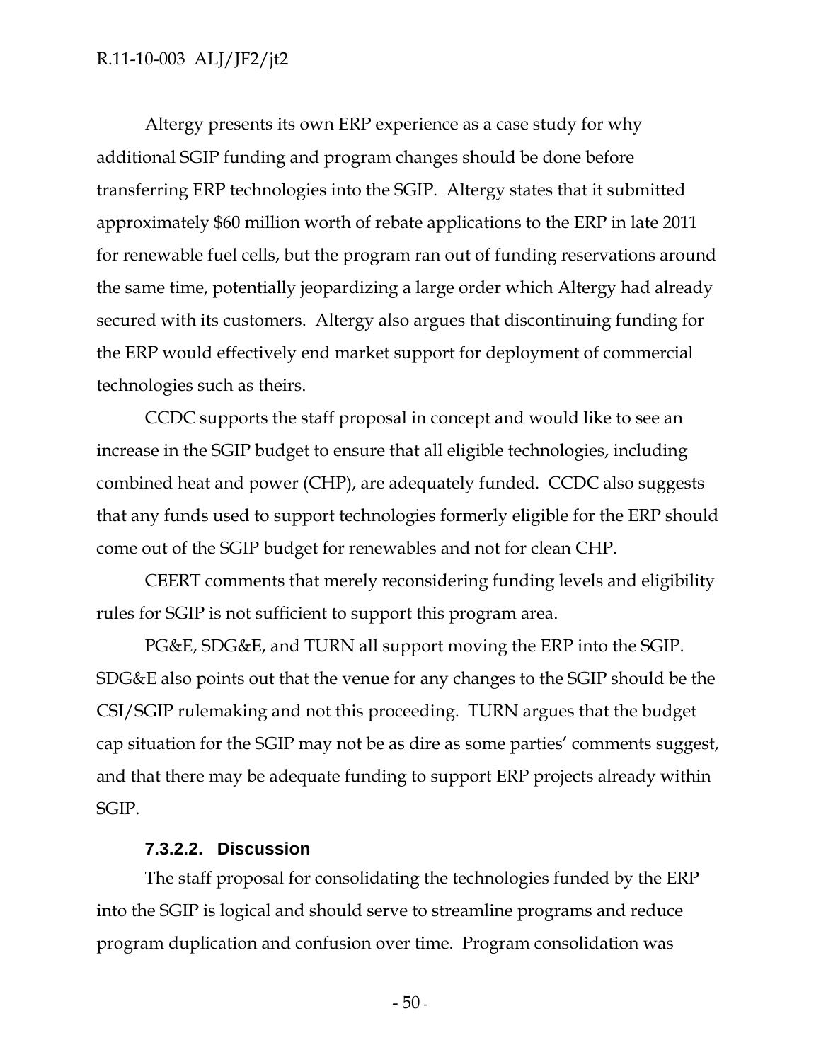Altergy presents its own ERP experience as a case study for why additional SGIP funding and program changes should be done before transferring ERP technologies into the SGIP. Altergy states that it submitted approximately $60 million worth of rebate applications to the ERP in late 2011 for renewable fuel cells, but the program ran out of funding reservations around the same time, potentially jeopardizing a large order which Altergy had already secured with its customers. Altergy also argues that discontinuing funding for the ERP would effectively end market support for deployment of commercial technologies such as theirs.

CCDC supports the staff proposal in concept and would like to see an increase in the SGIP budget to ensure that all eligible technologies, including combined heat and power (CHP), are adequately funded. CCDC also suggests that any funds used to support technologies formerly eligible for the ERP should come out of the SGIP budget for renewables and not for clean CHP.

CEERT comments that merely reconsidering funding levels and eligibility rules for SGIP is not sufficient to support this program area.

PG&E, SDG&E, and TURN all support moving the ERP into the SGIP. SDG&E also points out that the venue for any changes to the SGIP should be the CSI/SGIP rulemaking and not this proceeding. TURN argues that the budget cap situation for the SGIP may not be as dire as some parties' comments suggest, and that there may be adequate funding to support ERP projects already within SGIP.

#### 7.3.2.2. Discussion

The staff proposal for consolidating the technologies funded by the ERP into the SGIP is logical and should serve to streamline programs and reduce program duplication and confusion over time. Program consolidation was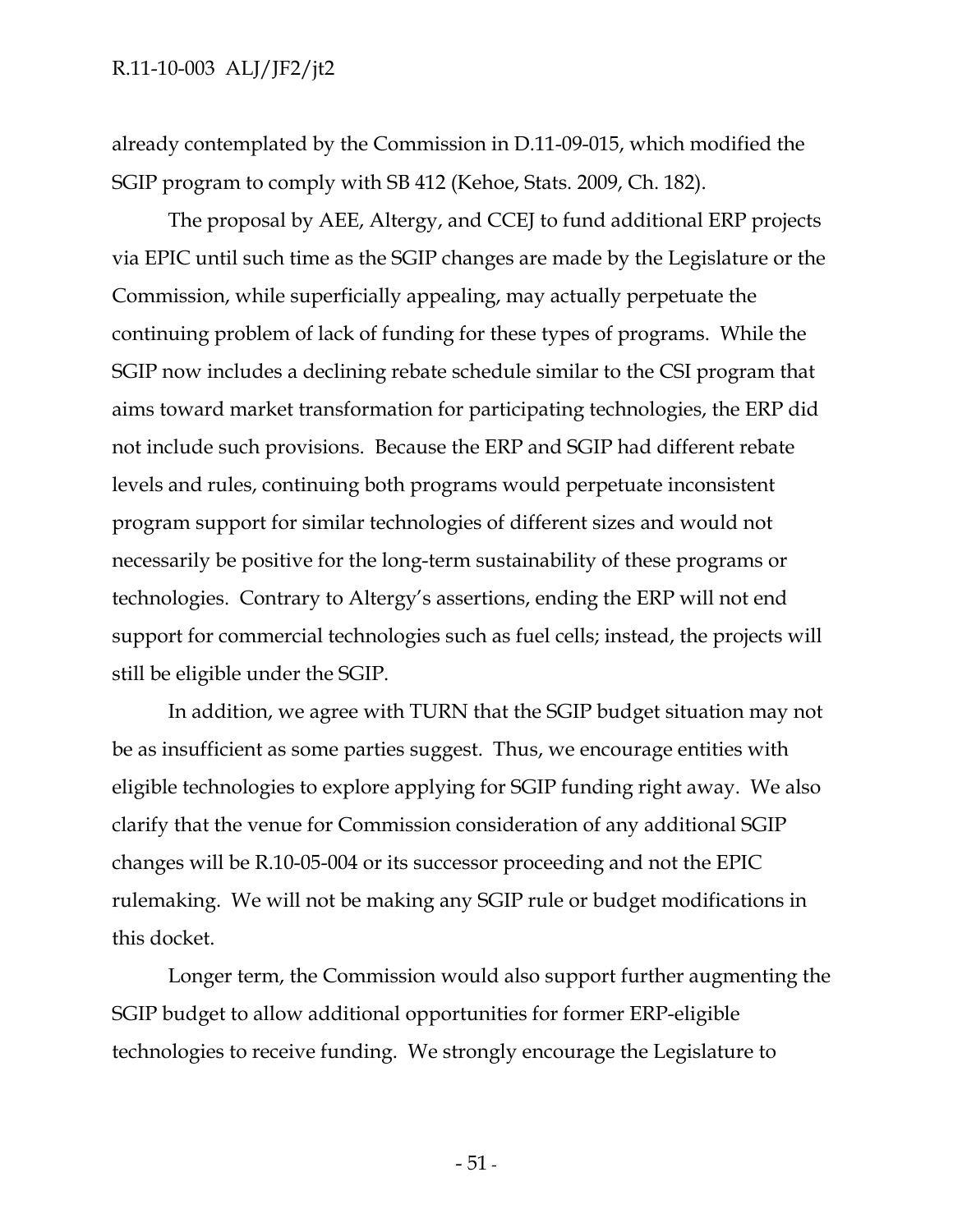already contemplated by the Commission in D.11-09-015, which modified the SGIP program to comply with SB 412 (Kehoe, Stats. 2009, Ch. 182).

The proposal by AEE, Altergy, and CCEJ to fund additional ERP projects via EPIC until such time as the SGIP changes are made by the Legislature or the Commission, while superficially appealing, may actually perpetuate the continuing problem of lack of funding for these types of programs. While the SGIP now includes a declining rebate schedule similar to the CSI program that aims toward market transformation for participating technologies, the ERP did not include such provisions. Because the ERP and SGIP had different rebate levels and rules, continuing both programs would perpetuate inconsistent program support for similar technologies of different sizes and would not necessarily be positive for the long-term sustainability of these programs or technologies. Contrary to Altergy's assertions, ending the ERP will not end support for commercial technologies such as fuel cells; instead, the projects will still be eligible under the SGIP.

In addition, we agree with TURN that the SGIP budget situation may not be as insufficient as some parties suggest. Thus, we encourage entities with eligible technologies to explore applying for SGIP funding right away. We also clarify that the venue for Commission consideration of any additional SGIP changes will be R.10-05-004 or its successor proceeding and not the EPIC rulemaking. We will not be making any SGIP rule or budget modifications in this docket.

Longer term, the Commission would also support further augmenting the SGIP budget to allow additional opportunities for former ERP-eligible technologies to receive funding. We strongly encourage the Legislature to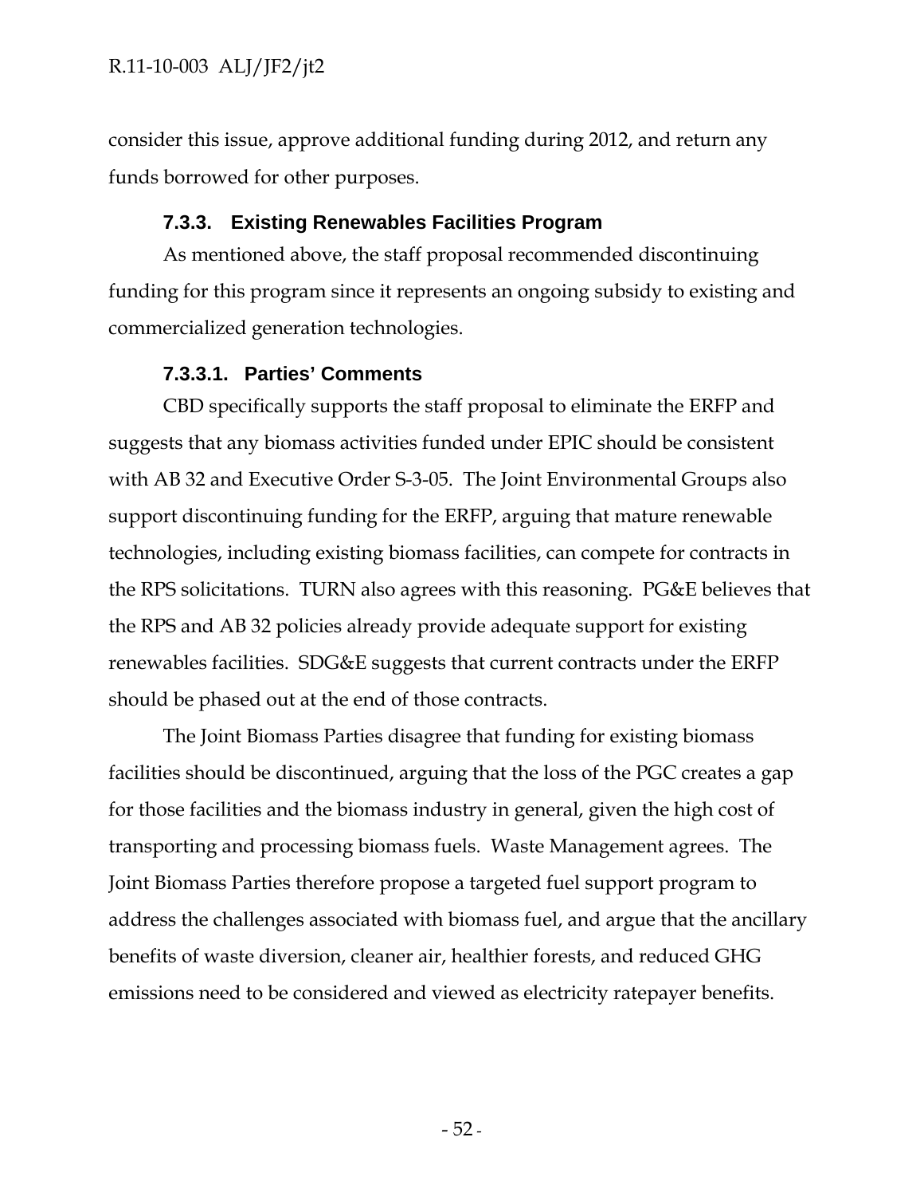consider this issue, approve additional funding during 2012, and return any funds borrowed for other purposes.

#### 7.3.3. Existing Renewables Facilities Program

As mentioned above, the staff proposal recommended discontinuing funding for this program since it represents an ongoing subsidy to existing and commercialized generation technologies.

##### 7.3.3.1. Parties' Comments

CBD specifically supports the staff proposal to eliminate the ERFP and suggests that any biomass activities funded under EPIC should be consistent with AB 32 and Executive Order S-3-05. The Joint Environmental Groups also support discontinuing funding for the ERFP, arguing that mature renewable technologies, including existing biomass facilities, can compete for contracts in the RPS solicitations. TURN also agrees with this reasoning. PG&E believes that the RPS and AB 32 policies already provide adequate support for existing renewables facilities. SDG&E suggests that current contracts under the ERFP should be phased out at the end of those contracts.

The Joint Biomass Parties disagree that funding for existing biomass facilities should be discontinued, arguing that the loss of the PGC creates a gap for those facilities and the biomass industry in general, given the high cost of transporting and processing biomass fuels. Waste Management agrees. The Joint Biomass Parties therefore propose a targeted fuel support program to address the challenges associated with biomass fuel, and argue that the ancillary benefits of waste diversion, cleaner air, healthier forests, and reduced GHG emissions need to be considered and viewed as electricity ratepayer benefits.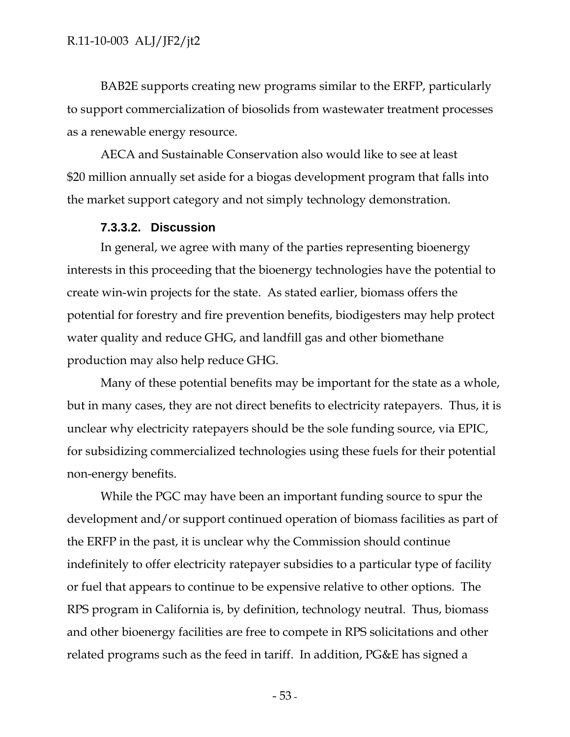BAB2E supports creating new programs similar to the ERFP, particularly to support commercialization of biosolids from wastewater treatment processes as a renewable energy resource.

AECA and Sustainable Conservation also would like to see at least $20 million annually set aside for a biogas development program that falls into the market support category and not simply technology demonstration.

#### 7.3.3.2. Discussion

In general, we agree with many of the parties representing bioenergy interests in this proceeding that the bioenergy technologies have the potential to create win-win projects for the state. As stated earlier, biomass offers the potential for forestry and fire prevention benefits, biodigesters may help protect water quality and reduce GHG, and landfill gas and other biomethane production may also help reduce GHG.

Many of these potential benefits may be important for the state as a whole, but in many cases, they are not direct benefits to electricity ratepayers. Thus, it is unclear why electricity ratepayers should be the sole funding source, via EPIC, for subsidizing commercialized technologies using these fuels for their potential non-energy benefits.

While the PGC may have been an important funding source to spur the development and/or support continued operation of biomass facilities as part of the ERFP in the past, it is unclear why the Commission should continue indefinitely to offer electricity ratepayer subsidies to a particular type of facility or fuel that appears to continue to be expensive relative to other options. The RPS program in California is, by definition, technology neutral. Thus, biomass and other bioenergy facilities are free to compete in RPS solicitations and other related programs such as the feed in tariff. In addition, PG&E has signed a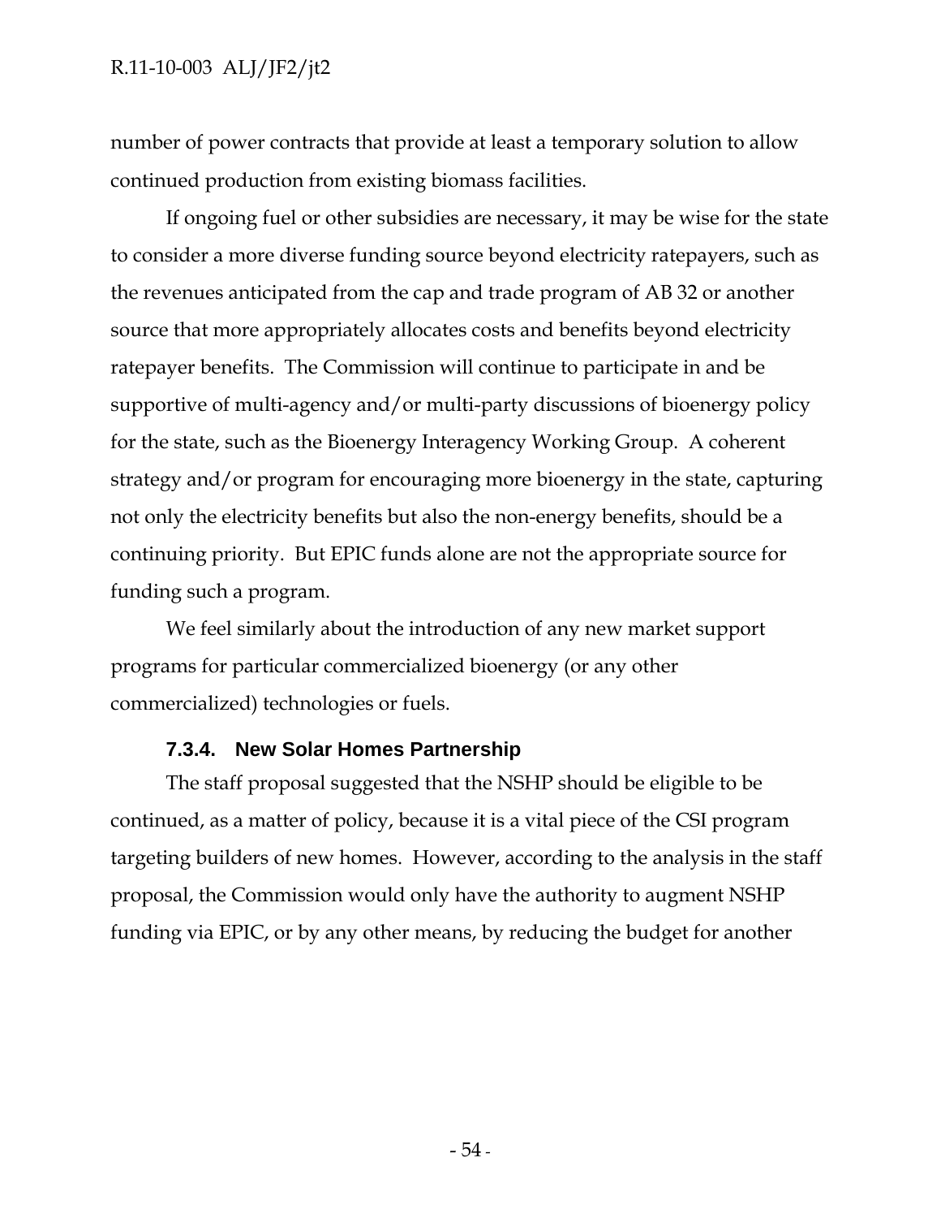number of power contracts that provide at least a temporary solution to allow continued production from existing biomass facilities.

If ongoing fuel or other subsidies are necessary, it may be wise for the state to consider a more diverse funding source beyond electricity ratepayers, such as the revenues anticipated from the cap and trade program of AB 32 or another source that more appropriately allocates costs and benefits beyond electricity ratepayer benefits. The Commission will continue to participate in and be supportive of multi-agency and/or multi-party discussions of bioenergy policy for the state, such as the Bioenergy Interagency Working Group. A coherent strategy and/or program for encouraging more bioenergy in the state, capturing not only the electricity benefits but also the non-energy benefits, should be a continuing priority. But EPIC funds alone are not the appropriate source for funding such a program.

We feel similarly about the introduction of any new market support programs for particular commercialized bioenergy (or any other commercialized) technologies or fuels.

#### 7.3.4. New Solar Homes Partnership

The staff proposal suggested that the NSHP should be eligible to be continued, as a matter of policy, because it is a vital piece of the CSI program targeting builders of new homes. However, according to the analysis in the staff proposal, the Commission would only have the authority to augment NSHP funding via EPIC, or by any other means, by reducing the budget for another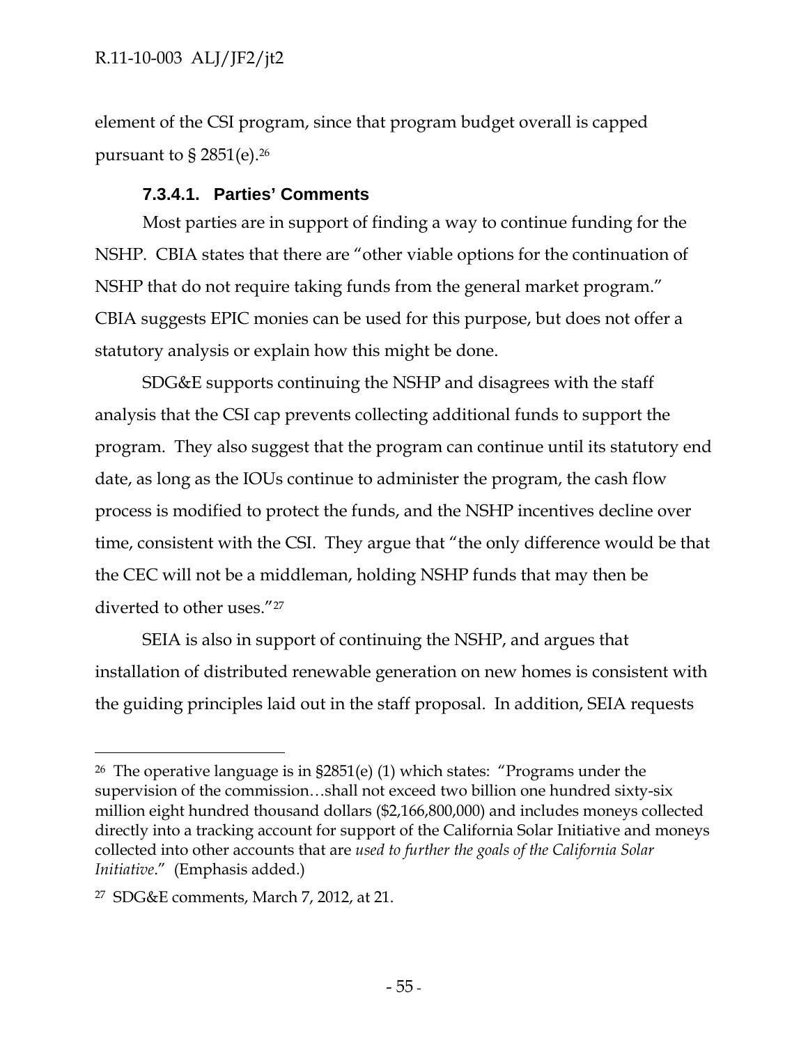element of the CSI program, since that program budget overall is capped pursuant to § 2851(e).[26]

#### 7.3.4.1. Parties' Comments

Most parties are in support of finding a way to continue funding for the NSHP. CBIA states that there are "other viable options for the continuation of NSHP that do not require taking funds from the general market program." CBIA suggests EPIC monies can be used for this purpose, but does not offer a statutory analysis or explain how this might be done.

SDG&E supports continuing the NSHP and disagrees with the staff analysis that the CSI cap prevents collecting additional funds to support the program. They also suggest that the program can continue until its statutory end date, as long as the IOUs continue to administer the program, the cash flow process is modified to protect the funds, and the NSHP incentives decline over time, consistent with the CSI. They argue that "the only difference would be that the CEC will not be a middleman, holding NSHP funds that may then be diverted to other uses."[27]

SEIA is also in support of continuing the NSHP, and argues that installation of distributed renewable generation on new homes is consistent with the guiding principles laid out in the staff proposal. In addition, SEIA requests

---

[26] The operative language is in §2851(e) (1) which states: "Programs under the supervision of the commission…shall not exceed two billion one hundred sixty-six million eight hundred thousand dollars ($2,166,800,000) and includes moneys collected directly into a tracking account for support of the California Solar Initiative and moneys collected into other accounts that are *used to further the goals of the California Solar Initiative*." (Emphasis added.)

[27] SDG&E comments, March 7, 2012, at 21.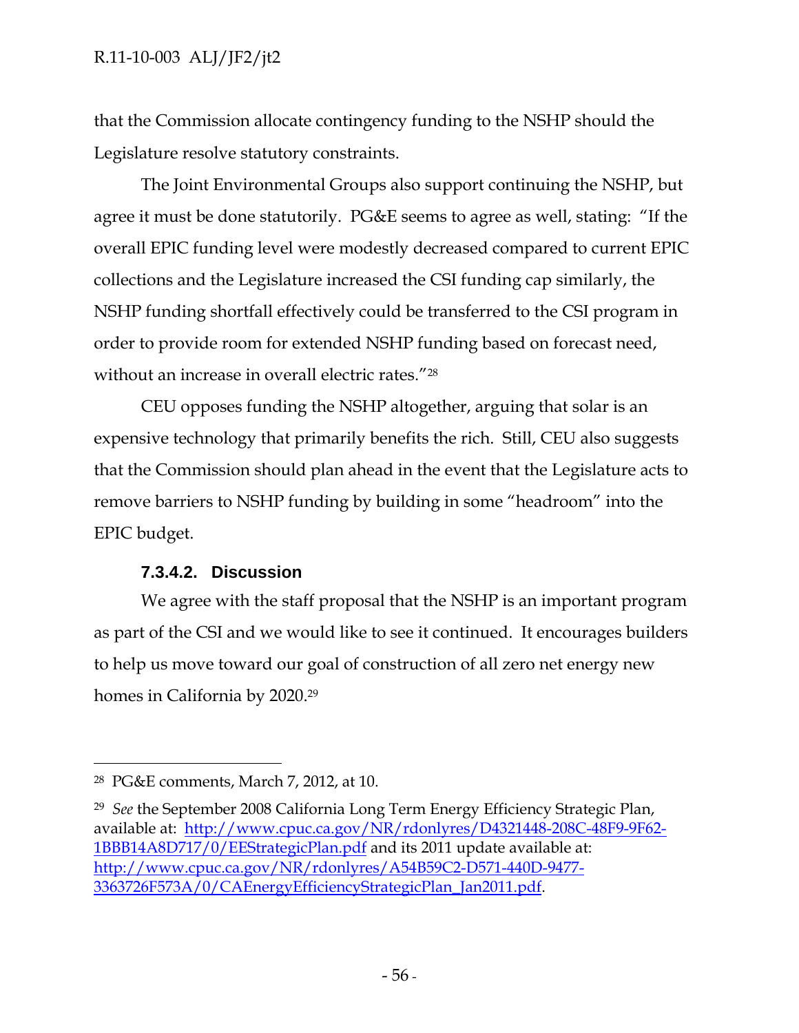that the Commission allocate contingency funding to the NSHP should the Legislature resolve statutory constraints.

The Joint Environmental Groups also support continuing the NSHP, but agree it must be done statutorily. PG&E seems to agree as well, stating: "If the overall EPIC funding level were modestly decreased compared to current EPIC collections and the Legislature increased the CSI funding cap similarly, the NSHP funding shortfall effectively could be transferred to the CSI program in order to provide room for extended NSHP funding based on forecast need, without an increase in overall electric rates."[28]

CEU opposes funding the NSHP altogether, arguing that solar is an expensive technology that primarily benefits the rich. Still, CEU also suggests that the Commission should plan ahead in the event that the Legislature acts to remove barriers to NSHP funding by building in some "headroom" into the EPIC budget.

#### 7.3.4.2. Discussion

We agree with the staff proposal that the NSHP is an important program as part of the CSI and we would like to see it continued. It encourages builders to help us move toward our goal of construction of all zero net energy new homes in California by 2020.[29]

---

[28] PG&E comments, March 7, 2012, at 10.

[29] *See* the September 2008 California Long Term Energy Efficiency Strategic Plan, available at: [http://www.cpuc.ca.gov/NR/rdonlyres/D4321448-208C-48F9-9F62-1BBB14A8D717/0/EEStrategicPlan.pdf](http://www.cpuc.ca.gov/NR/rdonlyres/D4321448-208C-48F9-9F62-1BBB14A8D717/0/EEStrategicPlan.pdf) and its 2011 update available at: [http://www.cpuc.ca.gov/NR/rdonlyres/A54B59C2-D571-440D-9477-3363726F573A/0/CAEnergyEfficiencyStrategicPlan_Jan2011.pdf](http://www.cpuc.ca.gov/NR/rdonlyres/A54B59C2-D571-440D-9477-3363726F573A/0/CAEnergyEfficiencyStrategicPlan_Jan2011.pdf).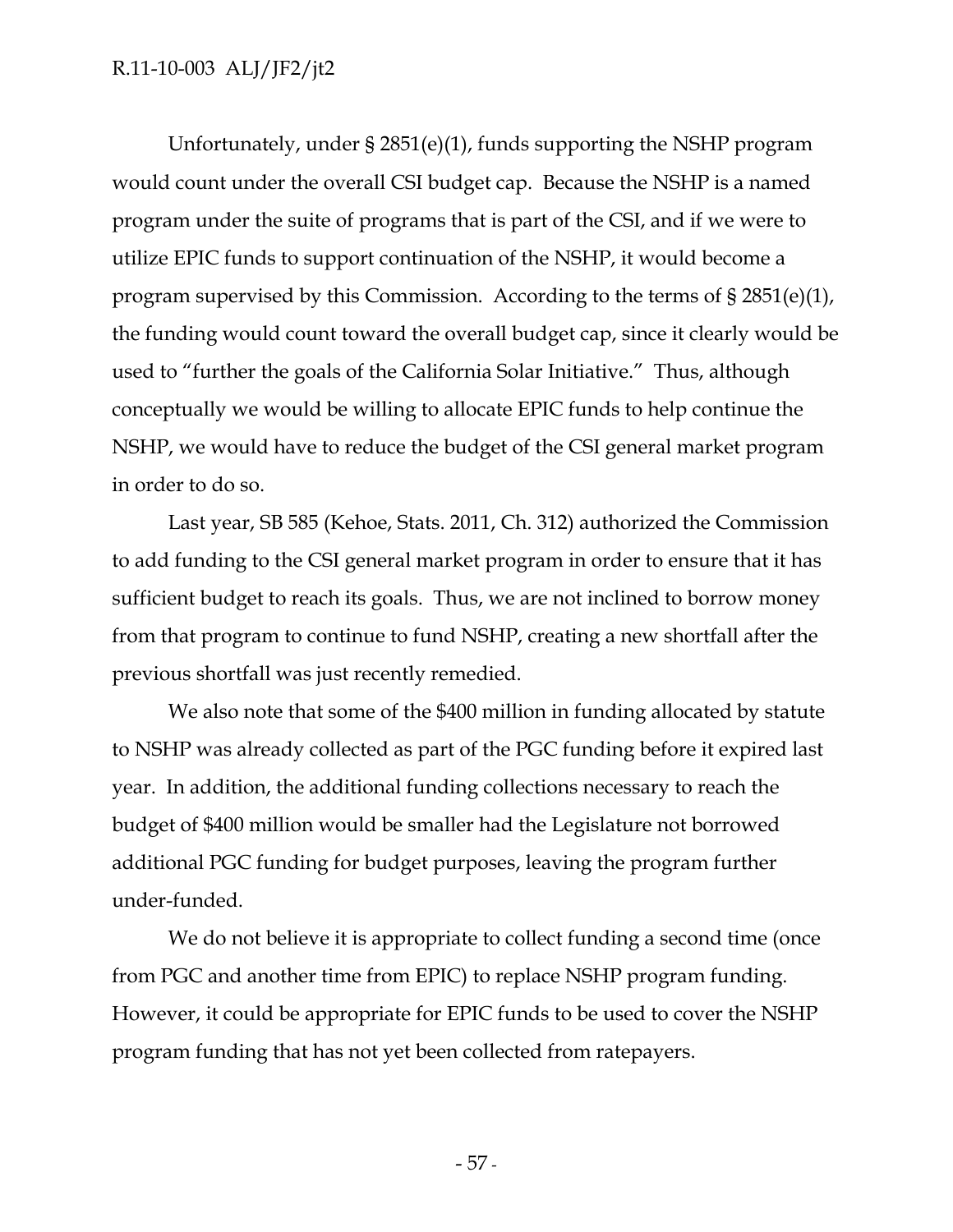Unfortunately, under § 2851(e)(1), funds supporting the NSHP program would count under the overall CSI budget cap. Because the NSHP is a named program under the suite of programs that is part of the CSI, and if we were to utilize EPIC funds to support continuation of the NSHP, it would become a program supervised by this Commission. According to the terms of § 2851(e)(1), the funding would count toward the overall budget cap, since it clearly would be used to "further the goals of the California Solar Initiative." Thus, although conceptually we would be willing to allocate EPIC funds to help continue the NSHP, we would have to reduce the budget of the CSI general market program in order to do so.

Last year, SB 585 (Kehoe, Stats. 2011, Ch. 312) authorized the Commission to add funding to the CSI general market program in order to ensure that it has sufficient budget to reach its goals. Thus, we are not inclined to borrow money from that program to continue to fund NSHP, creating a new shortfall after the previous shortfall was just recently remedied.

We also note that some of the $400 million in funding allocated by statute to NSHP was already collected as part of the PGC funding before it expired last year. In addition, the additional funding collections necessary to reach the budget of $400 million would be smaller had the Legislature not borrowed additional PGC funding for budget purposes, leaving the program further under-funded.

We do not believe it is appropriate to collect funding a second time (once from PGC and another time from EPIC) to replace NSHP program funding. However, it could be appropriate for EPIC funds to be used to cover the NSHP program funding that has not yet been collected from ratepayers.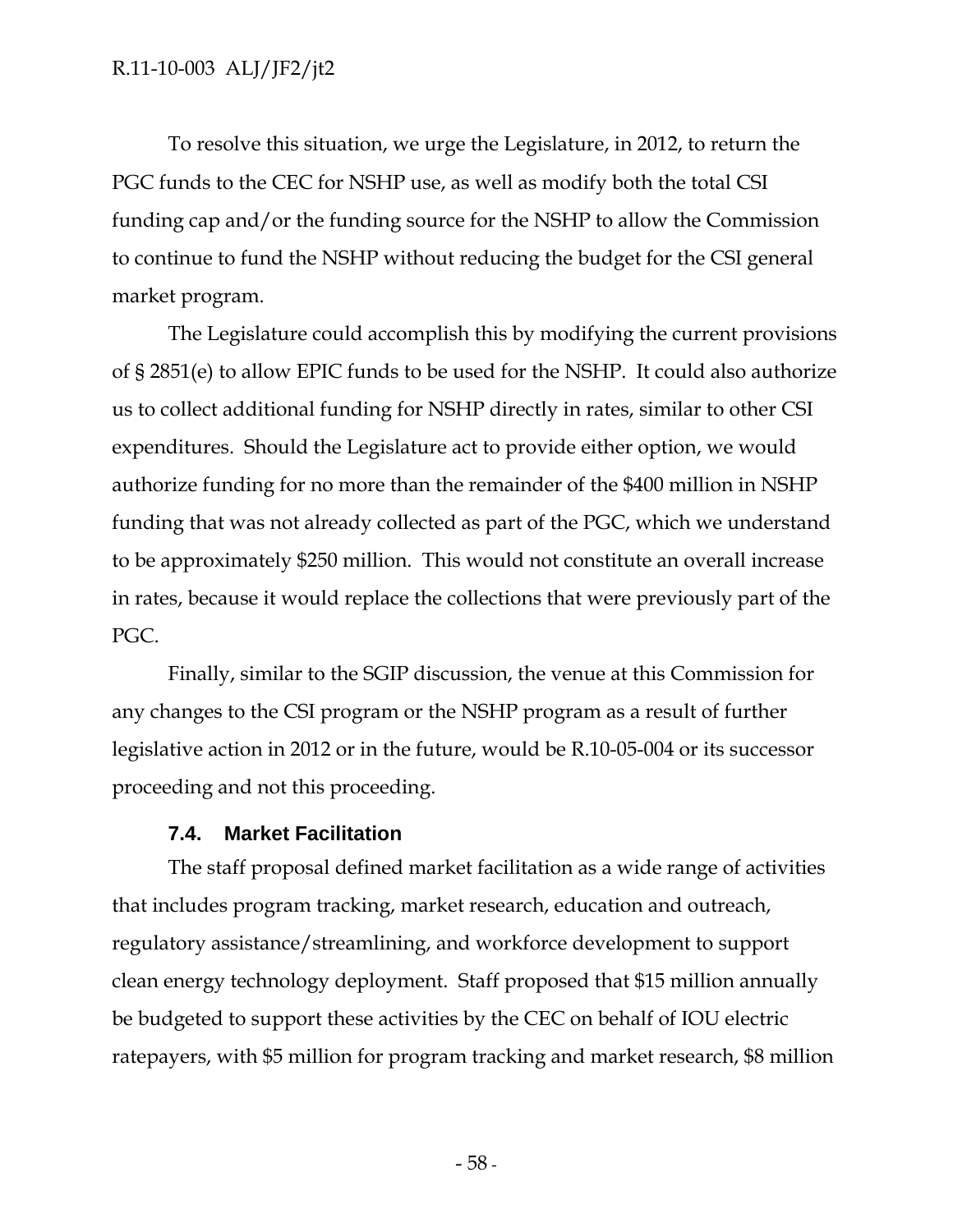To resolve this situation, we urge the Legislature, in 2012, to return the PGC funds to the CEC for NSHP use, as well as modify both the total CSI funding cap and/or the funding source for the NSHP to allow the Commission to continue to fund the NSHP without reducing the budget for the CSI general market program.

The Legislature could accomplish this by modifying the current provisions of § 2851(e) to allow EPIC funds to be used for the NSHP. It could also authorize us to collect additional funding for NSHP directly in rates, similar to other CSI expenditures. Should the Legislature act to provide either option, we would authorize funding for no more than the remainder of the $400 million in NSHP funding that was not already collected as part of the PGC, which we understand to be approximately $250 million. This would not constitute an overall increase in rates, because it would replace the collections that were previously part of the PGC.

Finally, similar to the SGIP discussion, the venue at this Commission for any changes to the CSI program or the NSHP program as a result of further legislative action in 2012 or in the future, would be R.10-05-004 or its successor proceeding and not this proceeding.

### 7.4. Market Facilitation

The staff proposal defined market facilitation as a wide range of activities that includes program tracking, market research, education and outreach, regulatory assistance/streamlining, and workforce development to support clean energy technology deployment. Staff proposed that $15 million annually be budgeted to support these activities by the CEC on behalf of IOU electric ratepayers, with $5 million for program tracking and market research, $8 million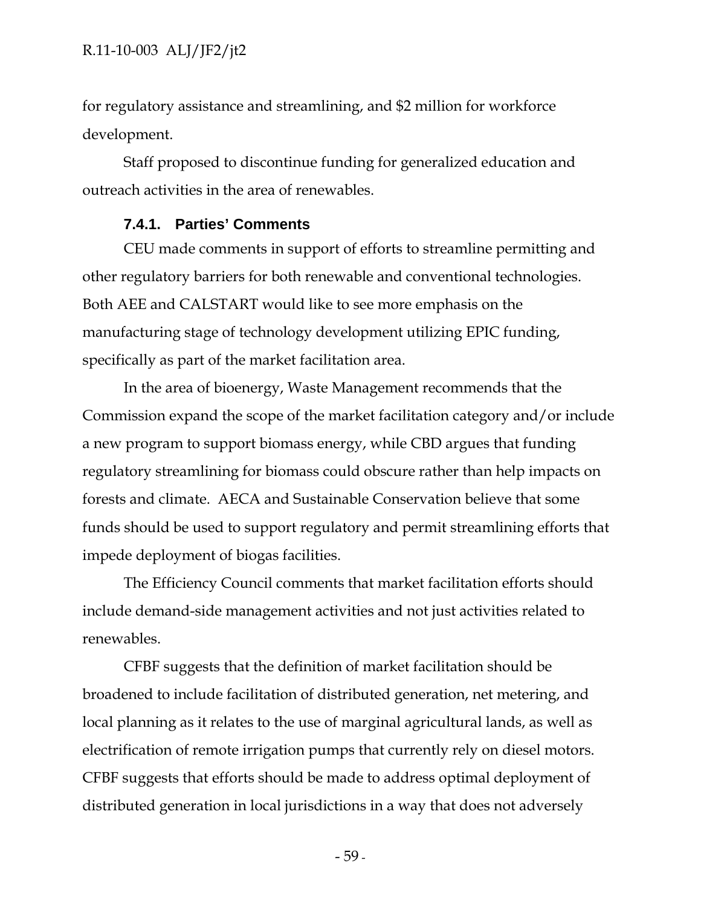for regulatory assistance and streamlining, and $2 million for workforce development.

Staff proposed to discontinue funding for generalized education and outreach activities in the area of renewables.

#### 7.4.1. Parties' Comments

CEU made comments in support of efforts to streamline permitting and other regulatory barriers for both renewable and conventional technologies. Both AEE and CALSTART would like to see more emphasis on the manufacturing stage of technology development utilizing EPIC funding, specifically as part of the market facilitation area.

In the area of bioenergy, Waste Management recommends that the Commission expand the scope of the market facilitation category and/or include a new program to support biomass energy, while CBD argues that funding regulatory streamlining for biomass could obscure rather than help impacts on forests and climate. AECA and Sustainable Conservation believe that some funds should be used to support regulatory and permit streamlining efforts that impede deployment of biogas facilities.

The Efficiency Council comments that market facilitation efforts should include demand-side management activities and not just activities related to renewables.

CFBF suggests that the definition of market facilitation should be broadened to include facilitation of distributed generation, net metering, and local planning as it relates to the use of marginal agricultural lands, as well as electrification of remote irrigation pumps that currently rely on diesel motors. CFBF suggests that efforts should be made to address optimal deployment of distributed generation in local jurisdictions in a way that does not adversely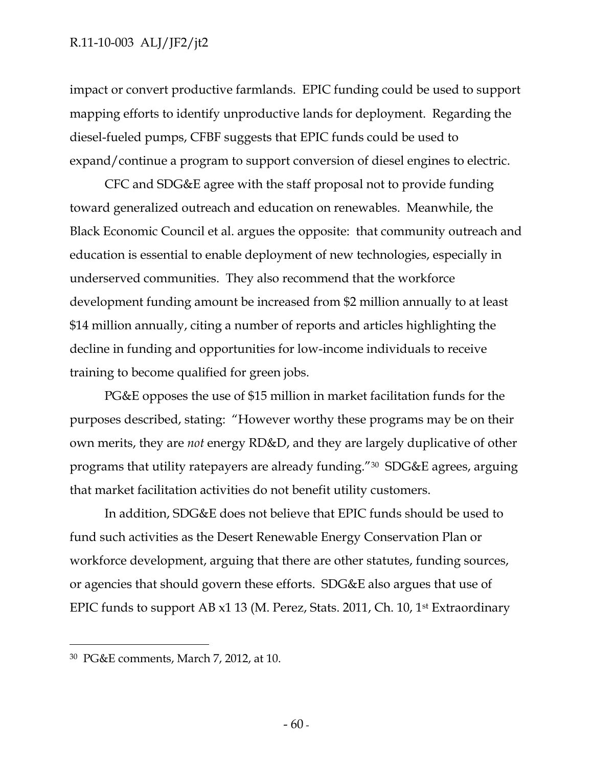impact or convert productive farmlands. EPIC funding could be used to support mapping efforts to identify unproductive lands for deployment. Regarding the diesel-fueled pumps, CFBF suggests that EPIC funds could be used to expand/continue a program to support conversion of diesel engines to electric.

CFC and SDG&E agree with the staff proposal not to provide funding toward generalized outreach and education on renewables. Meanwhile, the Black Economic Council et al. argues the opposite: that community outreach and education is essential to enable deployment of new technologies, especially in underserved communities. They also recommend that the workforce development funding amount be increased from $2 million annually to at least $14 million annually, citing a number of reports and articles highlighting the decline in funding and opportunities for low-income individuals to receive training to become qualified for green jobs.

PG&E opposes the use of $15 million in market facilitation funds for the purposes described, stating: "However worthy these programs may be on their own merits, they are *not* energy RD&D, and they are largely duplicative of other programs that utility ratepayers are already funding."[30] SDG&E agrees, arguing that market facilitation activities do not benefit utility customers.

In addition, SDG&E does not believe that EPIC funds should be used to fund such activities as the Desert Renewable Energy Conservation Plan or workforce development, arguing that there are other statutes, funding sources, or agencies that should govern these efforts. SDG&E also argues that use of EPIC funds to support AB x1 13 (M. Perez, Stats. 2011, Ch. 10, 1st Extraordinary

---

[30] PG&E comments, March 7, 2012, at 10.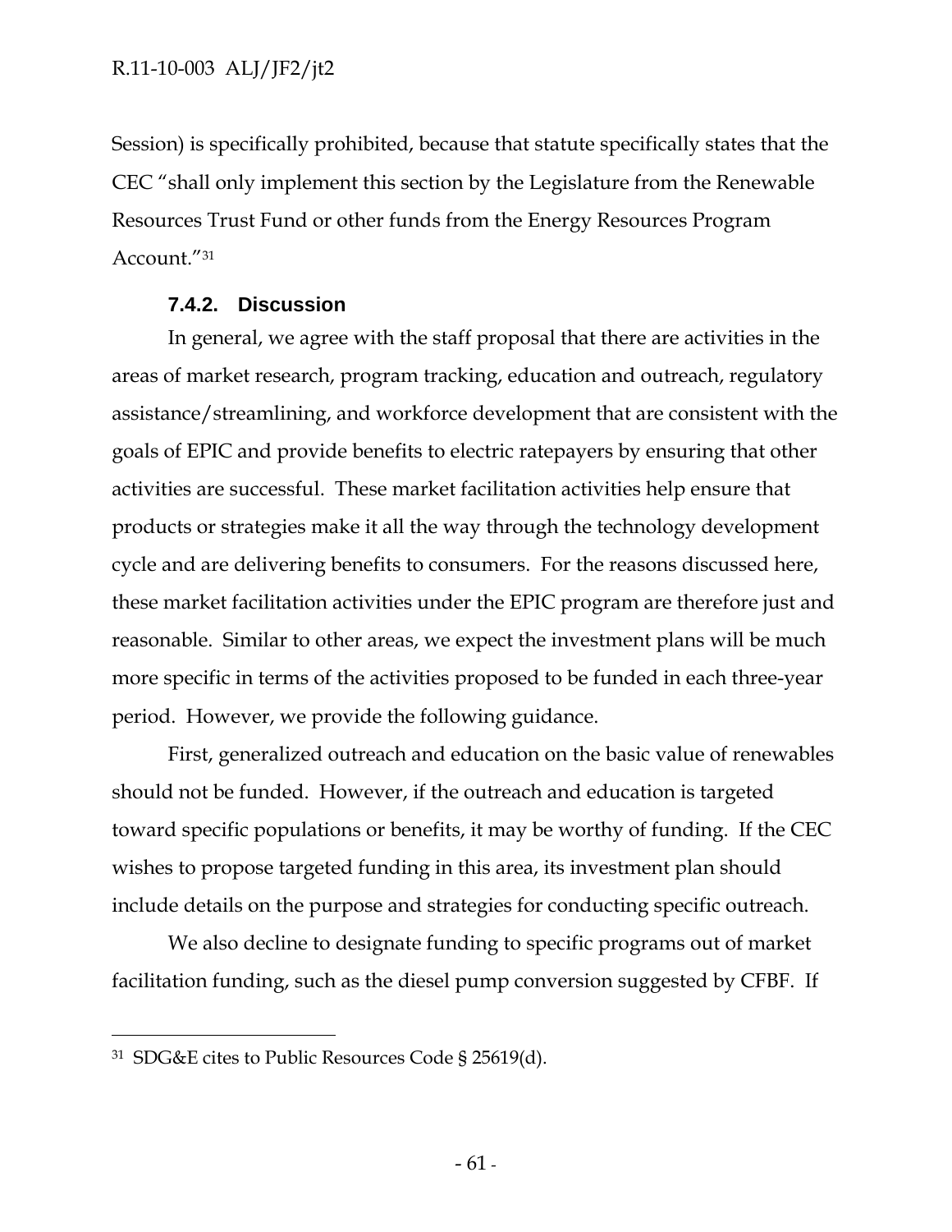Session) is specifically prohibited, because that statute specifically states that the CEC "shall only implement this section by the Legislature from the Renewable Resources Trust Fund or other funds from the Energy Resources Program Account."[31]

### 7.4.2. Discussion

In general, we agree with the staff proposal that there are activities in the areas of market research, program tracking, education and outreach, regulatory assistance/streamlining, and workforce development that are consistent with the goals of EPIC and provide benefits to electric ratepayers by ensuring that other activities are successful. These market facilitation activities help ensure that products or strategies make it all the way through the technology development cycle and are delivering benefits to consumers. For the reasons discussed here, these market facilitation activities under the EPIC program are therefore just and reasonable. Similar to other areas, we expect the investment plans will be much more specific in terms of the activities proposed to be funded in each three-year period. However, we provide the following guidance.

First, generalized outreach and education on the basic value of renewables should not be funded. However, if the outreach and education is targeted toward specific populations or benefits, it may be worthy of funding. If the CEC wishes to propose targeted funding in this area, its investment plan should include details on the purpose and strategies for conducting specific outreach.

We also decline to designate funding to specific programs out of market facilitation funding, such as the diesel pump conversion suggested by CFBF. If

---

[31] SDG&E cites to Public Resources Code § 25619(d).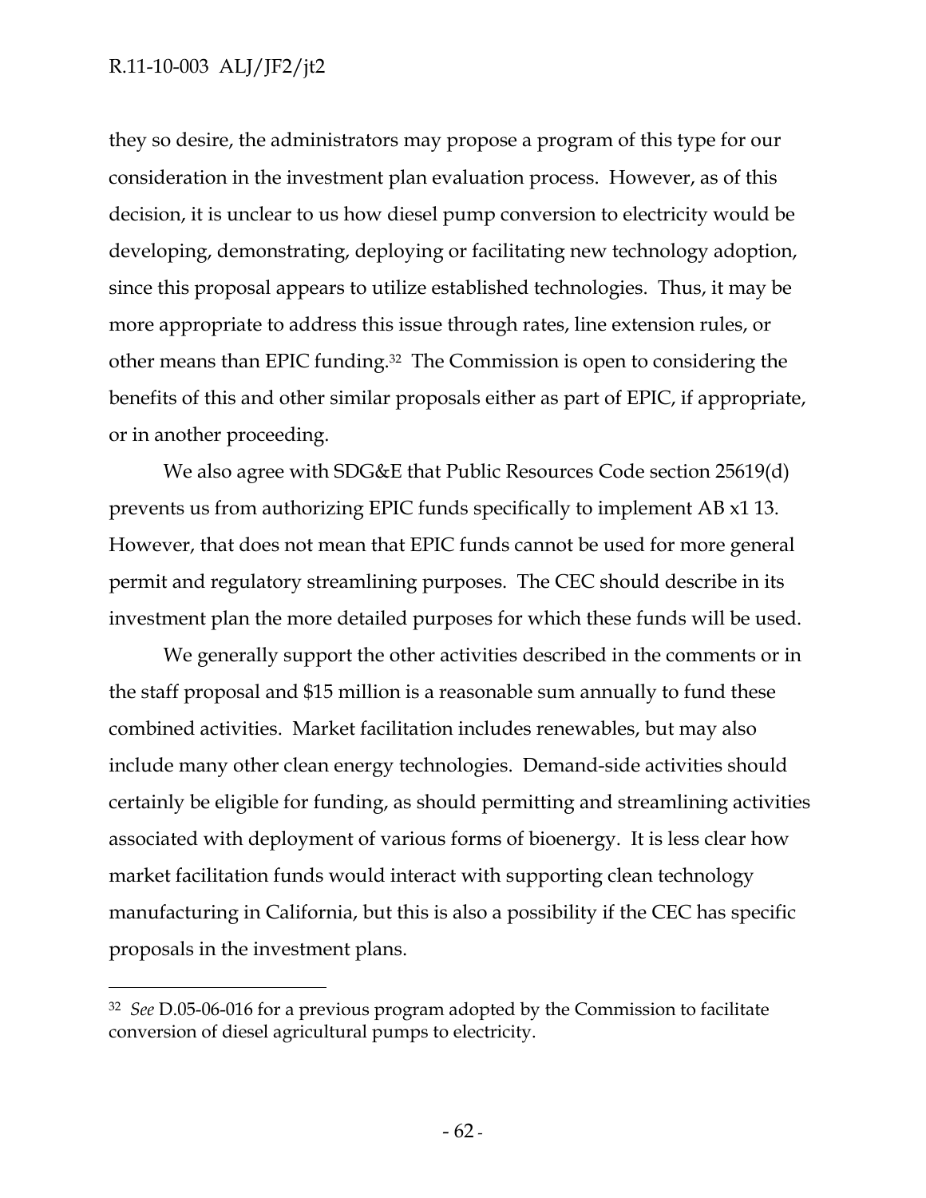they so desire, the administrators may propose a program of this type for our consideration in the investment plan evaluation process. However, as of this decision, it is unclear to us how diesel pump conversion to electricity would be developing, demonstrating, deploying or facilitating new technology adoption, since this proposal appears to utilize established technologies. Thus, it may be more appropriate to address this issue through rates, line extension rules, or other means than EPIC funding.[32] The Commission is open to considering the benefits of this and other similar proposals either as part of EPIC, if appropriate, or in another proceeding.

We also agree with SDG&E that Public Resources Code section 25619(d) prevents us from authorizing EPIC funds specifically to implement AB x1 13. However, that does not mean that EPIC funds cannot be used for more general permit and regulatory streamlining purposes. The CEC should describe in its investment plan the more detailed purposes for which these funds will be used.

We generally support the other activities described in the comments or in the staff proposal and $15 million is a reasonable sum annually to fund these combined activities. Market facilitation includes renewables, but may also include many other clean energy technologies. Demand-side activities should certainly be eligible for funding, as should permitting and streamlining activities associated with deployment of various forms of bioenergy. It is less clear how market facilitation funds would interact with supporting clean technology manufacturing in California, but this is also a possibility if the CEC has specific proposals in the investment plans.

---

[32] *See* D.05-06-016 for a previous program adopted by the Commission to facilitate conversion of diesel agricultural pumps to electricity.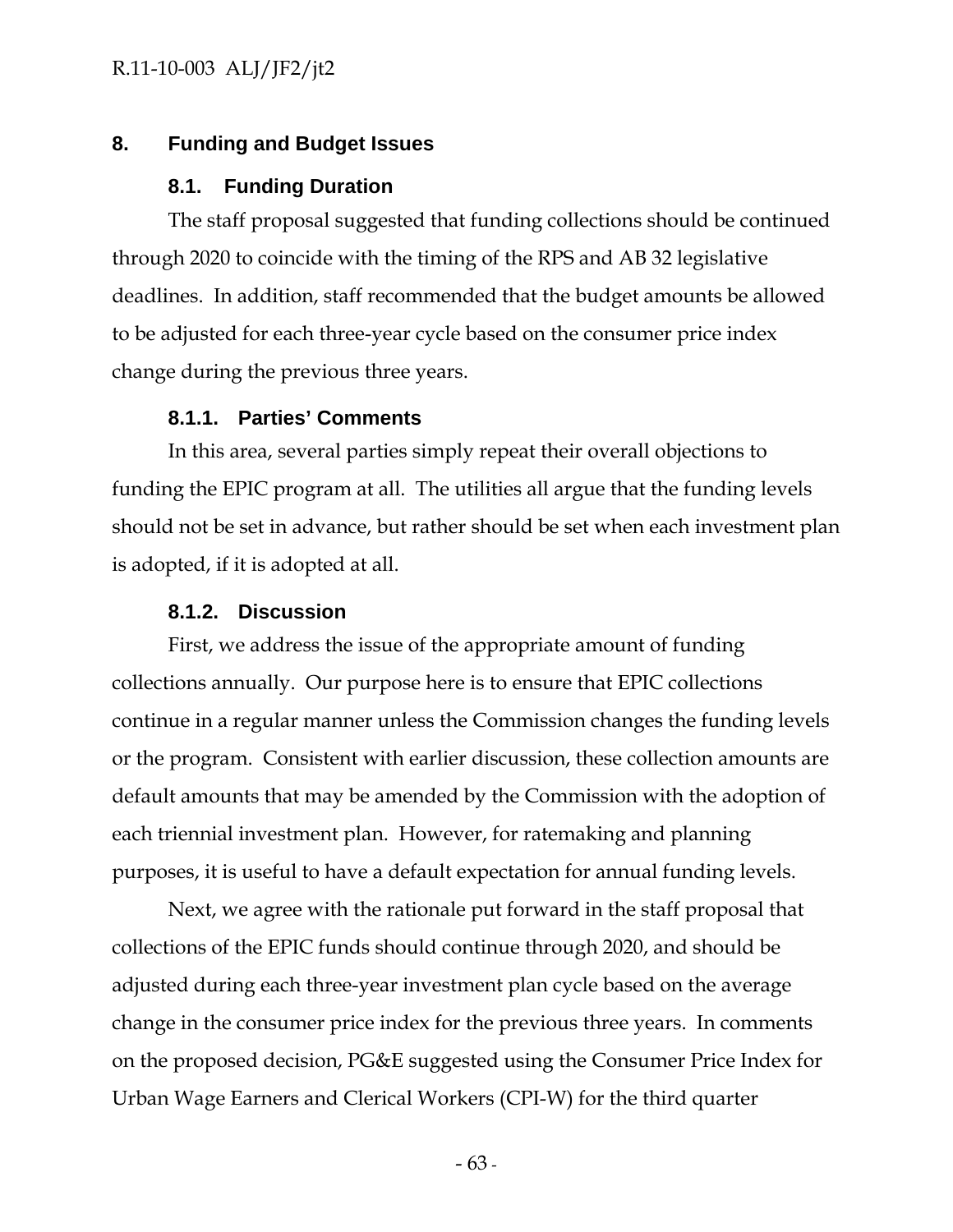## 8. Funding and Budget Issues

### 8.1. Funding Duration

The staff proposal suggested that funding collections should be continued through 2020 to coincide with the timing of the RPS and AB 32 legislative deadlines. In addition, staff recommended that the budget amounts be allowed to be adjusted for each three-year cycle based on the consumer price index change during the previous three years.

#### 8.1.1. Parties' Comments

In this area, several parties simply repeat their overall objections to funding the EPIC program at all. The utilities all argue that the funding levels should not be set in advance, but rather should be set when each investment plan is adopted, if it is adopted at all.

#### 8.1.2. Discussion

First, we address the issue of the appropriate amount of funding collections annually. Our purpose here is to ensure that EPIC collections continue in a regular manner unless the Commission changes the funding levels or the program. Consistent with earlier discussion, these collection amounts are default amounts that may be amended by the Commission with the adoption of each triennial investment plan. However, for ratemaking and planning purposes, it is useful to have a default expectation for annual funding levels.

Next, we agree with the rationale put forward in the staff proposal that collections of the EPIC funds should continue through 2020, and should be adjusted during each three-year investment plan cycle based on the average change in the consumer price index for the previous three years. In comments on the proposed decision, PG&E suggested using the Consumer Price Index for Urban Wage Earners and Clerical Workers (CPI-W) for the third quarter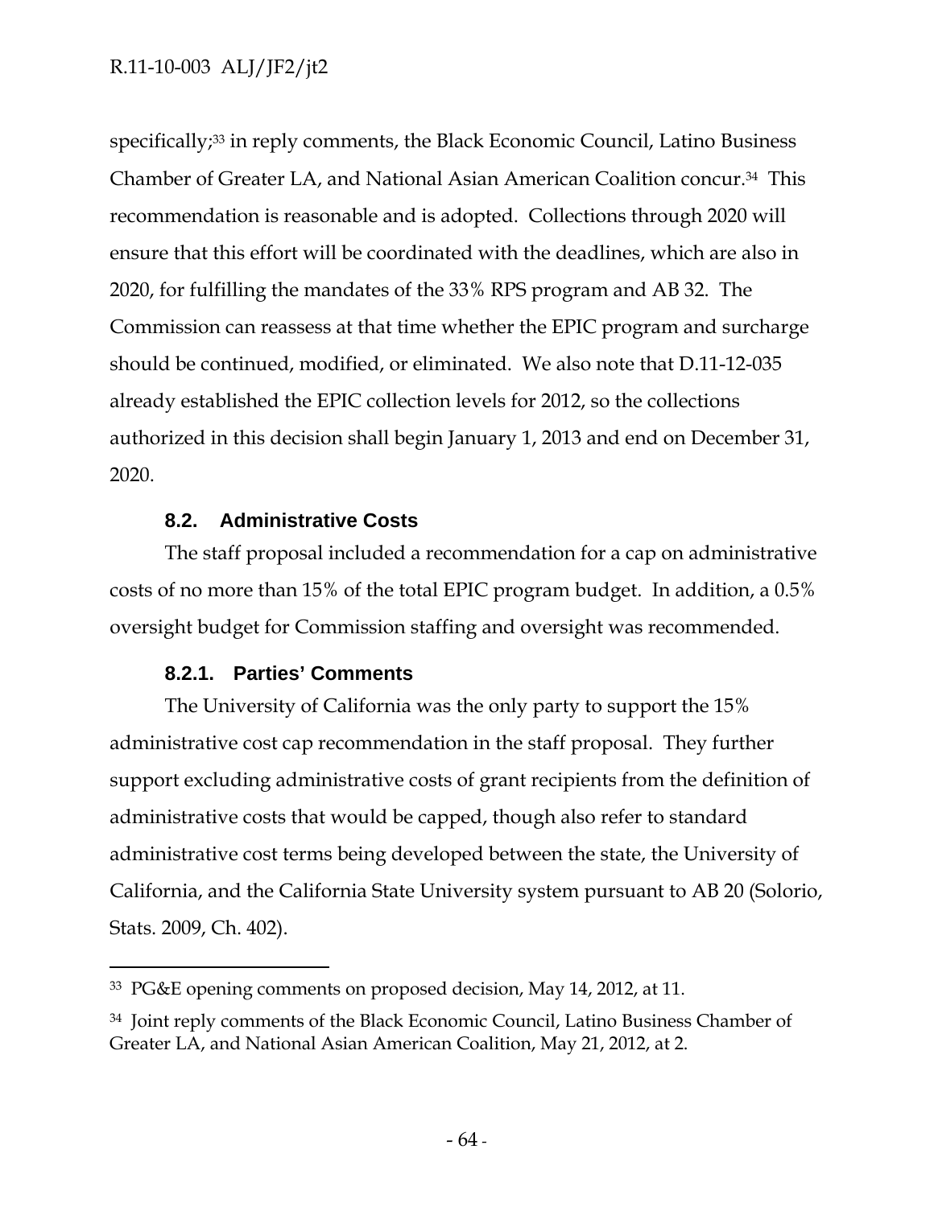specifically;[33] in reply comments, the Black Economic Council, Latino Business Chamber of Greater LA, and National Asian American Coalition concur.[34] This recommendation is reasonable and is adopted. Collections through 2020 will ensure that this effort will be coordinated with the deadlines, which are also in 2020, for fulfilling the mandates of the 33% RPS program and AB 32. The Commission can reassess at that time whether the EPIC program and surcharge should be continued, modified, or eliminated. We also note that D.11-12-035 already established the EPIC collection levels for 2012, so the collections authorized in this decision shall begin January 1, 2013 and end on December 31, 2020.

### 8.2. Administrative Costs

The staff proposal included a recommendation for a cap on administrative costs of no more than 15% of the total EPIC program budget. In addition, a 0.5% oversight budget for Commission staffing and oversight was recommended.

#### 8.2.1. Parties' Comments

The University of California was the only party to support the 15% administrative cost cap recommendation in the staff proposal. They further support excluding administrative costs of grant recipients from the definition of administrative costs that would be capped, though also refer to standard administrative cost terms being developed between the state, the University of California, and the California State University system pursuant to AB 20 (Solorio, Stats. 2009, Ch. 402).

---

[33] PG&E opening comments on proposed decision, May 14, 2012, at 11.

[34] Joint reply comments of the Black Economic Council, Latino Business Chamber of Greater LA, and National Asian American Coalition, May 21, 2012, at 2.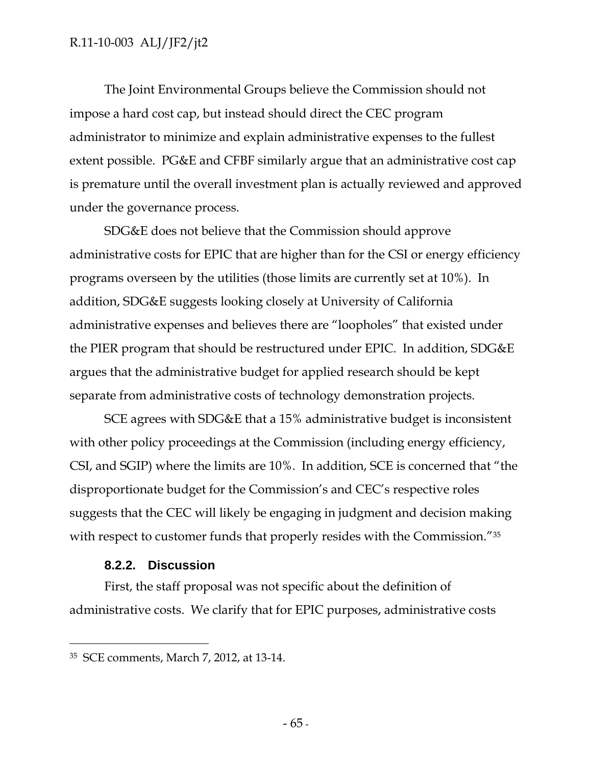The Joint Environmental Groups believe the Commission should not impose a hard cost cap, but instead should direct the CEC program administrator to minimize and explain administrative expenses to the fullest extent possible. PG&E and CFBF similarly argue that an administrative cost cap is premature until the overall investment plan is actually reviewed and approved under the governance process.

SDG&E does not believe that the Commission should approve administrative costs for EPIC that are higher than for the CSI or energy efficiency programs overseen by the utilities (those limits are currently set at 10%). In addition, SDG&E suggests looking closely at University of California administrative expenses and believes there are "loopholes" that existed under the PIER program that should be restructured under EPIC. In addition, SDG&E argues that the administrative budget for applied research should be kept separate from administrative costs of technology demonstration projects.

SCE agrees with SDG&E that a 15% administrative budget is inconsistent with other policy proceedings at the Commission (including energy efficiency, CSI, and SGIP) where the limits are 10%. In addition, SCE is concerned that "the disproportionate budget for the Commission's and CEC's respective roles suggests that the CEC will likely be engaging in judgment and decision making with respect to customer funds that properly resides with the Commission."[35]

### 8.2.2. Discussion

First, the staff proposal was not specific about the definition of administrative costs. We clarify that for EPIC purposes, administrative costs

---

[35] SCE comments, March 7, 2012, at 13-14.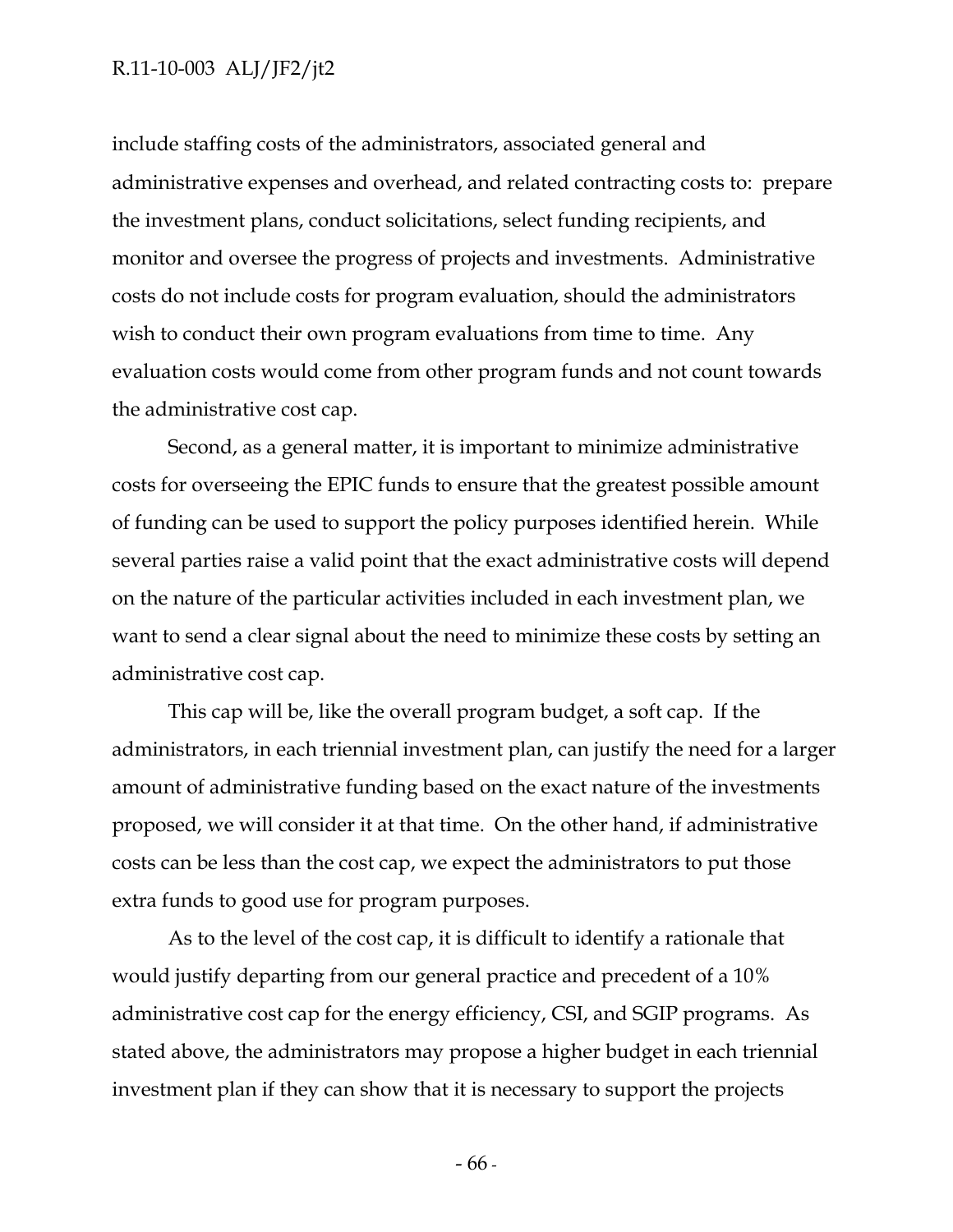include staffing costs of the administrators, associated general and administrative expenses and overhead, and related contracting costs to: prepare the investment plans, conduct solicitations, select funding recipients, and monitor and oversee the progress of projects and investments. Administrative costs do not include costs for program evaluation, should the administrators wish to conduct their own program evaluations from time to time. Any evaluation costs would come from other program funds and not count towards the administrative cost cap.

Second, as a general matter, it is important to minimize administrative costs for overseeing the EPIC funds to ensure that the greatest possible amount of funding can be used to support the policy purposes identified herein. While several parties raise a valid point that the exact administrative costs will depend on the nature of the particular activities included in each investment plan, we want to send a clear signal about the need to minimize these costs by setting an administrative cost cap.

This cap will be, like the overall program budget, a soft cap. If the administrators, in each triennial investment plan, can justify the need for a larger amount of administrative funding based on the exact nature of the investments proposed, we will consider it at that time. On the other hand, if administrative costs can be less than the cost cap, we expect the administrators to put those extra funds to good use for program purposes.

As to the level of the cost cap, it is difficult to identify a rationale that would justify departing from our general practice and precedent of a 10% administrative cost cap for the energy efficiency, CSI, and SGIP programs. As stated above, the administrators may propose a higher budget in each triennial investment plan if they can show that it is necessary to support the projects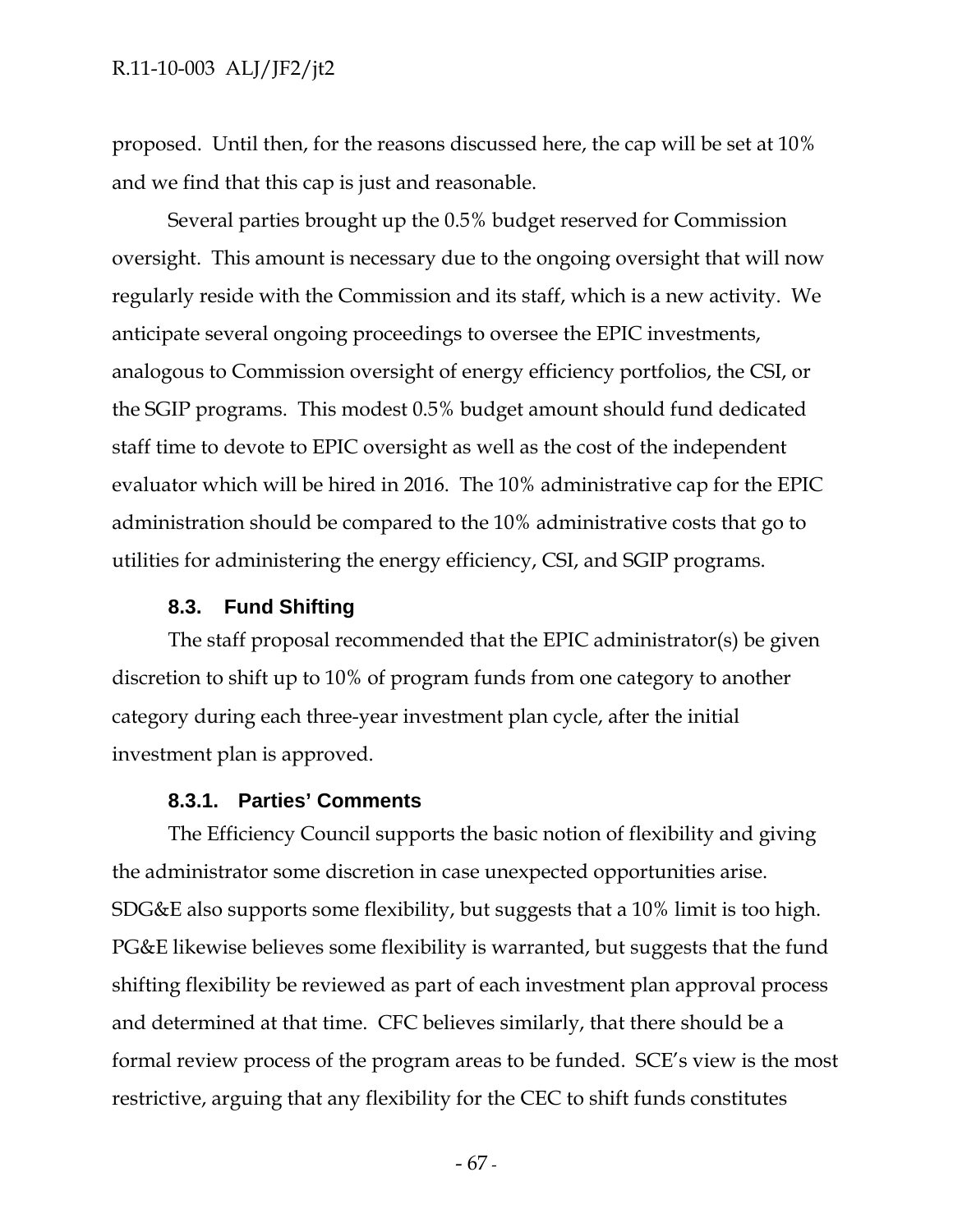proposed. Until then, for the reasons discussed here, the cap will be set at 10% and we find that this cap is just and reasonable.

Several parties brought up the 0.5% budget reserved for Commission oversight. This amount is necessary due to the ongoing oversight that will now regularly reside with the Commission and its staff, which is a new activity. We anticipate several ongoing proceedings to oversee the EPIC investments, analogous to Commission oversight of energy efficiency portfolios, the CSI, or the SGIP programs. This modest 0.5% budget amount should fund dedicated staff time to devote to EPIC oversight as well as the cost of the independent evaluator which will be hired in 2016. The 10% administrative cap for the EPIC administration should be compared to the 10% administrative costs that go to utilities for administering the energy efficiency, CSI, and SGIP programs.

### 8.3. Fund Shifting

The staff proposal recommended that the EPIC administrator(s) be given discretion to shift up to 10% of program funds from one category to another category during each three-year investment plan cycle, after the initial investment plan is approved.

#### 8.3.1. Parties' Comments

The Efficiency Council supports the basic notion of flexibility and giving the administrator some discretion in case unexpected opportunities arise. SDG&E also supports some flexibility, but suggests that a 10% limit is too high. PG&E likewise believes some flexibility is warranted, but suggests that the fund shifting flexibility be reviewed as part of each investment plan approval process and determined at that time. CFC believes similarly, that there should be a formal review process of the program areas to be funded. SCE's view is the most restrictive, arguing that any flexibility for the CEC to shift funds constitutes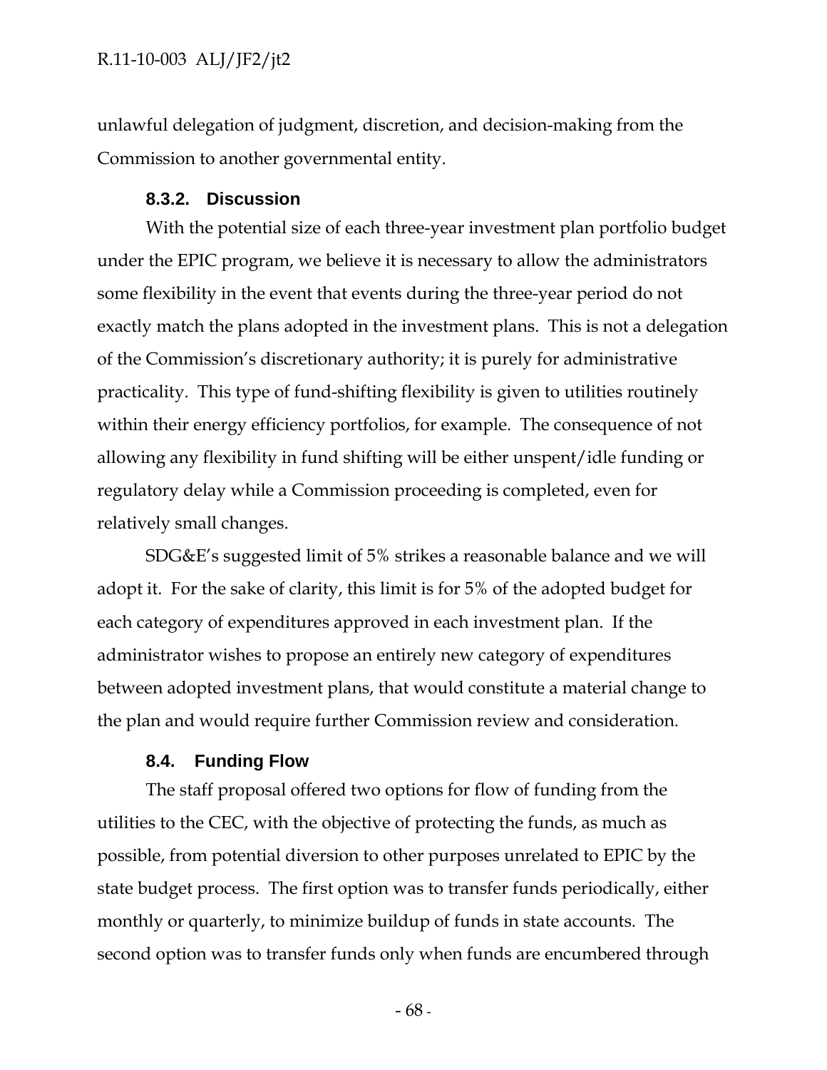unlawful delegation of judgment, discretion, and decision-making from the Commission to another governmental entity.

### 8.3.2. Discussion

With the potential size of each three-year investment plan portfolio budget under the EPIC program, we believe it is necessary to allow the administrators some flexibility in the event that events during the three-year period do not exactly match the plans adopted in the investment plans. This is not a delegation of the Commission's discretionary authority; it is purely for administrative practicality. This type of fund-shifting flexibility is given to utilities routinely within their energy efficiency portfolios, for example. The consequence of not allowing any flexibility in fund shifting will be either unspent/idle funding or regulatory delay while a Commission proceeding is completed, even for relatively small changes.

SDG&E's suggested limit of 5% strikes a reasonable balance and we will adopt it. For the sake of clarity, this limit is for 5% of the adopted budget for each category of expenditures approved in each investment plan. If the administrator wishes to propose an entirely new category of expenditures between adopted investment plans, that would constitute a material change to the plan and would require further Commission review and consideration.

### 8.4. Funding Flow

The staff proposal offered two options for flow of funding from the utilities to the CEC, with the objective of protecting the funds, as much as possible, from potential diversion to other purposes unrelated to EPIC by the state budget process. The first option was to transfer funds periodically, either monthly or quarterly, to minimize buildup of funds in state accounts. The second option was to transfer funds only when funds are encumbered through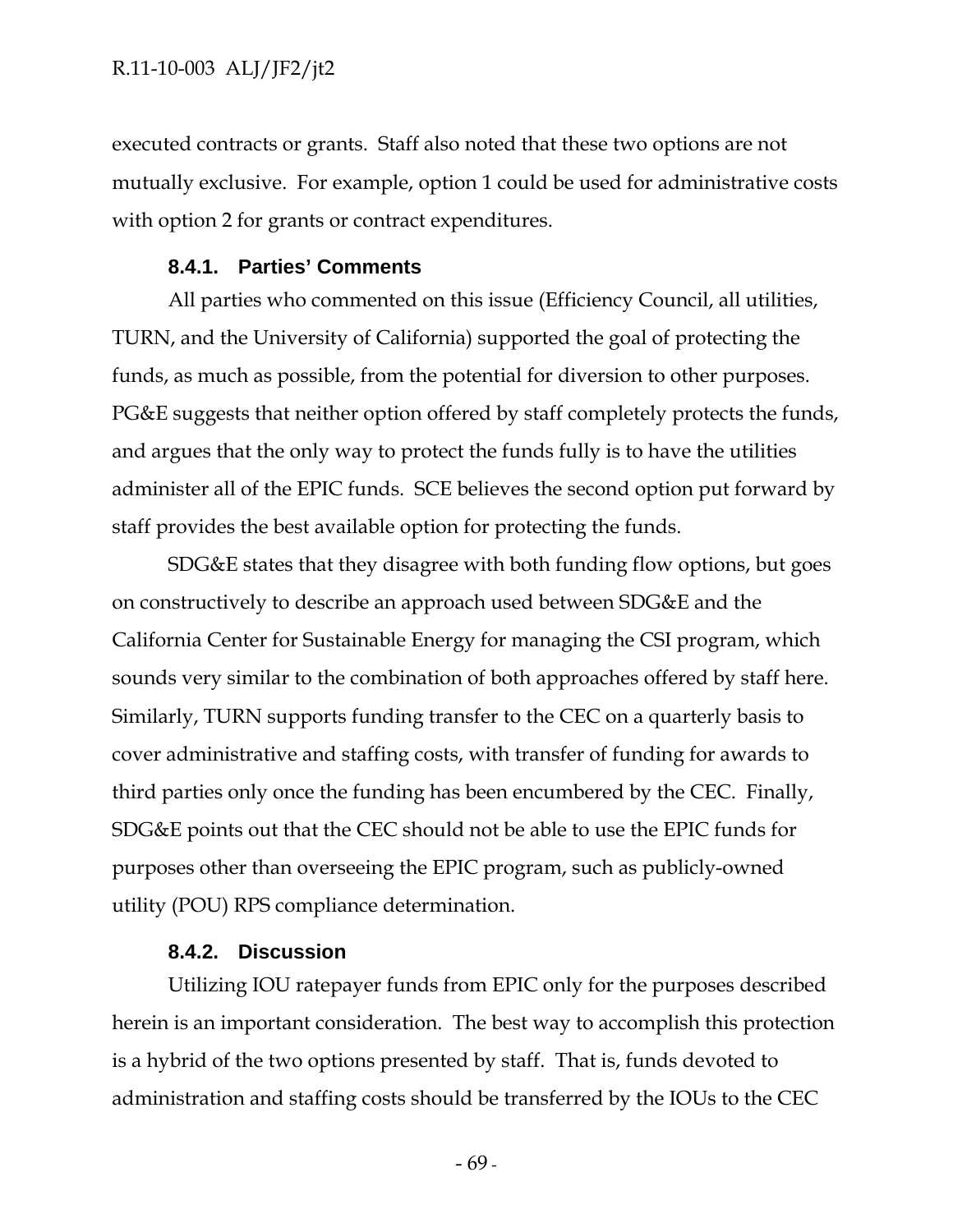executed contracts or grants. Staff also noted that these two options are not mutually exclusive. For example, option 1 could be used for administrative costs with option 2 for grants or contract expenditures.

### 8.4.1. Parties' Comments

All parties who commented on this issue (Efficiency Council, all utilities, TURN, and the University of California) supported the goal of protecting the funds, as much as possible, from the potential for diversion to other purposes. PG&E suggests that neither option offered by staff completely protects the funds, and argues that the only way to protect the funds fully is to have the utilities administer all of the EPIC funds. SCE believes the second option put forward by staff provides the best available option for protecting the funds.

SDG&E states that they disagree with both funding flow options, but goes on constructively to describe an approach used between SDG&E and the California Center for Sustainable Energy for managing the CSI program, which sounds very similar to the combination of both approaches offered by staff here. Similarly, TURN supports funding transfer to the CEC on a quarterly basis to cover administrative and staffing costs, with transfer of funding for awards to third parties only once the funding has been encumbered by the CEC. Finally, SDG&E points out that the CEC should not be able to use the EPIC funds for purposes other than overseeing the EPIC program, such as publicly-owned utility (POU) RPS compliance determination.

### 8.4.2. Discussion

Utilizing IOU ratepayer funds from EPIC only for the purposes described herein is an important consideration. The best way to accomplish this protection is a hybrid of the two options presented by staff. That is, funds devoted to administration and staffing costs should be transferred by the IOUs to the CEC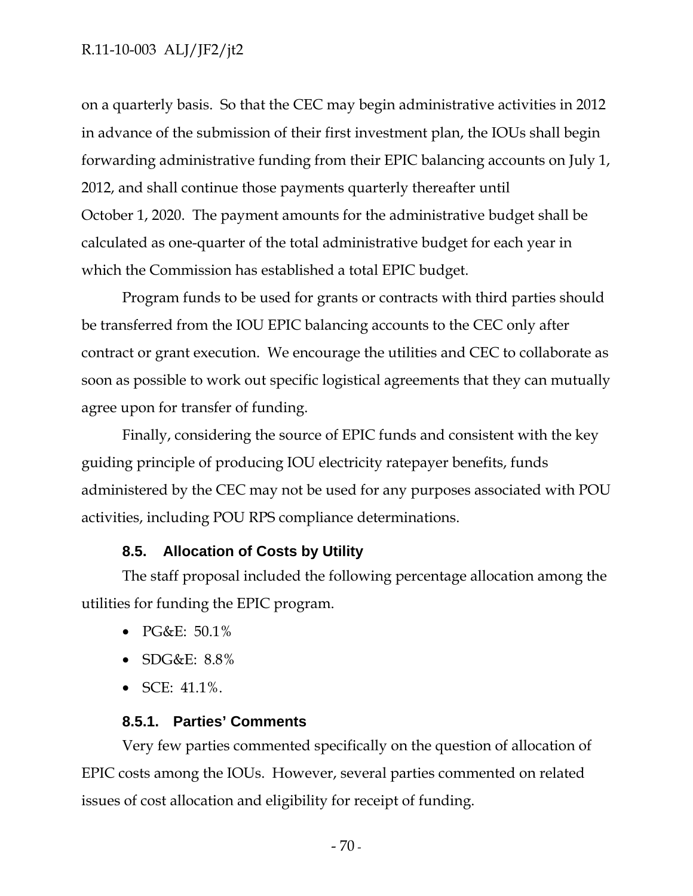on a quarterly basis. So that the CEC may begin administrative activities in 2012 in advance of the submission of their first investment plan, the IOUs shall begin forwarding administrative funding from their EPIC balancing accounts on July 1, 2012, and shall continue those payments quarterly thereafter until October 1, 2020. The payment amounts for the administrative budget shall be calculated as one-quarter of the total administrative budget for each year in which the Commission has established a total EPIC budget.

Program funds to be used for grants or contracts with third parties should be transferred from the IOU EPIC balancing accounts to the CEC only after contract or grant execution. We encourage the utilities and CEC to collaborate as soon as possible to work out specific logistical agreements that they can mutually agree upon for transfer of funding.

Finally, considering the source of EPIC funds and consistent with the key guiding principle of producing IOU electricity ratepayer benefits, funds administered by the CEC may not be used for any purposes associated with POU activities, including POU RPS compliance determinations.

### 8.5. Allocation of Costs by Utility

The staff proposal included the following percentage allocation among the utilities for funding the EPIC program.

- PG&E: 50.1%
- SDG&E: 8.8%
- SCE: 41.1%.

#### 8.5.1. Parties' Comments

Very few parties commented specifically on the question of allocation of EPIC costs among the IOUs. However, several parties commented on related issues of cost allocation and eligibility for receipt of funding.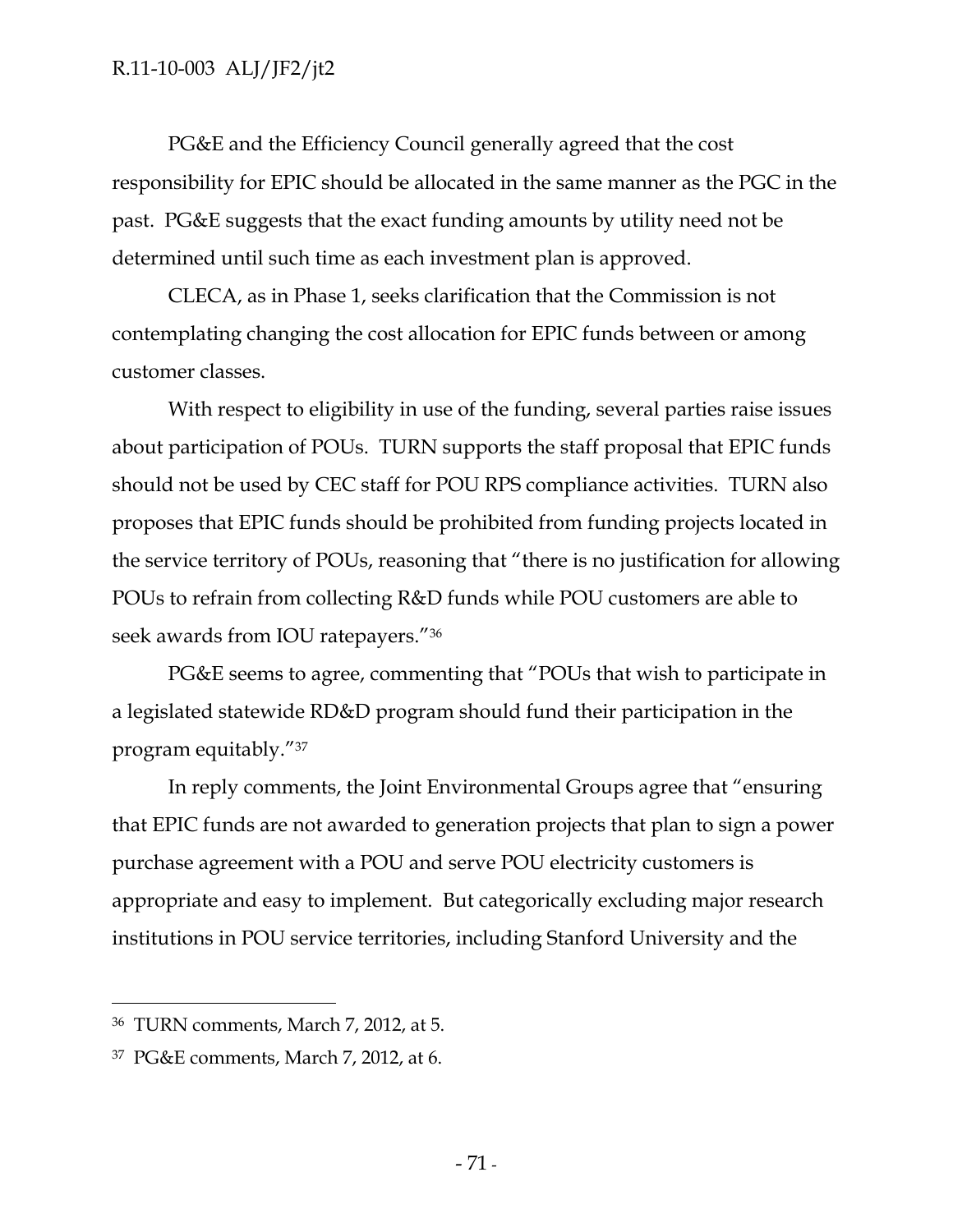PG&E and the Efficiency Council generally agreed that the cost responsibility for EPIC should be allocated in the same manner as the PGC in the past. PG&E suggests that the exact funding amounts by utility need not be determined until such time as each investment plan is approved.

CLECA, as in Phase 1, seeks clarification that the Commission is not contemplating changing the cost allocation for EPIC funds between or among customer classes.

With respect to eligibility in use of the funding, several parties raise issues about participation of POUs. TURN supports the staff proposal that EPIC funds should not be used by CEC staff for POU RPS compliance activities. TURN also proposes that EPIC funds should be prohibited from funding projects located in the service territory of POUs, reasoning that "there is no justification for allowing POUs to refrain from collecting R&D funds while POU customers are able to seek awards from IOU ratepayers."[36]

PG&E seems to agree, commenting that "POUs that wish to participate in a legislated statewide RD&D program should fund their participation in the program equitably."[37]

In reply comments, the Joint Environmental Groups agree that "ensuring that EPIC funds are not awarded to generation projects that plan to sign a power purchase agreement with a POU and serve POU electricity customers is appropriate and easy to implement. But categorically excluding major research institutions in POU service territories, including Stanford University and the

---

[36] TURN comments, March 7, 2012, at 5.

[37] PG&E comments, March 7, 2012, at 6.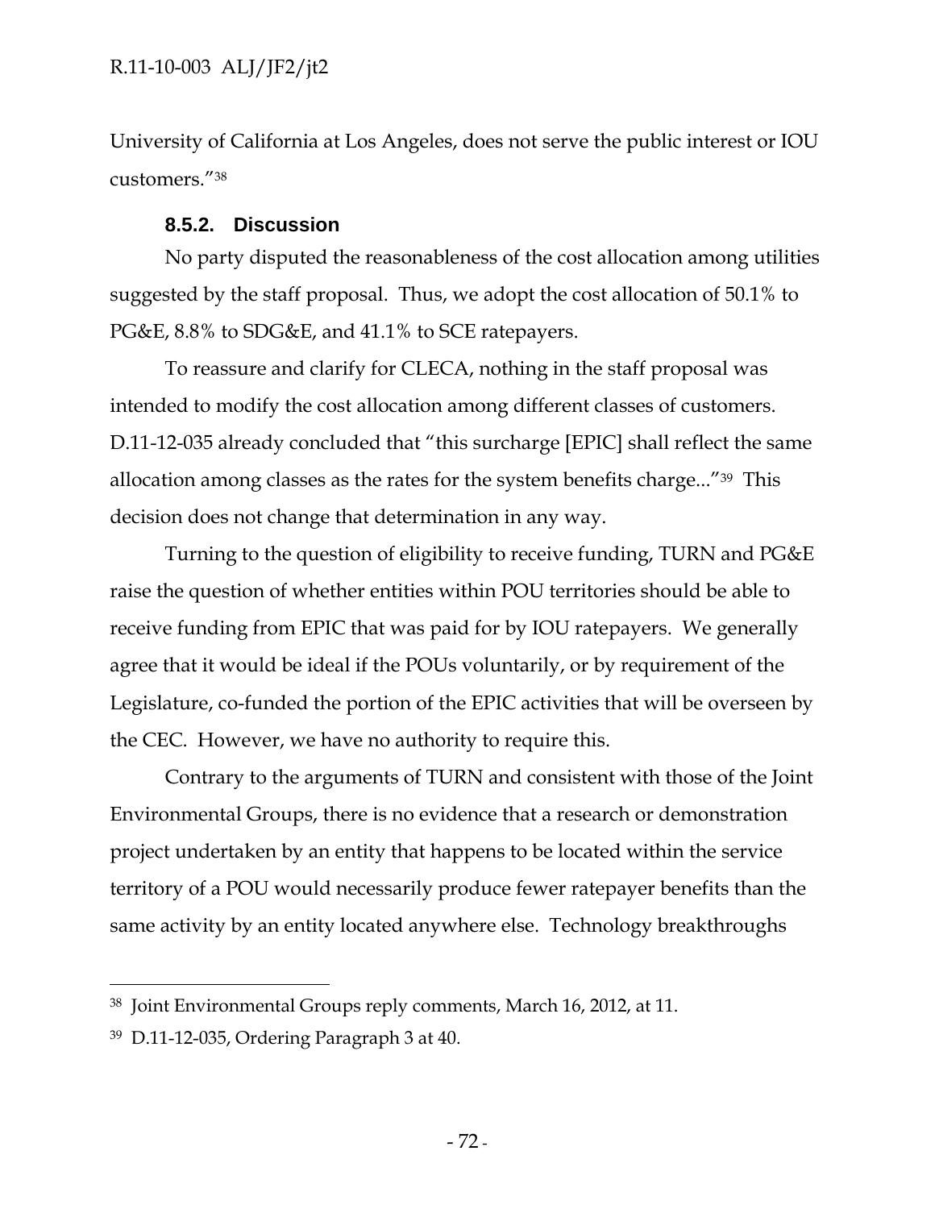University of California at Los Angeles, does not serve the public interest or IOU customers."[38]

### 8.5.2. Discussion

No party disputed the reasonableness of the cost allocation among utilities suggested by the staff proposal. Thus, we adopt the cost allocation of 50.1% to PG&E, 8.8% to SDG&E, and 41.1% to SCE ratepayers.

To reassure and clarify for CLECA, nothing in the staff proposal was intended to modify the cost allocation among different classes of customers. D.11-12-035 already concluded that "this surcharge [EPIC] shall reflect the same allocation among classes as the rates for the system benefits charge..."[39] This decision does not change that determination in any way.

Turning to the question of eligibility to receive funding, TURN and PG&E raise the question of whether entities within POU territories should be able to receive funding from EPIC that was paid for by IOU ratepayers. We generally agree that it would be ideal if the POUs voluntarily, or by requirement of the Legislature, co-funded the portion of the EPIC activities that will be overseen by the CEC. However, we have no authority to require this.

Contrary to the arguments of TURN and consistent with those of the Joint Environmental Groups, there is no evidence that a research or demonstration project undertaken by an entity that happens to be located within the service territory of a POU would necessarily produce fewer ratepayer benefits than the same activity by an entity located anywhere else. Technology breakthroughs

---

[38] Joint Environmental Groups reply comments, March 16, 2012, at 11.

[39] D.11-12-035, Ordering Paragraph 3 at 40.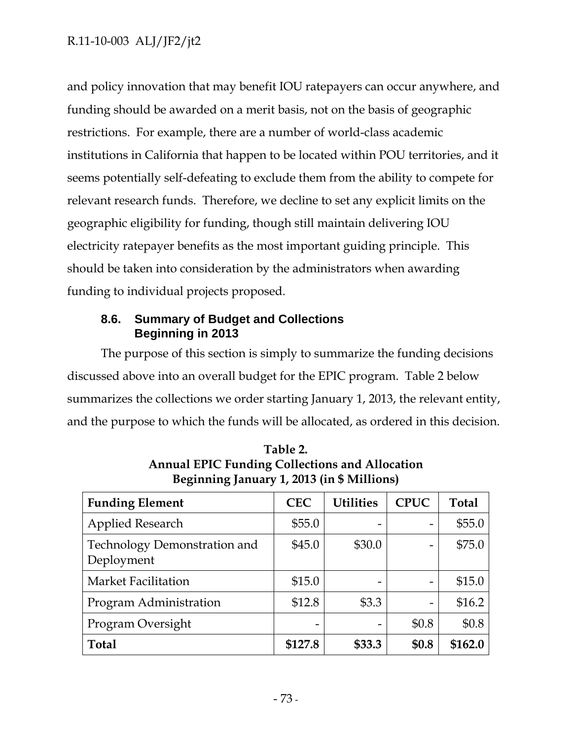and policy innovation that may benefit IOU ratepayers can occur anywhere, and funding should be awarded on a merit basis, not on the basis of geographic restrictions. For example, there are a number of world-class academic institutions in California that happen to be located within POU territories, and it seems potentially self-defeating to exclude them from the ability to compete for relevant research funds. Therefore, we decline to set any explicit limits on the geographic eligibility for funding, though still maintain delivering IOU electricity ratepayer benefits as the most important guiding principle. This should be taken into consideration by the administrators when awarding funding to individual projects proposed.

### 8.6. Summary of Budget and Collections Beginning in 2013

The purpose of this section is simply to summarize the funding decisions discussed above into an overall budget for the EPIC program. Table 2 below summarizes the collections we order starting January 1, 2013, the relevant entity, and the purpose to which the funds will be allocated, as ordered in this decision.

**Table 2.**
**Annual EPIC Funding Collections and Allocation**
**Beginning January 1, 2013 (in $ Millions)**

| Funding Element | CEC | Utilities | CPUC | Total |
|---|---|---|---|---|
| Applied Research | $55.0 | - | - | $55.0 |
| Technology Demonstration and Deployment | $45.0 | $30.0 | - | $75.0 |
| Market Facilitation | $15.0 | - | - | $15.0 |
| Program Administration | $12.8 | $3.3 | - | $16.2 |
| Program Oversight | - | - | $0.8 | $0.8 |
| **Total** | **$127.8** | **$33.3** | **$0.8** | **$162.0** |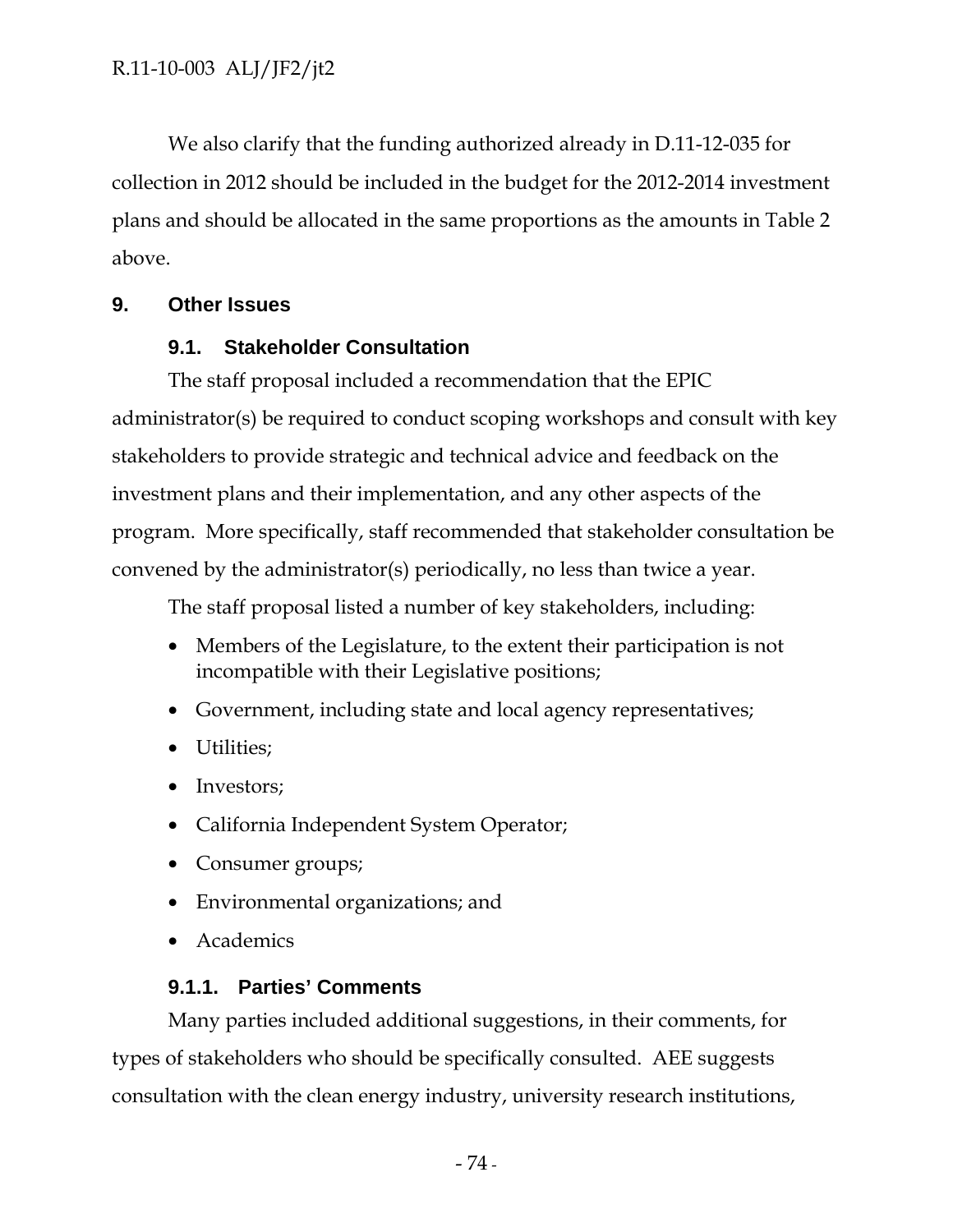We also clarify that the funding authorized already in D.11-12-035 for collection in 2012 should be included in the budget for the 2012-2014 investment plans and should be allocated in the same proportions as the amounts in Table 2 above.

## 9. Other Issues

### 9.1. Stakeholder Consultation

The staff proposal included a recommendation that the EPIC administrator(s) be required to conduct scoping workshops and consult with key stakeholders to provide strategic and technical advice and feedback on the investment plans and their implementation, and any other aspects of the program. More specifically, staff recommended that stakeholder consultation be convened by the administrator(s) periodically, no less than twice a year.

The staff proposal listed a number of key stakeholders, including:

- Members of the Legislature, to the extent their participation is not incompatible with their Legislative positions;
- Government, including state and local agency representatives;
- Utilities;
- Investors;
- California Independent System Operator;
- Consumer groups;
- Environmental organizations; and
- Academics

#### 9.1.1. Parties' Comments

Many parties included additional suggestions, in their comments, for types of stakeholders who should be specifically consulted. AEE suggests consultation with the clean energy industry, university research institutions,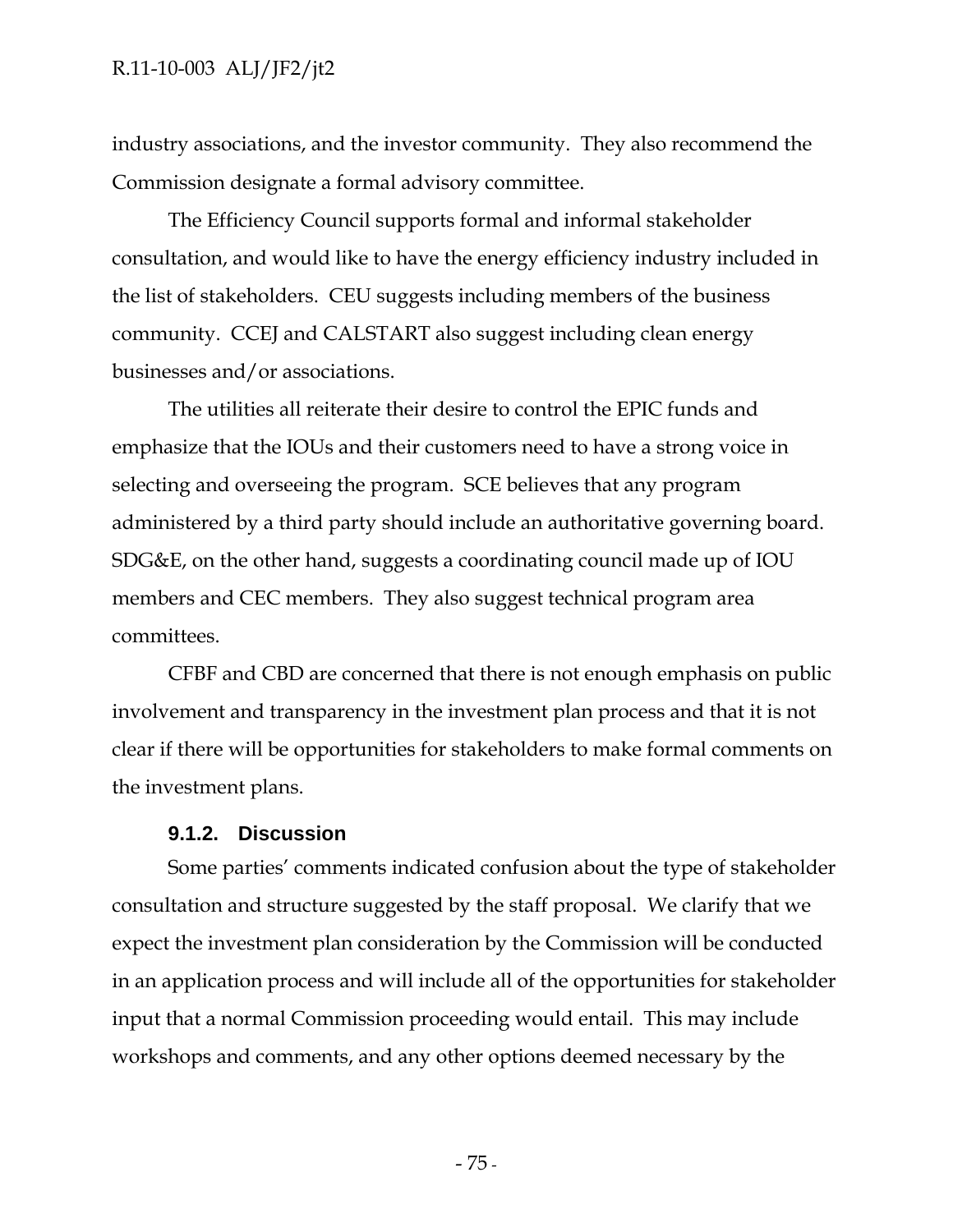industry associations, and the investor community. They also recommend the Commission designate a formal advisory committee.

The Efficiency Council supports formal and informal stakeholder consultation, and would like to have the energy efficiency industry included in the list of stakeholders. CEU suggests including members of the business community. CCEJ and CALSTART also suggest including clean energy businesses and/or associations.

The utilities all reiterate their desire to control the EPIC funds and emphasize that the IOUs and their customers need to have a strong voice in selecting and overseeing the program. SCE believes that any program administered by a third party should include an authoritative governing board. SDG&E, on the other hand, suggests a coordinating council made up of IOU members and CEC members. They also suggest technical program area committees.

CFBF and CBD are concerned that there is not enough emphasis on public involvement and transparency in the investment plan process and that it is not clear if there will be opportunities for stakeholders to make formal comments on the investment plans.

#### 9.1.2. Discussion

Some parties' comments indicated confusion about the type of stakeholder consultation and structure suggested by the staff proposal. We clarify that we expect the investment plan consideration by the Commission will be conducted in an application process and will include all of the opportunities for stakeholder input that a normal Commission proceeding would entail. This may include workshops and comments, and any other options deemed necessary by the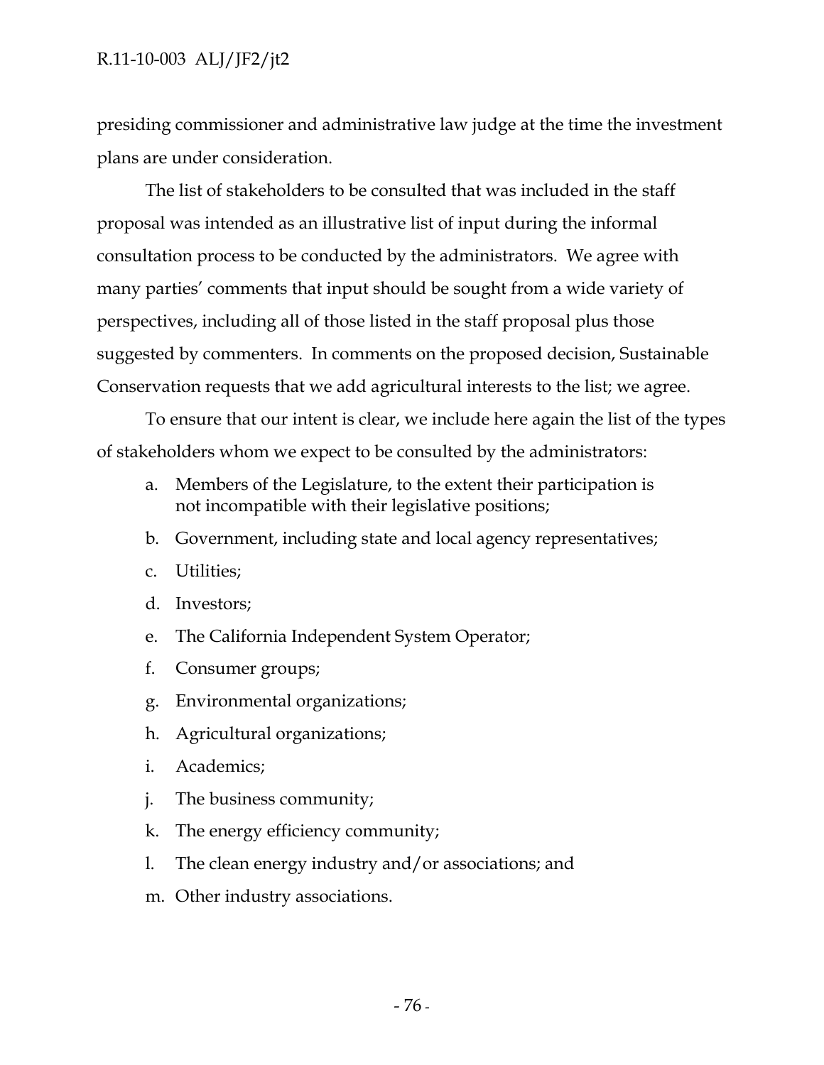presiding commissioner and administrative law judge at the time the investment plans are under consideration.

The list of stakeholders to be consulted that was included in the staff proposal was intended as an illustrative list of input during the informal consultation process to be conducted by the administrators. We agree with many parties' comments that input should be sought from a wide variety of perspectives, including all of those listed in the staff proposal plus those suggested by commenters. In comments on the proposed decision, Sustainable Conservation requests that we add agricultural interests to the list; we agree.

To ensure that our intent is clear, we include here again the list of the types of stakeholders whom we expect to be consulted by the administrators:

a. Members of the Legislature, to the extent their participation is not incompatible with their legislative positions;

b. Government, including state and local agency representatives;

c. Utilities;

d. Investors;

e. The California Independent System Operator;

f. Consumer groups;

g. Environmental organizations;

h. Agricultural organizations;

i. Academics;

j. The business community;

k. The energy efficiency community;

l. The clean energy industry and/or associations; and

m. Other industry associations.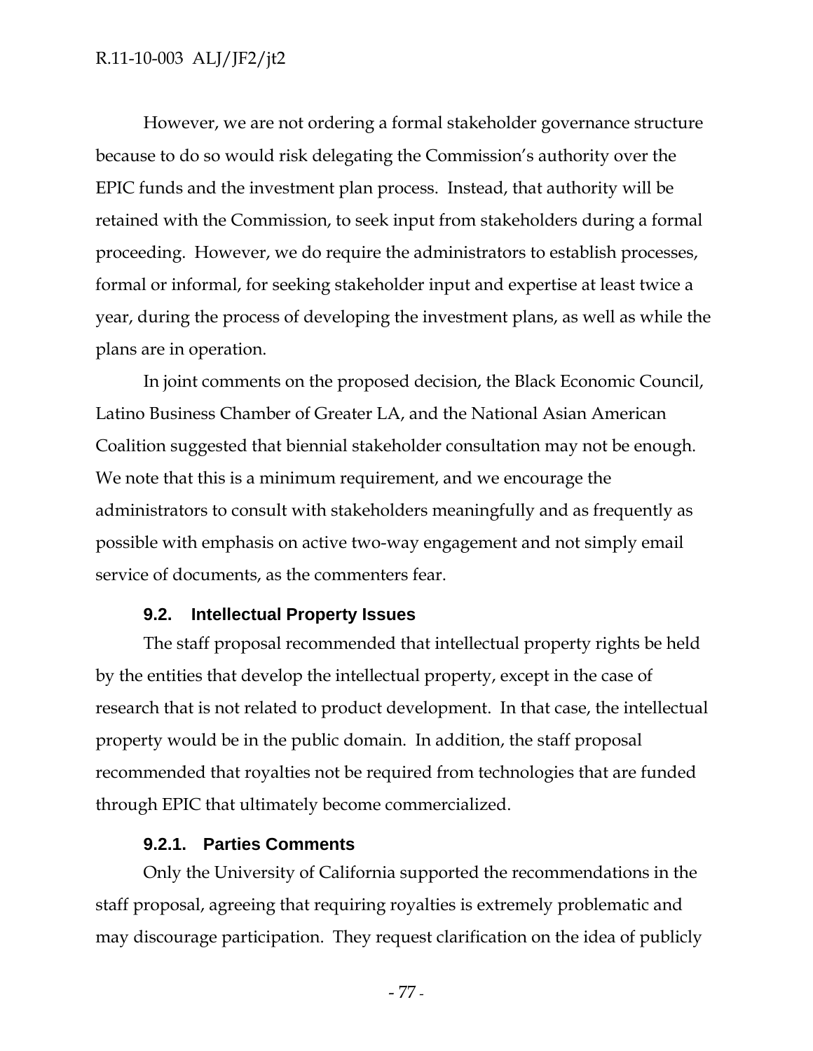However, we are not ordering a formal stakeholder governance structure because to do so would risk delegating the Commission's authority over the EPIC funds and the investment plan process. Instead, that authority will be retained with the Commission, to seek input from stakeholders during a formal proceeding. However, we do require the administrators to establish processes, formal or informal, for seeking stakeholder input and expertise at least twice a year, during the process of developing the investment plans, as well as while the plans are in operation.

In joint comments on the proposed decision, the Black Economic Council, Latino Business Chamber of Greater LA, and the National Asian American Coalition suggested that biennial stakeholder consultation may not be enough. We note that this is a minimum requirement, and we encourage the administrators to consult with stakeholders meaningfully and as frequently as possible with emphasis on active two-way engagement and not simply email service of documents, as the commenters fear.

### 9.2. Intellectual Property Issues

The staff proposal recommended that intellectual property rights be held by the entities that develop the intellectual property, except in the case of research that is not related to product development. In that case, the intellectual property would be in the public domain. In addition, the staff proposal recommended that royalties not be required from technologies that are funded through EPIC that ultimately become commercialized.

#### 9.2.1. Parties Comments

Only the University of California supported the recommendations in the staff proposal, agreeing that requiring royalties is extremely problematic and may discourage participation. They request clarification on the idea of publicly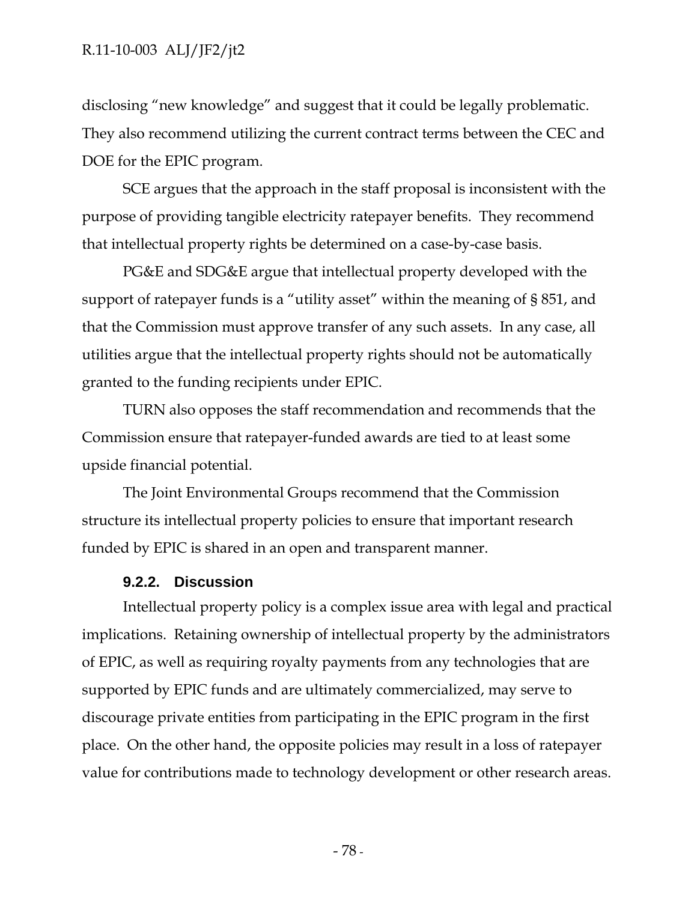disclosing "new knowledge" and suggest that it could be legally problematic. They also recommend utilizing the current contract terms between the CEC and DOE for the EPIC program.

SCE argues that the approach in the staff proposal is inconsistent with the purpose of providing tangible electricity ratepayer benefits. They recommend that intellectual property rights be determined on a case-by-case basis.

PG&E and SDG&E argue that intellectual property developed with the support of ratepayer funds is a "utility asset" within the meaning of § 851, and that the Commission must approve transfer of any such assets. In any case, all utilities argue that the intellectual property rights should not be automatically granted to the funding recipients under EPIC.

TURN also opposes the staff recommendation and recommends that the Commission ensure that ratepayer-funded awards are tied to at least some upside financial potential.

The Joint Environmental Groups recommend that the Commission structure its intellectual property policies to ensure that important research funded by EPIC is shared in an open and transparent manner.

#### 9.2.2. Discussion

Intellectual property policy is a complex issue area with legal and practical implications. Retaining ownership of intellectual property by the administrators of EPIC, as well as requiring royalty payments from any technologies that are supported by EPIC funds and are ultimately commercialized, may serve to discourage private entities from participating in the EPIC program in the first place. On the other hand, the opposite policies may result in a loss of ratepayer value for contributions made to technology development or other research areas.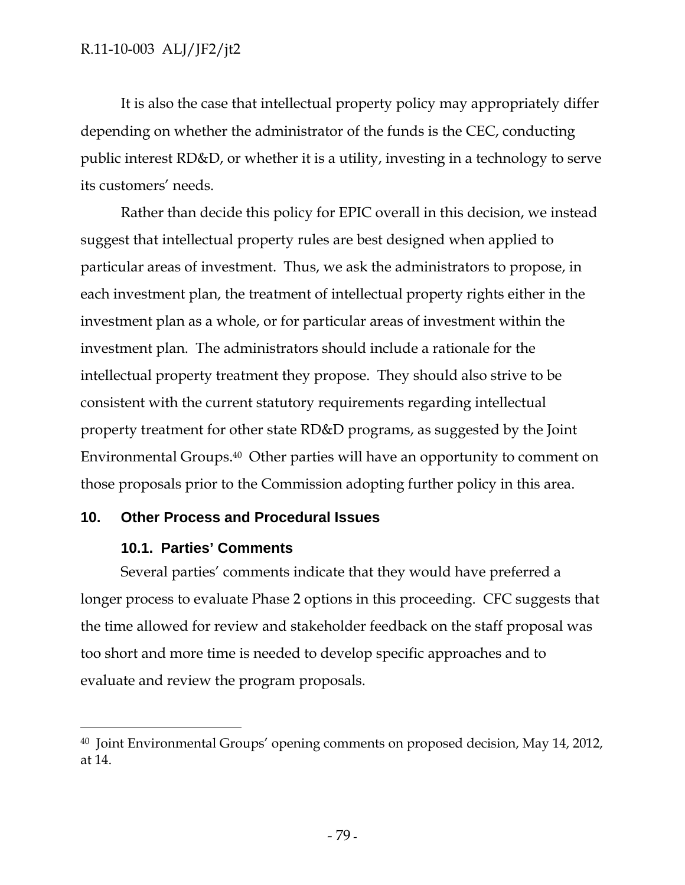It is also the case that intellectual property policy may appropriately differ depending on whether the administrator of the funds is the CEC, conducting public interest RD&D, or whether it is a utility, investing in a technology to serve its customers' needs.

Rather than decide this policy for EPIC overall in this decision, we instead suggest that intellectual property rules are best designed when applied to particular areas of investment. Thus, we ask the administrators to propose, in each investment plan, the treatment of intellectual property rights either in the investment plan as a whole, or for particular areas of investment within the investment plan. The administrators should include a rationale for the intellectual property treatment they propose. They should also strive to be consistent with the current statutory requirements regarding intellectual property treatment for other state RD&D programs, as suggested by the Joint Environmental Groups.[40] Other parties will have an opportunity to comment on those proposals prior to the Commission adopting further policy in this area.

## 10. Other Process and Procedural Issues

### 10.1. Parties' Comments

Several parties' comments indicate that they would have preferred a longer process to evaluate Phase 2 options in this proceeding. CFC suggests that the time allowed for review and stakeholder feedback on the staff proposal was too short and more time is needed to develop specific approaches and to evaluate and review the program proposals.

---

[40] Joint Environmental Groups' opening comments on proposed decision, May 14, 2012, at 14.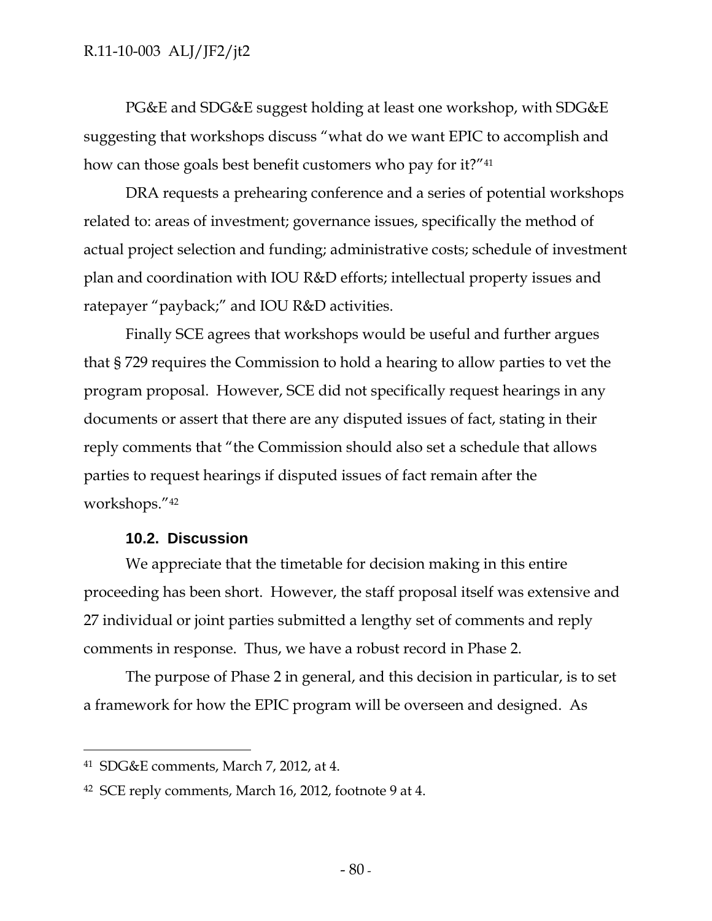PG&E and SDG&E suggest holding at least one workshop, with SDG&E suggesting that workshops discuss "what do we want EPIC to accomplish and how can those goals best benefit customers who pay for it?"[41]

DRA requests a prehearing conference and a series of potential workshops related to: areas of investment; governance issues, specifically the method of actual project selection and funding; administrative costs; schedule of investment plan and coordination with IOU R&D efforts; intellectual property issues and ratepayer "payback;" and IOU R&D activities.

Finally SCE agrees that workshops would be useful and further argues that § 729 requires the Commission to hold a hearing to allow parties to vet the program proposal. However, SCE did not specifically request hearings in any documents or assert that there are any disputed issues of fact, stating in their reply comments that "the Commission should also set a schedule that allows parties to request hearings if disputed issues of fact remain after the workshops."[42]

### 10.2. Discussion

We appreciate that the timetable for decision making in this entire proceeding has been short. However, the staff proposal itself was extensive and 27 individual or joint parties submitted a lengthy set of comments and reply comments in response. Thus, we have a robust record in Phase 2.

The purpose of Phase 2 in general, and this decision in particular, is to set a framework for how the EPIC program will be overseen and designed. As

---

[41] SDG&E comments, March 7, 2012, at 4.

[42] SCE reply comments, March 16, 2012, footnote 9 at 4.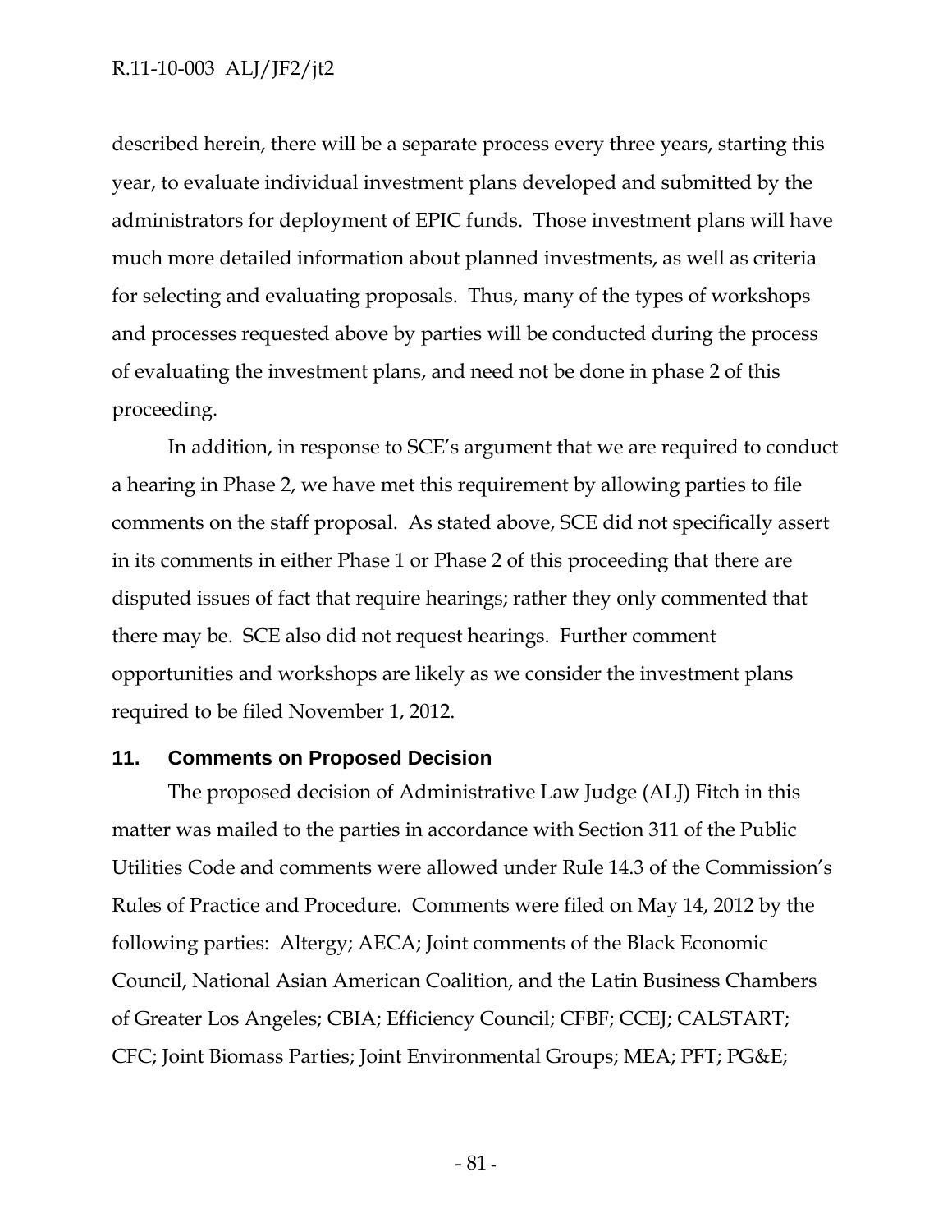described herein, there will be a separate process every three years, starting this year, to evaluate individual investment plans developed and submitted by the administrators for deployment of EPIC funds. Those investment plans will have much more detailed information about planned investments, as well as criteria for selecting and evaluating proposals. Thus, many of the types of workshops and processes requested above by parties will be conducted during the process of evaluating the investment plans, and need not be done in phase 2 of this proceeding.

In addition, in response to SCE's argument that we are required to conduct a hearing in Phase 2, we have met this requirement by allowing parties to file comments on the staff proposal. As stated above, SCE did not specifically assert in its comments in either Phase 1 or Phase 2 of this proceeding that there are disputed issues of fact that require hearings; rather they only commented that there may be. SCE also did not request hearings. Further comment opportunities and workshops are likely as we consider the investment plans required to be filed November 1, 2012.

## 11. Comments on Proposed Decision

The proposed decision of Administrative Law Judge (ALJ) Fitch in this matter was mailed to the parties in accordance with Section 311 of the Public Utilities Code and comments were allowed under Rule 14.3 of the Commission's Rules of Practice and Procedure. Comments were filed on May 14, 2012 by the following parties: Altergy; AECA; Joint comments of the Black Economic Council, National Asian American Coalition, and the Latin Business Chambers of Greater Los Angeles; CBIA; Efficiency Council; CFBF; CCEJ; CALSTART; CFC; Joint Biomass Parties; Joint Environmental Groups; MEA; PFT; PG&E;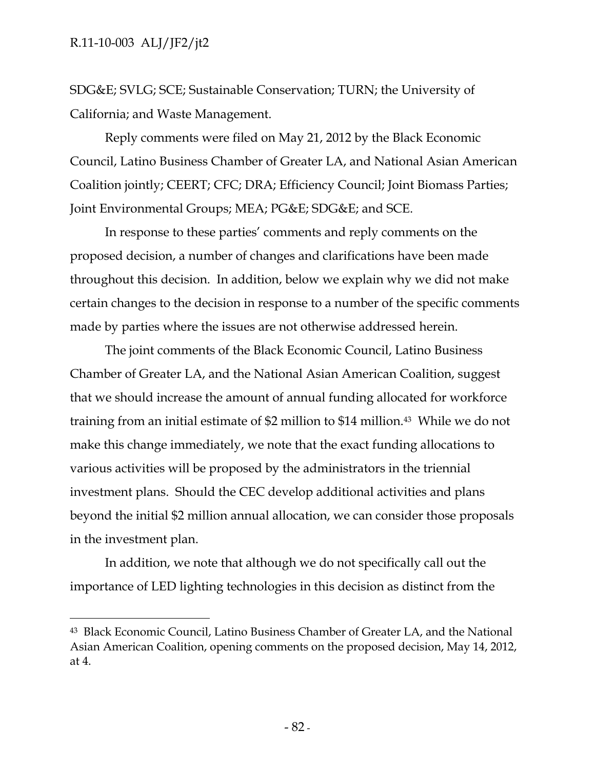SDG&E; SVLG; SCE; Sustainable Conservation; TURN; the University of California; and Waste Management.

Reply comments were filed on May 21, 2012 by the Black Economic Council, Latino Business Chamber of Greater LA, and National Asian American Coalition jointly; CEERT; CFC; DRA; Efficiency Council; Joint Biomass Parties; Joint Environmental Groups; MEA; PG&E; SDG&E; and SCE.

In response to these parties' comments and reply comments on the proposed decision, a number of changes and clarifications have been made throughout this decision. In addition, below we explain why we did not make certain changes to the decision in response to a number of the specific comments made by parties where the issues are not otherwise addressed herein.

The joint comments of the Black Economic Council, Latino Business Chamber of Greater LA, and the National Asian American Coalition, suggest that we should increase the amount of annual funding allocated for workforce training from an initial estimate of $2 million to $14 million.[43] While we do not make this change immediately, we note that the exact funding allocations to various activities will be proposed by the administrators in the triennial investment plans. Should the CEC develop additional activities and plans beyond the initial $2 million annual allocation, we can consider those proposals in the investment plan.

In addition, we note that although we do not specifically call out the importance of LED lighting technologies in this decision as distinct from the

---

[43] Black Economic Council, Latino Business Chamber of Greater LA, and the National Asian American Coalition, opening comments on the proposed decision, May 14, 2012, at 4.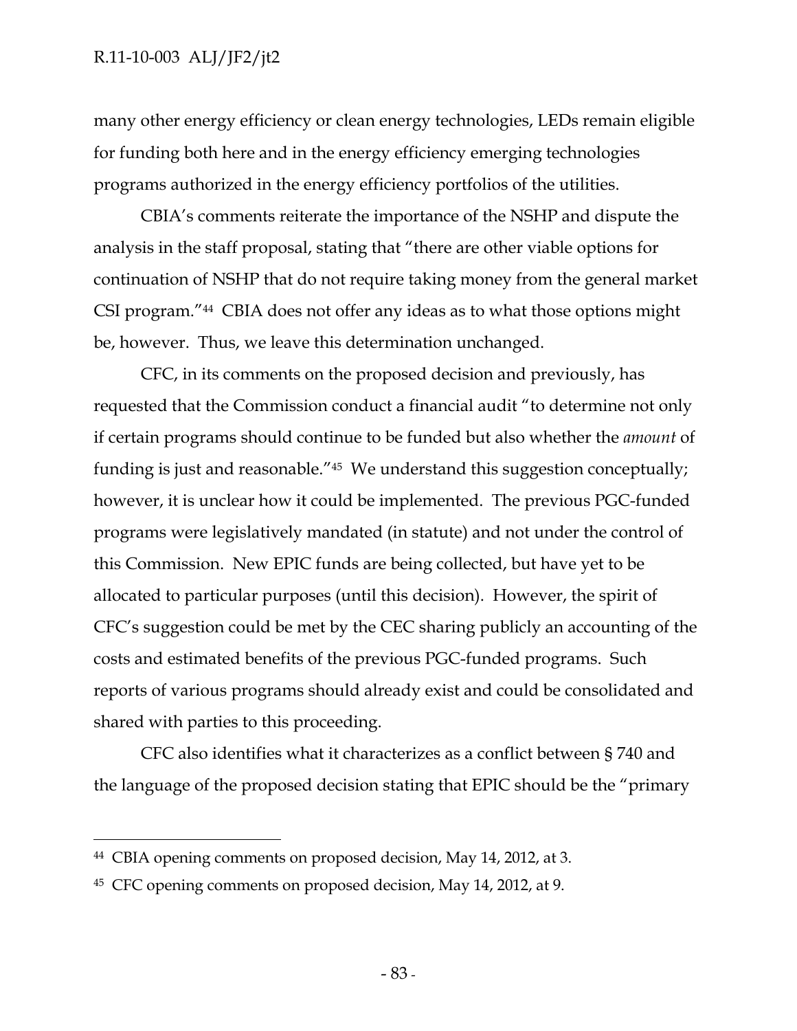many other energy efficiency or clean energy technologies, LEDs remain eligible for funding both here and in the energy efficiency emerging technologies programs authorized in the energy efficiency portfolios of the utilities.

CBIA's comments reiterate the importance of the NSHP and dispute the analysis in the staff proposal, stating that "there are other viable options for continuation of NSHP that do not require taking money from the general market CSI program."[44] CBIA does not offer any ideas as to what those options might be, however. Thus, we leave this determination unchanged.

CFC, in its comments on the proposed decision and previously, has requested that the Commission conduct a financial audit "to determine not only if certain programs should continue to be funded but also whether the *amount* of funding is just and reasonable."[45] We understand this suggestion conceptually; however, it is unclear how it could be implemented. The previous PGC-funded programs were legislatively mandated (in statute) and not under the control of this Commission. New EPIC funds are being collected, but have yet to be allocated to particular purposes (until this decision). However, the spirit of CFC's suggestion could be met by the CEC sharing publicly an accounting of the costs and estimated benefits of the previous PGC-funded programs. Such reports of various programs should already exist and could be consolidated and shared with parties to this proceeding.

CFC also identifies what it characterizes as a conflict between § 740 and the language of the proposed decision stating that EPIC should be the "primary

---

[44] CBIA opening comments on proposed decision, May 14, 2012, at 3.

[45] CFC opening comments on proposed decision, May 14, 2012, at 9.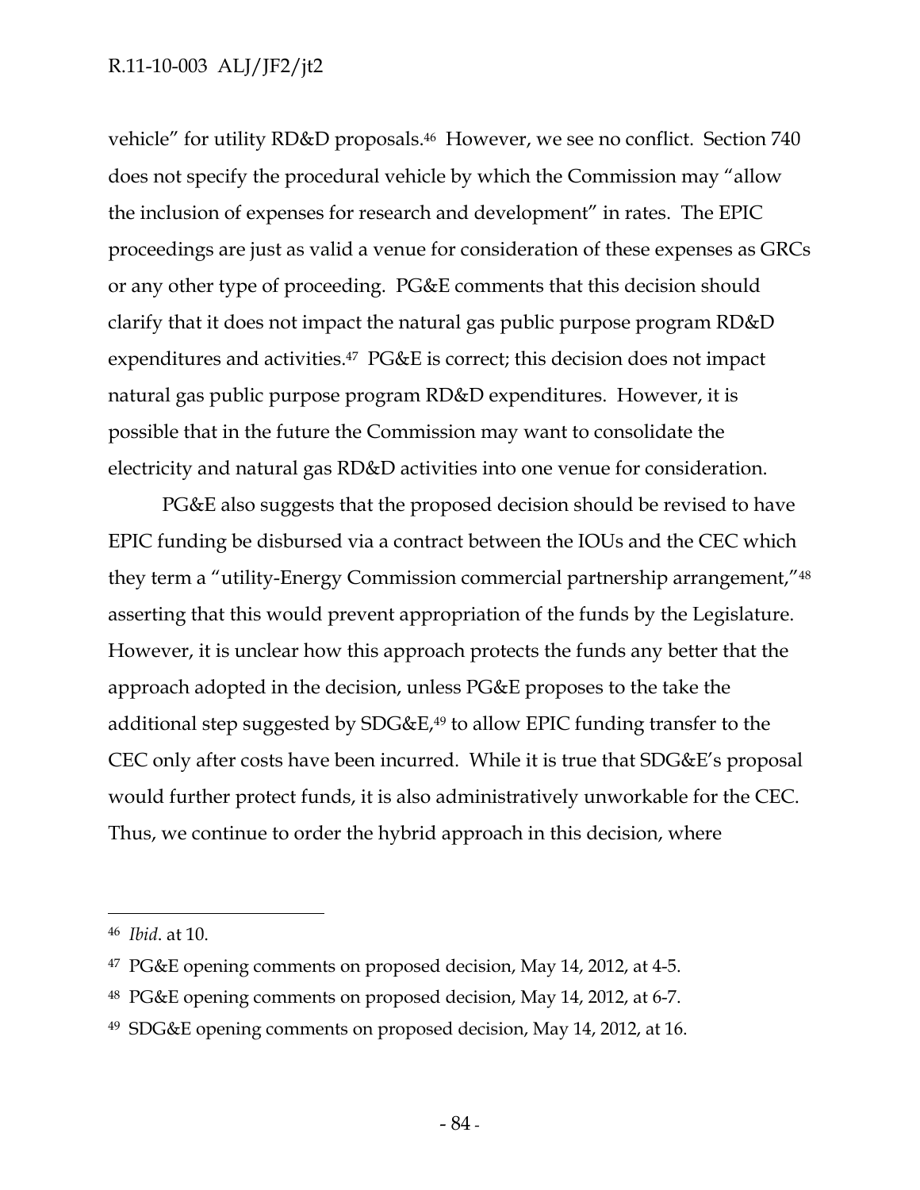vehicle" for utility RD&D proposals.[46] However, we see no conflict. Section 740 does not specify the procedural vehicle by which the Commission may "allow the inclusion of expenses for research and development" in rates. The EPIC proceedings are just as valid a venue for consideration of these expenses as GRCs or any other type of proceeding. PG&E comments that this decision should clarify that it does not impact the natural gas public purpose program RD&D expenditures and activities.[47] PG&E is correct; this decision does not impact natural gas public purpose program RD&D expenditures. However, it is possible that in the future the Commission may want to consolidate the electricity and natural gas RD&D activities into one venue for consideration.

PG&E also suggests that the proposed decision should be revised to have EPIC funding be disbursed via a contract between the IOUs and the CEC which they term a "utility-Energy Commission commercial partnership arrangement,"[48] asserting that this would prevent appropriation of the funds by the Legislature. However, it is unclear how this approach protects the funds any better that the approach adopted in the decision, unless PG&E proposes to the take the additional step suggested by SDG&E,[49] to allow EPIC funding transfer to the CEC only after costs have been incurred. While it is true that SDG&E's proposal would further protect funds, it is also administratively unworkable for the CEC. Thus, we continue to order the hybrid approach in this decision, where

---

[46] *Ibid*. at 10.

[47] PG&E opening comments on proposed decision, May 14, 2012, at 4-5.

[48] PG&E opening comments on proposed decision, May 14, 2012, at 6-7.

[49] SDG&E opening comments on proposed decision, May 14, 2012, at 16.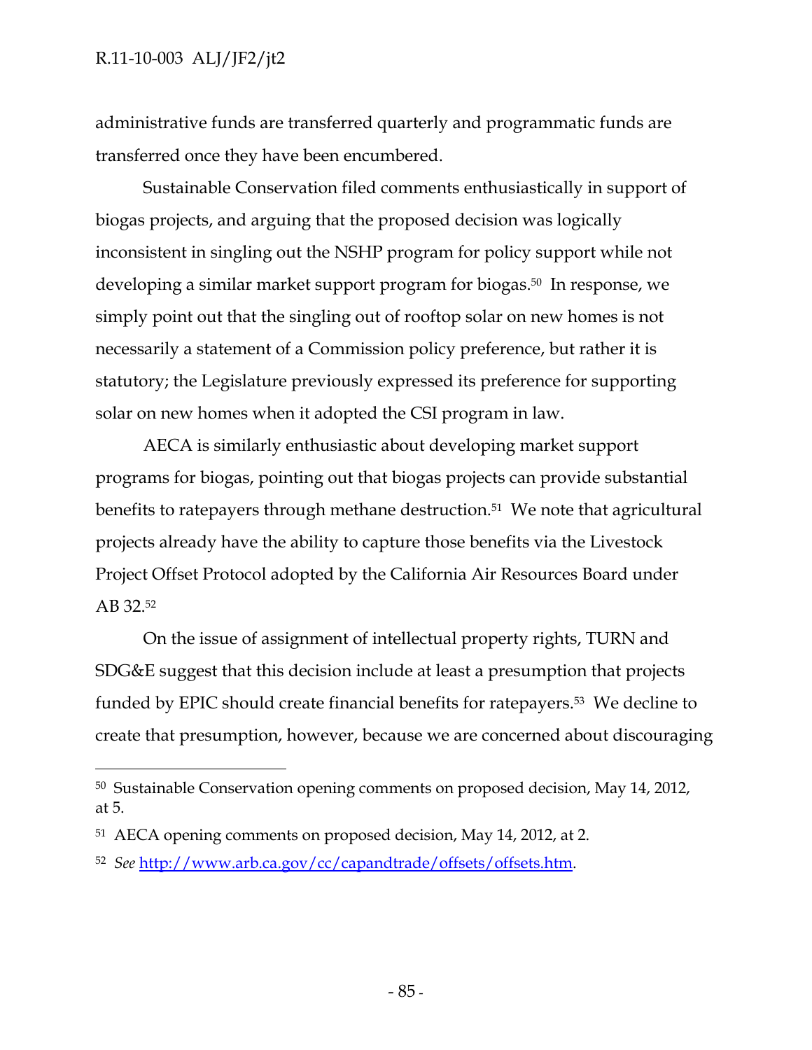administrative funds are transferred quarterly and programmatic funds are transferred once they have been encumbered.

Sustainable Conservation filed comments enthusiastically in support of biogas projects, and arguing that the proposed decision was logically inconsistent in singling out the NSHP program for policy support while not developing a similar market support program for biogas.[50] In response, we simply point out that the singling out of rooftop solar on new homes is not necessarily a statement of a Commission policy preference, but rather it is statutory; the Legislature previously expressed its preference for supporting solar on new homes when it adopted the CSI program in law.

AECA is similarly enthusiastic about developing market support programs for biogas, pointing out that biogas projects can provide substantial benefits to ratepayers through methane destruction.[51] We note that agricultural projects already have the ability to capture those benefits via the Livestock Project Offset Protocol adopted by the California Air Resources Board under AB 32.[52]

On the issue of assignment of intellectual property rights, TURN and SDG&E suggest that this decision include at least a presumption that projects funded by EPIC should create financial benefits for ratepayers.[53] We decline to create that presumption, however, because we are concerned about discouraging

---

[50] Sustainable Conservation opening comments on proposed decision, May 14, 2012, at 5.

[51] AECA opening comments on proposed decision, May 14, 2012, at 2.

[52] *See* http://www.arb.ca.gov/cc/capandtrade/offsets/offsets.htm.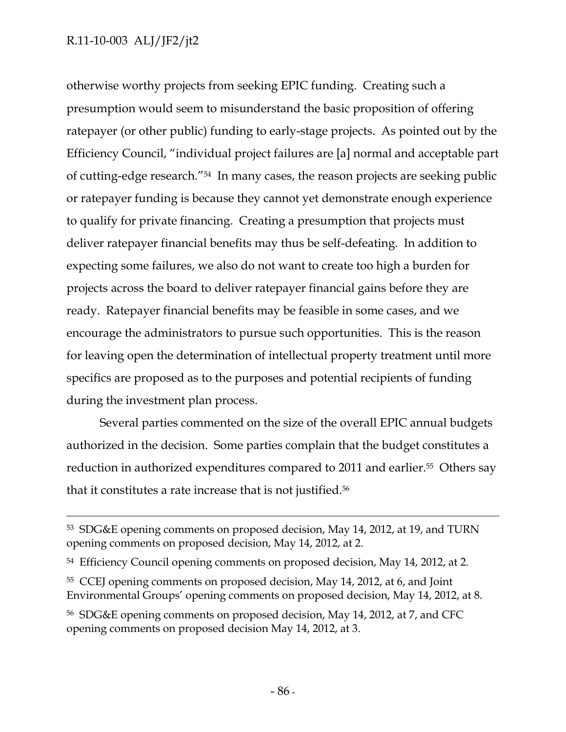otherwise worthy projects from seeking EPIC funding. Creating such a presumption would seem to misunderstand the basic proposition of offering ratepayer (or other public) funding to early-stage projects. As pointed out by the Efficiency Council, "individual project failures are [a] normal and acceptable part of cutting-edge research."[54] In many cases, the reason projects are seeking public or ratepayer funding is because they cannot yet demonstrate enough experience to qualify for private financing. Creating a presumption that projects must deliver ratepayer financial benefits may thus be self-defeating. In addition to expecting some failures, we also do not want to create too high a burden for projects across the board to deliver ratepayer financial gains before they are ready. Ratepayer financial benefits may be feasible in some cases, and we encourage the administrators to pursue such opportunities. This is the reason for leaving open the determination of intellectual property treatment until more specifics are proposed as to the purposes and potential recipients of funding during the investment plan process.

Several parties commented on the size of the overall EPIC annual budgets authorized in the decision. Some parties complain that the budget constitutes a reduction in authorized expenditures compared to 2011 and earlier.[55] Others say that it constitutes a rate increase that is not justified.[56]

---

[53] SDG&E opening comments on proposed decision, May 14, 2012, at 19, and TURN opening comments on proposed decision, May 14, 2012, at 2.

[54] Efficiency Council opening comments on proposed decision, May 14, 2012, at 2.

[55] CCEJ opening comments on proposed decision, May 14, 2012, at 6, and Joint Environmental Groups' opening comments on proposed decision, May 14, 2012, at 8.

[56] SDG&E opening comments on proposed decision, May 14, 2012, at 7, and CFC opening comments on proposed decision May 14, 2012, at 3.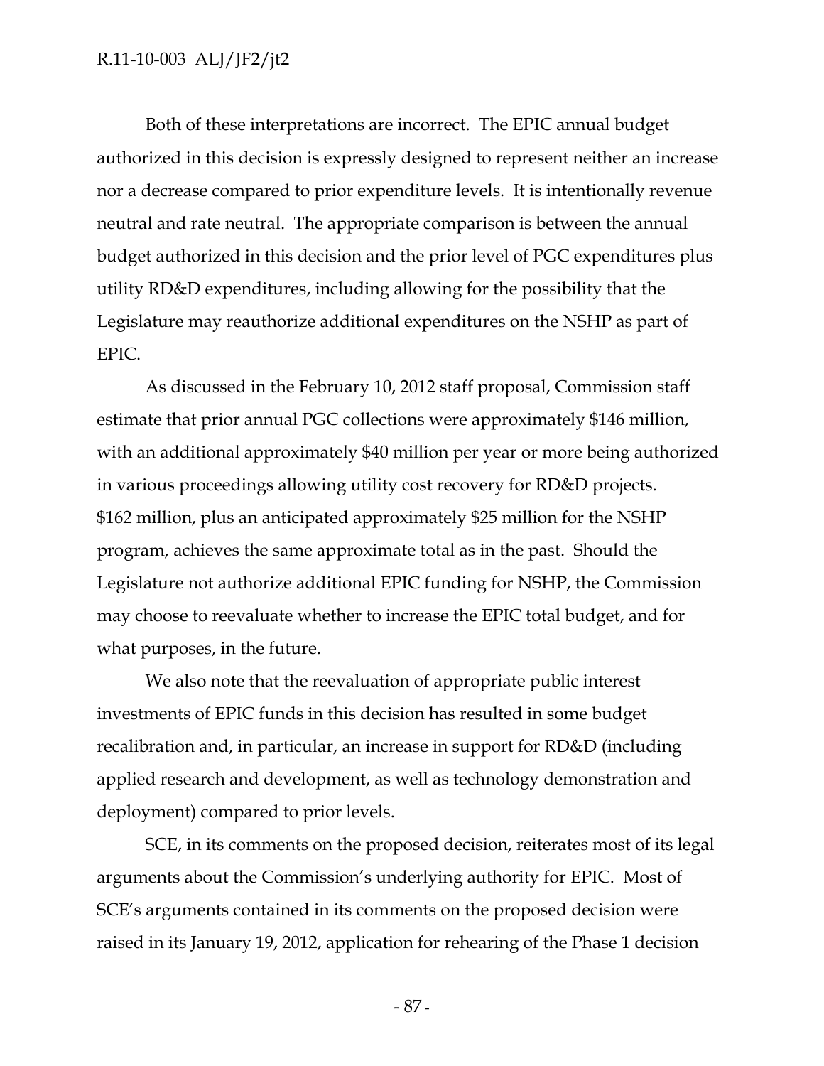Both of these interpretations are incorrect. The EPIC annual budget authorized in this decision is expressly designed to represent neither an increase nor a decrease compared to prior expenditure levels. It is intentionally revenue neutral and rate neutral. The appropriate comparison is between the annual budget authorized in this decision and the prior level of PGC expenditures plus utility RD&D expenditures, including allowing for the possibility that the Legislature may reauthorize additional expenditures on the NSHP as part of EPIC.

As discussed in the February 10, 2012 staff proposal, Commission staff estimate that prior annual PGC collections were approximately $146 million, with an additional approximately $40 million per year or more being authorized in various proceedings allowing utility cost recovery for RD&D projects. $162 million, plus an anticipated approximately $25 million for the NSHP program, achieves the same approximate total as in the past. Should the Legislature not authorize additional EPIC funding for NSHP, the Commission may choose to reevaluate whether to increase the EPIC total budget, and for what purposes, in the future.

We also note that the reevaluation of appropriate public interest investments of EPIC funds in this decision has resulted in some budget recalibration and, in particular, an increase in support for RD&D (including applied research and development, as well as technology demonstration and deployment) compared to prior levels.

SCE, in its comments on the proposed decision, reiterates most of its legal arguments about the Commission's underlying authority for EPIC. Most of SCE's arguments contained in its comments on the proposed decision were raised in its January 19, 2012, application for rehearing of the Phase 1 decision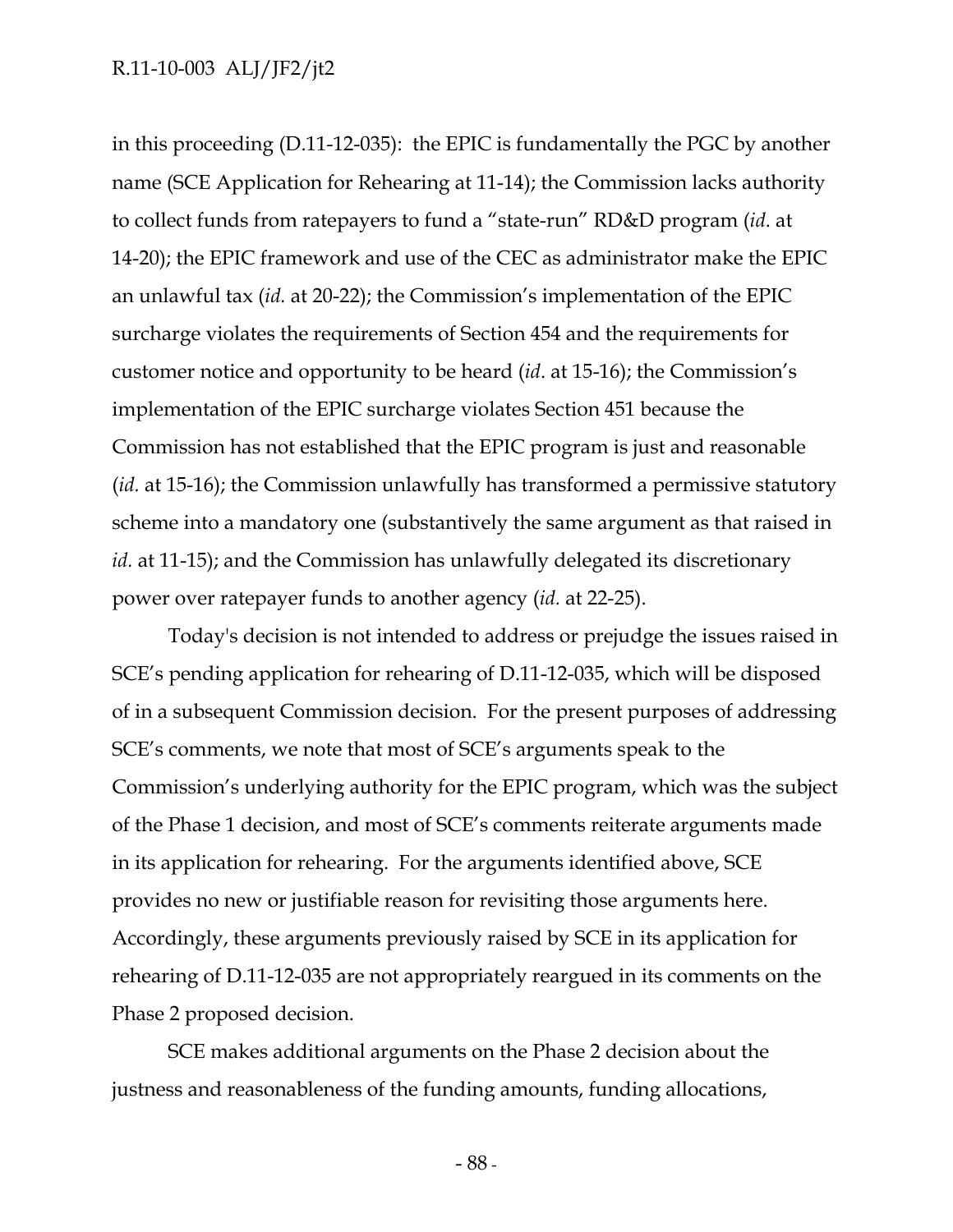in this proceeding (D.11-12-035): the EPIC is fundamentally the PGC by another name (SCE Application for Rehearing at 11-14); the Commission lacks authority to collect funds from ratepayers to fund a "state-run" RD&D program (*id*. at 14-20); the EPIC framework and use of the CEC as administrator make the EPIC an unlawful tax (*id.* at 20-22); the Commission's implementation of the EPIC surcharge violates the requirements of Section 454 and the requirements for customer notice and opportunity to be heard (*id*. at 15-16); the Commission's implementation of the EPIC surcharge violates Section 451 because the Commission has not established that the EPIC program is just and reasonable (*id.* at 15-16); the Commission unlawfully has transformed a permissive statutory scheme into a mandatory one (substantively the same argument as that raised in *id.* at 11-15); and the Commission has unlawfully delegated its discretionary power over ratepayer funds to another agency (*id.* at 22-25).

Today's decision is not intended to address or prejudge the issues raised in SCE's pending application for rehearing of D.11-12-035, which will be disposed of in a subsequent Commission decision. For the present purposes of addressing SCE's comments, we note that most of SCE's arguments speak to the Commission's underlying authority for the EPIC program, which was the subject of the Phase 1 decision, and most of SCE's comments reiterate arguments made in its application for rehearing. For the arguments identified above, SCE provides no new or justifiable reason for revisiting those arguments here. Accordingly, these arguments previously raised by SCE in its application for rehearing of D.11-12-035 are not appropriately reargued in its comments on the Phase 2 proposed decision.

SCE makes additional arguments on the Phase 2 decision about the justness and reasonableness of the funding amounts, funding allocations,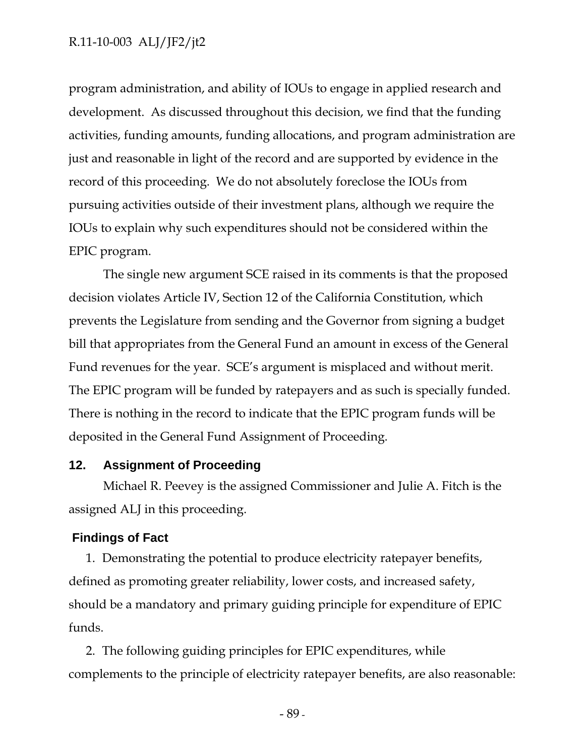program administration, and ability of IOUs to engage in applied research and development. As discussed throughout this decision, we find that the funding activities, funding amounts, funding allocations, and program administration are just and reasonable in light of the record and are supported by evidence in the record of this proceeding. We do not absolutely foreclose the IOUs from pursuing activities outside of their investment plans, although we require the IOUs to explain why such expenditures should not be considered within the EPIC program.

The single new argument SCE raised in its comments is that the proposed decision violates Article IV, Section 12 of the California Constitution, which prevents the Legislature from sending and the Governor from signing a budget bill that appropriates from the General Fund an amount in excess of the General Fund revenues for the year. SCE's argument is misplaced and without merit. The EPIC program will be funded by ratepayers and as such is specially funded. There is nothing in the record to indicate that the EPIC program funds will be deposited in the General Fund Assignment of Proceeding.

## 12. Assignment of Proceeding

Michael R. Peevey is the assigned Commissioner and Julie A. Fitch is the assigned ALJ in this proceeding.

## Findings of Fact

1. Demonstrating the potential to produce electricity ratepayer benefits, defined as promoting greater reliability, lower costs, and increased safety, should be a mandatory and primary guiding principle for expenditure of EPIC funds.

2. The following guiding principles for EPIC expenditures, while complements to the principle of electricity ratepayer benefits, are also reasonable: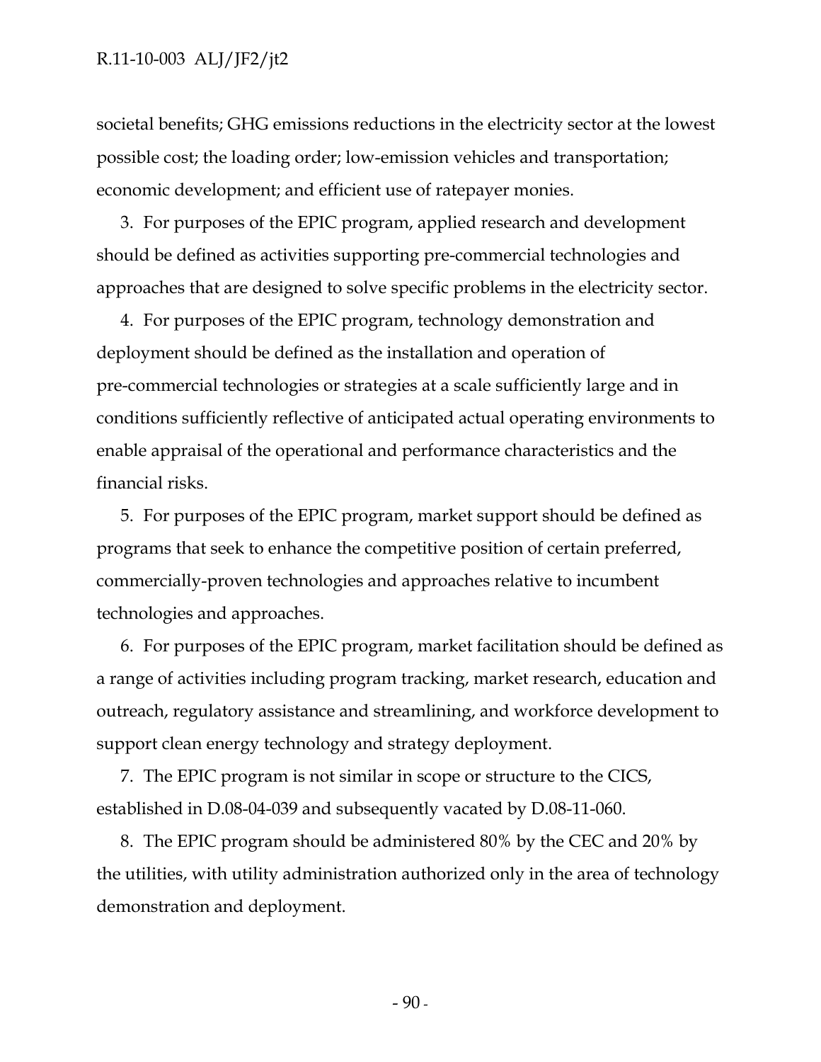societal benefits; GHG emissions reductions in the electricity sector at the lowest possible cost; the loading order; low-emission vehicles and transportation; economic development; and efficient use of ratepayer monies.

3. For purposes of the EPIC program, applied research and development should be defined as activities supporting pre-commercial technologies and approaches that are designed to solve specific problems in the electricity sector.

4. For purposes of the EPIC program, technology demonstration and deployment should be defined as the installation and operation of pre-commercial technologies or strategies at a scale sufficiently large and in conditions sufficiently reflective of anticipated actual operating environments to enable appraisal of the operational and performance characteristics and the financial risks.

5. For purposes of the EPIC program, market support should be defined as programs that seek to enhance the competitive position of certain preferred, commercially-proven technologies and approaches relative to incumbent technologies and approaches.

6. For purposes of the EPIC program, market facilitation should be defined as a range of activities including program tracking, market research, education and outreach, regulatory assistance and streamlining, and workforce development to support clean energy technology and strategy deployment.

7. The EPIC program is not similar in scope or structure to the CICS, established in D.08-04-039 and subsequently vacated by D.08-11-060.

8. The EPIC program should be administered 80% by the CEC and 20% by the utilities, with utility administration authorized only in the area of technology demonstration and deployment.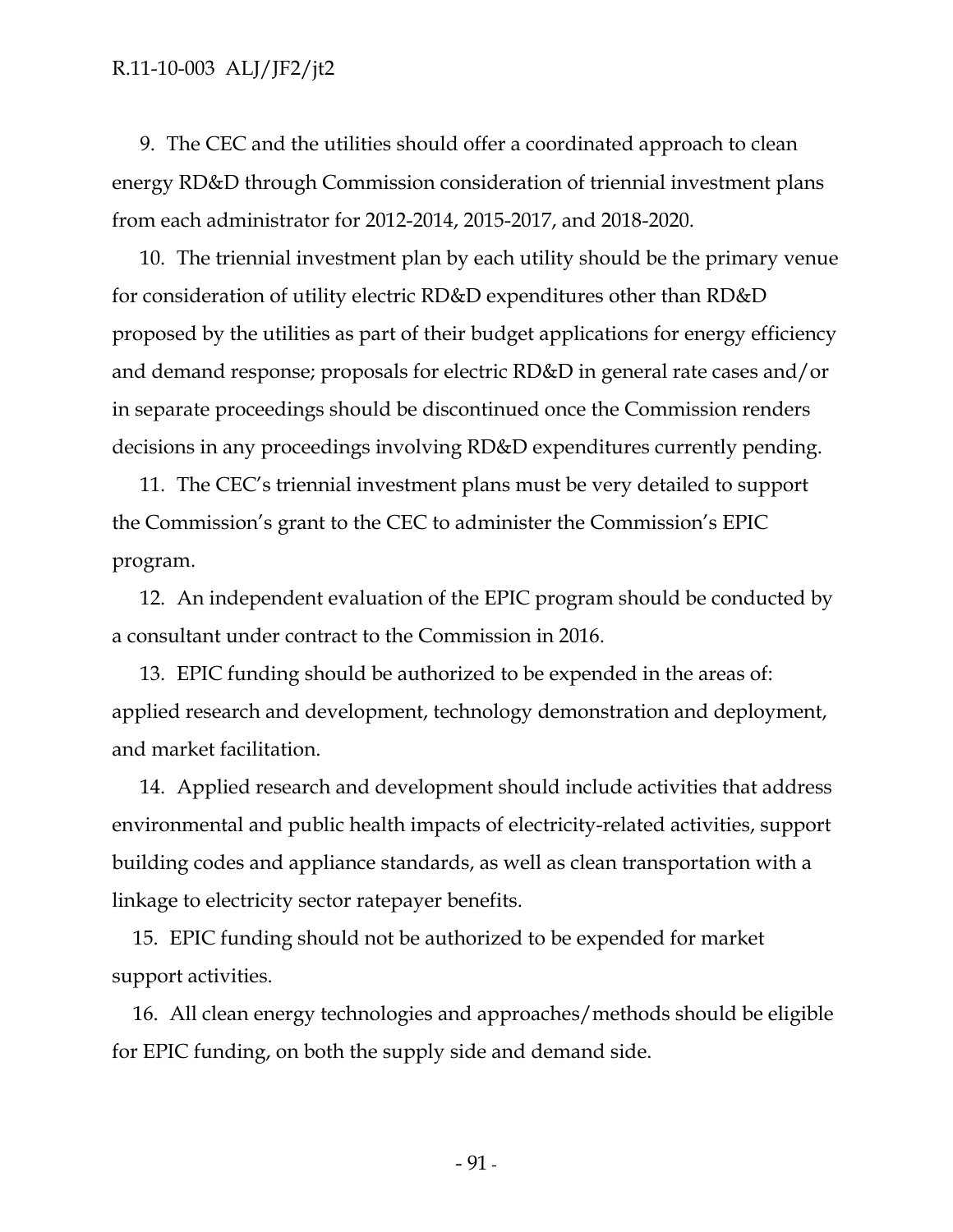9. The CEC and the utilities should offer a coordinated approach to clean energy RD&D through Commission consideration of triennial investment plans from each administrator for 2012-2014, 2015-2017, and 2018-2020.

10. The triennial investment plan by each utility should be the primary venue for consideration of utility electric RD&D expenditures other than RD&D proposed by the utilities as part of their budget applications for energy efficiency and demand response; proposals for electric RD&D in general rate cases and/or in separate proceedings should be discontinued once the Commission renders decisions in any proceedings involving RD&D expenditures currently pending.

11. The CEC's triennial investment plans must be very detailed to support the Commission's grant to the CEC to administer the Commission's EPIC program.

12. An independent evaluation of the EPIC program should be conducted by a consultant under contract to the Commission in 2016.

13. EPIC funding should be authorized to be expended in the areas of: applied research and development, technology demonstration and deployment, and market facilitation.

14. Applied research and development should include activities that address environmental and public health impacts of electricity-related activities, support building codes and appliance standards, as well as clean transportation with a linkage to electricity sector ratepayer benefits.

15. EPIC funding should not be authorized to be expended for market support activities.

16. All clean energy technologies and approaches/methods should be eligible for EPIC funding, on both the supply side and demand side.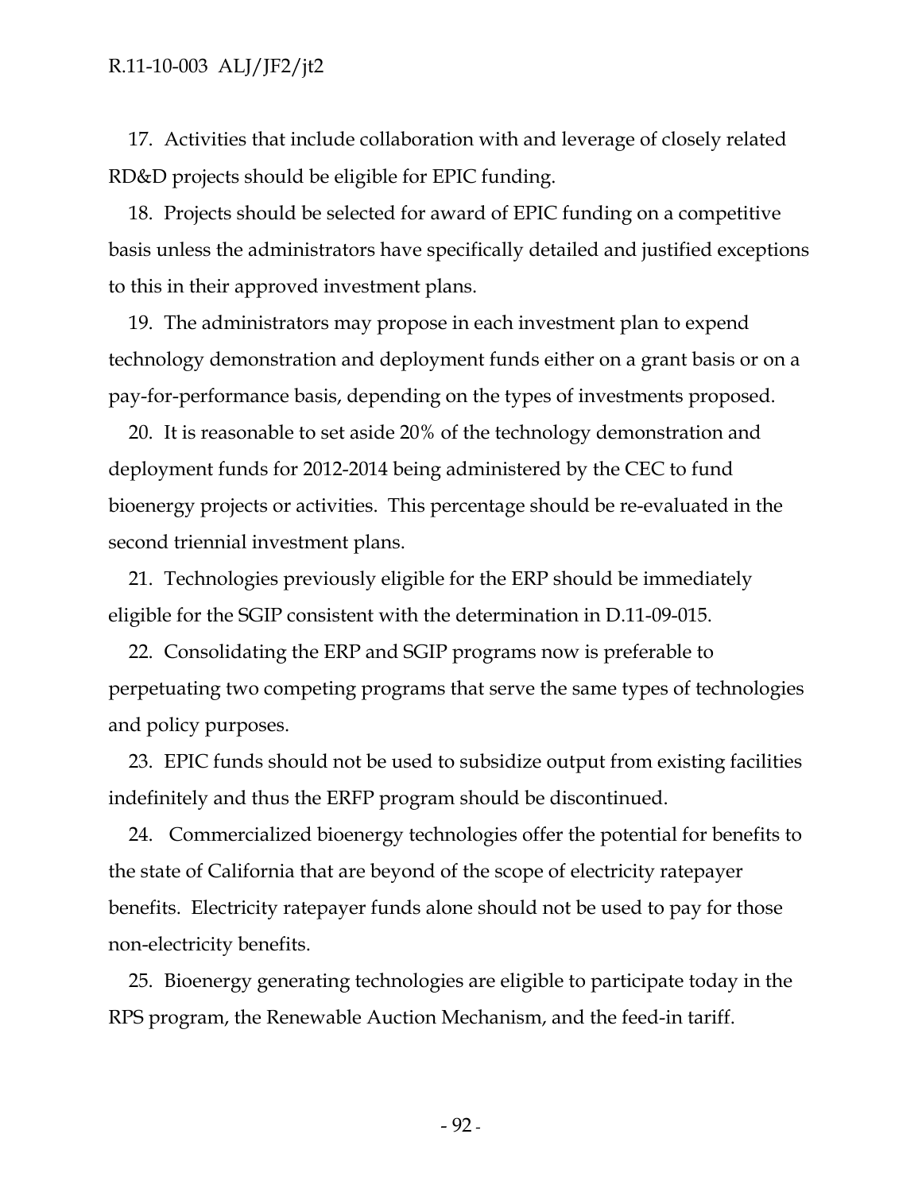17. Activities that include collaboration with and leverage of closely related RD&D projects should be eligible for EPIC funding.

18. Projects should be selected for award of EPIC funding on a competitive basis unless the administrators have specifically detailed and justified exceptions to this in their approved investment plans.

19. The administrators may propose in each investment plan to expend technology demonstration and deployment funds either on a grant basis or on a pay-for-performance basis, depending on the types of investments proposed.

20. It is reasonable to set aside 20% of the technology demonstration and deployment funds for 2012-2014 being administered by the CEC to fund bioenergy projects or activities. This percentage should be re-evaluated in the second triennial investment plans.

21. Technologies previously eligible for the ERP should be immediately eligible for the SGIP consistent with the determination in D.11-09-015.

22. Consolidating the ERP and SGIP programs now is preferable to perpetuating two competing programs that serve the same types of technologies and policy purposes.

23. EPIC funds should not be used to subsidize output from existing facilities indefinitely and thus the ERFP program should be discontinued.

24. Commercialized bioenergy technologies offer the potential for benefits to the state of California that are beyond of the scope of electricity ratepayer benefits. Electricity ratepayer funds alone should not be used to pay for those non-electricity benefits.

25. Bioenergy generating technologies are eligible to participate today in the RPS program, the Renewable Auction Mechanism, and the feed-in tariff.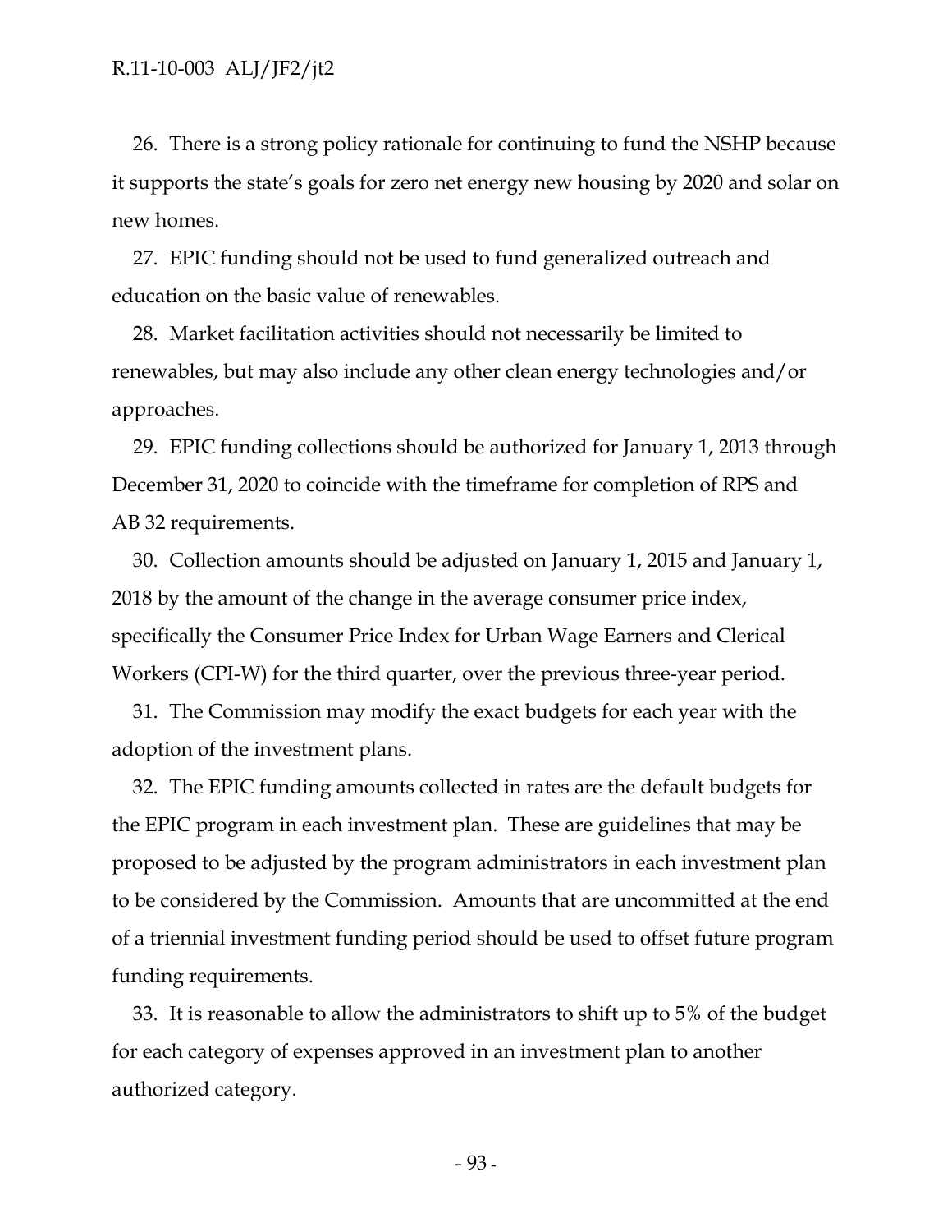26. There is a strong policy rationale for continuing to fund the NSHP because it supports the state's goals for zero net energy new housing by 2020 and solar on new homes.

27. EPIC funding should not be used to fund generalized outreach and education on the basic value of renewables.

28. Market facilitation activities should not necessarily be limited to renewables, but may also include any other clean energy technologies and/or approaches.

29. EPIC funding collections should be authorized for January 1, 2013 through December 31, 2020 to coincide with the timeframe for completion of RPS and AB 32 requirements.

30. Collection amounts should be adjusted on January 1, 2015 and January 1, 2018 by the amount of the change in the average consumer price index, specifically the Consumer Price Index for Urban Wage Earners and Clerical Workers (CPI-W) for the third quarter, over the previous three-year period.

31. The Commission may modify the exact budgets for each year with the adoption of the investment plans.

32. The EPIC funding amounts collected in rates are the default budgets for the EPIC program in each investment plan. These are guidelines that may be proposed to be adjusted by the program administrators in each investment plan to be considered by the Commission. Amounts that are uncommitted at the end of a triennial investment funding period should be used to offset future program funding requirements.

33. It is reasonable to allow the administrators to shift up to 5% of the budget for each category of expenses approved in an investment plan to another authorized category.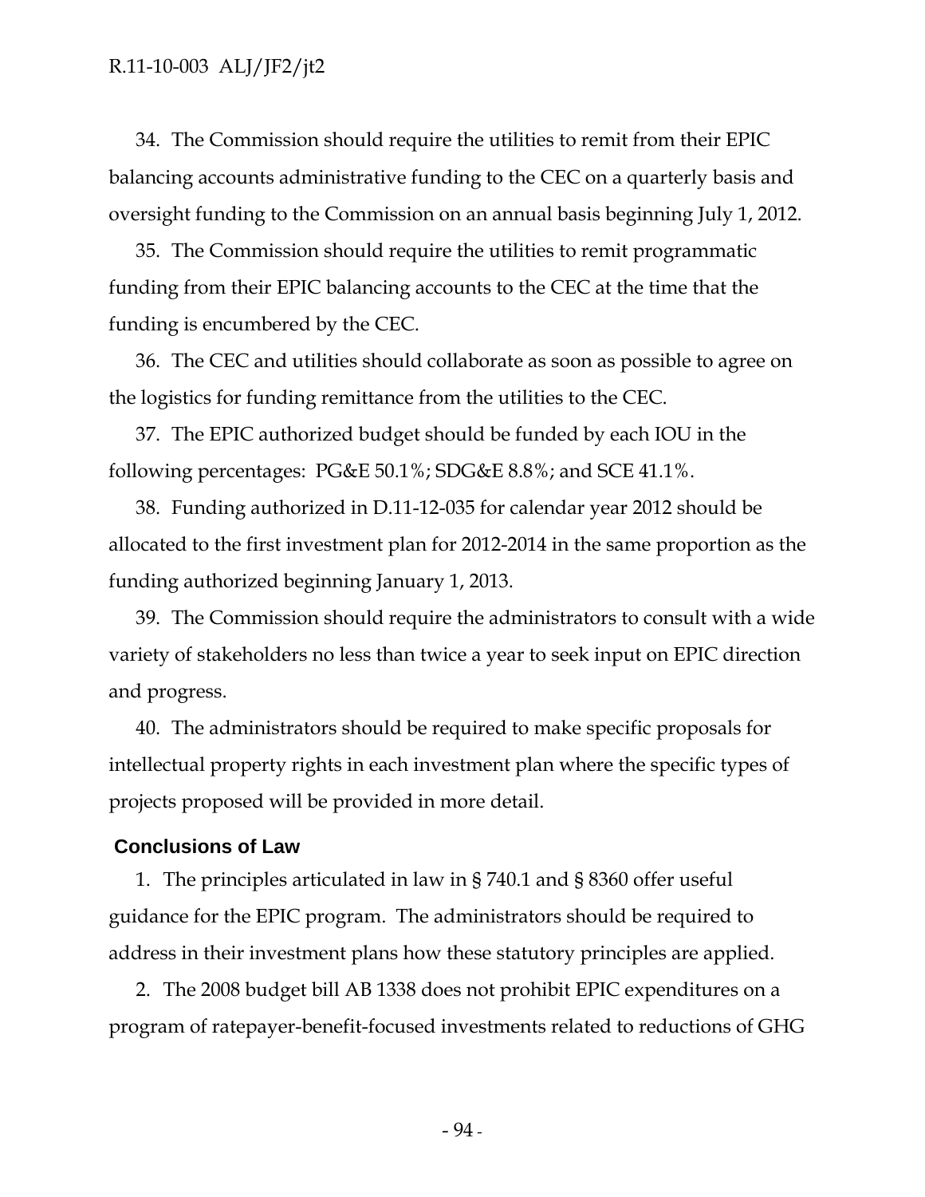34. The Commission should require the utilities to remit from their EPIC balancing accounts administrative funding to the CEC on a quarterly basis and oversight funding to the Commission on an annual basis beginning July 1, 2012.

35. The Commission should require the utilities to remit programmatic funding from their EPIC balancing accounts to the CEC at the time that the funding is encumbered by the CEC.

36. The CEC and utilities should collaborate as soon as possible to agree on the logistics for funding remittance from the utilities to the CEC.

37. The EPIC authorized budget should be funded by each IOU in the following percentages: PG&E 50.1%; SDG&E 8.8%; and SCE 41.1%.

38. Funding authorized in D.11-12-035 for calendar year 2012 should be allocated to the first investment plan for 2012-2014 in the same proportion as the funding authorized beginning January 1, 2013.

39. The Commission should require the administrators to consult with a wide variety of stakeholders no less than twice a year to seek input on EPIC direction and progress.

40. The administrators should be required to make specific proposals for intellectual property rights in each investment plan where the specific types of projects proposed will be provided in more detail.

## Conclusions of Law

1. The principles articulated in law in § 740.1 and § 8360 offer useful guidance for the EPIC program. The administrators should be required to address in their investment plans how these statutory principles are applied.

2. The 2008 budget bill AB 1338 does not prohibit EPIC expenditures on a program of ratepayer-benefit-focused investments related to reductions of GHG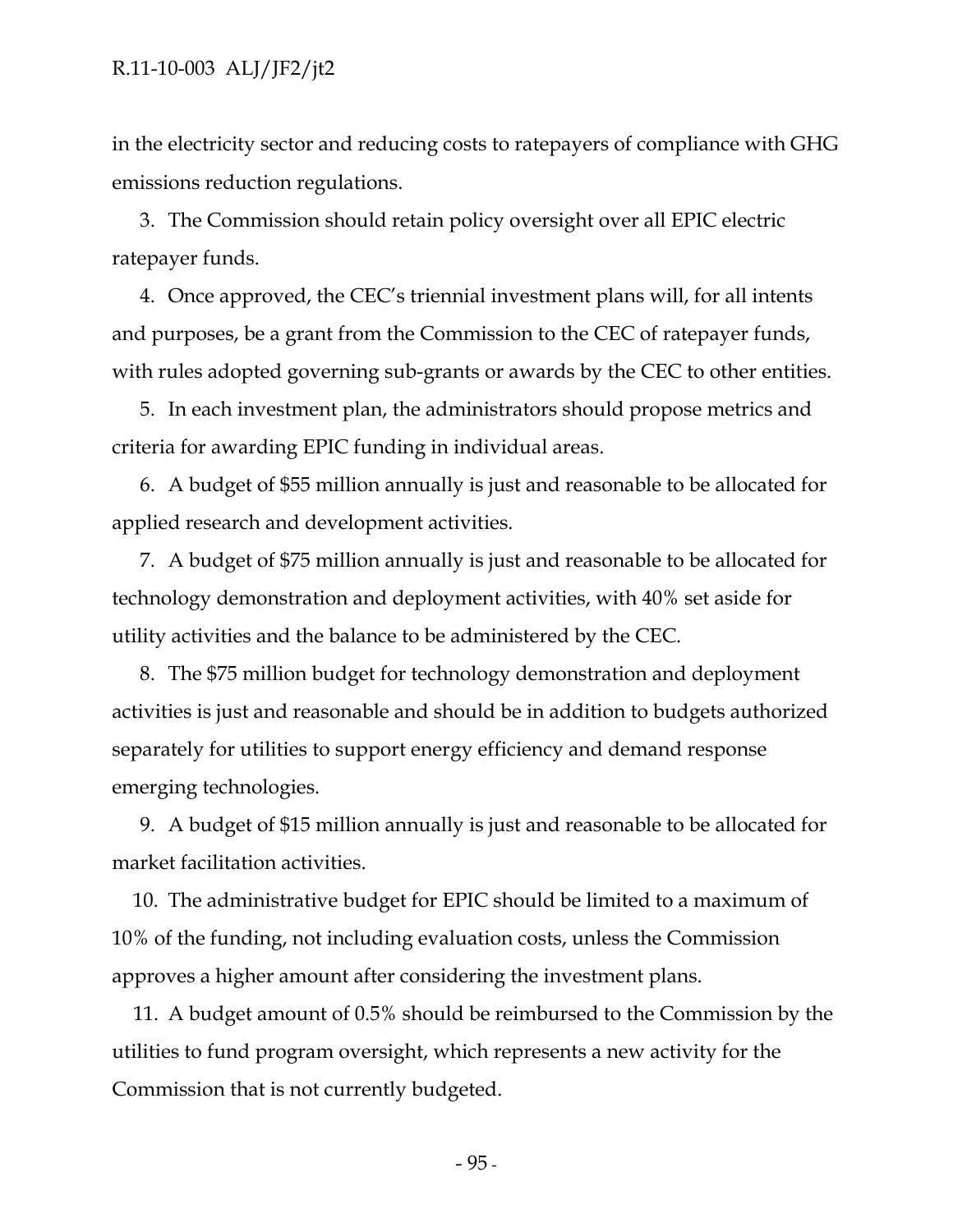in the electricity sector and reducing costs to ratepayers of compliance with GHG emissions reduction regulations.

3. The Commission should retain policy oversight over all EPIC electric ratepayer funds.

4. Once approved, the CEC's triennial investment plans will, for all intents and purposes, be a grant from the Commission to the CEC of ratepayer funds, with rules adopted governing sub-grants or awards by the CEC to other entities.

5. In each investment plan, the administrators should propose metrics and criteria for awarding EPIC funding in individual areas.

6. A budget of $55 million annually is just and reasonable to be allocated for applied research and development activities.

7. A budget of $75 million annually is just and reasonable to be allocated for technology demonstration and deployment activities, with 40% set aside for utility activities and the balance to be administered by the CEC.

8. The $75 million budget for technology demonstration and deployment activities is just and reasonable and should be in addition to budgets authorized separately for utilities to support energy efficiency and demand response emerging technologies.

9. A budget of $15 million annually is just and reasonable to be allocated for market facilitation activities.

10. The administrative budget for EPIC should be limited to a maximum of 10% of the funding, not including evaluation costs, unless the Commission approves a higher amount after considering the investment plans.

11. A budget amount of 0.5% should be reimbursed to the Commission by the utilities to fund program oversight, which represents a new activity for the Commission that is not currently budgeted.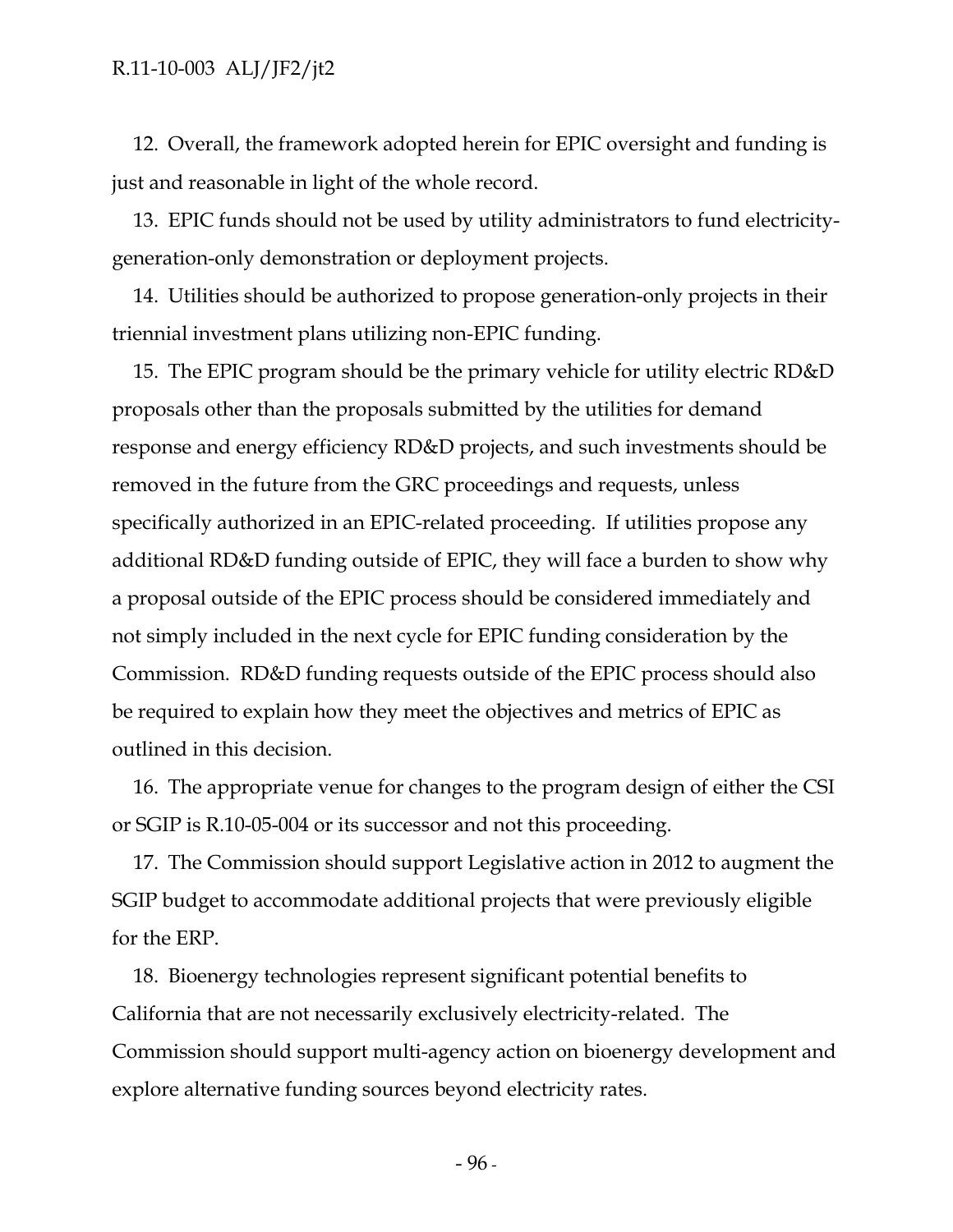12. Overall, the framework adopted herein for EPIC oversight and funding is just and reasonable in light of the whole record.

13. EPIC funds should not be used by utility administrators to fund electricity-generation-only demonstration or deployment projects.

14. Utilities should be authorized to propose generation-only projects in their triennial investment plans utilizing non-EPIC funding.

15. The EPIC program should be the primary vehicle for utility electric RD&D proposals other than the proposals submitted by the utilities for demand response and energy efficiency RD&D projects, and such investments should be removed in the future from the GRC proceedings and requests, unless specifically authorized in an EPIC-related proceeding. If utilities propose any additional RD&D funding outside of EPIC, they will face a burden to show why a proposal outside of the EPIC process should be considered immediately and not simply included in the next cycle for EPIC funding consideration by the Commission. RD&D funding requests outside of the EPIC process should also be required to explain how they meet the objectives and metrics of EPIC as outlined in this decision.

16. The appropriate venue for changes to the program design of either the CSI or SGIP is R.10-05-004 or its successor and not this proceeding.

17. The Commission should support Legislative action in 2012 to augment the SGIP budget to accommodate additional projects that were previously eligible for the ERP.

18. Bioenergy technologies represent significant potential benefits to California that are not necessarily exclusively electricity-related. The Commission should support multi-agency action on bioenergy development and explore alternative funding sources beyond electricity rates.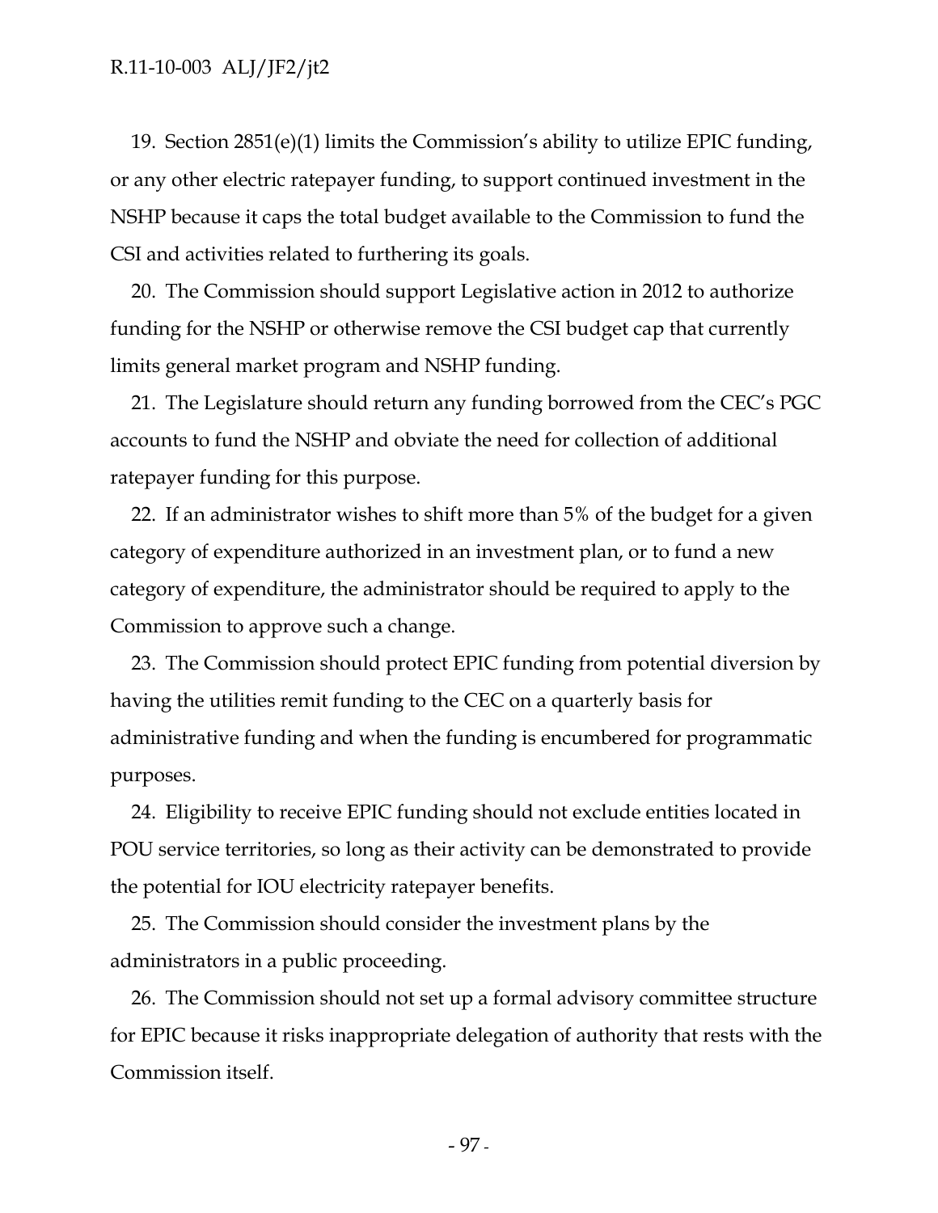19. Section 2851(e)(1) limits the Commission's ability to utilize EPIC funding, or any other electric ratepayer funding, to support continued investment in the NSHP because it caps the total budget available to the Commission to fund the CSI and activities related to furthering its goals.

20. The Commission should support Legislative action in 2012 to authorize funding for the NSHP or otherwise remove the CSI budget cap that currently limits general market program and NSHP funding.

21. The Legislature should return any funding borrowed from the CEC's PGC accounts to fund the NSHP and obviate the need for collection of additional ratepayer funding for this purpose.

22. If an administrator wishes to shift more than 5% of the budget for a given category of expenditure authorized in an investment plan, or to fund a new category of expenditure, the administrator should be required to apply to the Commission to approve such a change.

23. The Commission should protect EPIC funding from potential diversion by having the utilities remit funding to the CEC on a quarterly basis for administrative funding and when the funding is encumbered for programmatic purposes.

24. Eligibility to receive EPIC funding should not exclude entities located in POU service territories, so long as their activity can be demonstrated to provide the potential for IOU electricity ratepayer benefits.

25. The Commission should consider the investment plans by the administrators in a public proceeding.

26. The Commission should not set up a formal advisory committee structure for EPIC because it risks inappropriate delegation of authority that rests with the Commission itself.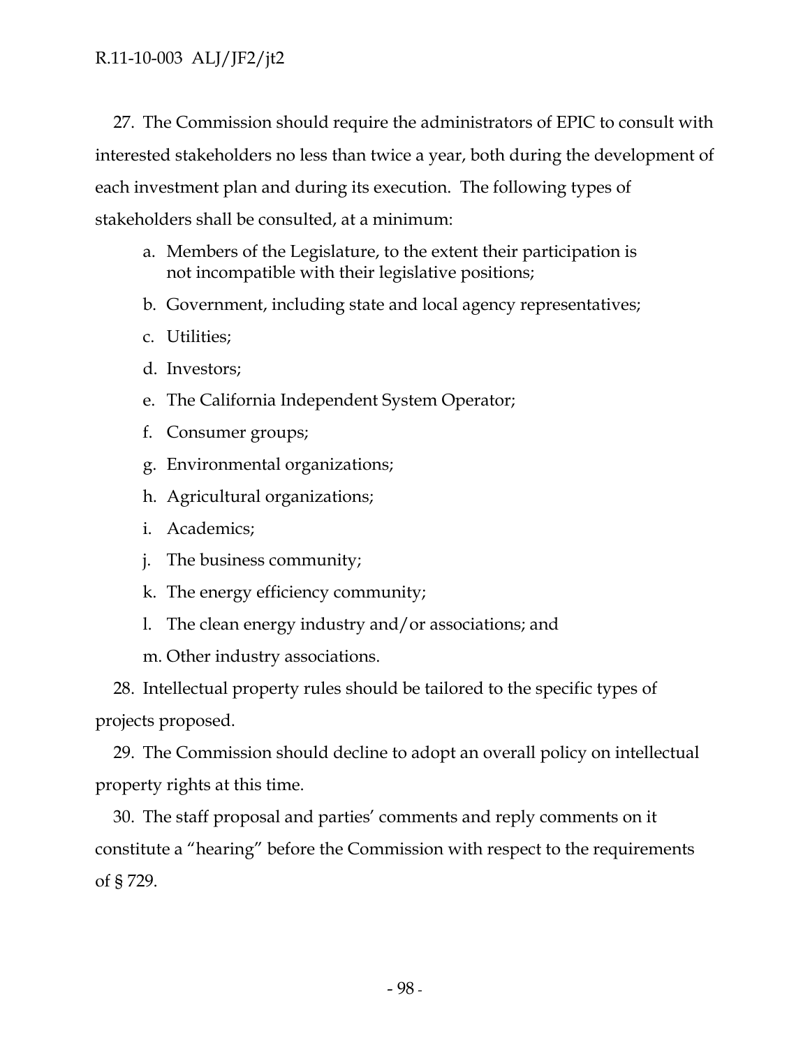27. The Commission should require the administrators of EPIC to consult with interested stakeholders no less than twice a year, both during the development of each investment plan and during its execution. The following types of stakeholders shall be consulted, at a minimum:

   a. Members of the Legislature, to the extent their participation is not incompatible with their legislative positions;
   b. Government, including state and local agency representatives;
   c. Utilities;
   d. Investors;
   e. The California Independent System Operator;
   f. Consumer groups;
   g. Environmental organizations;
   h. Agricultural organizations;
   i. Academics;
   j. The business community;
   k. The energy efficiency community;
   l. The clean energy industry and/or associations; and
   m. Other industry associations.

28. Intellectual property rules should be tailored to the specific types of projects proposed.

29. The Commission should decline to adopt an overall policy on intellectual property rights at this time.

30. The staff proposal and parties' comments and reply comments on it constitute a "hearing" before the Commission with respect to the requirements of § 729.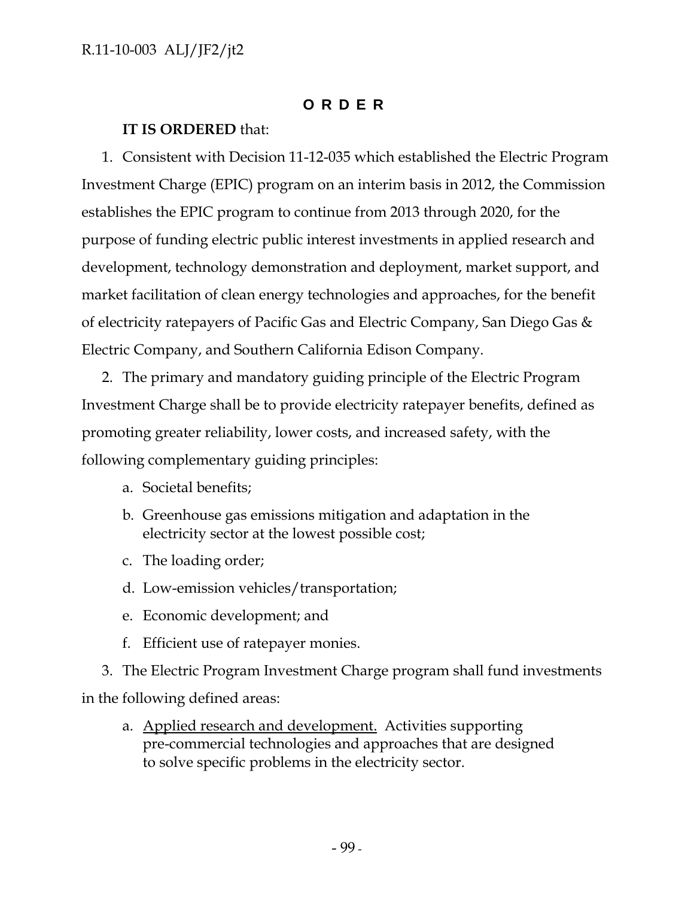## O R D E R

**IT IS ORDERED** that:

1. Consistent with Decision 11-12-035 which established the Electric Program Investment Charge (EPIC) program on an interim basis in 2012, the Commission establishes the EPIC program to continue from 2013 through 2020, for the purpose of funding electric public interest investments in applied research and development, technology demonstration and deployment, market support, and market facilitation of clean energy technologies and approaches, for the benefit of electricity ratepayers of Pacific Gas and Electric Company, San Diego Gas & Electric Company, and Southern California Edison Company.

2. The primary and mandatory guiding principle of the Electric Program Investment Charge shall be to provide electricity ratepayer benefits, defined as promoting greater reliability, lower costs, and increased safety, with the following complementary guiding principles:

   a. Societal benefits;

   b. Greenhouse gas emissions mitigation and adaptation in the electricity sector at the lowest possible cost;

   c. The loading order;

   d. Low-emission vehicles/transportation;

   e. Economic development; and

   f. Efficient use of ratepayer monies.

3. The Electric Program Investment Charge program shall fund investments in the following defined areas:

   a. Applied research and development. Activities supporting pre-commercial technologies and approaches that are designed to solve specific problems in the electricity sector.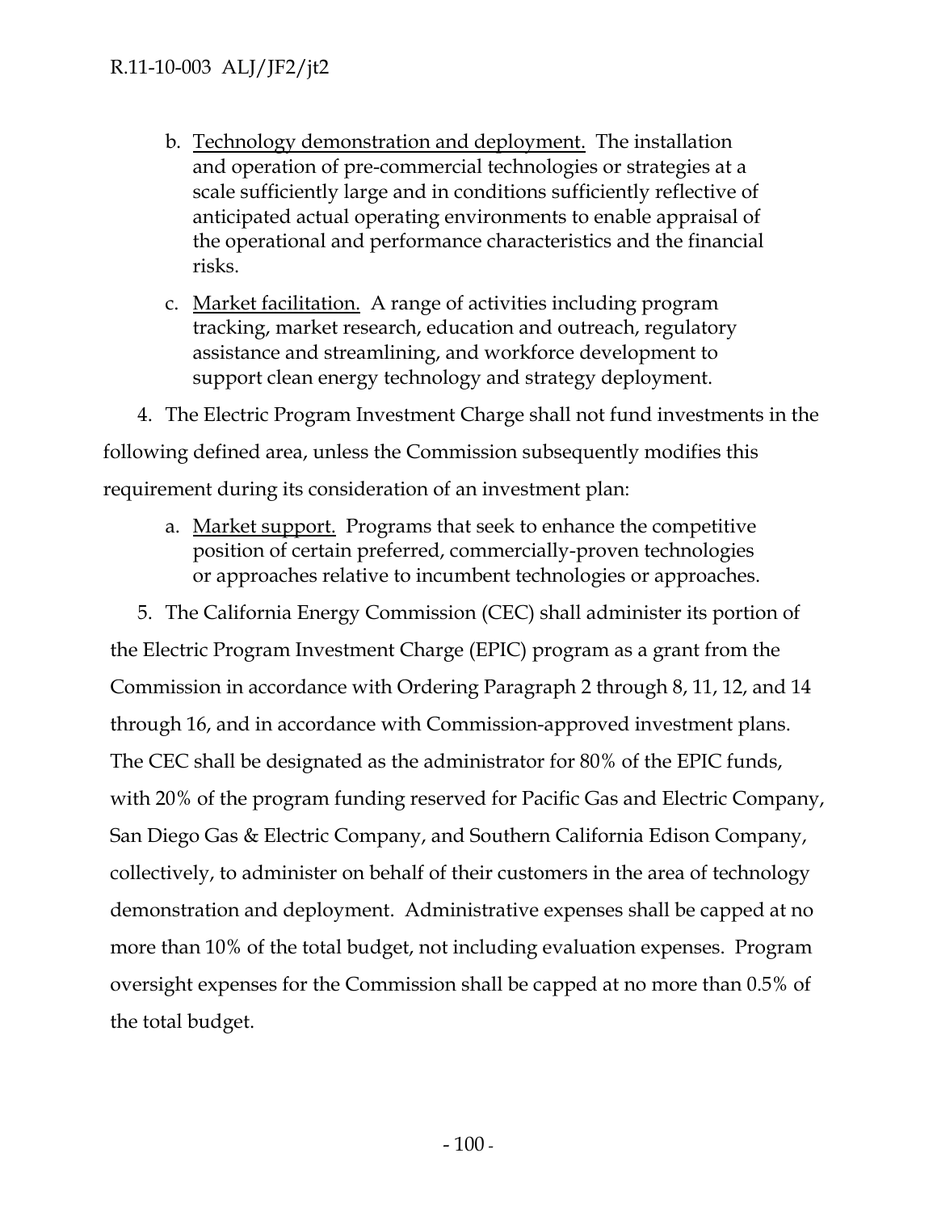b. Technology demonstration and deployment. The installation and operation of pre-commercial technologies or strategies at a scale sufficiently large and in conditions sufficiently reflective of anticipated actual operating environments to enable appraisal of the operational and performance characteristics and the financial risks.

c. Market facilitation. A range of activities including program tracking, market research, education and outreach, regulatory assistance and streamlining, and workforce development to support clean energy technology and strategy deployment.

4. The Electric Program Investment Charge shall not fund investments in the following defined area, unless the Commission subsequently modifies this requirement during its consideration of an investment plan:

a. Market support. Programs that seek to enhance the competitive position of certain preferred, commercially-proven technologies or approaches relative to incumbent technologies or approaches.

5. The California Energy Commission (CEC) shall administer its portion of the Electric Program Investment Charge (EPIC) program as a grant from the Commission in accordance with Ordering Paragraph 2 through 8, 11, 12, and 14 through 16, and in accordance with Commission-approved investment plans. The CEC shall be designated as the administrator for 80% of the EPIC funds, with 20% of the program funding reserved for Pacific Gas and Electric Company, San Diego Gas & Electric Company, and Southern California Edison Company, collectively, to administer on behalf of their customers in the area of technology demonstration and deployment. Administrative expenses shall be capped at no more than 10% of the total budget, not including evaluation expenses. Program oversight expenses for the Commission shall be capped at no more than 0.5% of the total budget.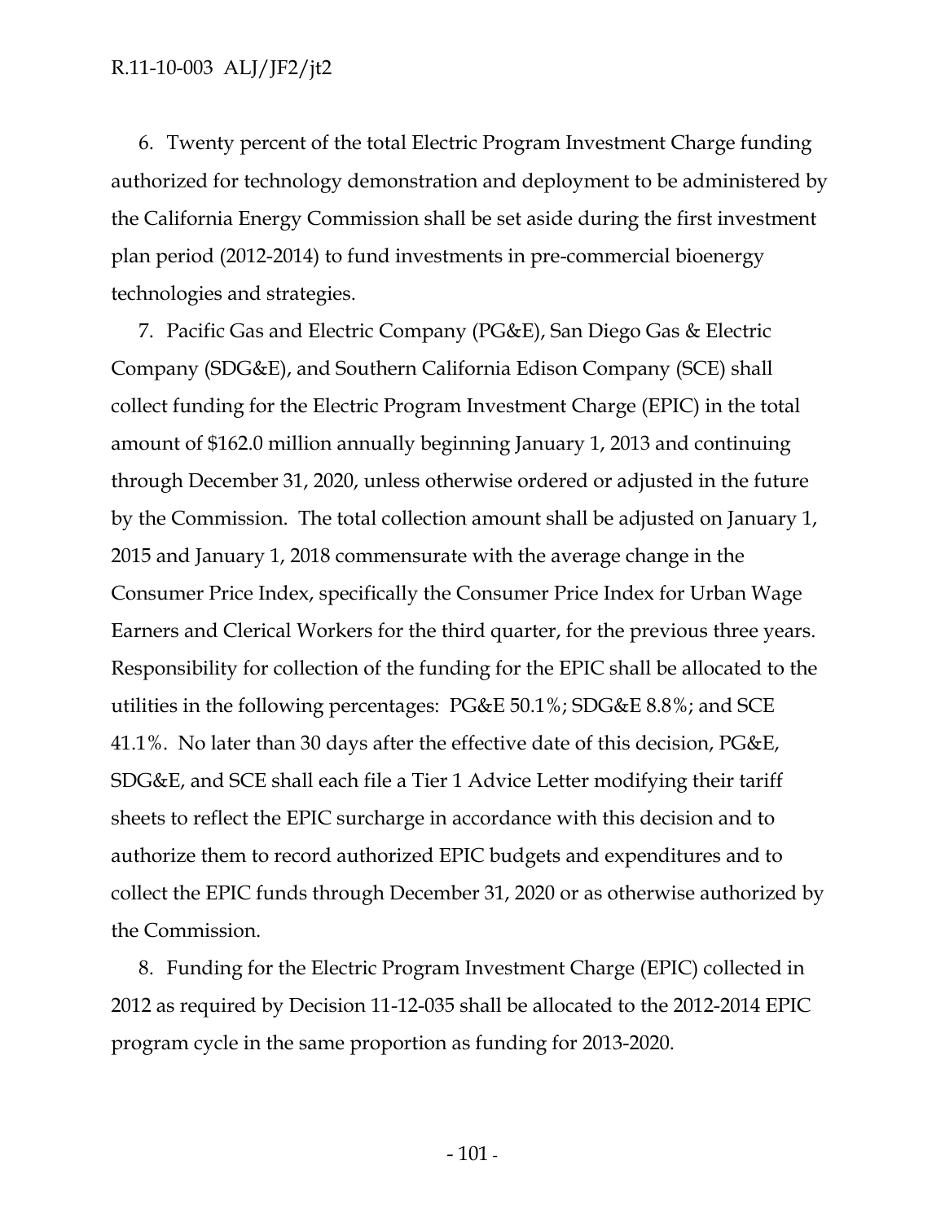6. Twenty percent of the total Electric Program Investment Charge funding authorized for technology demonstration and deployment to be administered by the California Energy Commission shall be set aside during the first investment plan period (2012-2014) to fund investments in pre-commercial bioenergy technologies and strategies.

7. Pacific Gas and Electric Company (PG&E), San Diego Gas & Electric Company (SDG&E), and Southern California Edison Company (SCE) shall collect funding for the Electric Program Investment Charge (EPIC) in the total amount of $162.0 million annually beginning January 1, 2013 and continuing through December 31, 2020, unless otherwise ordered or adjusted in the future by the Commission. The total collection amount shall be adjusted on January 1, 2015 and January 1, 2018 commensurate with the average change in the Consumer Price Index, specifically the Consumer Price Index for Urban Wage Earners and Clerical Workers for the third quarter, for the previous three years. Responsibility for collection of the funding for the EPIC shall be allocated to the utilities in the following percentages: PG&E 50.1%; SDG&E 8.8%; and SCE 41.1%. No later than 30 days after the effective date of this decision, PG&E, SDG&E, and SCE shall each file a Tier 1 Advice Letter modifying their tariff sheets to reflect the EPIC surcharge in accordance with this decision and to authorize them to record authorized EPIC budgets and expenditures and to collect the EPIC funds through December 31, 2020 or as otherwise authorized by the Commission.

8. Funding for the Electric Program Investment Charge (EPIC) collected in 2012 as required by Decision 11-12-035 shall be allocated to the 2012-2014 EPIC program cycle in the same proportion as funding for 2013-2020.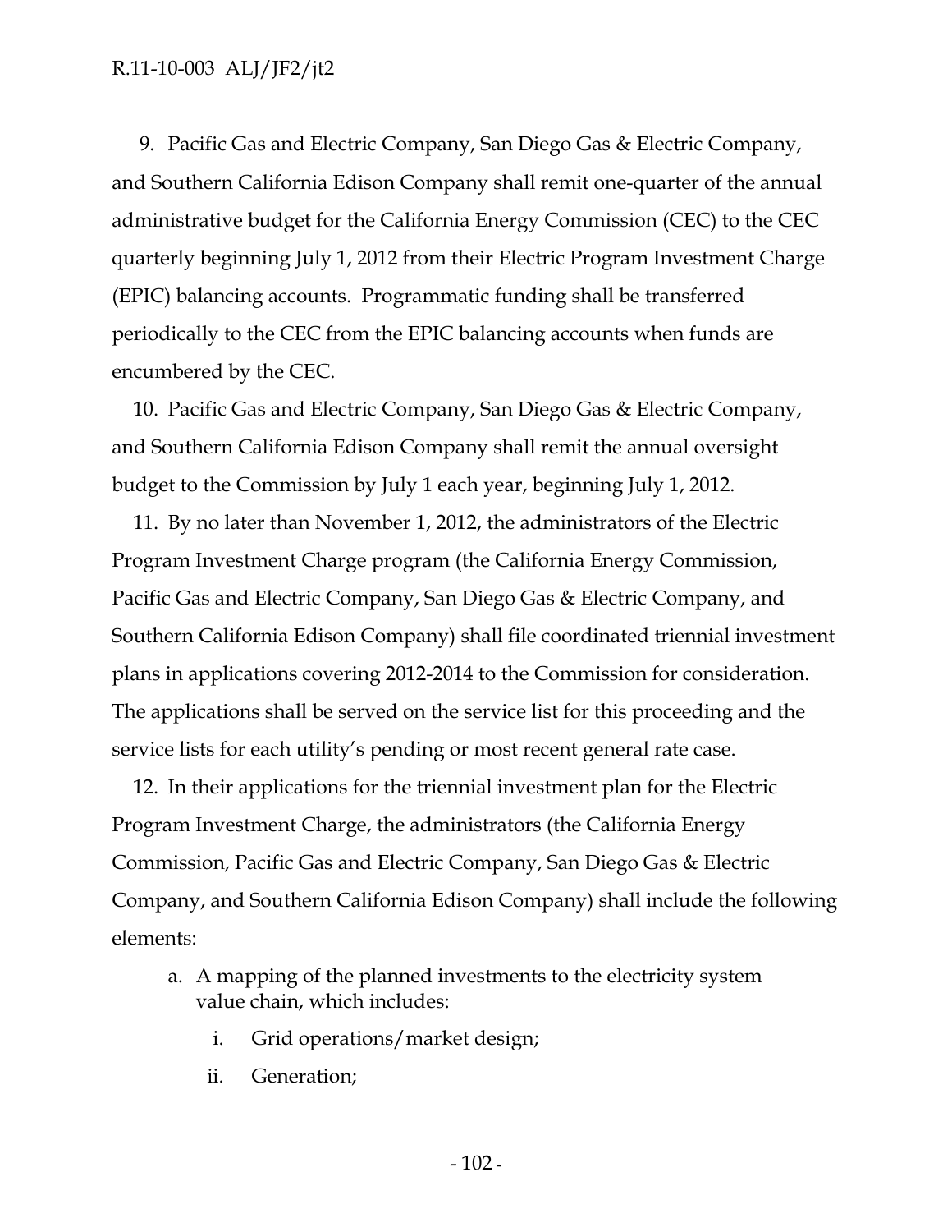9. Pacific Gas and Electric Company, San Diego Gas & Electric Company, and Southern California Edison Company shall remit one-quarter of the annual administrative budget for the California Energy Commission (CEC) to the CEC quarterly beginning July 1, 2012 from their Electric Program Investment Charge (EPIC) balancing accounts. Programmatic funding shall be transferred periodically to the CEC from the EPIC balancing accounts when funds are encumbered by the CEC.

10. Pacific Gas and Electric Company, San Diego Gas & Electric Company, and Southern California Edison Company shall remit the annual oversight budget to the Commission by July 1 each year, beginning July 1, 2012.

11. By no later than November 1, 2012, the administrators of the Electric Program Investment Charge program (the California Energy Commission, Pacific Gas and Electric Company, San Diego Gas & Electric Company, and Southern California Edison Company) shall file coordinated triennial investment plans in applications covering 2012-2014 to the Commission for consideration. The applications shall be served on the service list for this proceeding and the service lists for each utility's pending or most recent general rate case.

12. In their applications for the triennial investment plan for the Electric Program Investment Charge, the administrators (the California Energy Commission, Pacific Gas and Electric Company, San Diego Gas & Electric Company, and Southern California Edison Company) shall include the following elements:

a. A mapping of the planned investments to the electricity system value chain, which includes:

   i. Grid operations/market design;

   ii. Generation;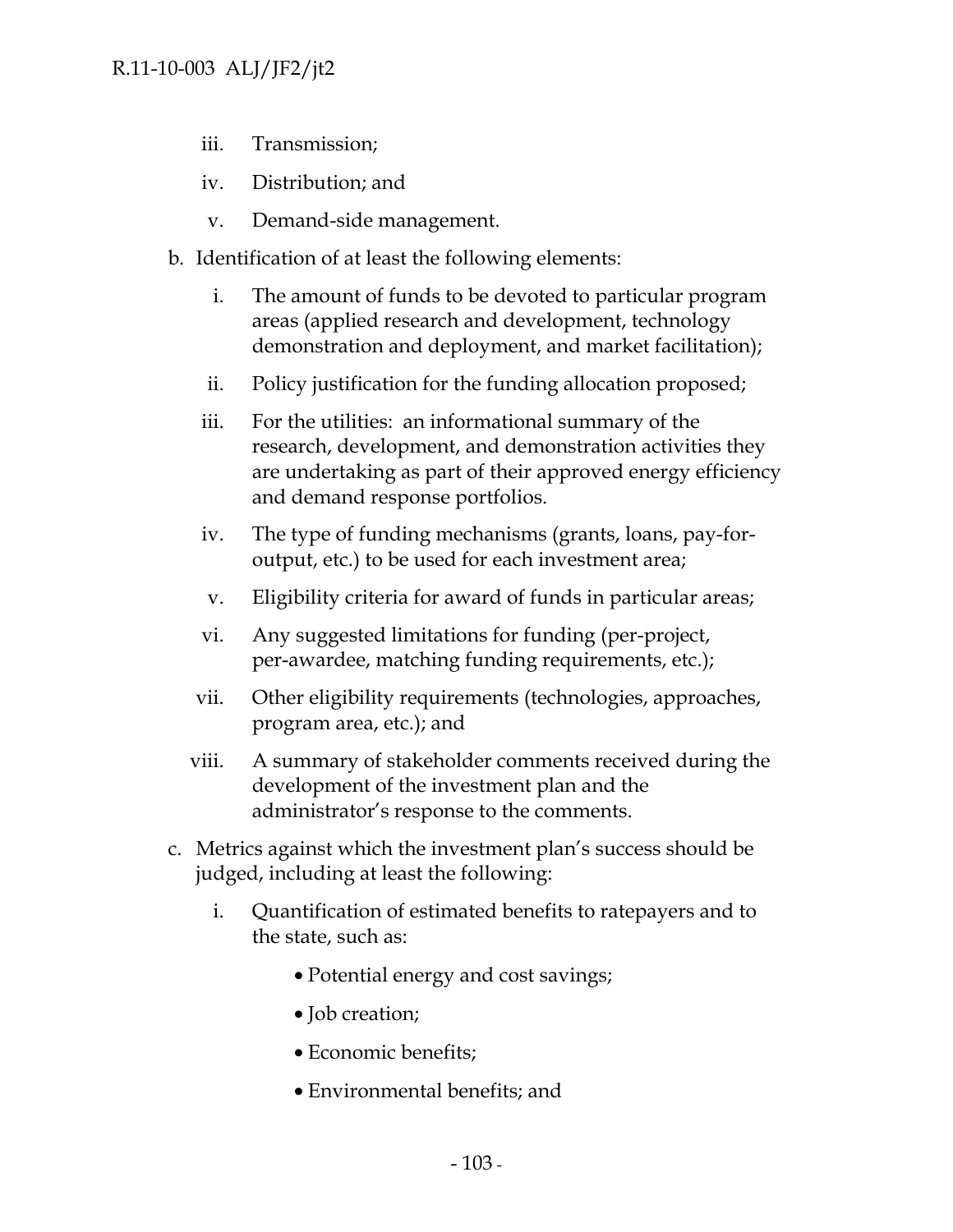iii. Transmission;

iv. Distribution; and

v. Demand-side management.

b. Identification of at least the following elements:

   i. The amount of funds to be devoted to particular program areas (applied research and development, technology demonstration and deployment, and market facilitation);

   ii. Policy justification for the funding allocation proposed;

   iii. For the utilities: an informational summary of the research, development, and demonstration activities they are undertaking as part of their approved energy efficiency and demand response portfolios.

   iv. The type of funding mechanisms (grants, loans, pay-for-output, etc.) to be used for each investment area;

   v. Eligibility criteria for award of funds in particular areas;

   vi. Any suggested limitations for funding (per-project, per-awardee, matching funding requirements, etc.);

   vii. Other eligibility requirements (technologies, approaches, program area, etc.); and

   viii. A summary of stakeholder comments received during the development of the investment plan and the administrator's response to the comments.

c. Metrics against which the investment plan's success should be judged, including at least the following:

   i. Quantification of estimated benefits to ratepayers and to the state, such as:

      - Potential energy and cost savings;
      - Job creation;
      - Economic benefits;
      - Environmental benefits; and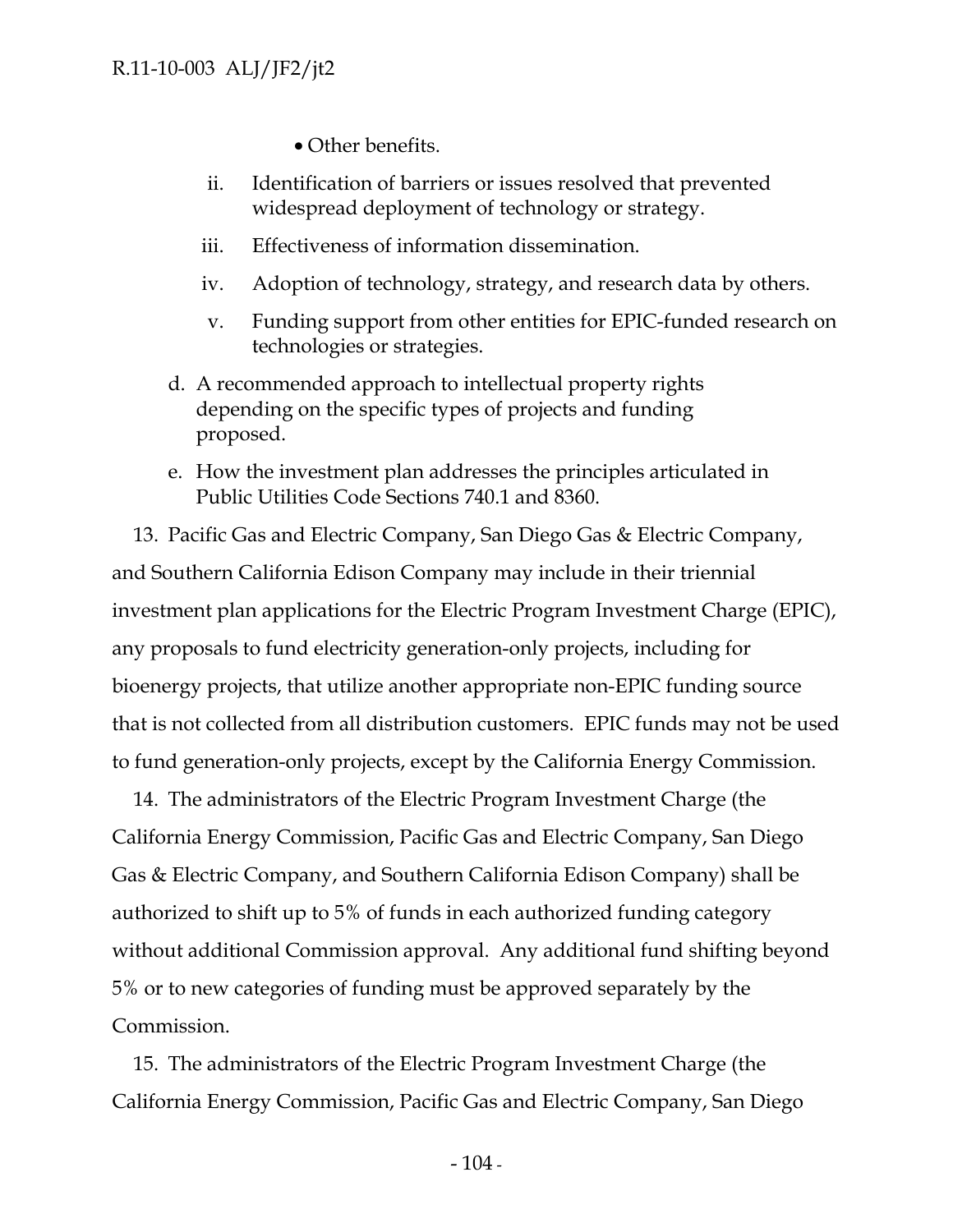- Other benefits.

ii. Identification of barriers or issues resolved that prevented widespread deployment of technology or strategy.

iii. Effectiveness of information dissemination.

iv. Adoption of technology, strategy, and research data by others.

v. Funding support from other entities for EPIC-funded research on technologies or strategies.

d. A recommended approach to intellectual property rights depending on the specific types of projects and funding proposed.

e. How the investment plan addresses the principles articulated in Public Utilities Code Sections 740.1 and 8360.

13. Pacific Gas and Electric Company, San Diego Gas & Electric Company, and Southern California Edison Company may include in their triennial investment plan applications for the Electric Program Investment Charge (EPIC), any proposals to fund electricity generation-only projects, including for bioenergy projects, that utilize another appropriate non-EPIC funding source that is not collected from all distribution customers. EPIC funds may not be used to fund generation-only projects, except by the California Energy Commission.

14. The administrators of the Electric Program Investment Charge (the California Energy Commission, Pacific Gas and Electric Company, San Diego Gas & Electric Company, and Southern California Edison Company) shall be authorized to shift up to 5% of funds in each authorized funding category without additional Commission approval. Any additional fund shifting beyond 5% or to new categories of funding must be approved separately by the Commission.

15. The administrators of the Electric Program Investment Charge (the California Energy Commission, Pacific Gas and Electric Company, San Diego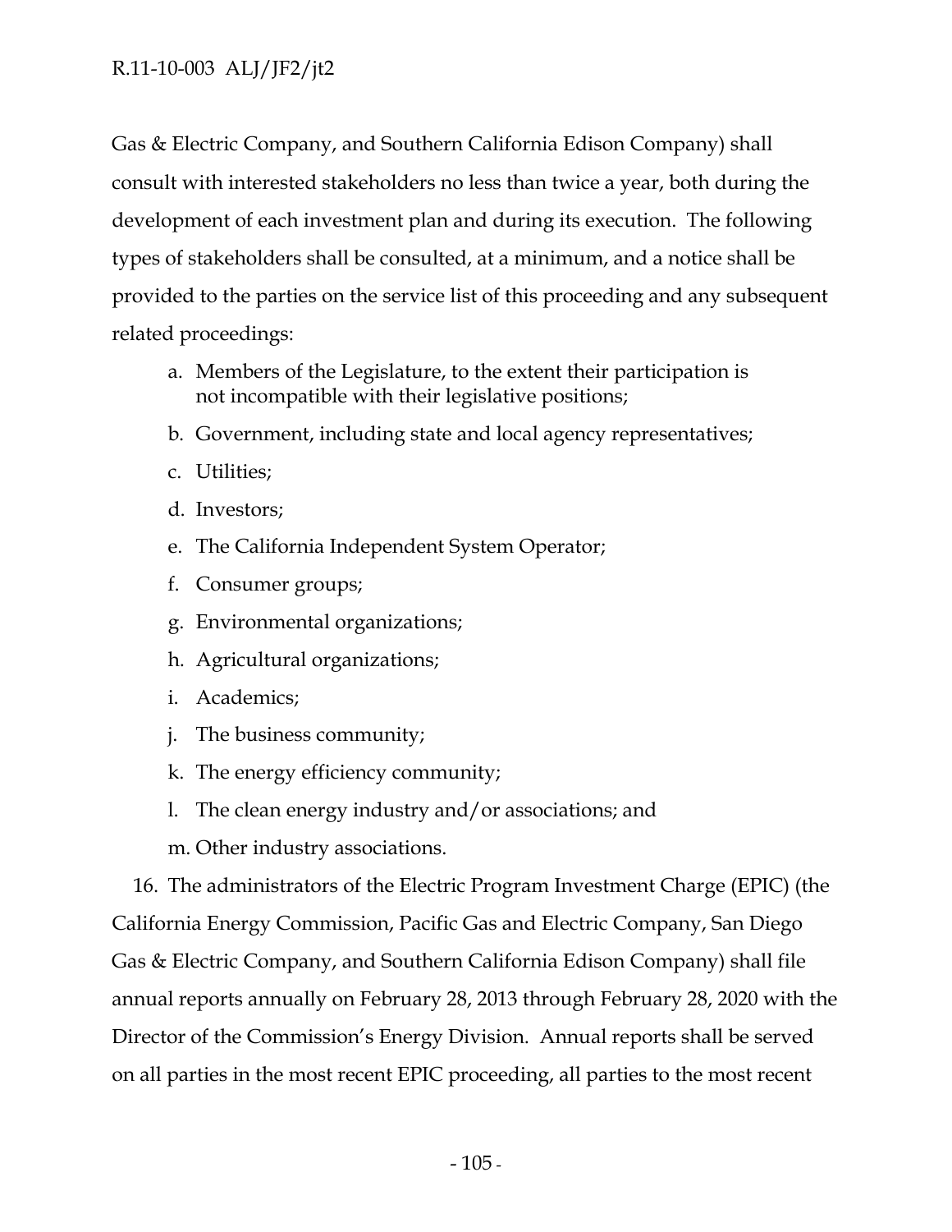Gas & Electric Company, and Southern California Edison Company) shall consult with interested stakeholders no less than twice a year, both during the development of each investment plan and during its execution. The following types of stakeholders shall be consulted, at a minimum, and a notice shall be provided to the parties on the service list of this proceeding and any subsequent related proceedings:

a. Members of the Legislature, to the extent their participation is not incompatible with their legislative positions;
b. Government, including state and local agency representatives;
c. Utilities;
d. Investors;
e. The California Independent System Operator;
f. Consumer groups;
g. Environmental organizations;
h. Agricultural organizations;
i. Academics;
j. The business community;
k. The energy efficiency community;
l. The clean energy industry and/or associations; and
m. Other industry associations.

16. The administrators of the Electric Program Investment Charge (EPIC) (the California Energy Commission, Pacific Gas and Electric Company, San Diego Gas & Electric Company, and Southern California Edison Company) shall file annual reports annually on February 28, 2013 through February 28, 2020 with the Director of the Commission's Energy Division. Annual reports shall be served on all parties in the most recent EPIC proceeding, all parties to the most recent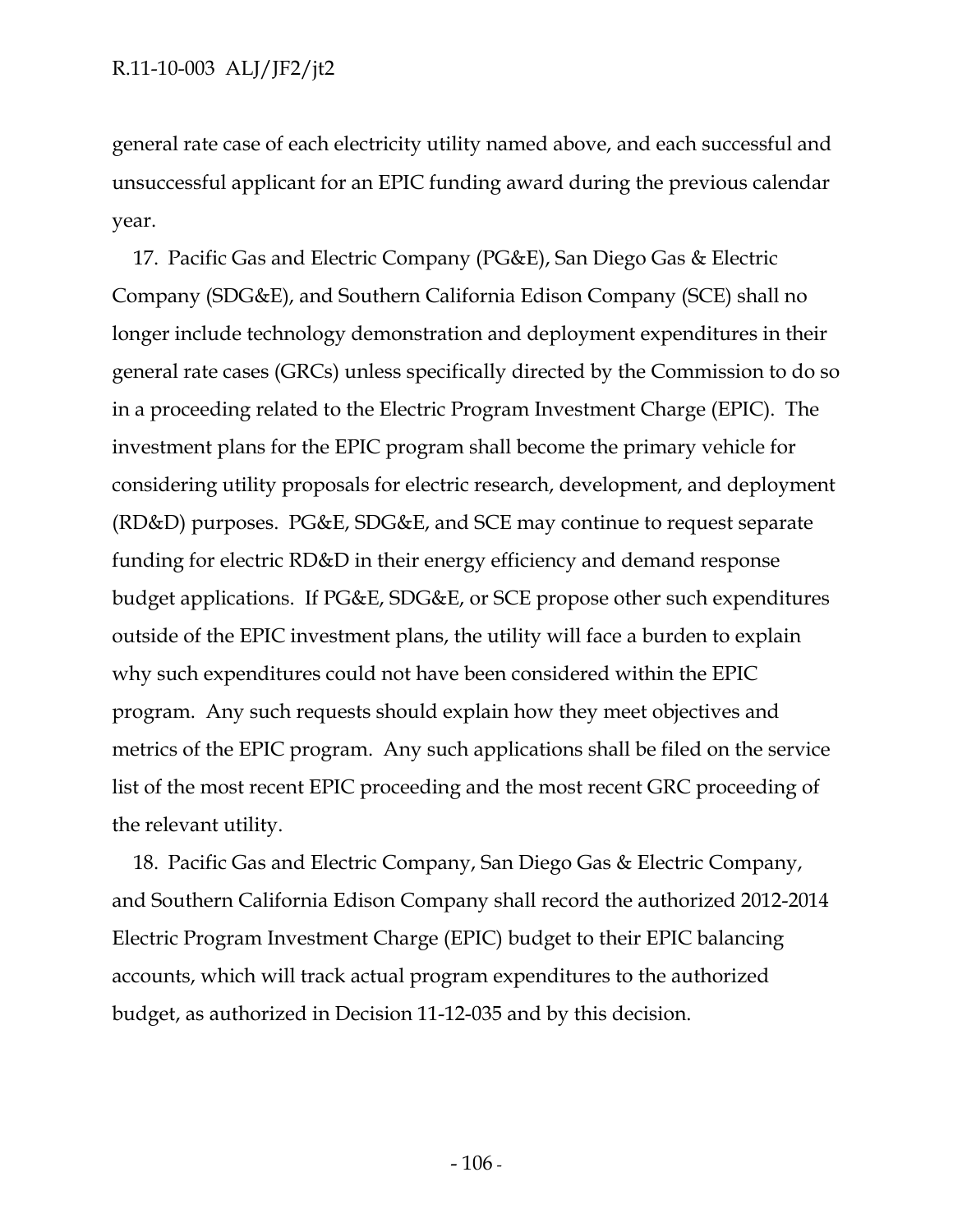general rate case of each electricity utility named above, and each successful and unsuccessful applicant for an EPIC funding award during the previous calendar year.

17. Pacific Gas and Electric Company (PG&E), San Diego Gas & Electric Company (SDG&E), and Southern California Edison Company (SCE) shall no longer include technology demonstration and deployment expenditures in their general rate cases (GRCs) unless specifically directed by the Commission to do so in a proceeding related to the Electric Program Investment Charge (EPIC). The investment plans for the EPIC program shall become the primary vehicle for considering utility proposals for electric research, development, and deployment (RD&D) purposes. PG&E, SDG&E, and SCE may continue to request separate funding for electric RD&D in their energy efficiency and demand response budget applications. If PG&E, SDG&E, or SCE propose other such expenditures outside of the EPIC investment plans, the utility will face a burden to explain why such expenditures could not have been considered within the EPIC program. Any such requests should explain how they meet objectives and metrics of the EPIC program. Any such applications shall be filed on the service list of the most recent EPIC proceeding and the most recent GRC proceeding of the relevant utility.

18. Pacific Gas and Electric Company, San Diego Gas & Electric Company, and Southern California Edison Company shall record the authorized 2012-2014 Electric Program Investment Charge (EPIC) budget to their EPIC balancing accounts, which will track actual program expenditures to the authorized budget, as authorized in Decision 11-12-035 and by this decision.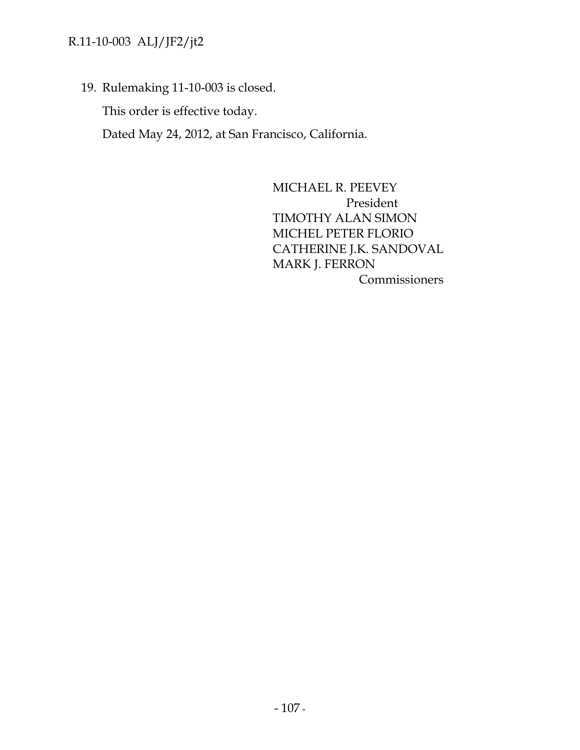19. Rulemaking 11-10-003 is closed.

    This order is effective today.

    Dated May 24, 2012, at San Francisco, California.

MICHAEL R. PEEVEY
President
TIMOTHY ALAN SIMON
MICHEL PETER FLORIO
CATHERINE J.K. SANDOVAL
MARK J. FERRON
Commissioners